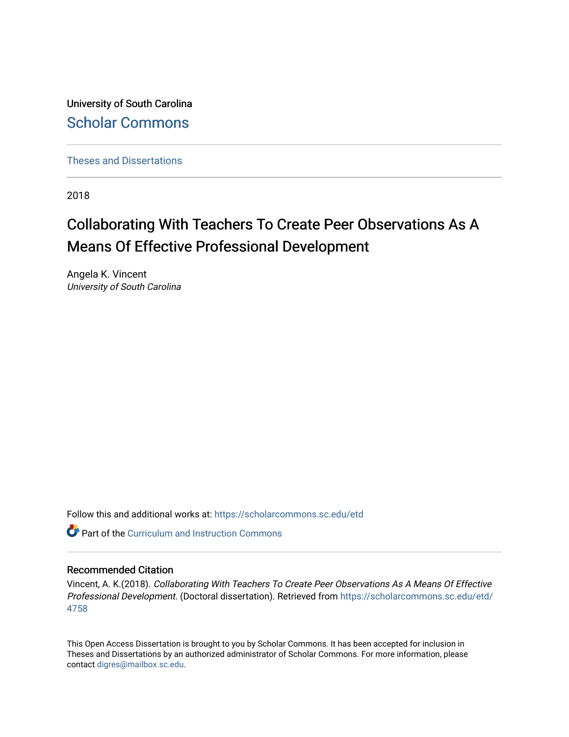University of South Carolina

Scholar Commons

Theses and Dissertations

2018

# Collaborating With Teachers To Create Peer Observations As A Means Of Effective Professional Development

Angela K. Vincent

*University of South Carolina*

Follow this and additional works at: https://scholarcommons.sc.edu/etd

Part of the Curriculum and Instruction Commons

## Recommended Citation

Vincent, A. K.(2018). *Collaborating With Teachers To Create Peer Observations As A Means Of Effective Professional Development.* (Doctoral dissertation). Retrieved from https://scholarcommons.sc.edu/etd/4758

This Open Access Dissertation is brought to you by Scholar Commons. It has been accepted for inclusion in Theses and Dissertations by an authorized administrator of Scholar Commons. For more information, please contact digres@mailbox.sc.edu.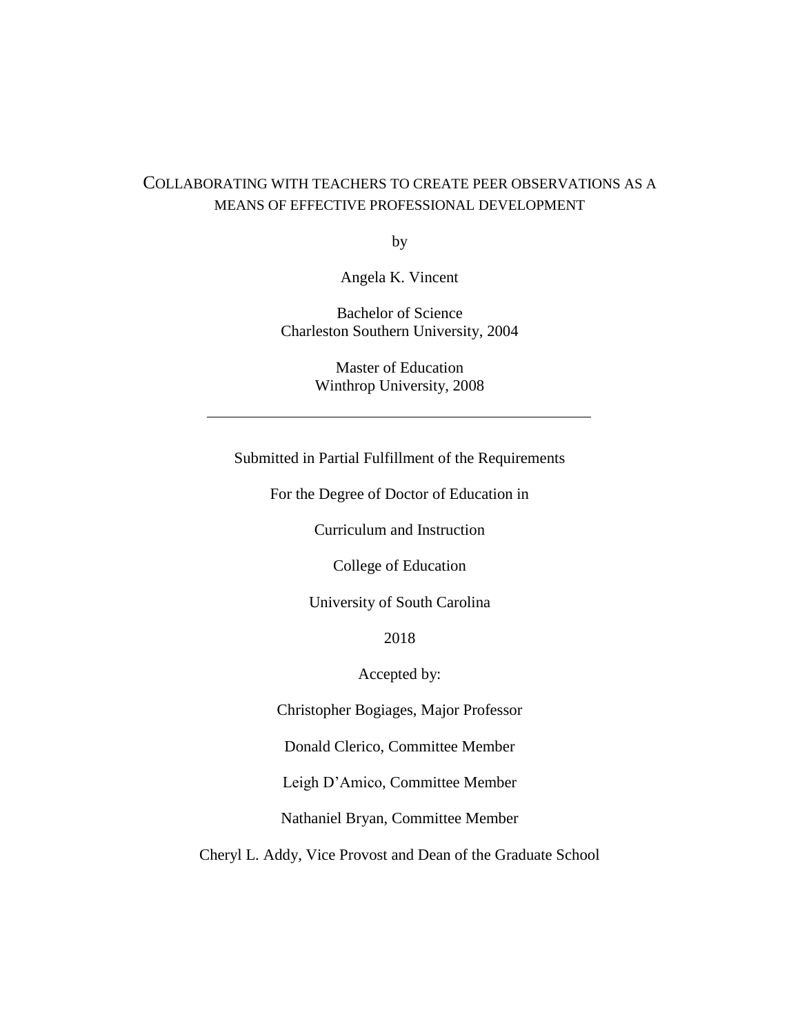# COLLABORATING WITH TEACHERS TO CREATE PEER OBSERVATIONS AS A MEANS OF EFFECTIVE PROFESSIONAL DEVELOPMENT

by

Angela K. Vincent

Bachelor of Science
Charleston Southern University, 2004

Master of Education
Winthrop University, 2008

---

Submitted in Partial Fulfillment of the Requirements

For the Degree of Doctor of Education in

Curriculum and Instruction

College of Education

University of South Carolina

2018

Accepted by:

Christopher Bogiages, Major Professor

Donald Clerico, Committee Member

Leigh D'Amico, Committee Member

Nathaniel Bryan, Committee Member

Cheryl L. Addy, Vice Provost and Dean of the Graduate School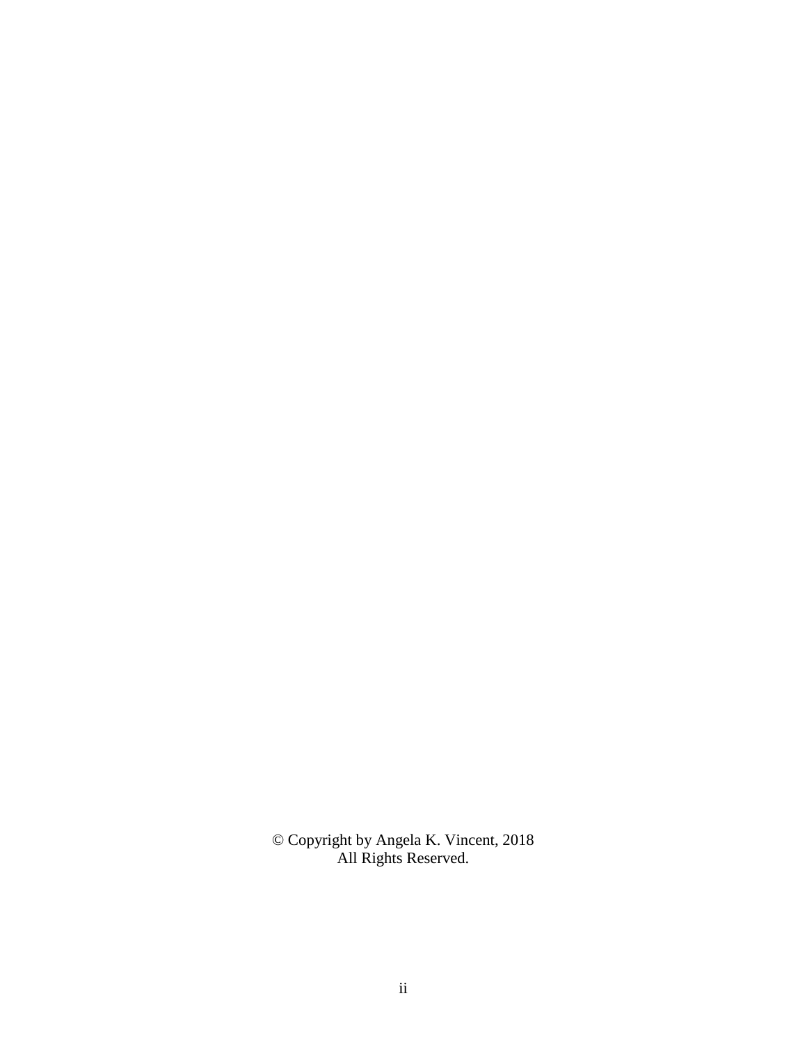© Copyright by Angela K. Vincent, 2018
All Rights Reserved.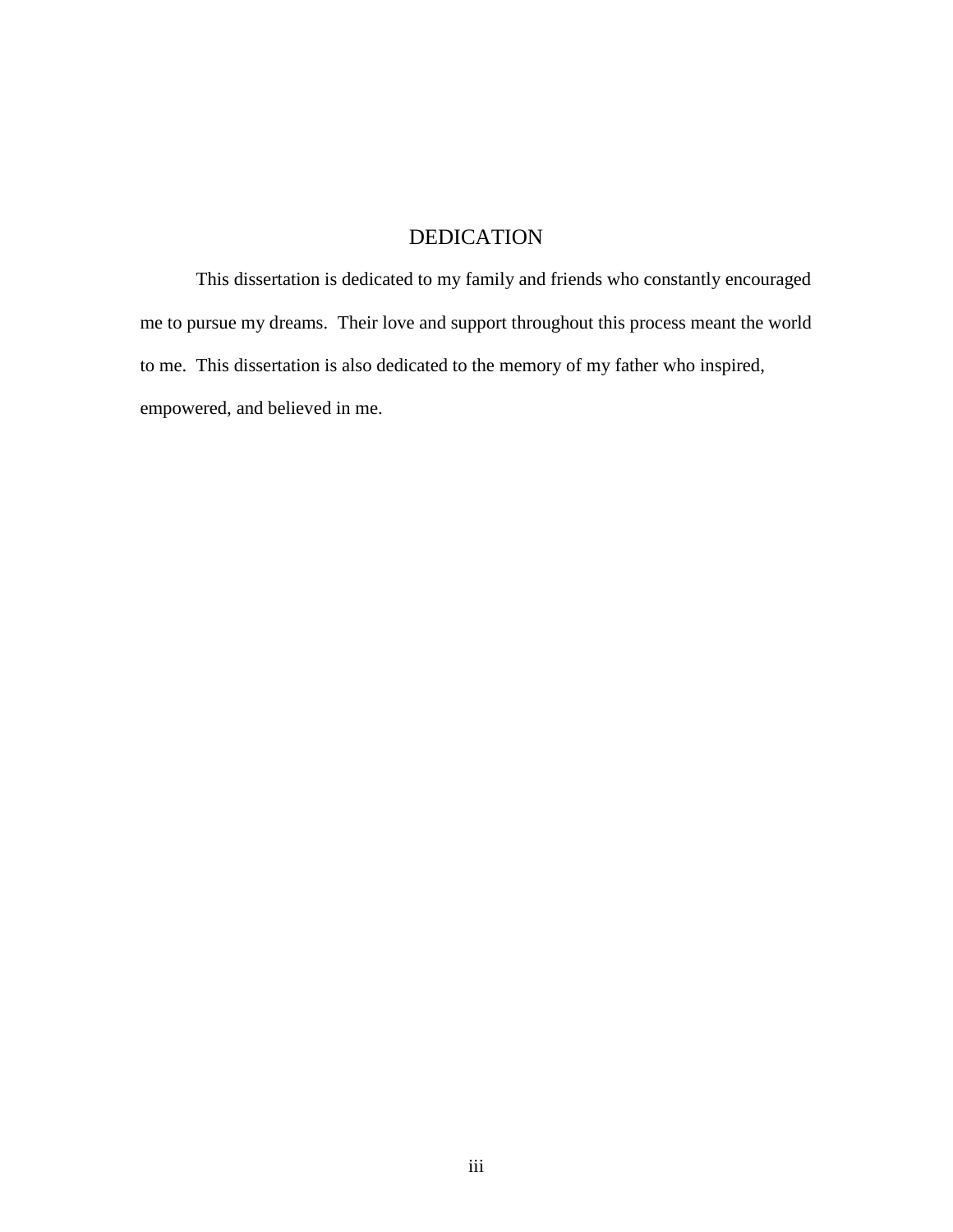# DEDICATION

This dissertation is dedicated to my family and friends who constantly encouraged me to pursue my dreams. Their love and support throughout this process meant the world to me. This dissertation is also dedicated to the memory of my father who inspired, empowered, and believed in me.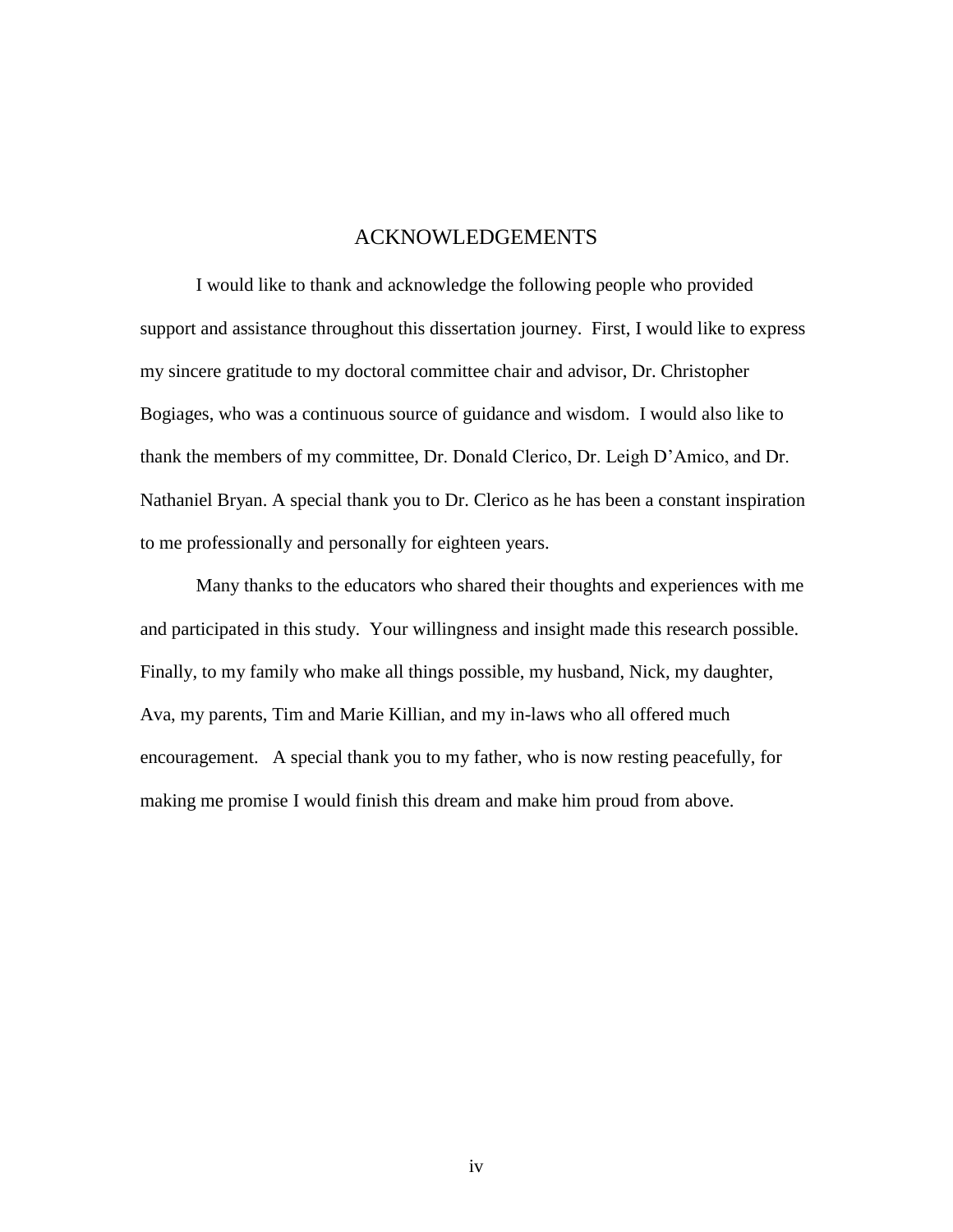# ACKNOWLEDGEMENTS

I would like to thank and acknowledge the following people who provided support and assistance throughout this dissertation journey. First, I would like to express my sincere gratitude to my doctoral committee chair and advisor, Dr. Christopher Bogiages, who was a continuous source of guidance and wisdom. I would also like to thank the members of my committee, Dr. Donald Clerico, Dr. Leigh D'Amico, and Dr. Nathaniel Bryan. A special thank you to Dr. Clerico as he has been a constant inspiration to me professionally and personally for eighteen years.

Many thanks to the educators who shared their thoughts and experiences with me and participated in this study. Your willingness and insight made this research possible. Finally, to my family who make all things possible, my husband, Nick, my daughter, Ava, my parents, Tim and Marie Killian, and my in-laws who all offered much encouragement. A special thank you to my father, who is now resting peacefully, for making me promise I would finish this dream and make him proud from above.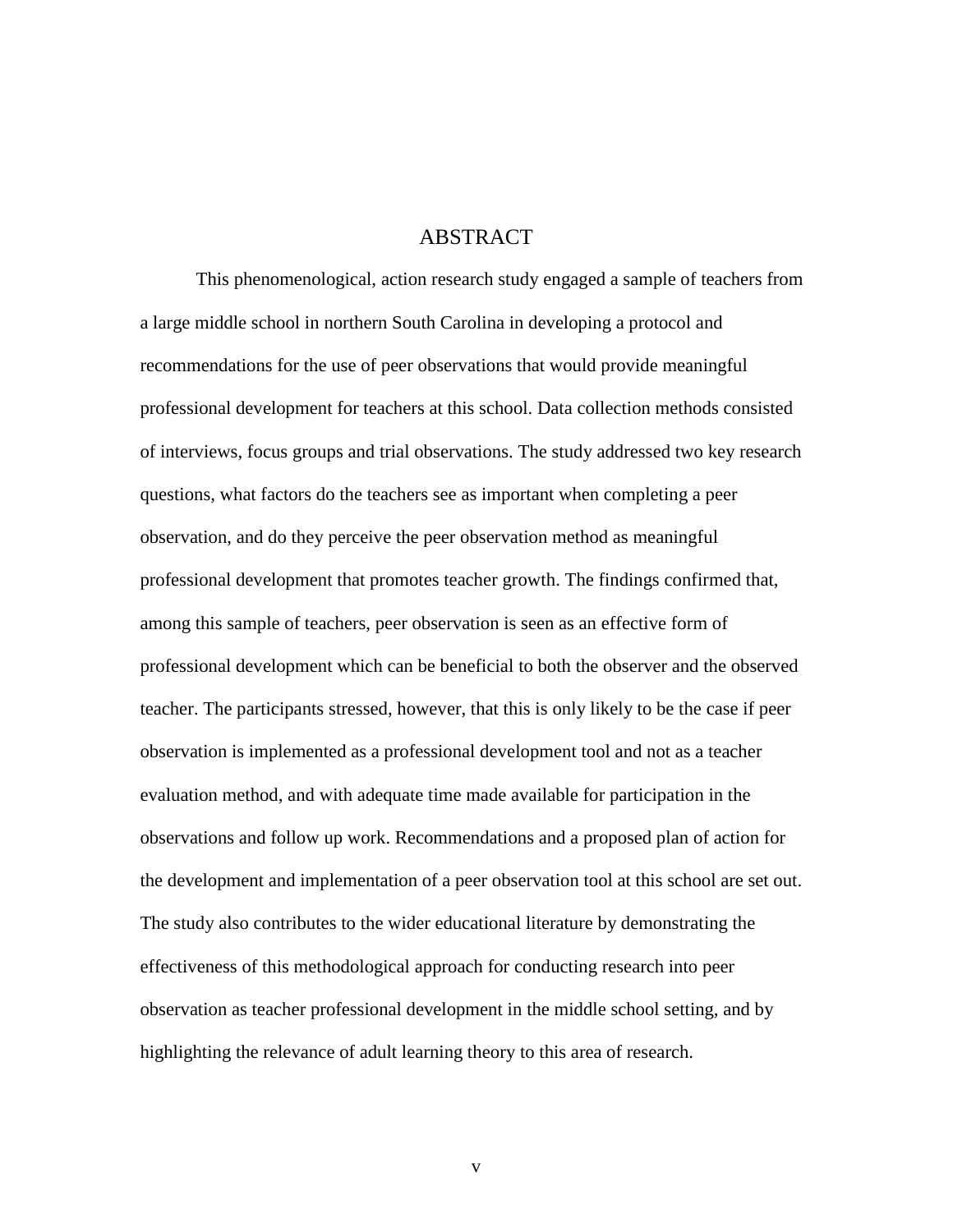# ABSTRACT

This phenomenological, action research study engaged a sample of teachers from a large middle school in northern South Carolina in developing a protocol and recommendations for the use of peer observations that would provide meaningful professional development for teachers at this school. Data collection methods consisted of interviews, focus groups and trial observations. The study addressed two key research questions, what factors do the teachers see as important when completing a peer observation, and do they perceive the peer observation method as meaningful professional development that promotes teacher growth. The findings confirmed that, among this sample of teachers, peer observation is seen as an effective form of professional development which can be beneficial to both the observer and the observed teacher. The participants stressed, however, that this is only likely to be the case if peer observation is implemented as a professional development tool and not as a teacher evaluation method, and with adequate time made available for participation in the observations and follow up work. Recommendations and a proposed plan of action for the development and implementation of a peer observation tool at this school are set out. The study also contributes to the wider educational literature by demonstrating the effectiveness of this methodological approach for conducting research into peer observation as teacher professional development in the middle school setting, and by highlighting the relevance of adult learning theory to this area of research.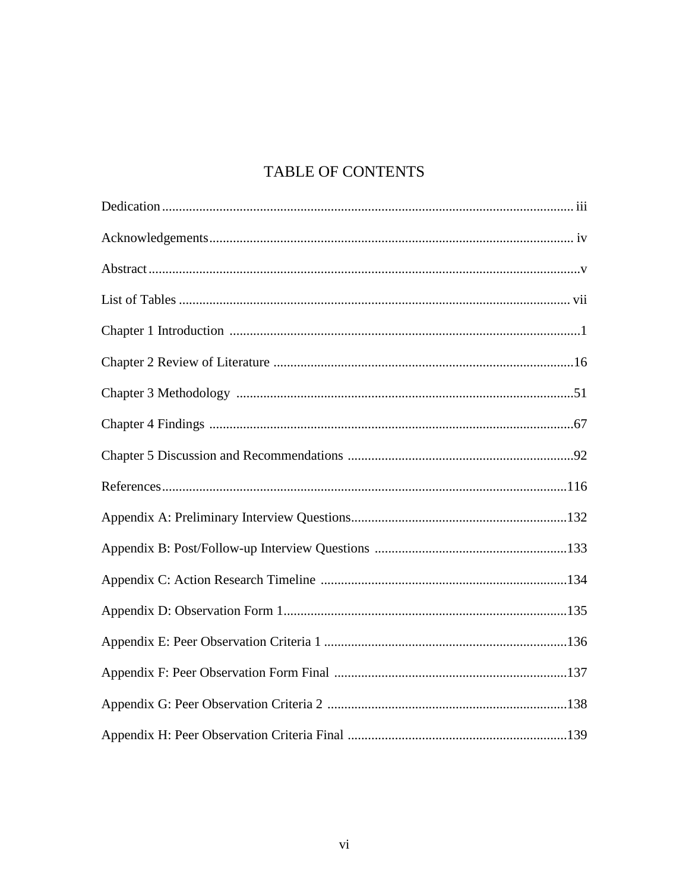# TABLE OF CONTENTS

Dedication ........................................................................................................................ iii

Acknowledgements ........................................................................................................... iv

Abstract ..............................................................................................................................v

List of Tables ................................................................................................................... vii

Chapter 1 Introduction .......................................................................................................1

Chapter 2 Review of Literature ........................................................................................16

Chapter 3 Methodology ...................................................................................................51

Chapter 4 Findings ...........................................................................................................67

Chapter 5 Discussion and Recommendations ..................................................................92

References .......................................................................................................................116

Appendix A: Preliminary Interview Questions ...............................................................132

Appendix B: Post/Follow-up Interview Questions .........................................................133

Appendix C: Action Research Timeline .........................................................................134

Appendix D: Observation Form 1 ...................................................................................135

Appendix E: Peer Observation Criteria 1 .......................................................................136

Appendix F: Peer Observation Form Final .....................................................................137

Appendix G: Peer Observation Criteria 2 .......................................................................138

Appendix H: Peer Observation Criteria Final .................................................................139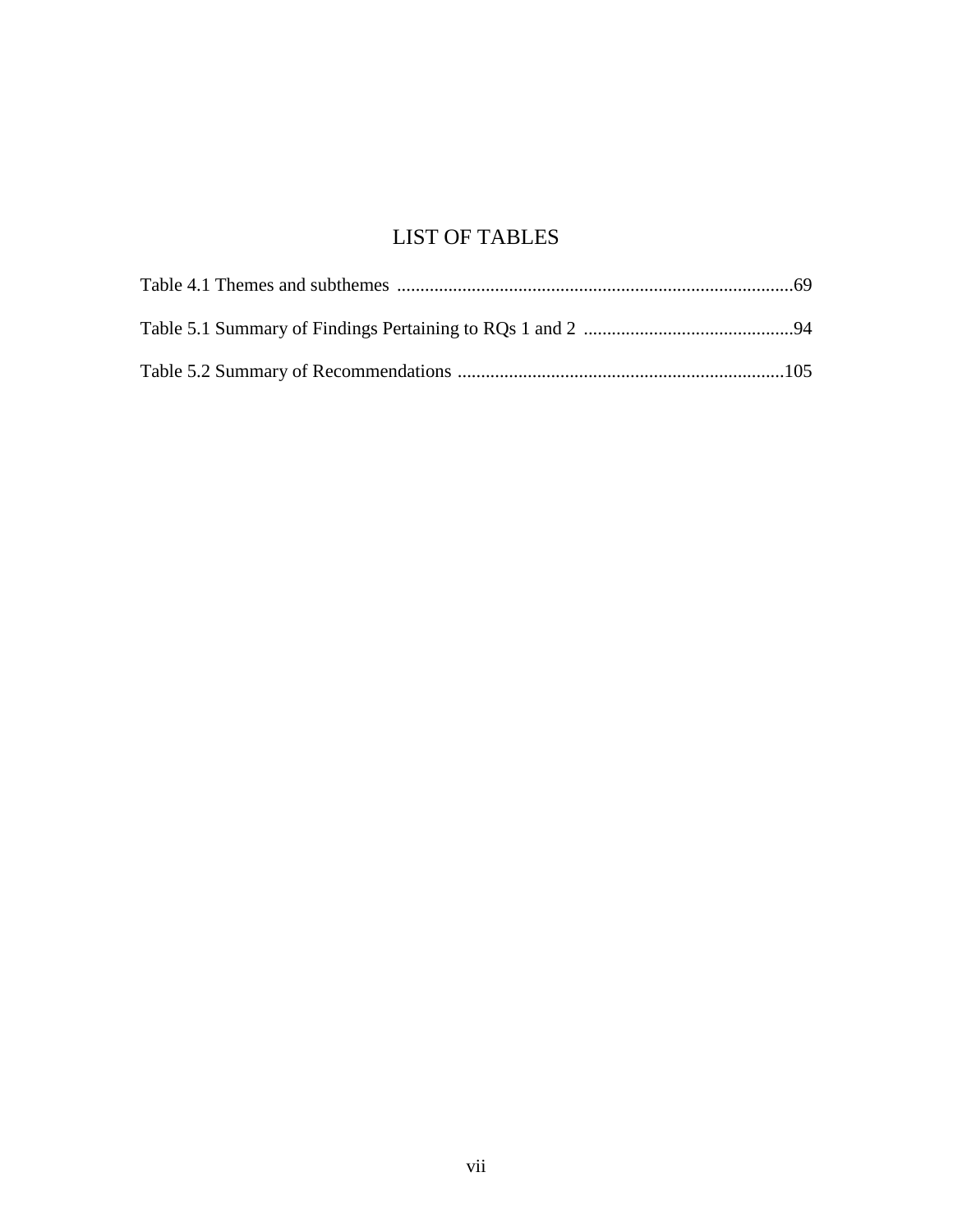# LIST OF TABLES

Table 4.1 Themes and subthemes ....................................................................................69

Table 5.1 Summary of Findings Pertaining to RQs 1 and 2 .............................................94

Table 5.2 Summary of Recommendations .....................................................................105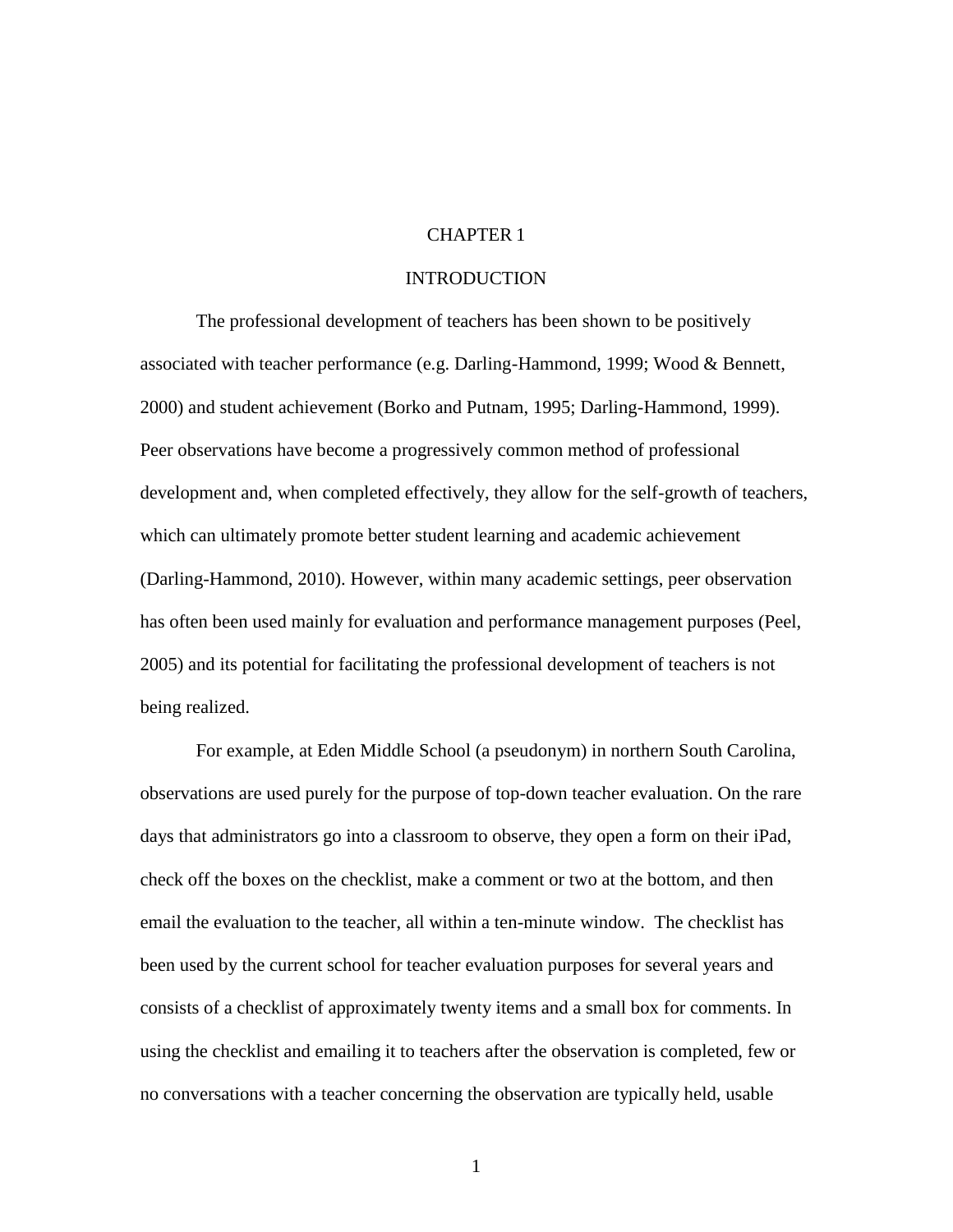# CHAPTER 1

## INTRODUCTION

The professional development of teachers has been shown to be positively associated with teacher performance (e.g. Darling-Hammond, 1999; Wood & Bennett, 2000) and student achievement (Borko and Putnam, 1995; Darling-Hammond, 1999). Peer observations have become a progressively common method of professional development and, when completed effectively, they allow for the self-growth of teachers, which can ultimately promote better student learning and academic achievement (Darling-Hammond, 2010). However, within many academic settings, peer observation has often been used mainly for evaluation and performance management purposes (Peel, 2005) and its potential for facilitating the professional development of teachers is not being realized.

For example, at Eden Middle School (a pseudonym) in northern South Carolina, observations are used purely for the purpose of top-down teacher evaluation. On the rare days that administrators go into a classroom to observe, they open a form on their iPad, check off the boxes on the checklist, make a comment or two at the bottom, and then email the evaluation to the teacher, all within a ten-minute window. The checklist has been used by the current school for teacher evaluation purposes for several years and consists of a checklist of approximately twenty items and a small box for comments. In using the checklist and emailing it to teachers after the observation is completed, few or no conversations with a teacher concerning the observation are typically held, usable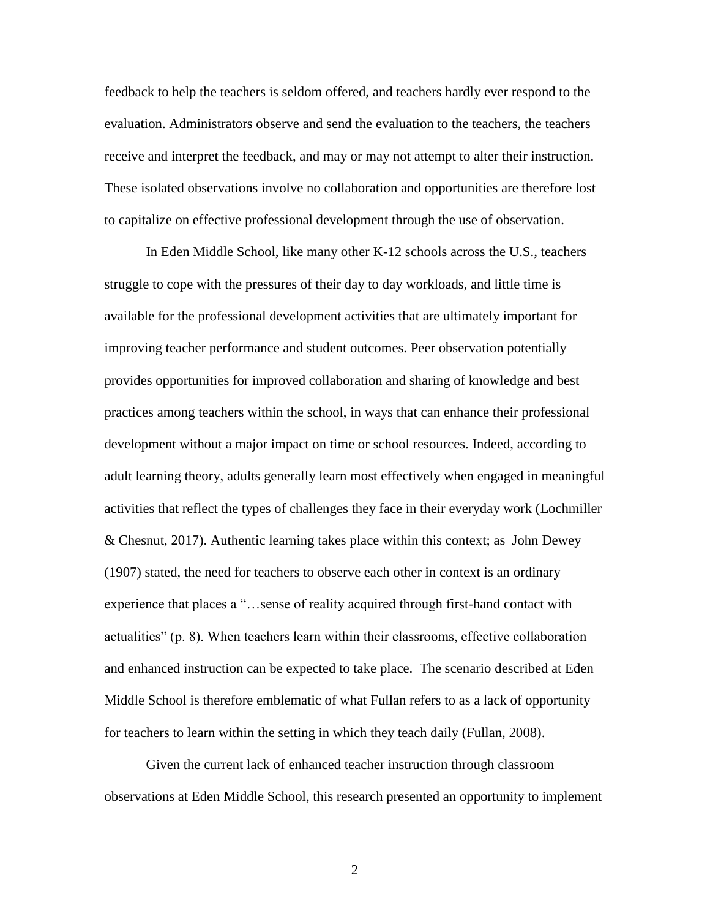feedback to help the teachers is seldom offered, and teachers hardly ever respond to the evaluation. Administrators observe and send the evaluation to the teachers, the teachers receive and interpret the feedback, and may or may not attempt to alter their instruction. These isolated observations involve no collaboration and opportunities are therefore lost to capitalize on effective professional development through the use of observation.

In Eden Middle School, like many other K-12 schools across the U.S., teachers struggle to cope with the pressures of their day to day workloads, and little time is available for the professional development activities that are ultimately important for improving teacher performance and student outcomes. Peer observation potentially provides opportunities for improved collaboration and sharing of knowledge and best practices among teachers within the school, in ways that can enhance their professional development without a major impact on time or school resources. Indeed, according to adult learning theory, adults generally learn most effectively when engaged in meaningful activities that reflect the types of challenges they face in their everyday work (Lochmiller & Chesnut, 2017). Authentic learning takes place within this context; as John Dewey (1907) stated, the need for teachers to observe each other in context is an ordinary experience that places a "…sense of reality acquired through first-hand contact with actualities" (p. 8). When teachers learn within their classrooms, effective collaboration and enhanced instruction can be expected to take place. The scenario described at Eden Middle School is therefore emblematic of what Fullan refers to as a lack of opportunity for teachers to learn within the setting in which they teach daily (Fullan, 2008).

Given the current lack of enhanced teacher instruction through classroom observations at Eden Middle School, this research presented an opportunity to implement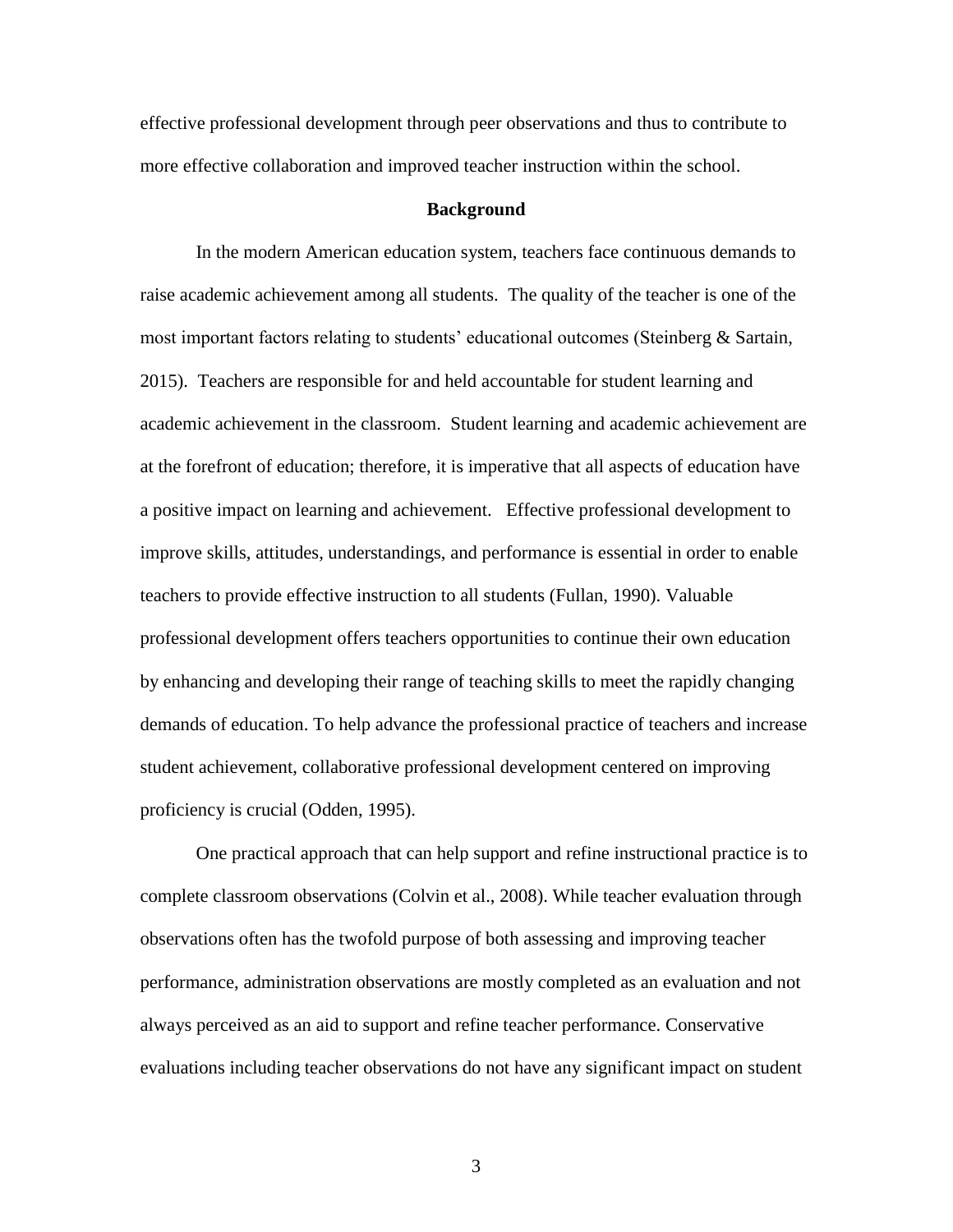effective professional development through peer observations and thus to contribute to more effective collaboration and improved teacher instruction within the school.

## Background

In the modern American education system, teachers face continuous demands to raise academic achievement among all students. The quality of the teacher is one of the most important factors relating to students' educational outcomes (Steinberg & Sartain, 2015). Teachers are responsible for and held accountable for student learning and academic achievement in the classroom. Student learning and academic achievement are at the forefront of education; therefore, it is imperative that all aspects of education have a positive impact on learning and achievement. Effective professional development to improve skills, attitudes, understandings, and performance is essential in order to enable teachers to provide effective instruction to all students (Fullan, 1990). Valuable professional development offers teachers opportunities to continue their own education by enhancing and developing their range of teaching skills to meet the rapidly changing demands of education. To help advance the professional practice of teachers and increase student achievement, collaborative professional development centered on improving proficiency is crucial (Odden, 1995).

One practical approach that can help support and refine instructional practice is to complete classroom observations (Colvin et al., 2008). While teacher evaluation through observations often has the twofold purpose of both assessing and improving teacher performance, administration observations are mostly completed as an evaluation and not always perceived as an aid to support and refine teacher performance. Conservative evaluations including teacher observations do not have any significant impact on student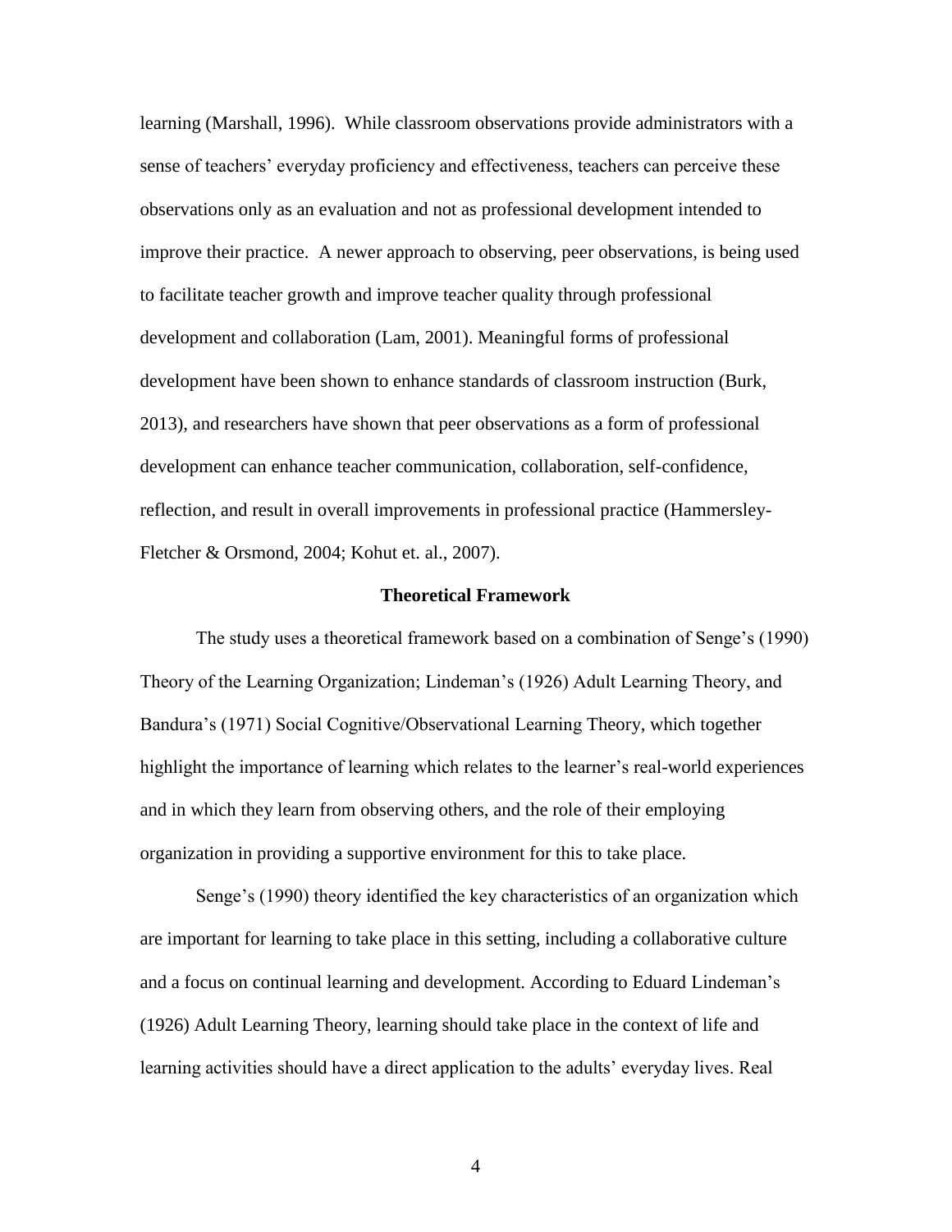learning (Marshall, 1996). While classroom observations provide administrators with a sense of teachers' everyday proficiency and effectiveness, teachers can perceive these observations only as an evaluation and not as professional development intended to improve their practice. A newer approach to observing, peer observations, is being used to facilitate teacher growth and improve teacher quality through professional development and collaboration (Lam, 2001). Meaningful forms of professional development have been shown to enhance standards of classroom instruction (Burk, 2013), and researchers have shown that peer observations as a form of professional development can enhance teacher communication, collaboration, self-confidence, reflection, and result in overall improvements in professional practice (Hammersley-Fletcher & Orsmond, 2004; Kohut et. al., 2007).

## Theoretical Framework

The study uses a theoretical framework based on a combination of Senge's (1990) Theory of the Learning Organization; Lindeman's (1926) Adult Learning Theory, and Bandura's (1971) Social Cognitive/Observational Learning Theory, which together highlight the importance of learning which relates to the learner's real-world experiences and in which they learn from observing others, and the role of their employing organization in providing a supportive environment for this to take place.

Senge's (1990) theory identified the key characteristics of an organization which are important for learning to take place in this setting, including a collaborative culture and a focus on continual learning and development. According to Eduard Lindeman's (1926) Adult Learning Theory, learning should take place in the context of life and learning activities should have a direct application to the adults' everyday lives. Real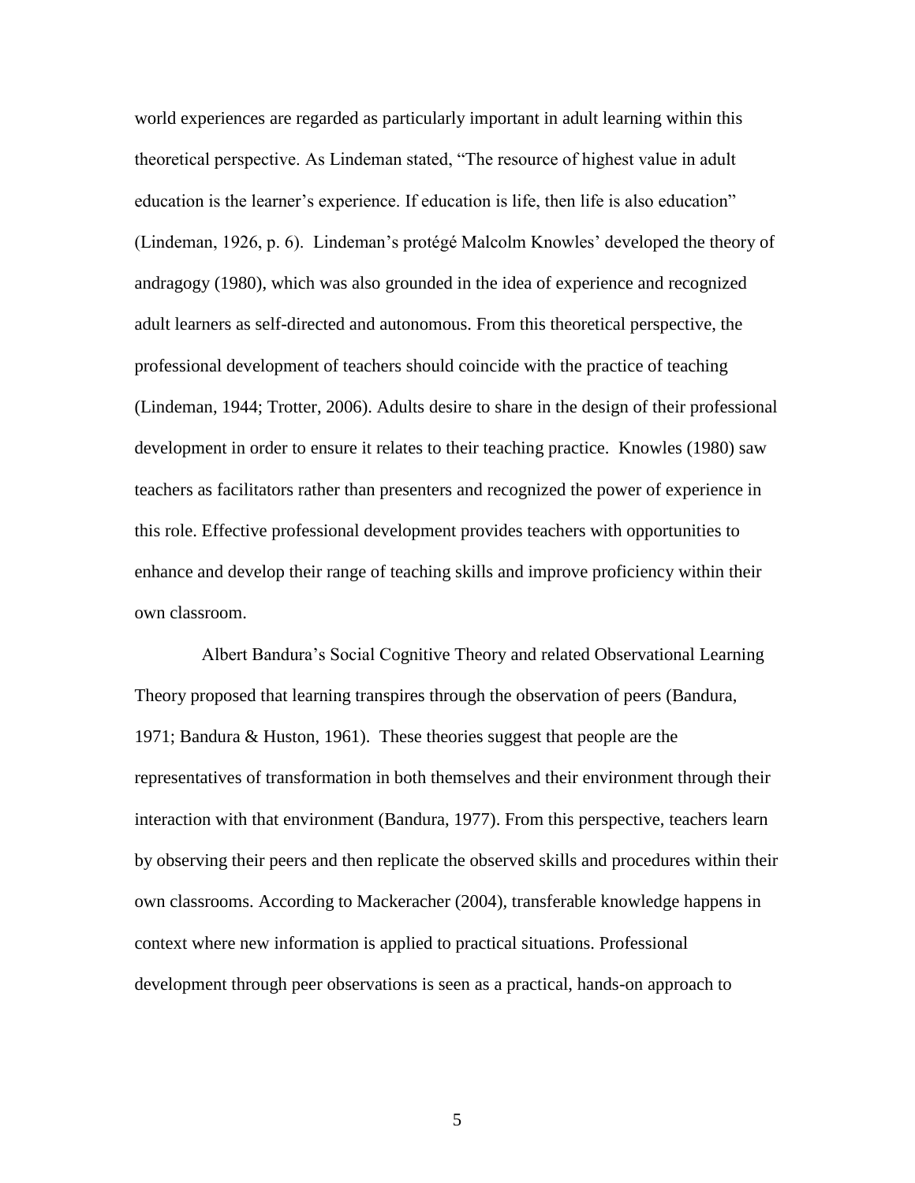world experiences are regarded as particularly important in adult learning within this theoretical perspective. As Lindeman stated, "The resource of highest value in adult education is the learner's experience. If education is life, then life is also education" (Lindeman, 1926, p. 6). Lindeman's protégé Malcolm Knowles' developed the theory of andragogy (1980), which was also grounded in the idea of experience and recognized adult learners as self-directed and autonomous. From this theoretical perspective, the professional development of teachers should coincide with the practice of teaching (Lindeman, 1944; Trotter, 2006). Adults desire to share in the design of their professional development in order to ensure it relates to their teaching practice. Knowles (1980) saw teachers as facilitators rather than presenters and recognized the power of experience in this role. Effective professional development provides teachers with opportunities to enhance and develop their range of teaching skills and improve proficiency within their own classroom.

Albert Bandura's Social Cognitive Theory and related Observational Learning Theory proposed that learning transpires through the observation of peers (Bandura, 1971; Bandura & Huston, 1961). These theories suggest that people are the representatives of transformation in both themselves and their environment through their interaction with that environment (Bandura, 1977). From this perspective, teachers learn by observing their peers and then replicate the observed skills and procedures within their own classrooms. According to Mackeracher (2004), transferable knowledge happens in context where new information is applied to practical situations. Professional development through peer observations is seen as a practical, hands-on approach to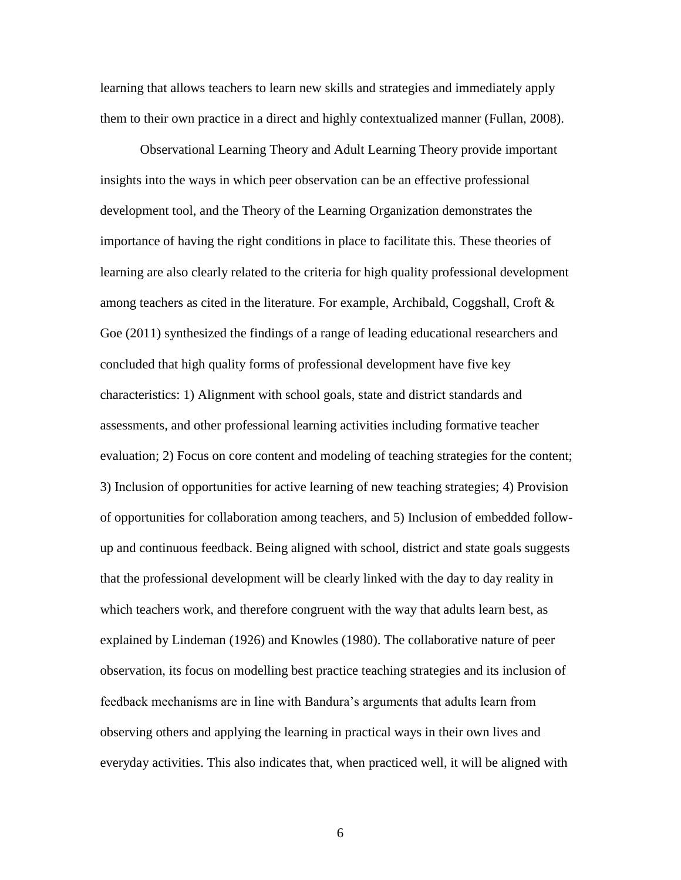learning that allows teachers to learn new skills and strategies and immediately apply them to their own practice in a direct and highly contextualized manner (Fullan, 2008).

Observational Learning Theory and Adult Learning Theory provide important insights into the ways in which peer observation can be an effective professional development tool, and the Theory of the Learning Organization demonstrates the importance of having the right conditions in place to facilitate this. These theories of learning are also clearly related to the criteria for high quality professional development among teachers as cited in the literature. For example, Archibald, Coggshall, Croft & Goe (2011) synthesized the findings of a range of leading educational researchers and concluded that high quality forms of professional development have five key characteristics: 1) Alignment with school goals, state and district standards and assessments, and other professional learning activities including formative teacher evaluation; 2) Focus on core content and modeling of teaching strategies for the content; 3) Inclusion of opportunities for active learning of new teaching strategies; 4) Provision of opportunities for collaboration among teachers, and 5) Inclusion of embedded follow-up and continuous feedback. Being aligned with school, district and state goals suggests that the professional development will be clearly linked with the day to day reality in which teachers work, and therefore congruent with the way that adults learn best, as explained by Lindeman (1926) and Knowles (1980). The collaborative nature of peer observation, its focus on modelling best practice teaching strategies and its inclusion of feedback mechanisms are in line with Bandura's arguments that adults learn from observing others and applying the learning in practical ways in their own lives and everyday activities. This also indicates that, when practiced well, it will be aligned with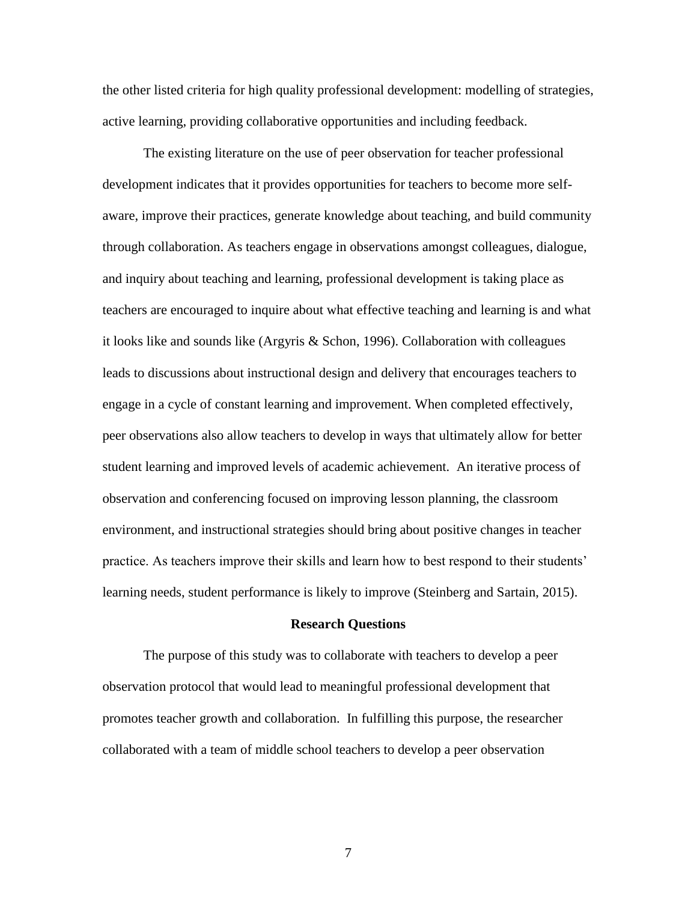the other listed criteria for high quality professional development: modelling of strategies, active learning, providing collaborative opportunities and including feedback.

The existing literature on the use of peer observation for teacher professional development indicates that it provides opportunities for teachers to become more self-aware, improve their practices, generate knowledge about teaching, and build community through collaboration. As teachers engage in observations amongst colleagues, dialogue, and inquiry about teaching and learning, professional development is taking place as teachers are encouraged to inquire about what effective teaching and learning is and what it looks like and sounds like (Argyris & Schon, 1996). Collaboration with colleagues leads to discussions about instructional design and delivery that encourages teachers to engage in a cycle of constant learning and improvement. When completed effectively, peer observations also allow teachers to develop in ways that ultimately allow for better student learning and improved levels of academic achievement. An iterative process of observation and conferencing focused on improving lesson planning, the classroom environment, and instructional strategies should bring about positive changes in teacher practice. As teachers improve their skills and learn how to best respond to their students' learning needs, student performance is likely to improve (Steinberg and Sartain, 2015).

## Research Questions

The purpose of this study was to collaborate with teachers to develop a peer observation protocol that would lead to meaningful professional development that promotes teacher growth and collaboration. In fulfilling this purpose, the researcher collaborated with a team of middle school teachers to develop a peer observation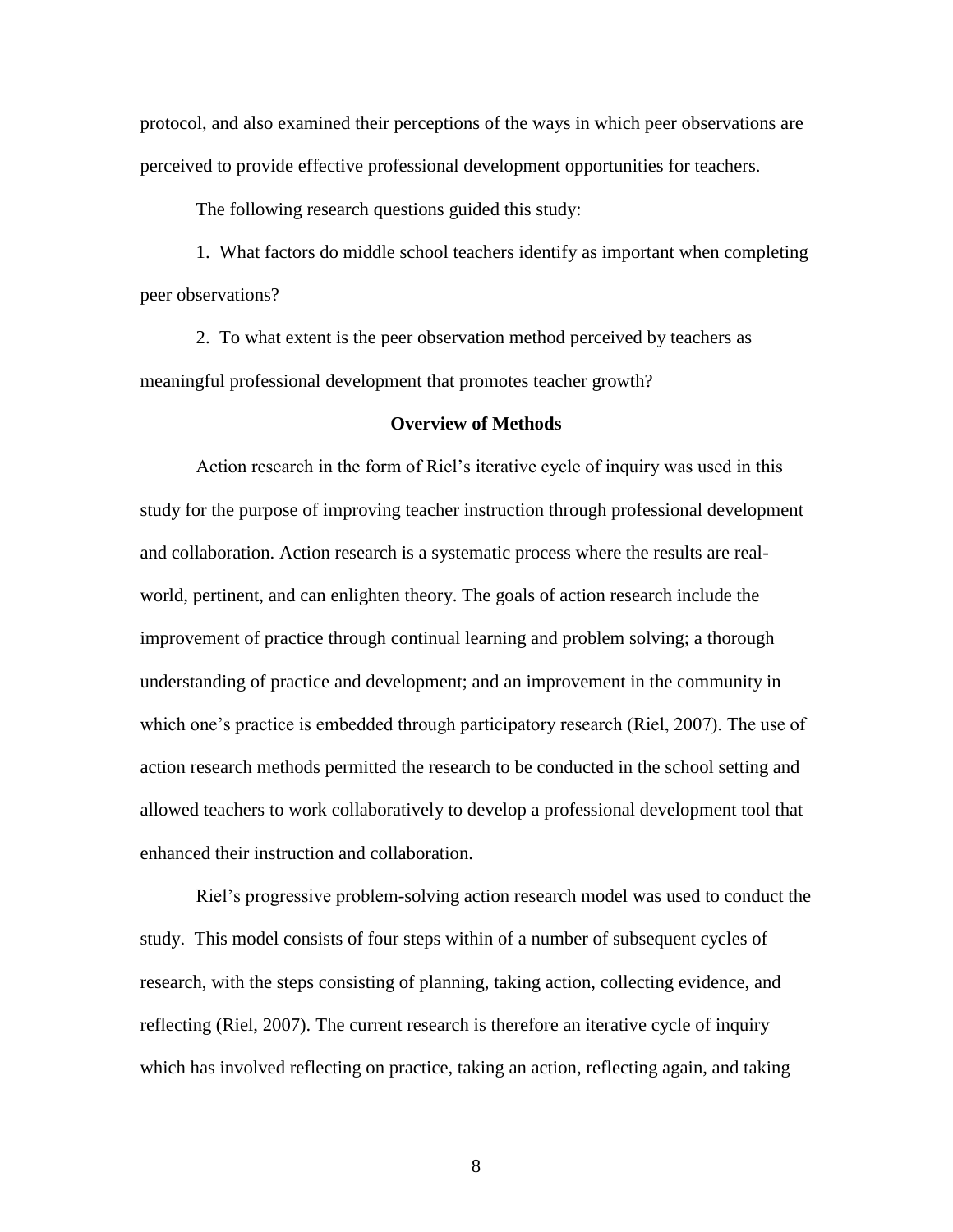protocol, and also examined their perceptions of the ways in which peer observations are perceived to provide effective professional development opportunities for teachers.

The following research questions guided this study:

1. What factors do middle school teachers identify as important when completing peer observations?

2. To what extent is the peer observation method perceived by teachers as meaningful professional development that promotes teacher growth?

### Overview of Methods

Action research in the form of Riel's iterative cycle of inquiry was used in this study for the purpose of improving teacher instruction through professional development and collaboration. Action research is a systematic process where the results are real-world, pertinent, and can enlighten theory. The goals of action research include the improvement of practice through continual learning and problem solving; a thorough understanding of practice and development; and an improvement in the community in which one's practice is embedded through participatory research (Riel, 2007). The use of action research methods permitted the research to be conducted in the school setting and allowed teachers to work collaboratively to develop a professional development tool that enhanced their instruction and collaboration.

Riel's progressive problem-solving action research model was used to conduct the study. This model consists of four steps within of a number of subsequent cycles of research, with the steps consisting of planning, taking action, collecting evidence, and reflecting (Riel, 2007). The current research is therefore an iterative cycle of inquiry which has involved reflecting on practice, taking an action, reflecting again, and taking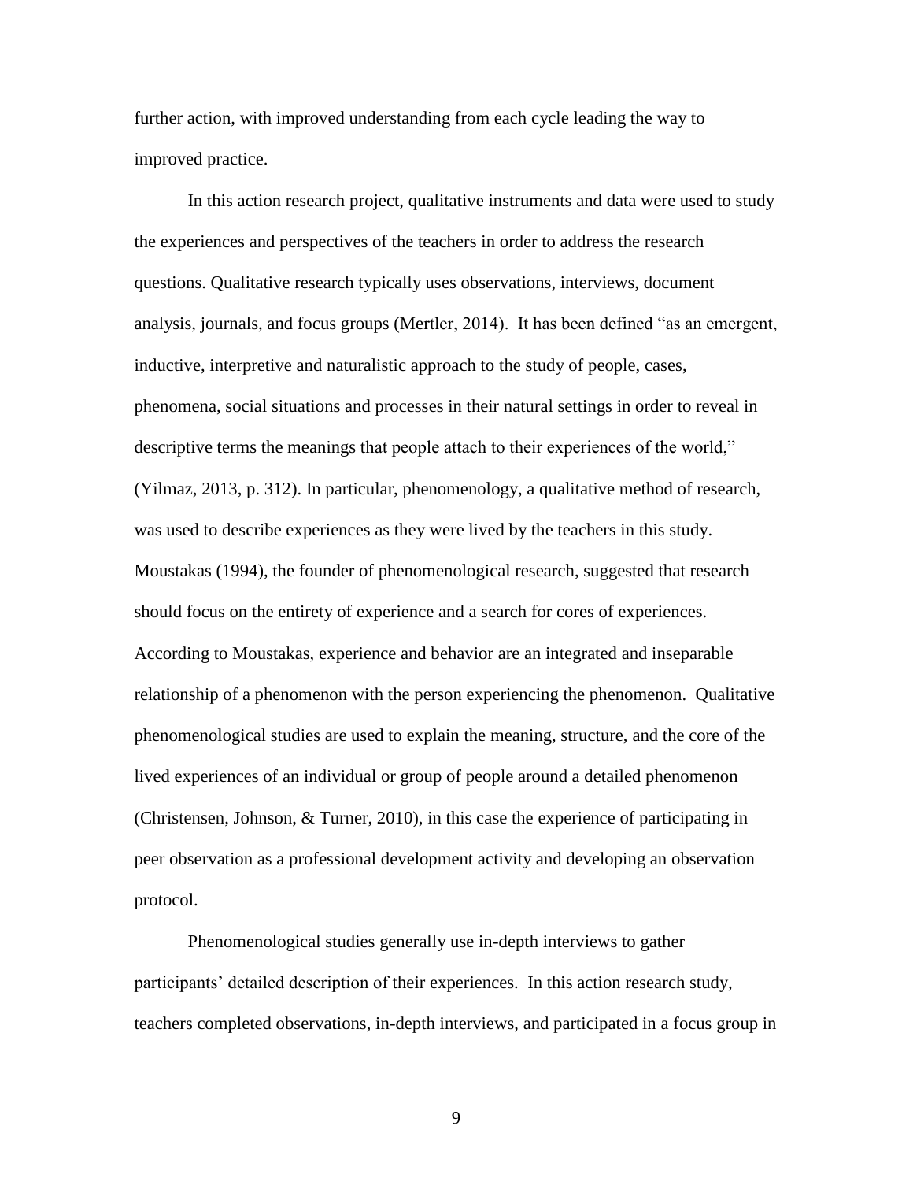further action, with improved understanding from each cycle leading the way to improved practice.

In this action research project, qualitative instruments and data were used to study the experiences and perspectives of the teachers in order to address the research questions. Qualitative research typically uses observations, interviews, document analysis, journals, and focus groups (Mertler, 2014). It has been defined "as an emergent, inductive, interpretive and naturalistic approach to the study of people, cases, phenomena, social situations and processes in their natural settings in order to reveal in descriptive terms the meanings that people attach to their experiences of the world," (Yilmaz, 2013, p. 312). In particular, phenomenology, a qualitative method of research, was used to describe experiences as they were lived by the teachers in this study. Moustakas (1994), the founder of phenomenological research, suggested that research should focus on the entirety of experience and a search for cores of experiences. According to Moustakas, experience and behavior are an integrated and inseparable relationship of a phenomenon with the person experiencing the phenomenon. Qualitative phenomenological studies are used to explain the meaning, structure, and the core of the lived experiences of an individual or group of people around a detailed phenomenon (Christensen, Johnson, & Turner, 2010), in this case the experience of participating in peer observation as a professional development activity and developing an observation protocol.

Phenomenological studies generally use in-depth interviews to gather participants' detailed description of their experiences. In this action research study, teachers completed observations, in-depth interviews, and participated in a focus group in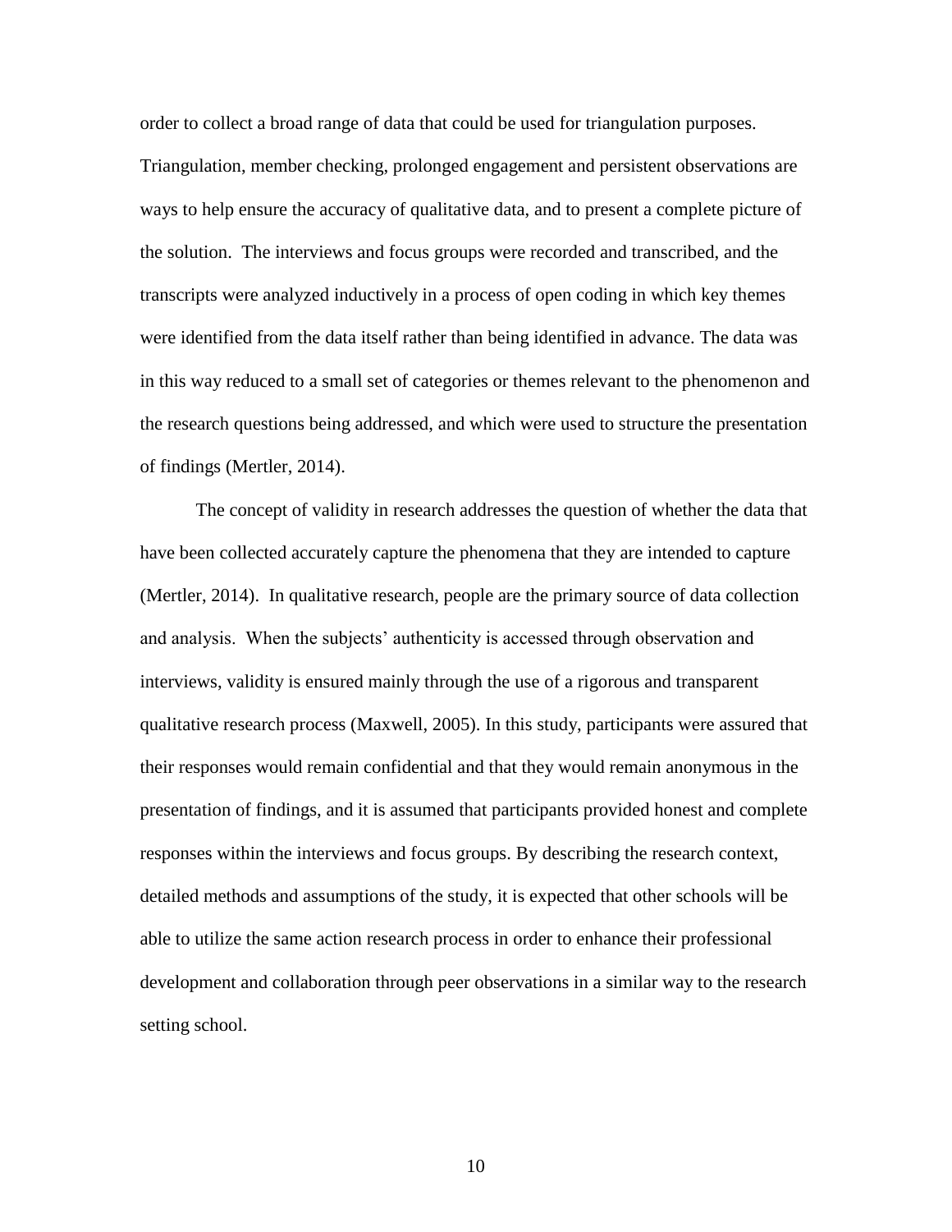order to collect a broad range of data that could be used for triangulation purposes. Triangulation, member checking, prolonged engagement and persistent observations are ways to help ensure the accuracy of qualitative data, and to present a complete picture of the solution. The interviews and focus groups were recorded and transcribed, and the transcripts were analyzed inductively in a process of open coding in which key themes were identified from the data itself rather than being identified in advance. The data was in this way reduced to a small set of categories or themes relevant to the phenomenon and the research questions being addressed, and which were used to structure the presentation of findings (Mertler, 2014).

The concept of validity in research addresses the question of whether the data that have been collected accurately capture the phenomena that they are intended to capture (Mertler, 2014). In qualitative research, people are the primary source of data collection and analysis. When the subjects' authenticity is accessed through observation and interviews, validity is ensured mainly through the use of a rigorous and transparent qualitative research process (Maxwell, 2005). In this study, participants were assured that their responses would remain confidential and that they would remain anonymous in the presentation of findings, and it is assumed that participants provided honest and complete responses within the interviews and focus groups. By describing the research context, detailed methods and assumptions of the study, it is expected that other schools will be able to utilize the same action research process in order to enhance their professional development and collaboration through peer observations in a similar way to the research setting school.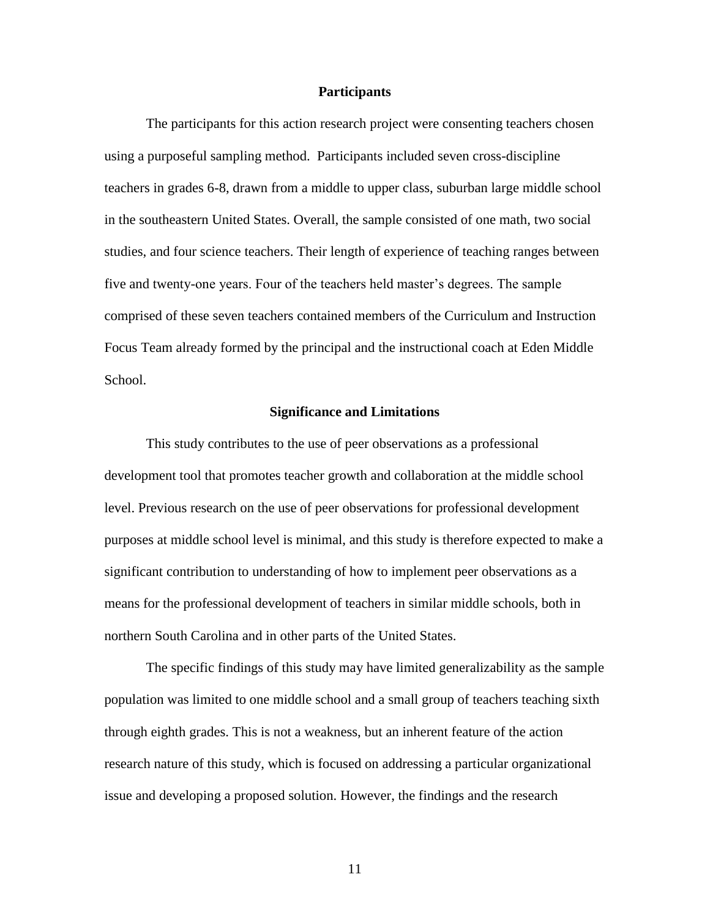## Participants

The participants for this action research project were consenting teachers chosen using a purposeful sampling method. Participants included seven cross-discipline teachers in grades 6-8, drawn from a middle to upper class, suburban large middle school in the southeastern United States. Overall, the sample consisted of one math, two social studies, and four science teachers. Their length of experience of teaching ranges between five and twenty-one years. Four of the teachers held master's degrees. The sample comprised of these seven teachers contained members of the Curriculum and Instruction Focus Team already formed by the principal and the instructional coach at Eden Middle School.

## Significance and Limitations

This study contributes to the use of peer observations as a professional development tool that promotes teacher growth and collaboration at the middle school level. Previous research on the use of peer observations for professional development purposes at middle school level is minimal, and this study is therefore expected to make a significant contribution to understanding of how to implement peer observations as a means for the professional development of teachers in similar middle schools, both in northern South Carolina and in other parts of the United States.

The specific findings of this study may have limited generalizability as the sample population was limited to one middle school and a small group of teachers teaching sixth through eighth grades. This is not a weakness, but an inherent feature of the action research nature of this study, which is focused on addressing a particular organizational issue and developing a proposed solution. However, the findings and the research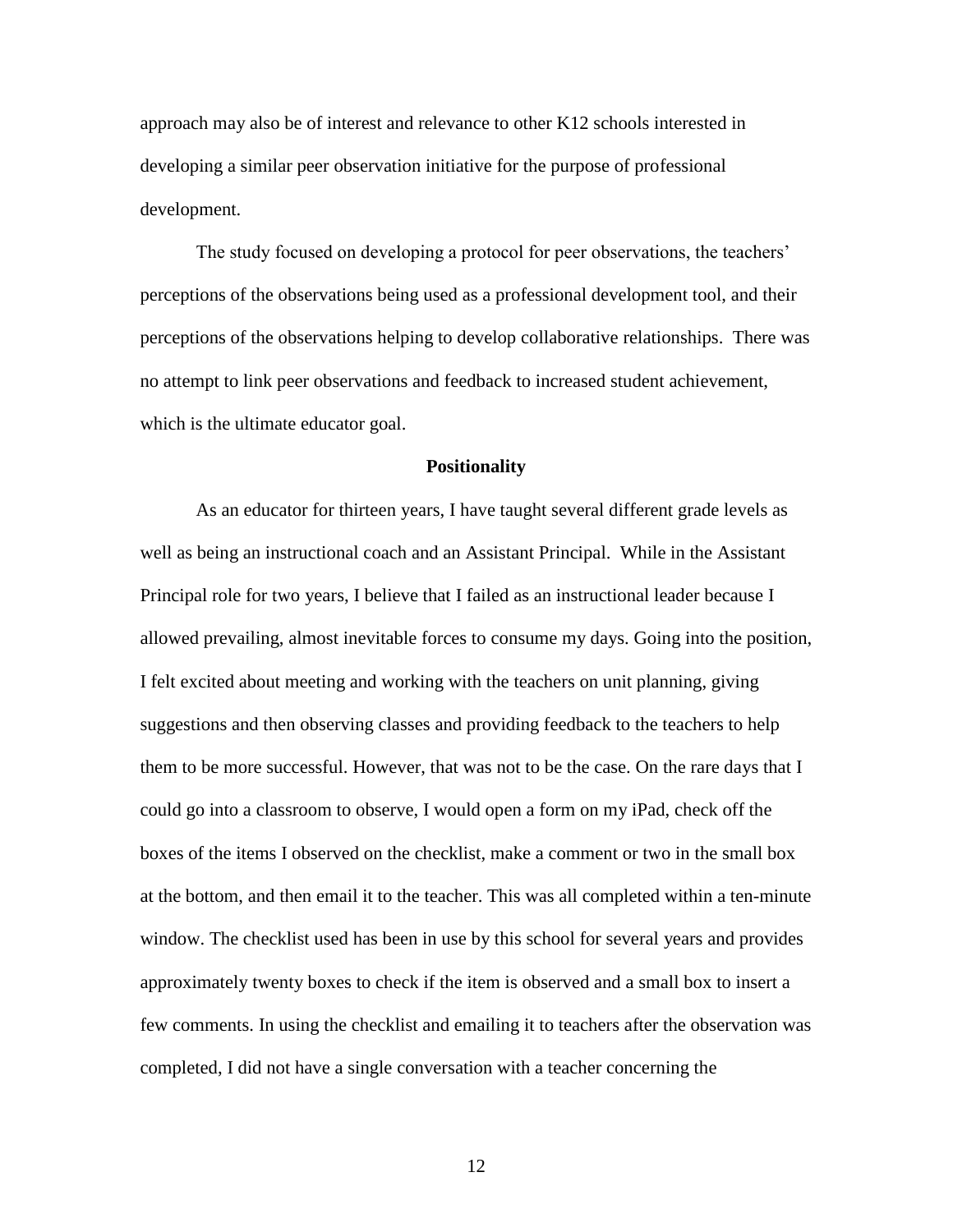approach may also be of interest and relevance to other K12 schools interested in developing a similar peer observation initiative for the purpose of professional development.

The study focused on developing a protocol for peer observations, the teachers' perceptions of the observations being used as a professional development tool, and their perceptions of the observations helping to develop collaborative relationships. There was no attempt to link peer observations and feedback to increased student achievement, which is the ultimate educator goal.

## Positionality

As an educator for thirteen years, I have taught several different grade levels as well as being an instructional coach and an Assistant Principal. While in the Assistant Principal role for two years, I believe that I failed as an instructional leader because I allowed prevailing, almost inevitable forces to consume my days. Going into the position, I felt excited about meeting and working with the teachers on unit planning, giving suggestions and then observing classes and providing feedback to the teachers to help them to be more successful. However, that was not to be the case. On the rare days that I could go into a classroom to observe, I would open a form on my iPad, check off the boxes of the items I observed on the checklist, make a comment or two in the small box at the bottom, and then email it to the teacher. This was all completed within a ten-minute window. The checklist used has been in use by this school for several years and provides approximately twenty boxes to check if the item is observed and a small box to insert a few comments. In using the checklist and emailing it to teachers after the observation was completed, I did not have a single conversation with a teacher concerning the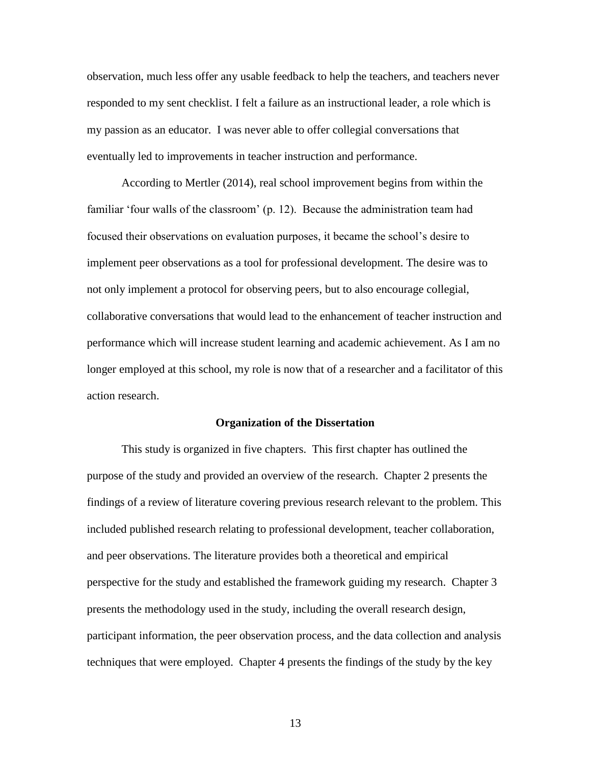observation, much less offer any usable feedback to help the teachers, and teachers never responded to my sent checklist. I felt a failure as an instructional leader, a role which is my passion as an educator. I was never able to offer collegial conversations that eventually led to improvements in teacher instruction and performance.

According to Mertler (2014), real school improvement begins from within the familiar 'four walls of the classroom' (p. 12). Because the administration team had focused their observations on evaluation purposes, it became the school's desire to implement peer observations as a tool for professional development. The desire was to not only implement a protocol for observing peers, but to also encourage collegial, collaborative conversations that would lead to the enhancement of teacher instruction and performance which will increase student learning and academic achievement. As I am no longer employed at this school, my role is now that of a researcher and a facilitator of this action research.

## Organization of the Dissertation

This study is organized in five chapters. This first chapter has outlined the purpose of the study and provided an overview of the research. Chapter 2 presents the findings of a review of literature covering previous research relevant to the problem. This included published research relating to professional development, teacher collaboration, and peer observations. The literature provides both a theoretical and empirical perspective for the study and established the framework guiding my research. Chapter 3 presents the methodology used in the study, including the overall research design, participant information, the peer observation process, and the data collection and analysis techniques that were employed. Chapter 4 presents the findings of the study by the key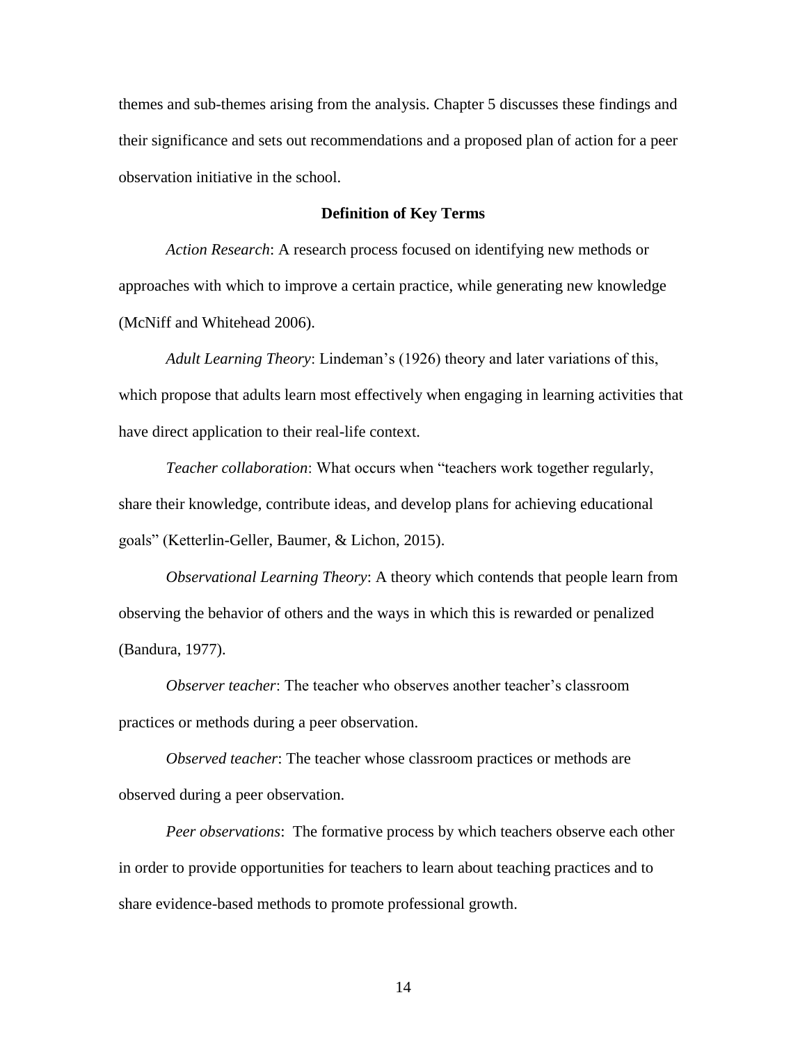themes and sub-themes arising from the analysis. Chapter 5 discusses these findings and their significance and sets out recommendations and a proposed plan of action for a peer observation initiative in the school.

## Definition of Key Terms

*Action Research*: A research process focused on identifying new methods or approaches with which to improve a certain practice, while generating new knowledge (McNiff and Whitehead 2006).

*Adult Learning Theory*: Lindeman's (1926) theory and later variations of this, which propose that adults learn most effectively when engaging in learning activities that have direct application to their real-life context.

*Teacher collaboration*: What occurs when "teachers work together regularly, share their knowledge, contribute ideas, and develop plans for achieving educational goals" (Ketterlin-Geller, Baumer, & Lichon, 2015).

*Observational Learning Theory*: A theory which contends that people learn from observing the behavior of others and the ways in which this is rewarded or penalized (Bandura, 1977).

*Observer teacher*: The teacher who observes another teacher's classroom practices or methods during a peer observation.

*Observed teacher*: The teacher whose classroom practices or methods are observed during a peer observation.

*Peer observations*: The formative process by which teachers observe each other in order to provide opportunities for teachers to learn about teaching practices and to share evidence-based methods to promote professional growth.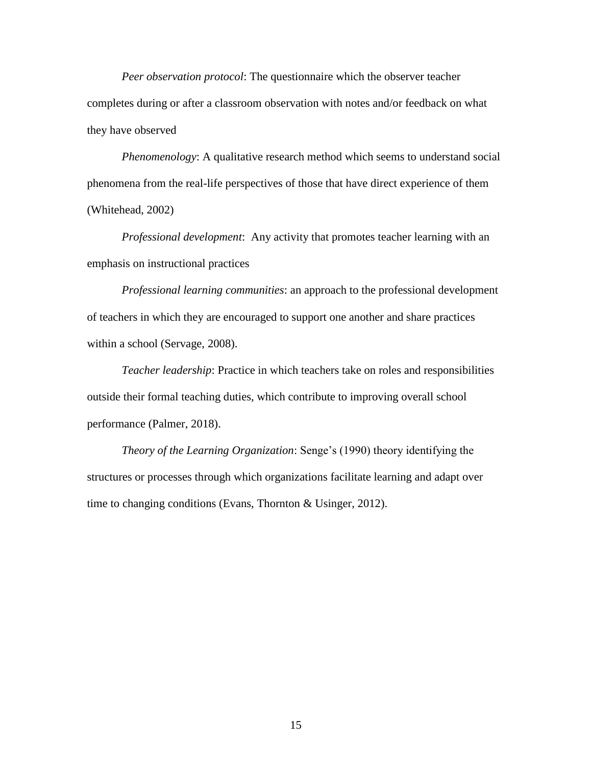*Peer observation protocol*: The questionnaire which the observer teacher completes during or after a classroom observation with notes and/or feedback on what they have observed

*Phenomenology*: A qualitative research method which seems to understand social phenomena from the real-life perspectives of those that have direct experience of them (Whitehead, 2002)

*Professional development*:  Any activity that promotes teacher learning with an emphasis on instructional practices

*Professional learning communities*: an approach to the professional development of teachers in which they are encouraged to support one another and share practices within a school (Servage, 2008).

*Teacher leadership*: Practice in which teachers take on roles and responsibilities outside their formal teaching duties, which contribute to improving overall school performance (Palmer, 2018).

*Theory of the Learning Organization*: Senge's (1990) theory identifying the structures or processes through which organizations facilitate learning and adapt over time to changing conditions (Evans, Thornton & Usinger, 2012).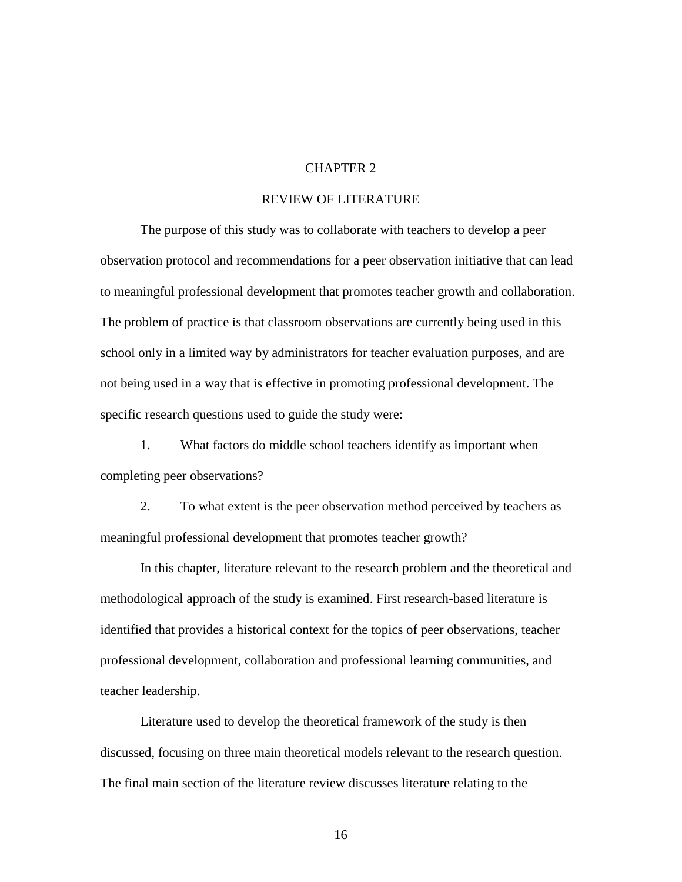# CHAPTER 2

## REVIEW OF LITERATURE

The purpose of this study was to collaborate with teachers to develop a peer observation protocol and recommendations for a peer observation initiative that can lead to meaningful professional development that promotes teacher growth and collaboration. The problem of practice is that classroom observations are currently being used in this school only in a limited way by administrators for teacher evaluation purposes, and are not being used in a way that is effective in promoting professional development. The specific research questions used to guide the study were:

1. What factors do middle school teachers identify as important when completing peer observations?
2. To what extent is the peer observation method perceived by teachers as meaningful professional development that promotes teacher growth?

In this chapter, literature relevant to the research problem and the theoretical and methodological approach of the study is examined. First research-based literature is identified that provides a historical context for the topics of peer observations, teacher professional development, collaboration and professional learning communities, and teacher leadership.

Literature used to develop the theoretical framework of the study is then discussed, focusing on three main theoretical models relevant to the research question. The final main section of the literature review discusses literature relating to the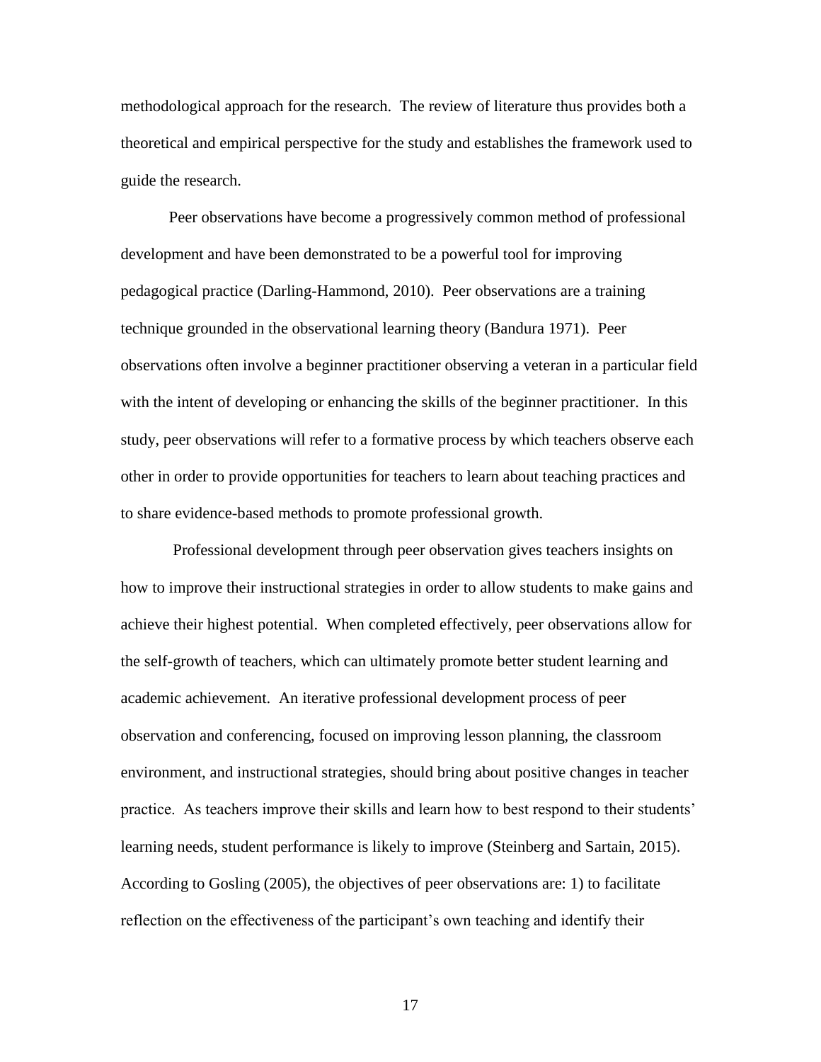methodological approach for the research. The review of literature thus provides both a theoretical and empirical perspective for the study and establishes the framework used to guide the research.

Peer observations have become a progressively common method of professional development and have been demonstrated to be a powerful tool for improving pedagogical practice (Darling-Hammond, 2010). Peer observations are a training technique grounded in the observational learning theory (Bandura 1971). Peer observations often involve a beginner practitioner observing a veteran in a particular field with the intent of developing or enhancing the skills of the beginner practitioner. In this study, peer observations will refer to a formative process by which teachers observe each other in order to provide opportunities for teachers to learn about teaching practices and to share evidence-based methods to promote professional growth.

Professional development through peer observation gives teachers insights on how to improve their instructional strategies in order to allow students to make gains and achieve their highest potential. When completed effectively, peer observations allow for the self-growth of teachers, which can ultimately promote better student learning and academic achievement. An iterative professional development process of peer observation and conferencing, focused on improving lesson planning, the classroom environment, and instructional strategies, should bring about positive changes in teacher practice. As teachers improve their skills and learn how to best respond to their students' learning needs, student performance is likely to improve (Steinberg and Sartain, 2015). According to Gosling (2005), the objectives of peer observations are: 1) to facilitate reflection on the effectiveness of the participant's own teaching and identify their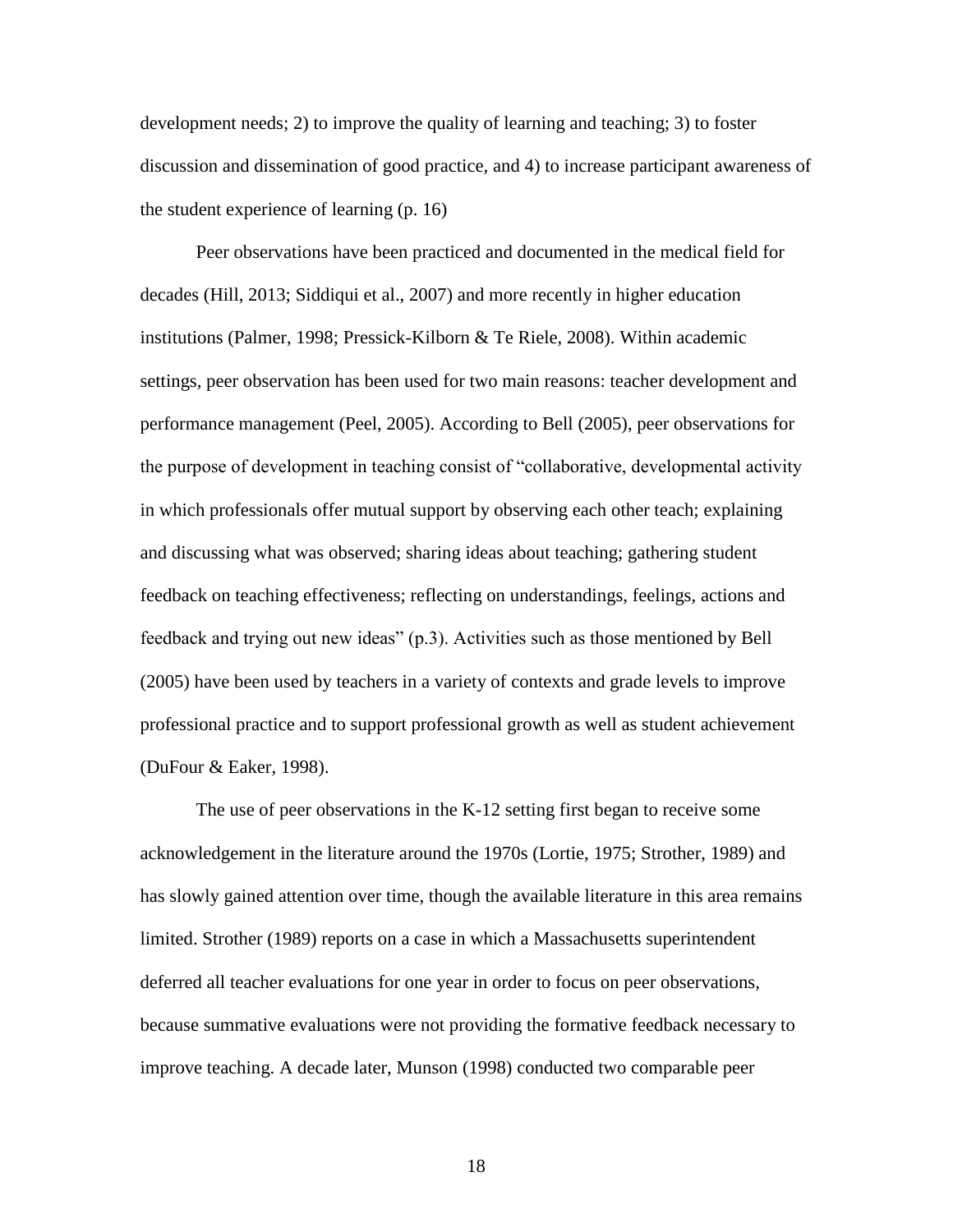development needs; 2) to improve the quality of learning and teaching; 3) to foster discussion and dissemination of good practice, and 4) to increase participant awareness of the student experience of learning (p. 16)

Peer observations have been practiced and documented in the medical field for decades (Hill, 2013; Siddiqui et al., 2007) and more recently in higher education institutions (Palmer, 1998; Pressick-Kilborn & Te Riele, 2008). Within academic settings, peer observation has been used for two main reasons: teacher development and performance management (Peel, 2005). According to Bell (2005), peer observations for the purpose of development in teaching consist of "collaborative, developmental activity in which professionals offer mutual support by observing each other teach; explaining and discussing what was observed; sharing ideas about teaching; gathering student feedback on teaching effectiveness; reflecting on understandings, feelings, actions and feedback and trying out new ideas" (p.3). Activities such as those mentioned by Bell (2005) have been used by teachers in a variety of contexts and grade levels to improve professional practice and to support professional growth as well as student achievement (DuFour & Eaker, 1998).

The use of peer observations in the K-12 setting first began to receive some acknowledgement in the literature around the 1970s (Lortie, 1975; Strother, 1989) and has slowly gained attention over time, though the available literature in this area remains limited. Strother (1989) reports on a case in which a Massachusetts superintendent deferred all teacher evaluations for one year in order to focus on peer observations, because summative evaluations were not providing the formative feedback necessary to improve teaching. A decade later, Munson (1998) conducted two comparable peer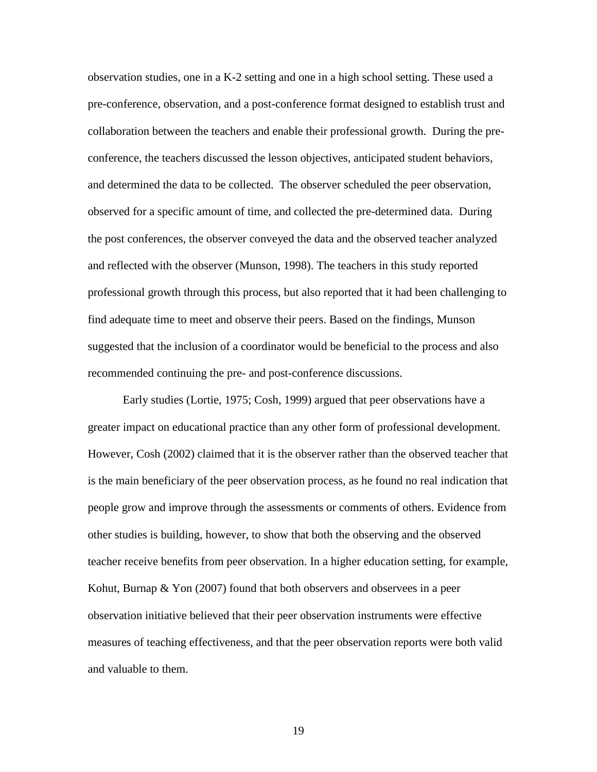observation studies, one in a K-2 setting and one in a high school setting. These used a pre-conference, observation, and a post-conference format designed to establish trust and collaboration between the teachers and enable their professional growth. During the pre-conference, the teachers discussed the lesson objectives, anticipated student behaviors, and determined the data to be collected. The observer scheduled the peer observation, observed for a specific amount of time, and collected the pre-determined data. During the post conferences, the observer conveyed the data and the observed teacher analyzed and reflected with the observer (Munson, 1998). The teachers in this study reported professional growth through this process, but also reported that it had been challenging to find adequate time to meet and observe their peers. Based on the findings, Munson suggested that the inclusion of a coordinator would be beneficial to the process and also recommended continuing the pre- and post-conference discussions.

Early studies (Lortie, 1975; Cosh, 1999) argued that peer observations have a greater impact on educational practice than any other form of professional development. However, Cosh (2002) claimed that it is the observer rather than the observed teacher that is the main beneficiary of the peer observation process, as he found no real indication that people grow and improve through the assessments or comments of others. Evidence from other studies is building, however, to show that both the observing and the observed teacher receive benefits from peer observation. In a higher education setting, for example, Kohut, Burnap & Yon (2007) found that both observers and observees in a peer observation initiative believed that their peer observation instruments were effective measures of teaching effectiveness, and that the peer observation reports were both valid and valuable to them.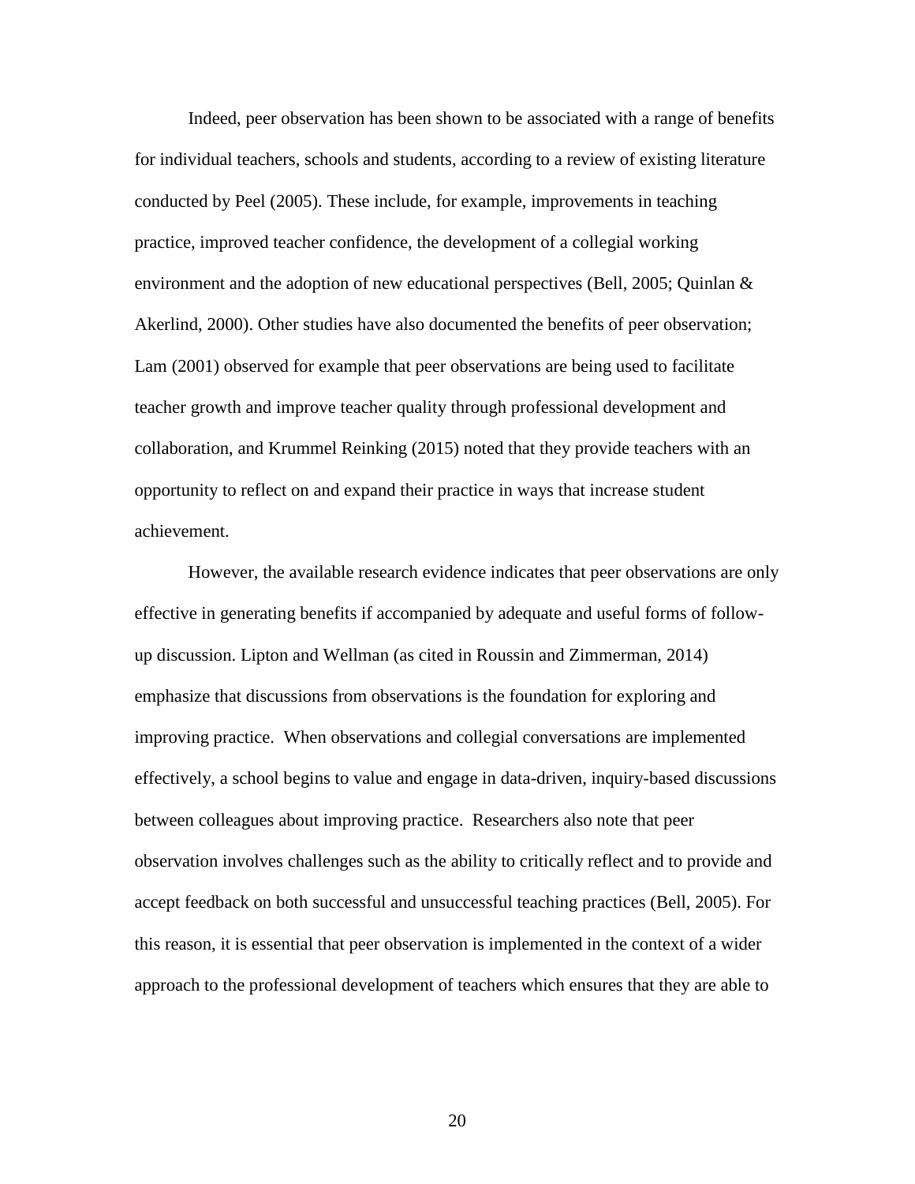Indeed, peer observation has been shown to be associated with a range of benefits for individual teachers, schools and students, according to a review of existing literature conducted by Peel (2005). These include, for example, improvements in teaching practice, improved teacher confidence, the development of a collegial working environment and the adoption of new educational perspectives (Bell, 2005; Quinlan & Akerlind, 2000). Other studies have also documented the benefits of peer observation; Lam (2001) observed for example that peer observations are being used to facilitate teacher growth and improve teacher quality through professional development and collaboration, and Krummel Reinking (2015) noted that they provide teachers with an opportunity to reflect on and expand their practice in ways that increase student achievement.

However, the available research evidence indicates that peer observations are only effective in generating benefits if accompanied by adequate and useful forms of follow-up discussion. Lipton and Wellman (as cited in Roussin and Zimmerman, 2014) emphasize that discussions from observations is the foundation for exploring and improving practice. When observations and collegial conversations are implemented effectively, a school begins to value and engage in data-driven, inquiry-based discussions between colleagues about improving practice. Researchers also note that peer observation involves challenges such as the ability to critically reflect and to provide and accept feedback on both successful and unsuccessful teaching practices (Bell, 2005). For this reason, it is essential that peer observation is implemented in the context of a wider approach to the professional development of teachers which ensures that they are able to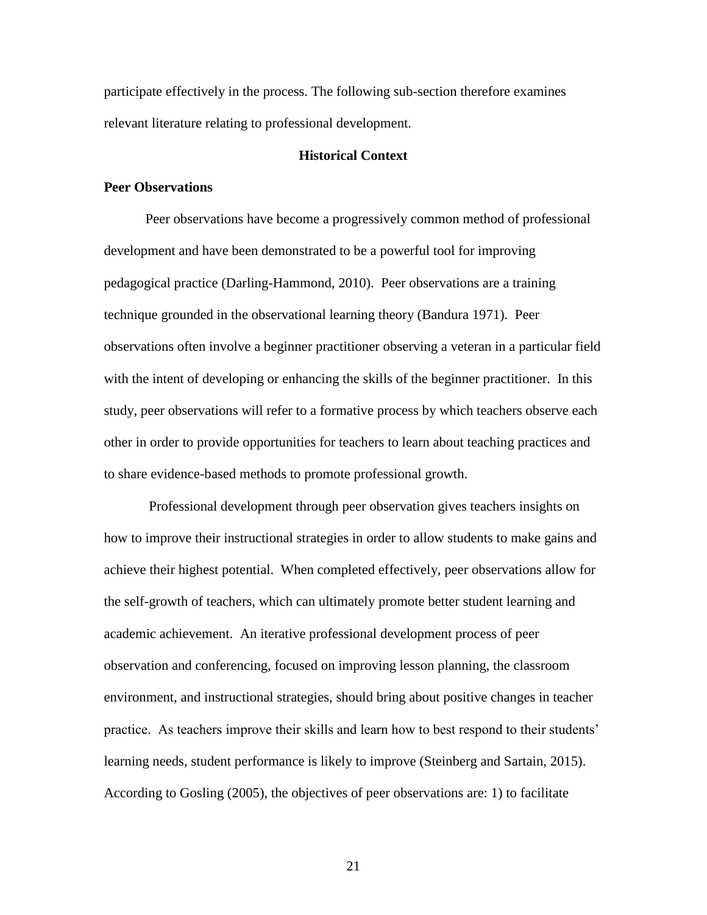participate effectively in the process. The following sub-section therefore examines relevant literature relating to professional development.

## Historical Context

### Peer Observations

Peer observations have become a progressively common method of professional development and have been demonstrated to be a powerful tool for improving pedagogical practice (Darling-Hammond, 2010). Peer observations are a training technique grounded in the observational learning theory (Bandura 1971). Peer observations often involve a beginner practitioner observing a veteran in a particular field with the intent of developing or enhancing the skills of the beginner practitioner. In this study, peer observations will refer to a formative process by which teachers observe each other in order to provide opportunities for teachers to learn about teaching practices and to share evidence-based methods to promote professional growth.

Professional development through peer observation gives teachers insights on how to improve their instructional strategies in order to allow students to make gains and achieve their highest potential. When completed effectively, peer observations allow for the self-growth of teachers, which can ultimately promote better student learning and academic achievement. An iterative professional development process of peer observation and conferencing, focused on improving lesson planning, the classroom environment, and instructional strategies, should bring about positive changes in teacher practice. As teachers improve their skills and learn how to best respond to their students' learning needs, student performance is likely to improve (Steinberg and Sartain, 2015). According to Gosling (2005), the objectives of peer observations are: 1) to facilitate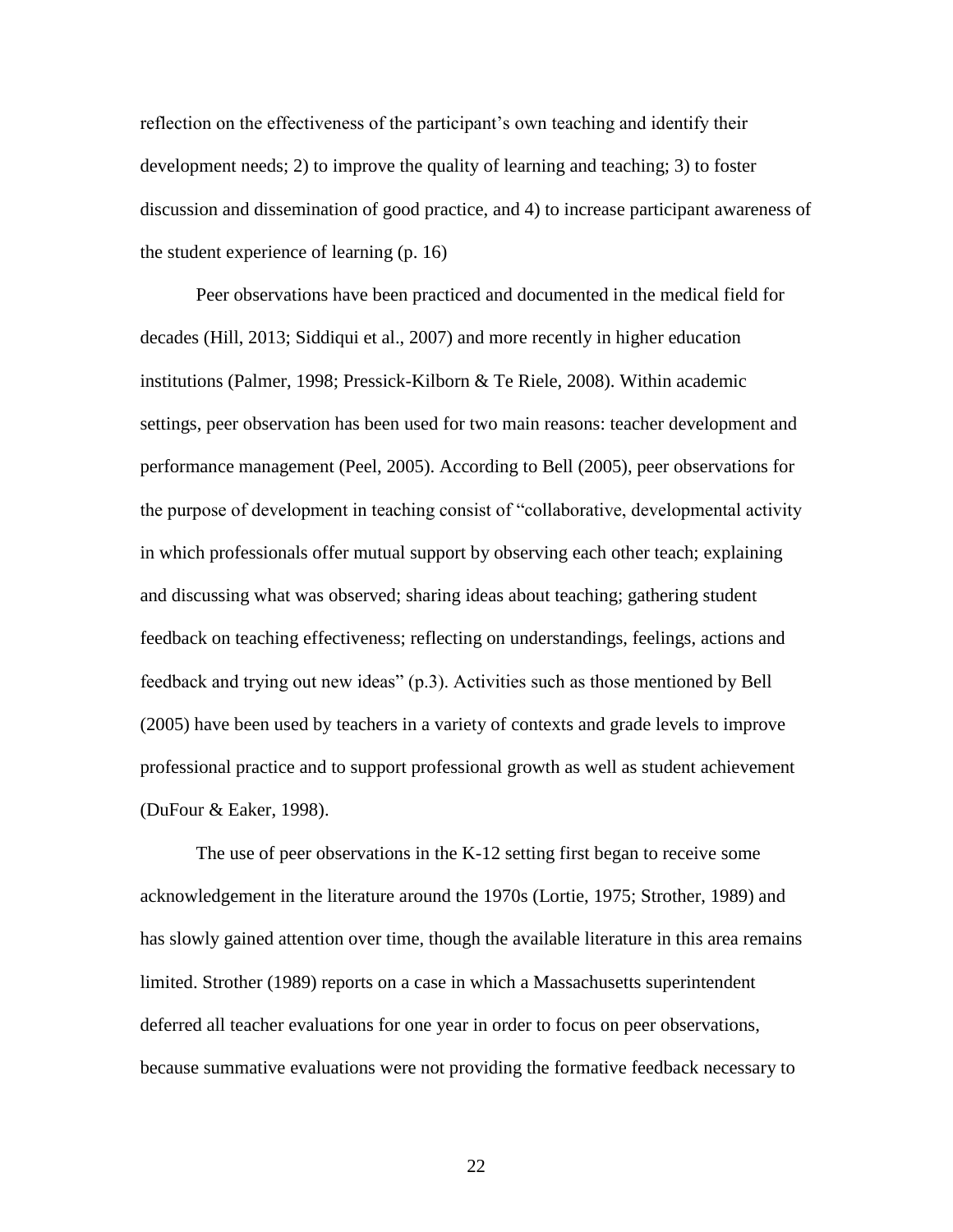reflection on the effectiveness of the participant's own teaching and identify their development needs; 2) to improve the quality of learning and teaching; 3) to foster discussion and dissemination of good practice, and 4) to increase participant awareness of the student experience of learning (p. 16)

Peer observations have been practiced and documented in the medical field for decades (Hill, 2013; Siddiqui et al., 2007) and more recently in higher education institutions (Palmer, 1998; Pressick-Kilborn & Te Riele, 2008). Within academic settings, peer observation has been used for two main reasons: teacher development and performance management (Peel, 2005). According to Bell (2005), peer observations for the purpose of development in teaching consist of "collaborative, developmental activity in which professionals offer mutual support by observing each other teach; explaining and discussing what was observed; sharing ideas about teaching; gathering student feedback on teaching effectiveness; reflecting on understandings, feelings, actions and feedback and trying out new ideas" (p.3). Activities such as those mentioned by Bell (2005) have been used by teachers in a variety of contexts and grade levels to improve professional practice and to support professional growth as well as student achievement (DuFour & Eaker, 1998).

The use of peer observations in the K-12 setting first began to receive some acknowledgement in the literature around the 1970s (Lortie, 1975; Strother, 1989) and has slowly gained attention over time, though the available literature in this area remains limited. Strother (1989) reports on a case in which a Massachusetts superintendent deferred all teacher evaluations for one year in order to focus on peer observations, because summative evaluations were not providing the formative feedback necessary to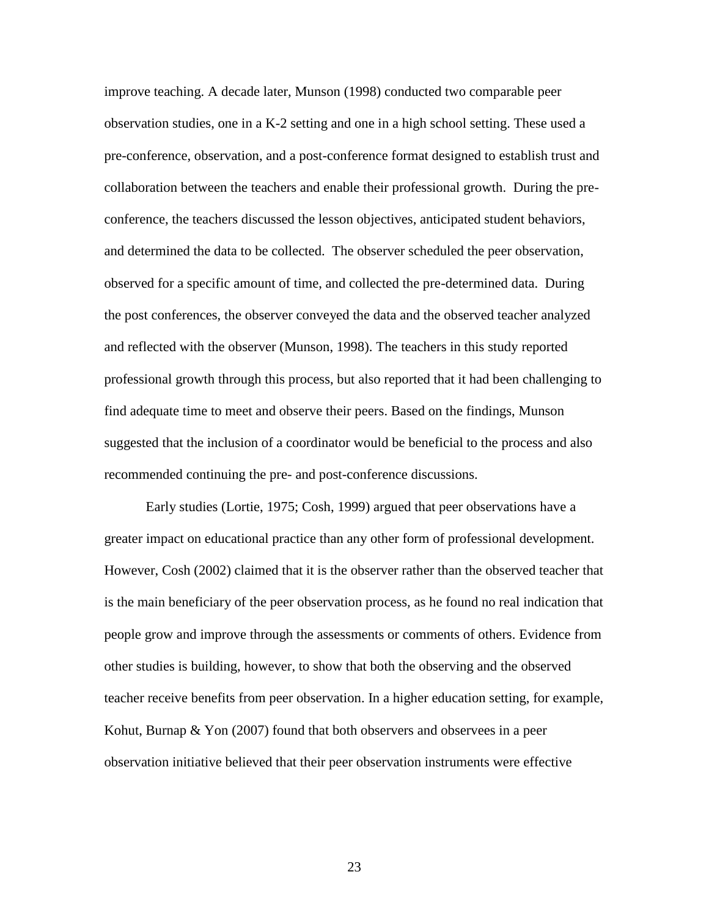improve teaching. A decade later, Munson (1998) conducted two comparable peer observation studies, one in a K-2 setting and one in a high school setting. These used a pre-conference, observation, and a post-conference format designed to establish trust and collaboration between the teachers and enable their professional growth. During the pre-conference, the teachers discussed the lesson objectives, anticipated student behaviors, and determined the data to be collected. The observer scheduled the peer observation, observed for a specific amount of time, and collected the pre-determined data. During the post conferences, the observer conveyed the data and the observed teacher analyzed and reflected with the observer (Munson, 1998). The teachers in this study reported professional growth through this process, but also reported that it had been challenging to find adequate time to meet and observe their peers. Based on the findings, Munson suggested that the inclusion of a coordinator would be beneficial to the process and also recommended continuing the pre- and post-conference discussions.

Early studies (Lortie, 1975; Cosh, 1999) argued that peer observations have a greater impact on educational practice than any other form of professional development. However, Cosh (2002) claimed that it is the observer rather than the observed teacher that is the main beneficiary of the peer observation process, as he found no real indication that people grow and improve through the assessments or comments of others. Evidence from other studies is building, however, to show that both the observing and the observed teacher receive benefits from peer observation. In a higher education setting, for example, Kohut, Burnap & Yon (2007) found that both observers and observees in a peer observation initiative believed that their peer observation instruments were effective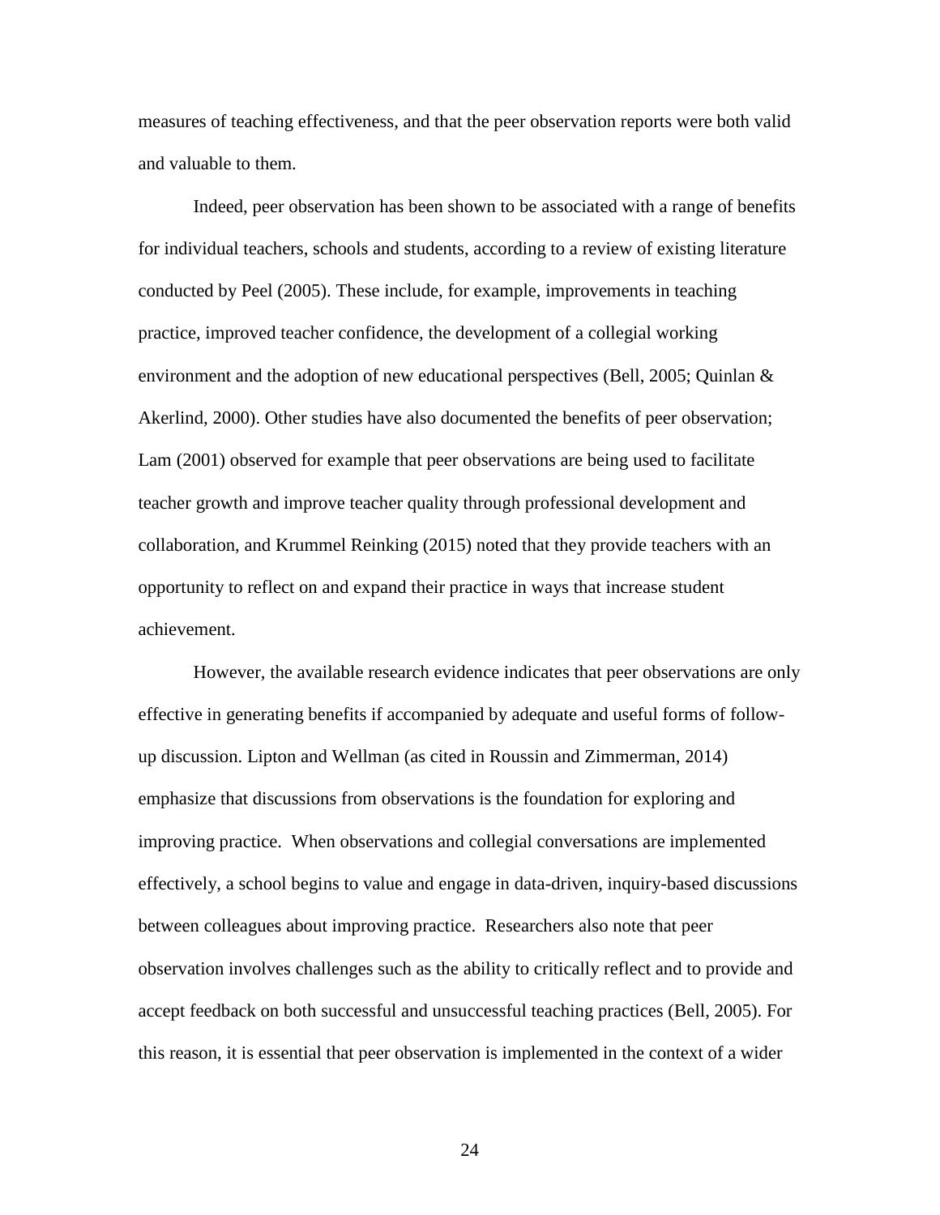measures of teaching effectiveness, and that the peer observation reports were both valid and valuable to them.

Indeed, peer observation has been shown to be associated with a range of benefits for individual teachers, schools and students, according to a review of existing literature conducted by Peel (2005). These include, for example, improvements in teaching practice, improved teacher confidence, the development of a collegial working environment and the adoption of new educational perspectives (Bell, 2005; Quinlan & Akerlind, 2000). Other studies have also documented the benefits of peer observation; Lam (2001) observed for example that peer observations are being used to facilitate teacher growth and improve teacher quality through professional development and collaboration, and Krummel Reinking (2015) noted that they provide teachers with an opportunity to reflect on and expand their practice in ways that increase student achievement.

However, the available research evidence indicates that peer observations are only effective in generating benefits if accompanied by adequate and useful forms of follow-up discussion. Lipton and Wellman (as cited in Roussin and Zimmerman, 2014) emphasize that discussions from observations is the foundation for exploring and improving practice. When observations and collegial conversations are implemented effectively, a school begins to value and engage in data-driven, inquiry-based discussions between colleagues about improving practice. Researchers also note that peer observation involves challenges such as the ability to critically reflect and to provide and accept feedback on both successful and unsuccessful teaching practices (Bell, 2005). For this reason, it is essential that peer observation is implemented in the context of a wider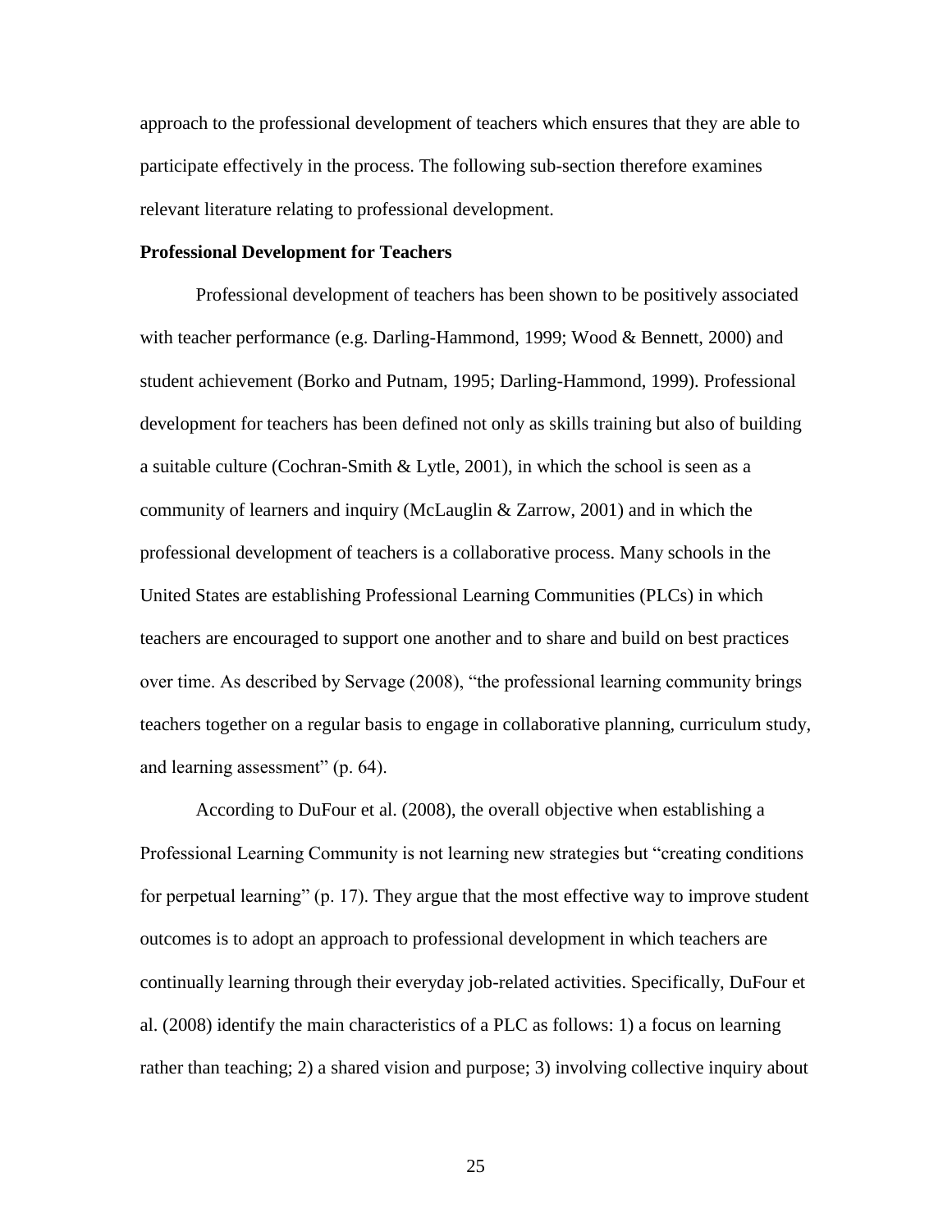approach to the professional development of teachers which ensures that they are able to participate effectively in the process. The following sub-section therefore examines relevant literature relating to professional development.

**Professional Development for Teachers**

Professional development of teachers has been shown to be positively associated with teacher performance (e.g. Darling-Hammond, 1999; Wood & Bennett, 2000) and student achievement (Borko and Putnam, 1995; Darling-Hammond, 1999). Professional development for teachers has been defined not only as skills training but also of building a suitable culture (Cochran-Smith & Lytle, 2001), in which the school is seen as a community of learners and inquiry (McLauglin & Zarrow, 2001) and in which the professional development of teachers is a collaborative process. Many schools in the United States are establishing Professional Learning Communities (PLCs) in which teachers are encouraged to support one another and to share and build on best practices over time. As described by Servage (2008), "the professional learning community brings teachers together on a regular basis to engage in collaborative planning, curriculum study, and learning assessment" (p. 64).

According to DuFour et al. (2008), the overall objective when establishing a Professional Learning Community is not learning new strategies but "creating conditions for perpetual learning" (p. 17). They argue that the most effective way to improve student outcomes is to adopt an approach to professional development in which teachers are continually learning through their everyday job-related activities. Specifically, DuFour et al. (2008) identify the main characteristics of a PLC as follows: 1) a focus on learning rather than teaching; 2) a shared vision and purpose; 3) involving collective inquiry about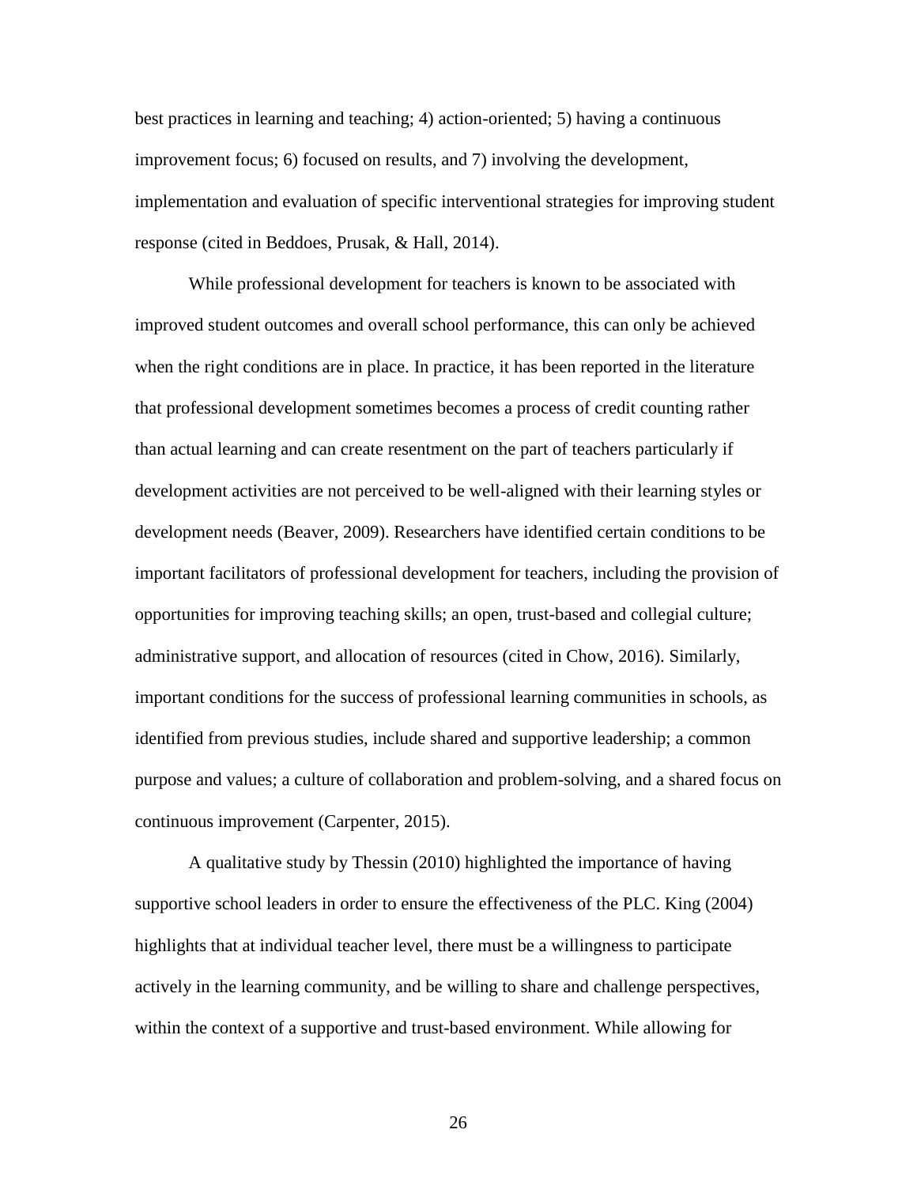best practices in learning and teaching; 4) action-oriented; 5) having a continuous improvement focus; 6) focused on results, and 7) involving the development, implementation and evaluation of specific interventional strategies for improving student response (cited in Beddoes, Prusak, & Hall, 2014).

While professional development for teachers is known to be associated with improved student outcomes and overall school performance, this can only be achieved when the right conditions are in place. In practice, it has been reported in the literature that professional development sometimes becomes a process of credit counting rather than actual learning and can create resentment on the part of teachers particularly if development activities are not perceived to be well-aligned with their learning styles or development needs (Beaver, 2009). Researchers have identified certain conditions to be important facilitators of professional development for teachers, including the provision of opportunities for improving teaching skills; an open, trust-based and collegial culture; administrative support, and allocation of resources (cited in Chow, 2016). Similarly, important conditions for the success of professional learning communities in schools, as identified from previous studies, include shared and supportive leadership; a common purpose and values; a culture of collaboration and problem-solving, and a shared focus on continuous improvement (Carpenter, 2015).

A qualitative study by Thessin (2010) highlighted the importance of having supportive school leaders in order to ensure the effectiveness of the PLC. King (2004) highlights that at individual teacher level, there must be a willingness to participate actively in the learning community, and be willing to share and challenge perspectives, within the context of a supportive and trust-based environment. While allowing for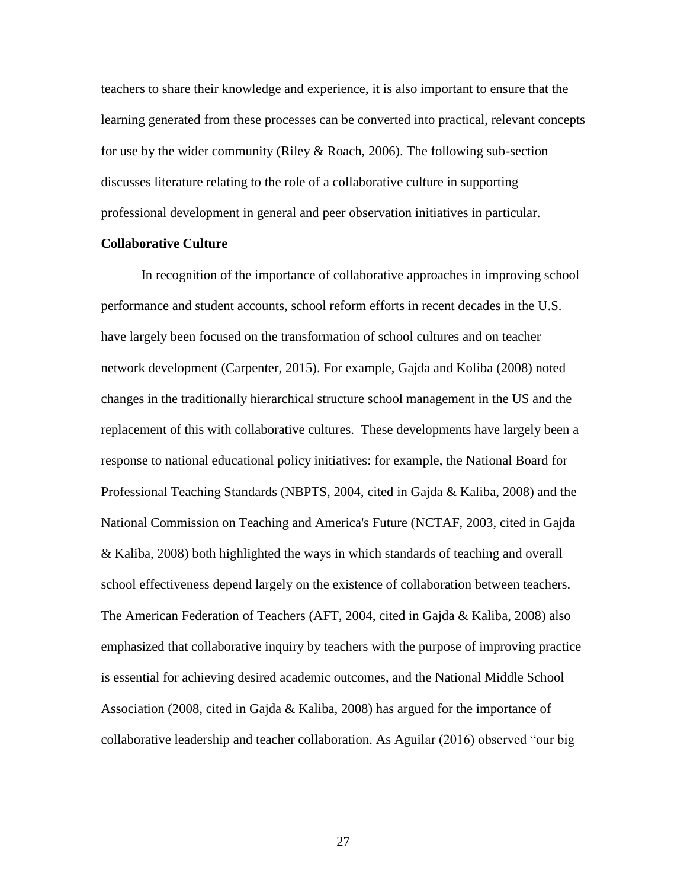teachers to share their knowledge and experience, it is also important to ensure that the learning generated from these processes can be converted into practical, relevant concepts for use by the wider community (Riley & Roach, 2006). The following sub-section discusses literature relating to the role of a collaborative culture in supporting professional development in general and peer observation initiatives in particular.

**Collaborative Culture**

In recognition of the importance of collaborative approaches in improving school performance and student accounts, school reform efforts in recent decades in the U.S. have largely been focused on the transformation of school cultures and on teacher network development (Carpenter, 2015). For example, Gajda and Koliba (2008) noted changes in the traditionally hierarchical structure school management in the US and the replacement of this with collaborative cultures. These developments have largely been a response to national educational policy initiatives: for example, the National Board for Professional Teaching Standards (NBPTS, 2004, cited in Gajda & Kaliba, 2008) and the National Commission on Teaching and America's Future (NCTAF, 2003, cited in Gajda & Kaliba, 2008) both highlighted the ways in which standards of teaching and overall school effectiveness depend largely on the existence of collaboration between teachers. The American Federation of Teachers (AFT, 2004, cited in Gajda & Kaliba, 2008) also emphasized that collaborative inquiry by teachers with the purpose of improving practice is essential for achieving desired academic outcomes, and the National Middle School Association (2008, cited in Gajda & Kaliba, 2008) has argued for the importance of collaborative leadership and teacher collaboration. As Aguilar (2016) observed "our big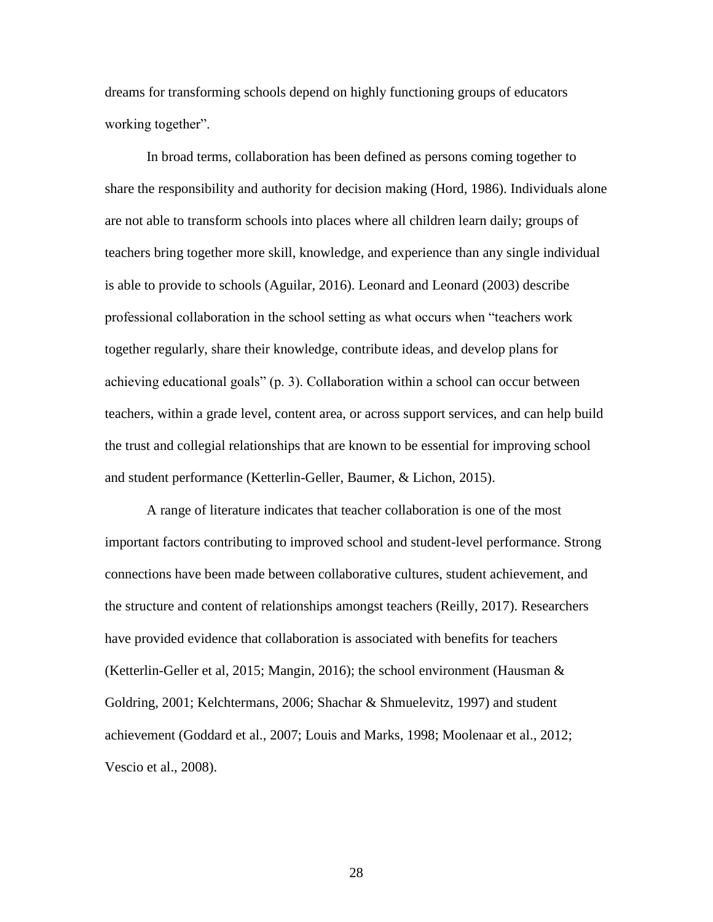dreams for transforming schools depend on highly functioning groups of educators working together".

In broad terms, collaboration has been defined as persons coming together to share the responsibility and authority for decision making (Hord, 1986). Individuals alone are not able to transform schools into places where all children learn daily; groups of teachers bring together more skill, knowledge, and experience than any single individual is able to provide to schools (Aguilar, 2016). Leonard and Leonard (2003) describe professional collaboration in the school setting as what occurs when "teachers work together regularly, share their knowledge, contribute ideas, and develop plans for achieving educational goals" (p. 3). Collaboration within a school can occur between teachers, within a grade level, content area, or across support services, and can help build the trust and collegial relationships that are known to be essential for improving school and student performance (Ketterlin-Geller, Baumer, & Lichon, 2015).

A range of literature indicates that teacher collaboration is one of the most important factors contributing to improved school and student-level performance. Strong connections have been made between collaborative cultures, student achievement, and the structure and content of relationships amongst teachers (Reilly, 2017). Researchers have provided evidence that collaboration is associated with benefits for teachers (Ketterlin-Geller et al, 2015; Mangin, 2016); the school environment (Hausman & Goldring, 2001; Kelchtermans, 2006; Shachar & Shmuelevitz, 1997) and student achievement (Goddard et al., 2007; Louis and Marks, 1998; Moolenaar et al., 2012; Vescio et al., 2008).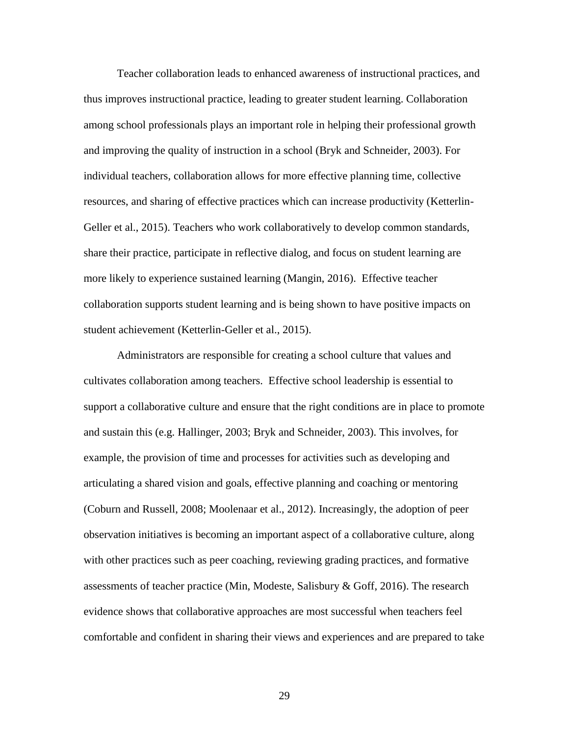Teacher collaboration leads to enhanced awareness of instructional practices, and thus improves instructional practice, leading to greater student learning. Collaboration among school professionals plays an important role in helping their professional growth and improving the quality of instruction in a school (Bryk and Schneider, 2003). For individual teachers, collaboration allows for more effective planning time, collective resources, and sharing of effective practices which can increase productivity (Ketterlin-Geller et al., 2015). Teachers who work collaboratively to develop common standards, share their practice, participate in reflective dialog, and focus on student learning are more likely to experience sustained learning (Mangin, 2016). Effective teacher collaboration supports student learning and is being shown to have positive impacts on student achievement (Ketterlin-Geller et al., 2015).

Administrators are responsible for creating a school culture that values and cultivates collaboration among teachers. Effective school leadership is essential to support a collaborative culture and ensure that the right conditions are in place to promote and sustain this (e.g. Hallinger, 2003; Bryk and Schneider, 2003). This involves, for example, the provision of time and processes for activities such as developing and articulating a shared vision and goals, effective planning and coaching or mentoring (Coburn and Russell, 2008; Moolenaar et al., 2012). Increasingly, the adoption of peer observation initiatives is becoming an important aspect of a collaborative culture, along with other practices such as peer coaching, reviewing grading practices, and formative assessments of teacher practice (Min, Modeste, Salisbury & Goff, 2016). The research evidence shows that collaborative approaches are most successful when teachers feel comfortable and confident in sharing their views and experiences and are prepared to take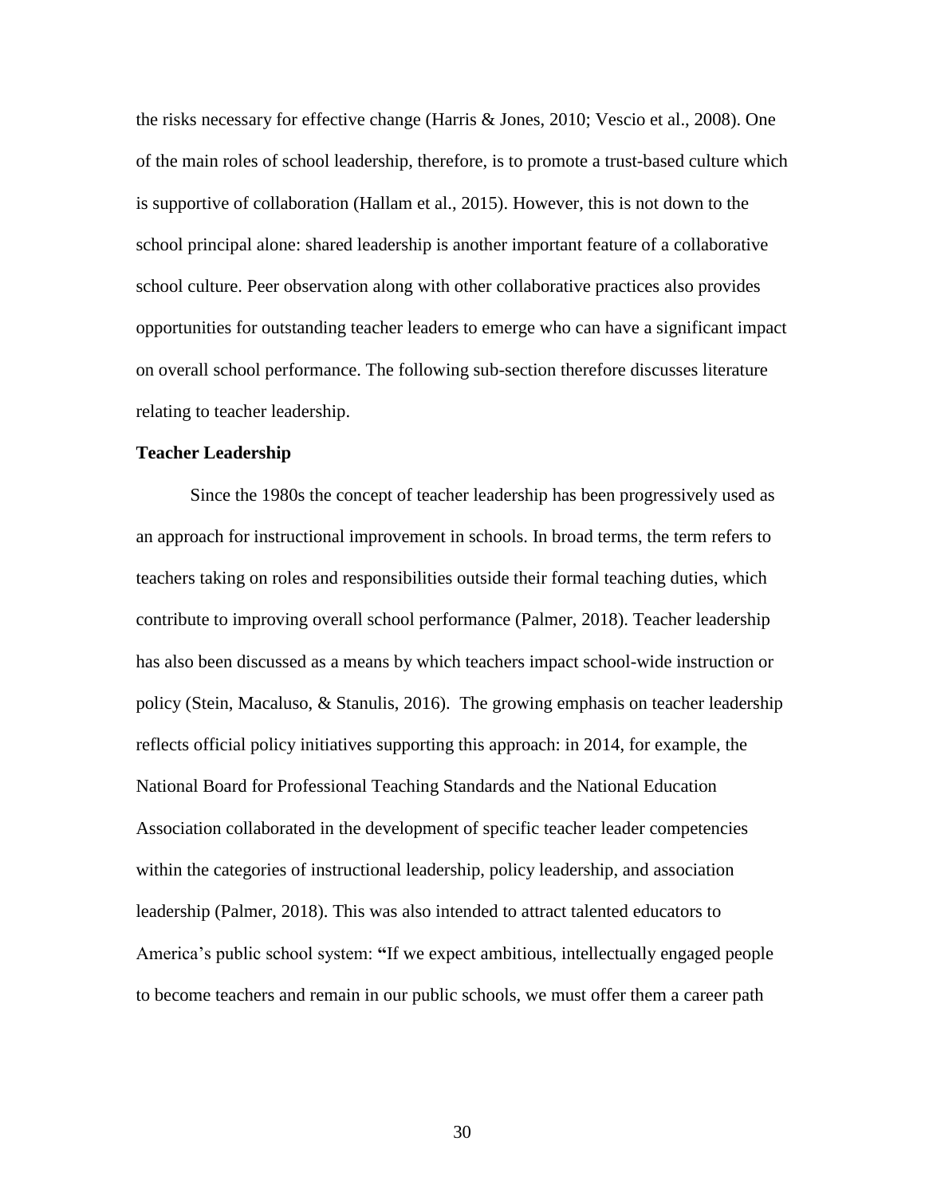the risks necessary for effective change (Harris & Jones, 2010; Vescio et al., 2008). One of the main roles of school leadership, therefore, is to promote a trust-based culture which is supportive of collaboration (Hallam et al., 2015). However, this is not down to the school principal alone: shared leadership is another important feature of a collaborative school culture. Peer observation along with other collaborative practices also provides opportunities for outstanding teacher leaders to emerge who can have a significant impact on overall school performance. The following sub-section therefore discusses literature relating to teacher leadership.

**Teacher Leadership**

Since the 1980s the concept of teacher leadership has been progressively used as an approach for instructional improvement in schools. In broad terms, the term refers to teachers taking on roles and responsibilities outside their formal teaching duties, which contribute to improving overall school performance (Palmer, 2018). Teacher leadership has also been discussed as a means by which teachers impact school-wide instruction or policy (Stein, Macaluso, & Stanulis, 2016). The growing emphasis on teacher leadership reflects official policy initiatives supporting this approach: in 2014, for example, the National Board for Professional Teaching Standards and the National Education Association collaborated in the development of specific teacher leader competencies within the categories of instructional leadership, policy leadership, and association leadership (Palmer, 2018). This was also intended to attract talented educators to America's public school system: "If we expect ambitious, intellectually engaged people to become teachers and remain in our public schools, we must offer them a career path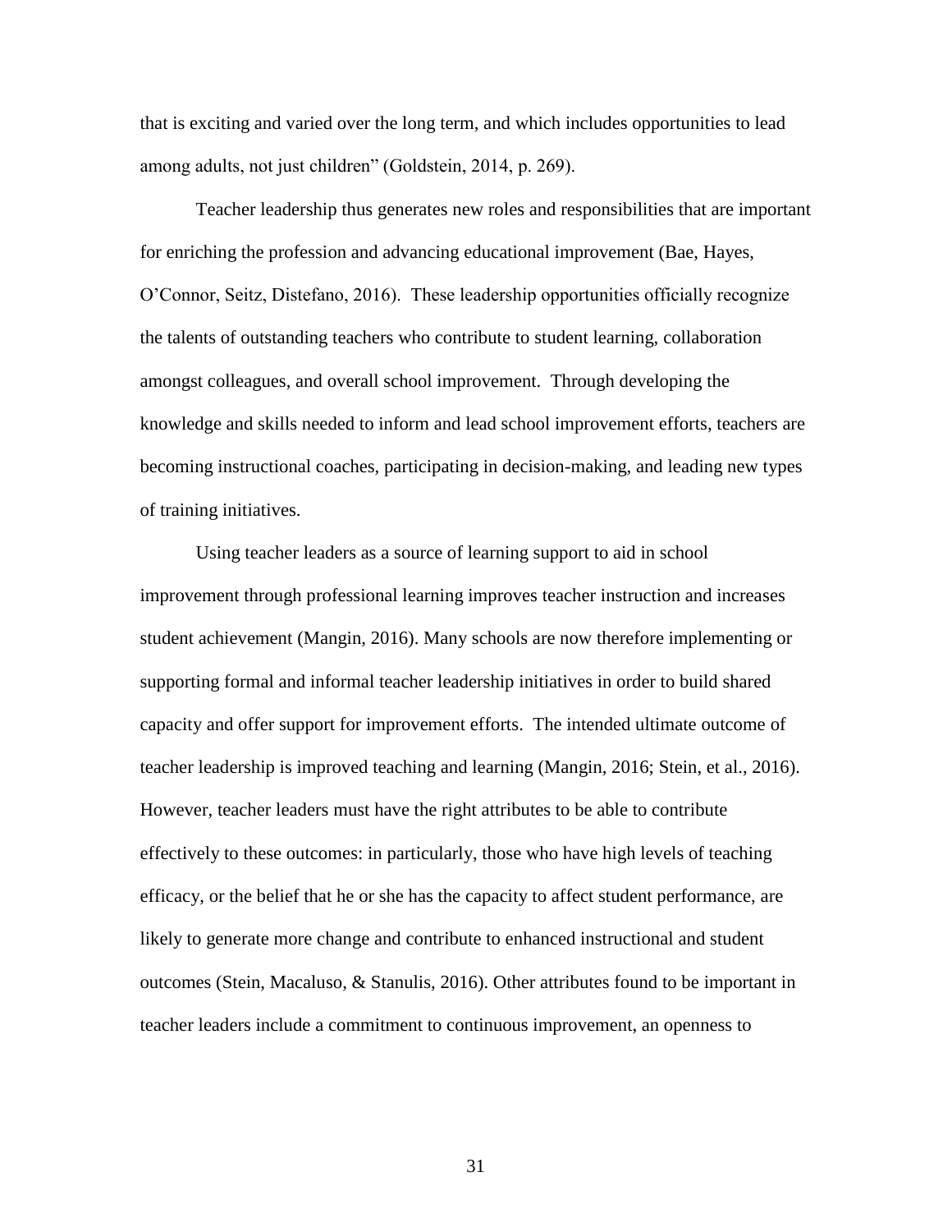that is exciting and varied over the long term, and which includes opportunities to lead among adults, not just children" (Goldstein, 2014, p. 269).

Teacher leadership thus generates new roles and responsibilities that are important for enriching the profession and advancing educational improvement (Bae, Hayes, O'Connor, Seitz, Distefano, 2016). These leadership opportunities officially recognize the talents of outstanding teachers who contribute to student learning, collaboration amongst colleagues, and overall school improvement. Through developing the knowledge and skills needed to inform and lead school improvement efforts, teachers are becoming instructional coaches, participating in decision-making, and leading new types of training initiatives.

Using teacher leaders as a source of learning support to aid in school improvement through professional learning improves teacher instruction and increases student achievement (Mangin, 2016). Many schools are now therefore implementing or supporting formal and informal teacher leadership initiatives in order to build shared capacity and offer support for improvement efforts. The intended ultimate outcome of teacher leadership is improved teaching and learning (Mangin, 2016; Stein, et al., 2016). However, teacher leaders must have the right attributes to be able to contribute effectively to these outcomes: in particularly, those who have high levels of teaching efficacy, or the belief that he or she has the capacity to affect student performance, are likely to generate more change and contribute to enhanced instructional and student outcomes (Stein, Macaluso, & Stanulis, 2016). Other attributes found to be important in teacher leaders include a commitment to continuous improvement, an openness to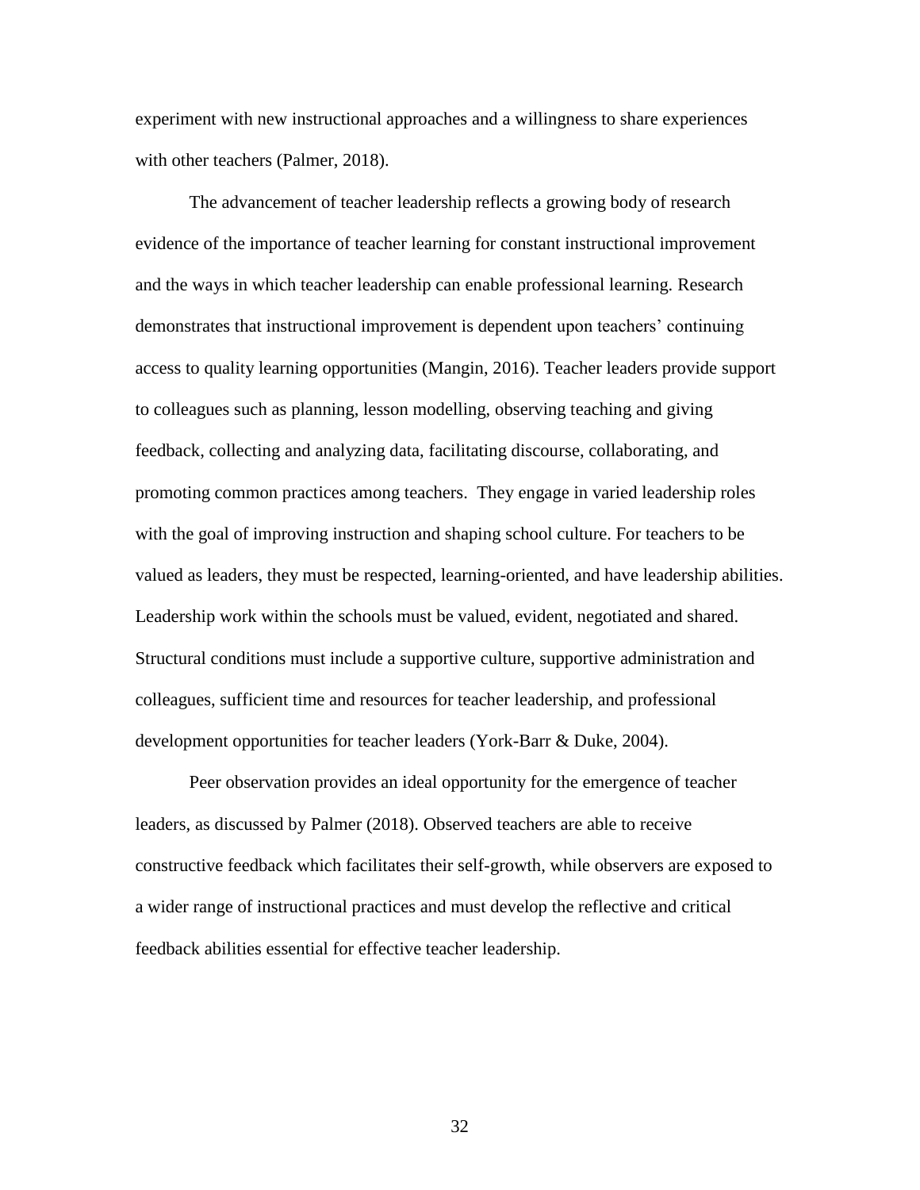experiment with new instructional approaches and a willingness to share experiences with other teachers (Palmer, 2018).

The advancement of teacher leadership reflects a growing body of research evidence of the importance of teacher learning for constant instructional improvement and the ways in which teacher leadership can enable professional learning. Research demonstrates that instructional improvement is dependent upon teachers' continuing access to quality learning opportunities (Mangin, 2016). Teacher leaders provide support to colleagues such as planning, lesson modelling, observing teaching and giving feedback, collecting and analyzing data, facilitating discourse, collaborating, and promoting common practices among teachers. They engage in varied leadership roles with the goal of improving instruction and shaping school culture. For teachers to be valued as leaders, they must be respected, learning-oriented, and have leadership abilities. Leadership work within the schools must be valued, evident, negotiated and shared. Structural conditions must include a supportive culture, supportive administration and colleagues, sufficient time and resources for teacher leadership, and professional development opportunities for teacher leaders (York-Barr & Duke, 2004).

Peer observation provides an ideal opportunity for the emergence of teacher leaders, as discussed by Palmer (2018). Observed teachers are able to receive constructive feedback which facilitates their self-growth, while observers are exposed to a wider range of instructional practices and must develop the reflective and critical feedback abilities essential for effective teacher leadership.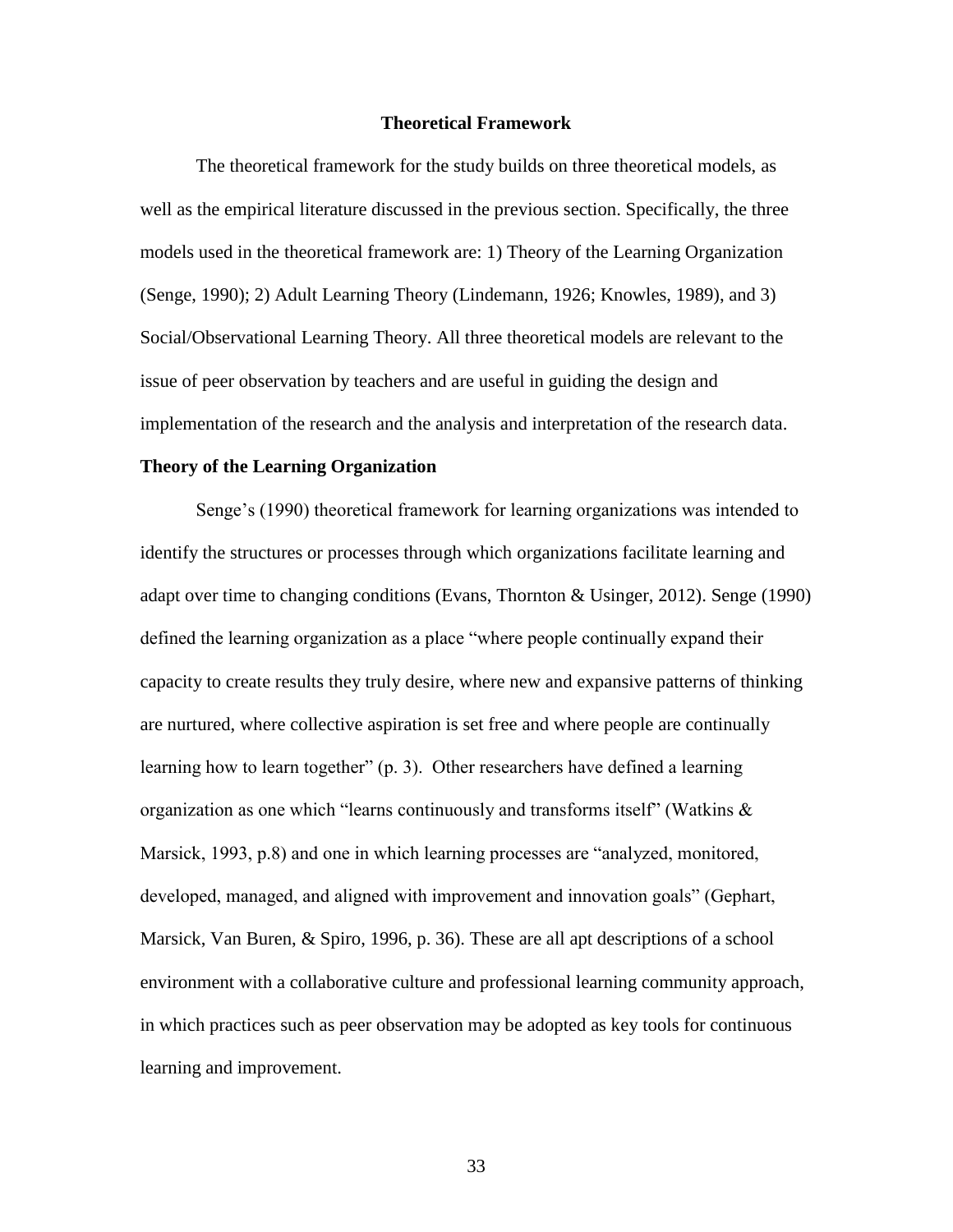## Theoretical Framework

The theoretical framework for the study builds on three theoretical models, as well as the empirical literature discussed in the previous section. Specifically, the three models used in the theoretical framework are: 1) Theory of the Learning Organization (Senge, 1990); 2) Adult Learning Theory (Lindemann, 1926; Knowles, 1989), and 3) Social/Observational Learning Theory. All three theoretical models are relevant to the issue of peer observation by teachers and are useful in guiding the design and implementation of the research and the analysis and interpretation of the research data.

### Theory of the Learning Organization

Senge's (1990) theoretical framework for learning organizations was intended to identify the structures or processes through which organizations facilitate learning and adapt over time to changing conditions (Evans, Thornton & Usinger, 2012). Senge (1990) defined the learning organization as a place "where people continually expand their capacity to create results they truly desire, where new and expansive patterns of thinking are nurtured, where collective aspiration is set free and where people are continually learning how to learn together" (p. 3). Other researchers have defined a learning organization as one which "learns continuously and transforms itself" (Watkins & Marsick, 1993, p.8) and one in which learning processes are "analyzed, monitored, developed, managed, and aligned with improvement and innovation goals" (Gephart, Marsick, Van Buren, & Spiro, 1996, p. 36). These are all apt descriptions of a school environment with a collaborative culture and professional learning community approach, in which practices such as peer observation may be adopted as key tools for continuous learning and improvement.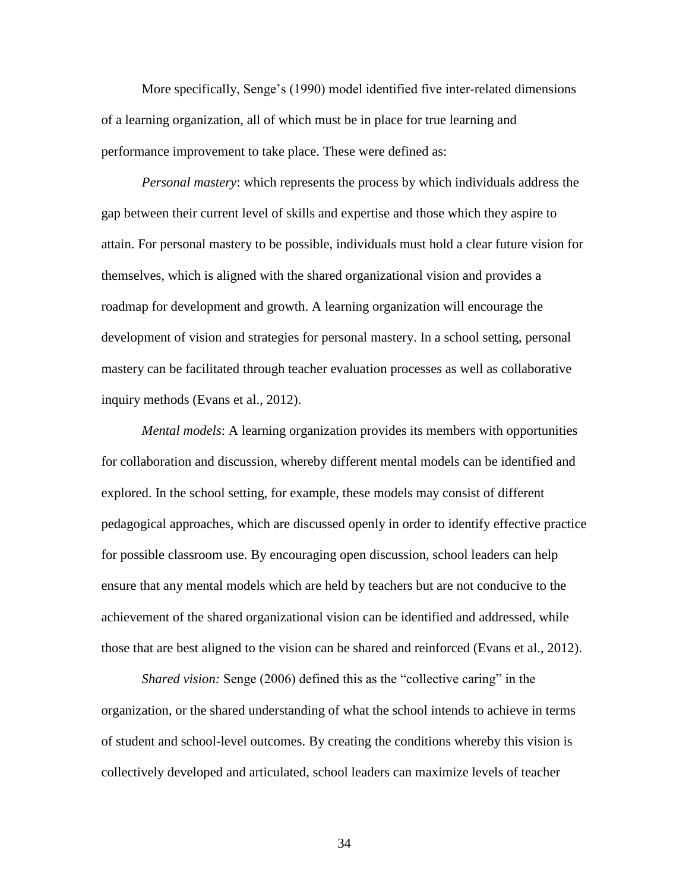More specifically, Senge's (1990) model identified five inter-related dimensions of a learning organization, all of which must be in place for true learning and performance improvement to take place. These were defined as:

*Personal mastery*: which represents the process by which individuals address the gap between their current level of skills and expertise and those which they aspire to attain. For personal mastery to be possible, individuals must hold a clear future vision for themselves, which is aligned with the shared organizational vision and provides a roadmap for development and growth. A learning organization will encourage the development of vision and strategies for personal mastery. In a school setting, personal mastery can be facilitated through teacher evaluation processes as well as collaborative inquiry methods (Evans et al., 2012).

*Mental models*: A learning organization provides its members with opportunities for collaboration and discussion, whereby different mental models can be identified and explored. In the school setting, for example, these models may consist of different pedagogical approaches, which are discussed openly in order to identify effective practice for possible classroom use. By encouraging open discussion, school leaders can help ensure that any mental models which are held by teachers but are not conducive to the achievement of the shared organizational vision can be identified and addressed, while those that are best aligned to the vision can be shared and reinforced (Evans et al., 2012).

*Shared vision:* Senge (2006) defined this as the "collective caring" in the organization, or the shared understanding of what the school intends to achieve in terms of student and school-level outcomes. By creating the conditions whereby this vision is collectively developed and articulated, school leaders can maximize levels of teacher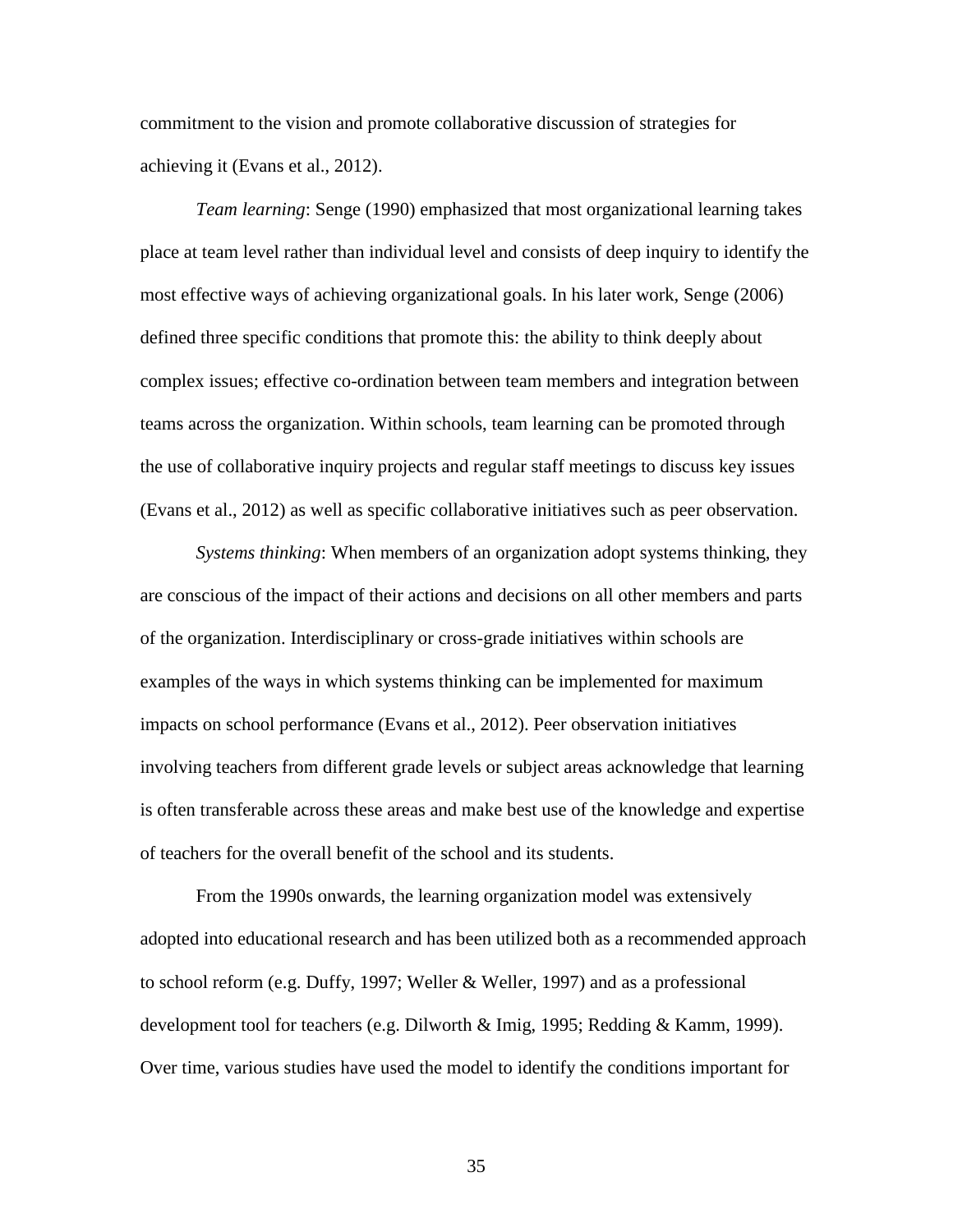commitment to the vision and promote collaborative discussion of strategies for achieving it (Evans et al., 2012).

*Team learning*: Senge (1990) emphasized that most organizational learning takes place at team level rather than individual level and consists of deep inquiry to identify the most effective ways of achieving organizational goals. In his later work, Senge (2006) defined three specific conditions that promote this: the ability to think deeply about complex issues; effective co-ordination between team members and integration between teams across the organization. Within schools, team learning can be promoted through the use of collaborative inquiry projects and regular staff meetings to discuss key issues (Evans et al., 2012) as well as specific collaborative initiatives such as peer observation.

*Systems thinking*: When members of an organization adopt systems thinking, they are conscious of the impact of their actions and decisions on all other members and parts of the organization. Interdisciplinary or cross-grade initiatives within schools are examples of the ways in which systems thinking can be implemented for maximum impacts on school performance (Evans et al., 2012). Peer observation initiatives involving teachers from different grade levels or subject areas acknowledge that learning is often transferable across these areas and make best use of the knowledge and expertise of teachers for the overall benefit of the school and its students.

From the 1990s onwards, the learning organization model was extensively adopted into educational research and has been utilized both as a recommended approach to school reform (e.g. Duffy, 1997; Weller & Weller, 1997) and as a professional development tool for teachers (e.g. Dilworth & Imig, 1995; Redding & Kamm, 1999). Over time, various studies have used the model to identify the conditions important for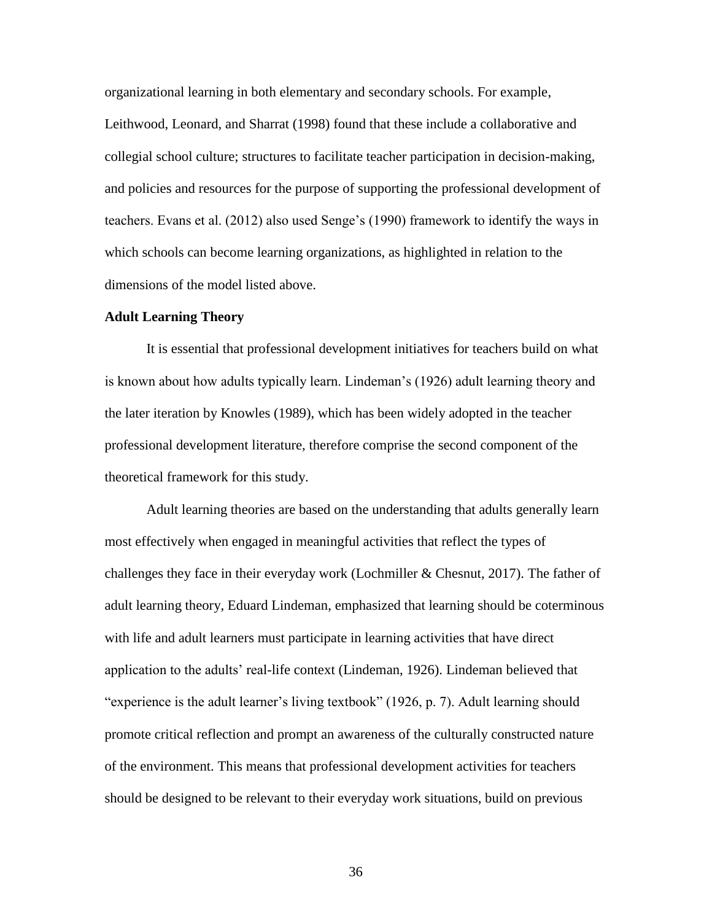organizational learning in both elementary and secondary schools. For example, Leithwood, Leonard, and Sharrat (1998) found that these include a collaborative and collegial school culture; structures to facilitate teacher participation in decision-making, and policies and resources for the purpose of supporting the professional development of teachers. Evans et al. (2012) also used Senge's (1990) framework to identify the ways in which schools can become learning organizations, as highlighted in relation to the dimensions of the model listed above.

### Adult Learning Theory

It is essential that professional development initiatives for teachers build on what is known about how adults typically learn. Lindeman's (1926) adult learning theory and the later iteration by Knowles (1989), which has been widely adopted in the teacher professional development literature, therefore comprise the second component of the theoretical framework for this study.

Adult learning theories are based on the understanding that adults generally learn most effectively when engaged in meaningful activities that reflect the types of challenges they face in their everyday work (Lochmiller & Chesnut, 2017). The father of adult learning theory, Eduard Lindeman, emphasized that learning should be coterminous with life and adult learners must participate in learning activities that have direct application to the adults' real-life context (Lindeman, 1926). Lindeman believed that "experience is the adult learner's living textbook" (1926, p. 7). Adult learning should promote critical reflection and prompt an awareness of the culturally constructed nature of the environment. This means that professional development activities for teachers should be designed to be relevant to their everyday work situations, build on previous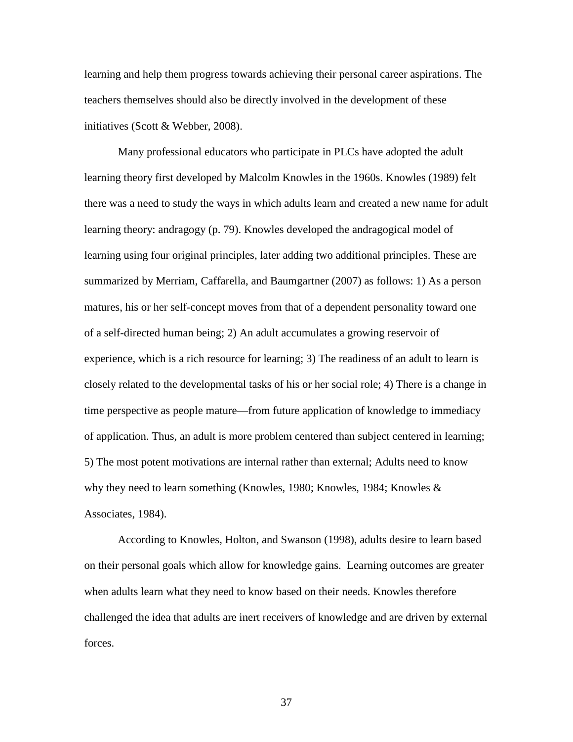learning and help them progress towards achieving their personal career aspirations. The teachers themselves should also be directly involved in the development of these initiatives (Scott & Webber, 2008).

Many professional educators who participate in PLCs have adopted the adult learning theory first developed by Malcolm Knowles in the 1960s. Knowles (1989) felt there was a need to study the ways in which adults learn and created a new name for adult learning theory: andragogy (p. 79). Knowles developed the andragogical model of learning using four original principles, later adding two additional principles. These are summarized by Merriam, Caffarella, and Baumgartner (2007) as follows: 1) As a person matures, his or her self-concept moves from that of a dependent personality toward one of a self-directed human being; 2) An adult accumulates a growing reservoir of experience, which is a rich resource for learning; 3) The readiness of an adult to learn is closely related to the developmental tasks of his or her social role; 4) There is a change in time perspective as people mature—from future application of knowledge to immediacy of application. Thus, an adult is more problem centered than subject centered in learning; 5) The most potent motivations are internal rather than external; Adults need to know why they need to learn something (Knowles, 1980; Knowles, 1984; Knowles & Associates, 1984).

According to Knowles, Holton, and Swanson (1998), adults desire to learn based on their personal goals which allow for knowledge gains. Learning outcomes are greater when adults learn what they need to know based on their needs. Knowles therefore challenged the idea that adults are inert receivers of knowledge and are driven by external forces.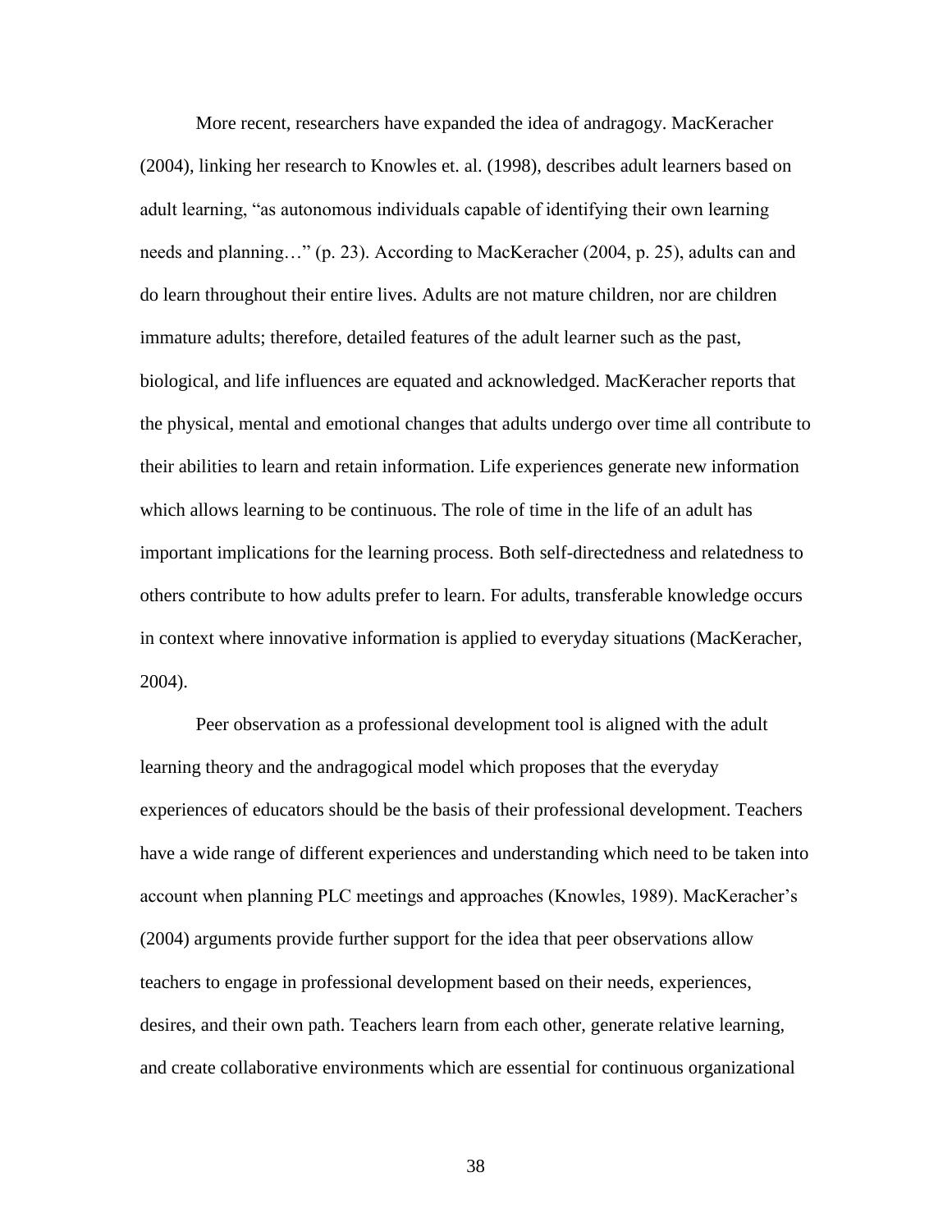More recent, researchers have expanded the idea of andragogy. MacKeracher (2004), linking her research to Knowles et. al. (1998), describes adult learners based on adult learning, "as autonomous individuals capable of identifying their own learning needs and planning…" (p. 23). According to MacKeracher (2004, p. 25), adults can and do learn throughout their entire lives. Adults are not mature children, nor are children immature adults; therefore, detailed features of the adult learner such as the past, biological, and life influences are equated and acknowledged. MacKeracher reports that the physical, mental and emotional changes that adults undergo over time all contribute to their abilities to learn and retain information. Life experiences generate new information which allows learning to be continuous. The role of time in the life of an adult has important implications for the learning process. Both self-directedness and relatedness to others contribute to how adults prefer to learn. For adults, transferable knowledge occurs in context where innovative information is applied to everyday situations (MacKeracher, 2004).

Peer observation as a professional development tool is aligned with the adult learning theory and the andragogical model which proposes that the everyday experiences of educators should be the basis of their professional development. Teachers have a wide range of different experiences and understanding which need to be taken into account when planning PLC meetings and approaches (Knowles, 1989). MacKeracher's (2004) arguments provide further support for the idea that peer observations allow teachers to engage in professional development based on their needs, experiences, desires, and their own path. Teachers learn from each other, generate relative learning, and create collaborative environments which are essential for continuous organizational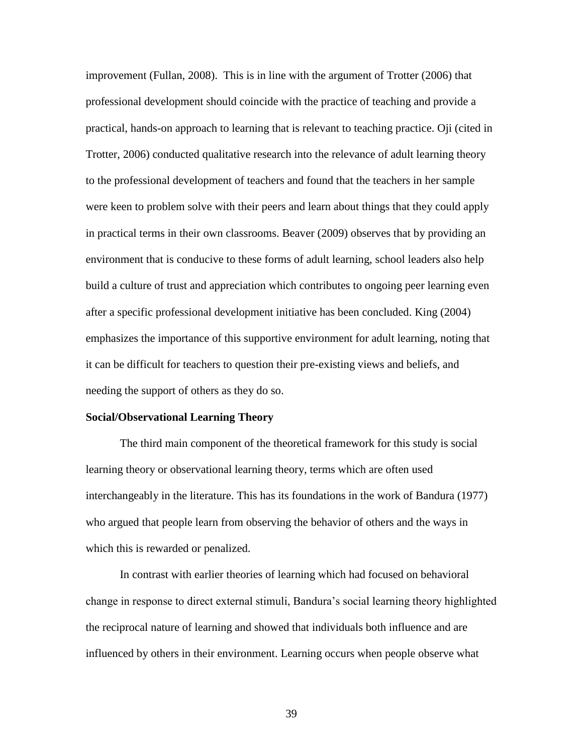improvement (Fullan, 2008). This is in line with the argument of Trotter (2006) that professional development should coincide with the practice of teaching and provide a practical, hands-on approach to learning that is relevant to teaching practice. Oji (cited in Trotter, 2006) conducted qualitative research into the relevance of adult learning theory to the professional development of teachers and found that the teachers in her sample were keen to problem solve with their peers and learn about things that they could apply in practical terms in their own classrooms. Beaver (2009) observes that by providing an environment that is conducive to these forms of adult learning, school leaders also help build a culture of trust and appreciation which contributes to ongoing peer learning even after a specific professional development initiative has been concluded. King (2004) emphasizes the importance of this supportive environment for adult learning, noting that it can be difficult for teachers to question their pre-existing views and beliefs, and needing the support of others as they do so.

**Social/Observational Learning Theory**

The third main component of the theoretical framework for this study is social learning theory or observational learning theory, terms which are often used interchangeably in the literature. This has its foundations in the work of Bandura (1977) who argued that people learn from observing the behavior of others and the ways in which this is rewarded or penalized.

In contrast with earlier theories of learning which had focused on behavioral change in response to direct external stimuli, Bandura's social learning theory highlighted the reciprocal nature of learning and showed that individuals both influence and are influenced by others in their environment. Learning occurs when people observe what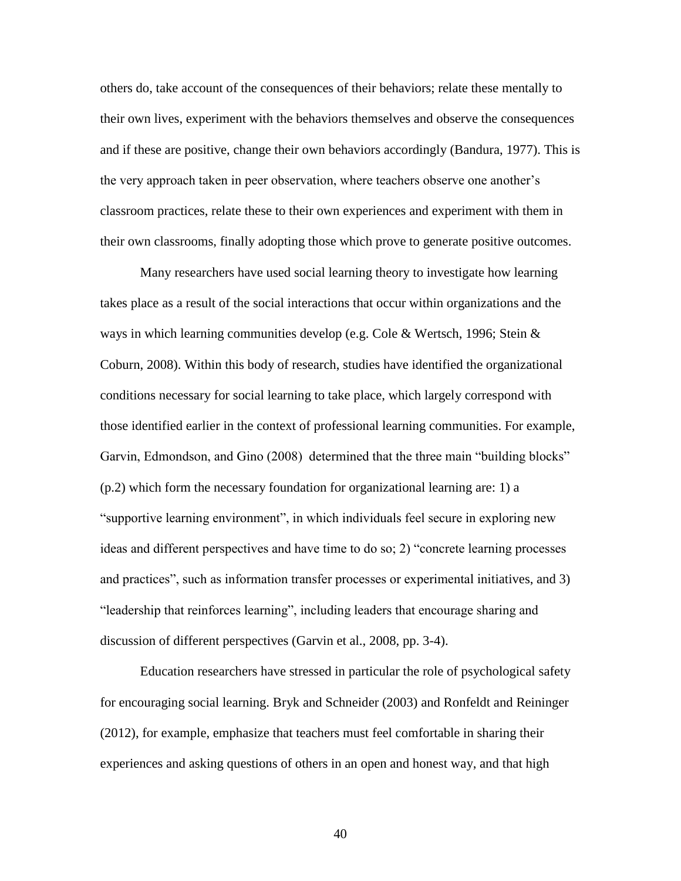others do, take account of the consequences of their behaviors; relate these mentally to their own lives, experiment with the behaviors themselves and observe the consequences and if these are positive, change their own behaviors accordingly (Bandura, 1977). This is the very approach taken in peer observation, where teachers observe one another's classroom practices, relate these to their own experiences and experiment with them in their own classrooms, finally adopting those which prove to generate positive outcomes.

Many researchers have used social learning theory to investigate how learning takes place as a result of the social interactions that occur within organizations and the ways in which learning communities develop (e.g. Cole & Wertsch, 1996; Stein & Coburn, 2008). Within this body of research, studies have identified the organizational conditions necessary for social learning to take place, which largely correspond with those identified earlier in the context of professional learning communities. For example, Garvin, Edmondson, and Gino (2008) determined that the three main "building blocks" (p.2) which form the necessary foundation for organizational learning are: 1) a "supportive learning environment", in which individuals feel secure in exploring new ideas and different perspectives and have time to do so; 2) "concrete learning processes and practices", such as information transfer processes or experimental initiatives, and 3) "leadership that reinforces learning", including leaders that encourage sharing and discussion of different perspectives (Garvin et al., 2008, pp. 3-4).

Education researchers have stressed in particular the role of psychological safety for encouraging social learning. Bryk and Schneider (2003) and Ronfeldt and Reininger (2012), for example, emphasize that teachers must feel comfortable in sharing their experiences and asking questions of others in an open and honest way, and that high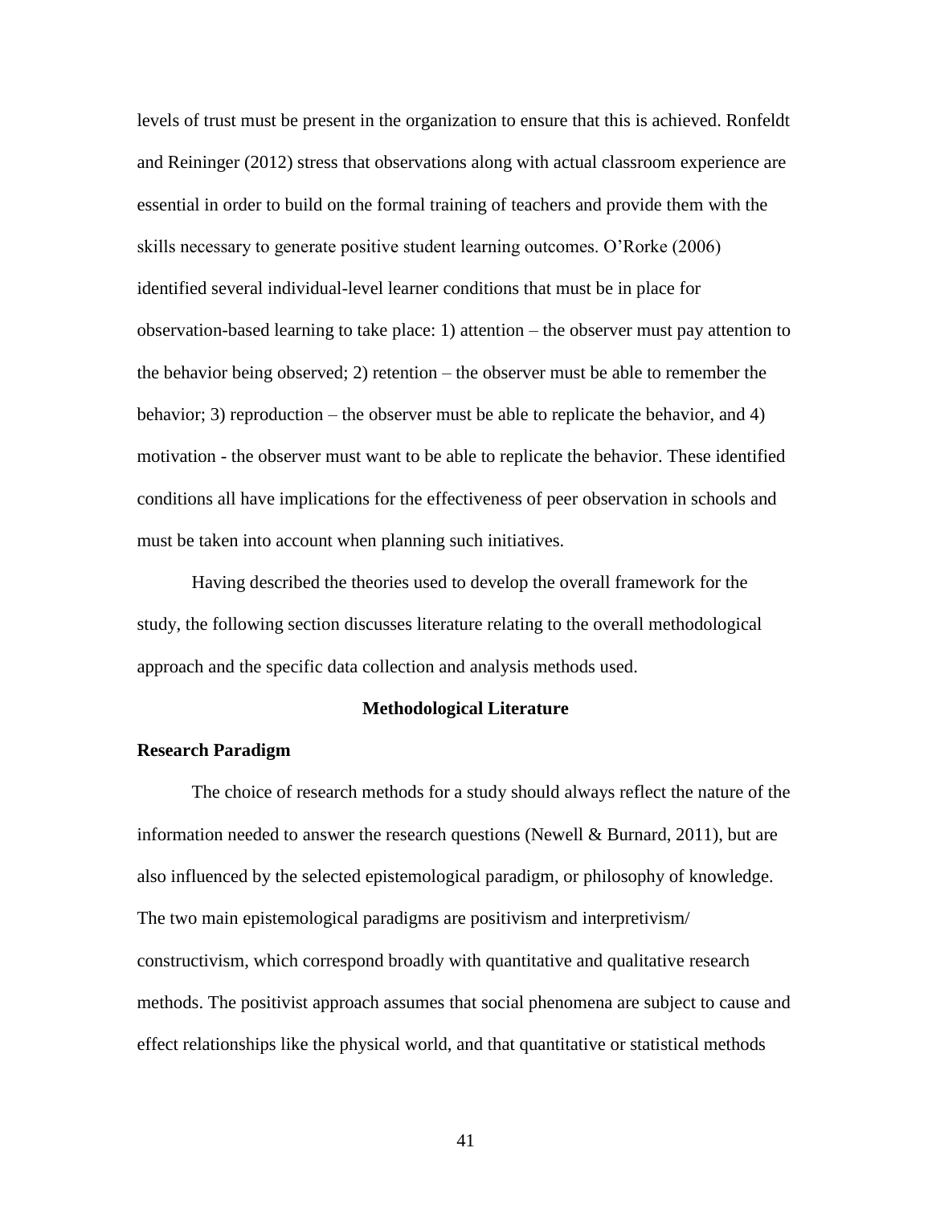levels of trust must be present in the organization to ensure that this is achieved. Ronfeldt and Reininger (2012) stress that observations along with actual classroom experience are essential in order to build on the formal training of teachers and provide them with the skills necessary to generate positive student learning outcomes. O'Rorke (2006) identified several individual-level learner conditions that must be in place for observation-based learning to take place: 1) attention – the observer must pay attention to the behavior being observed; 2) retention – the observer must be able to remember the behavior; 3) reproduction – the observer must be able to replicate the behavior, and 4) motivation - the observer must want to be able to replicate the behavior. These identified conditions all have implications for the effectiveness of peer observation in schools and must be taken into account when planning such initiatives.

Having described the theories used to develop the overall framework for the study, the following section discusses literature relating to the overall methodological approach and the specific data collection and analysis methods used.

## Methodological Literature

### Research Paradigm

The choice of research methods for a study should always reflect the nature of the information needed to answer the research questions (Newell & Burnard, 2011), but are also influenced by the selected epistemological paradigm, or philosophy of knowledge. The two main epistemological paradigms are positivism and interpretivism/ constructivism, which correspond broadly with quantitative and qualitative research methods. The positivist approach assumes that social phenomena are subject to cause and effect relationships like the physical world, and that quantitative or statistical methods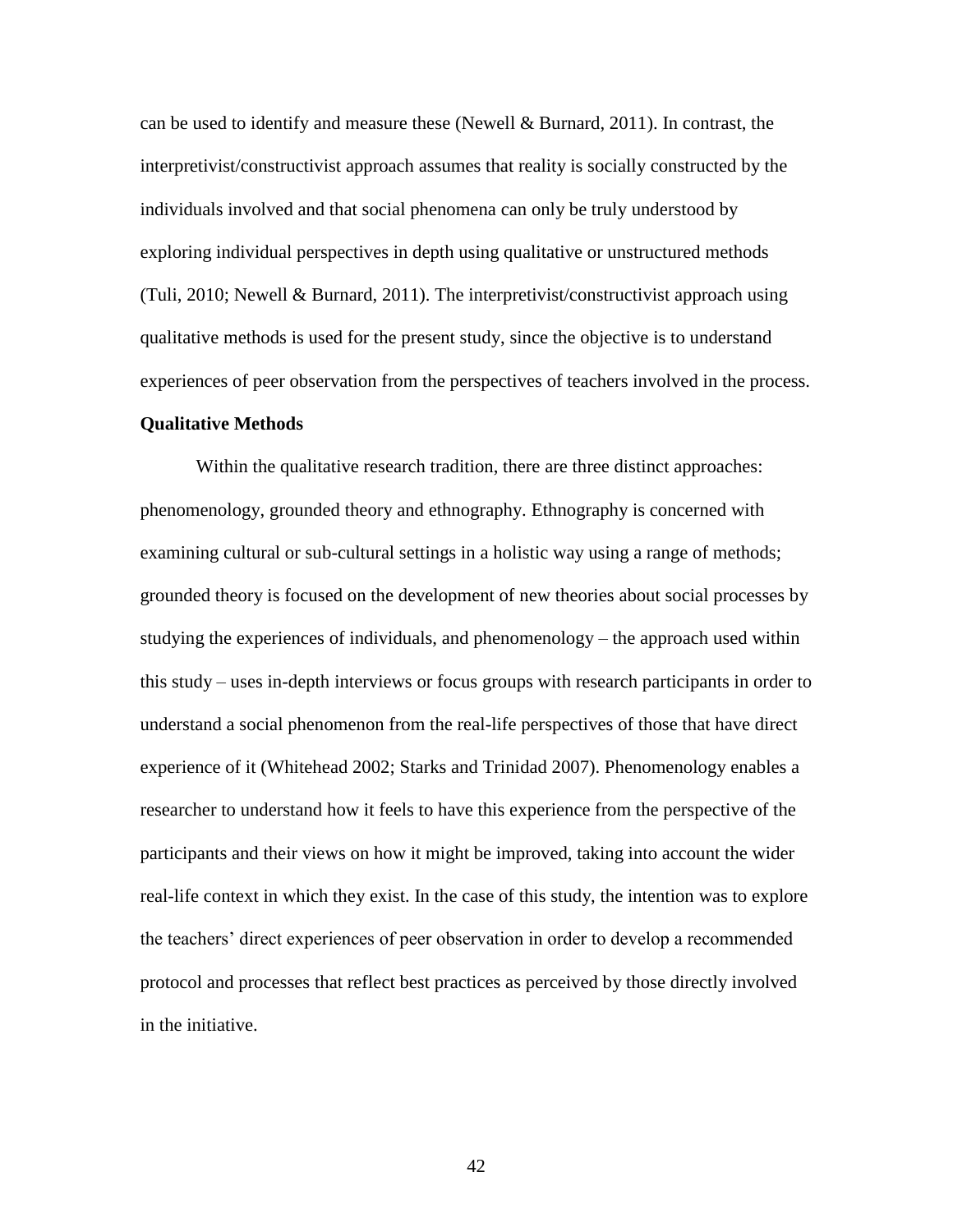can be used to identify and measure these (Newell & Burnard, 2011). In contrast, the interpretivist/constructivist approach assumes that reality is socially constructed by the individuals involved and that social phenomena can only be truly understood by exploring individual perspectives in depth using qualitative or unstructured methods (Tuli, 2010; Newell & Burnard, 2011). The interpretivist/constructivist approach using qualitative methods is used for the present study, since the objective is to understand experiences of peer observation from the perspectives of teachers involved in the process.

**Qualitative Methods**

Within the qualitative research tradition, there are three distinct approaches: phenomenology, grounded theory and ethnography. Ethnography is concerned with examining cultural or sub-cultural settings in a holistic way using a range of methods; grounded theory is focused on the development of new theories about social processes by studying the experiences of individuals, and phenomenology – the approach used within this study – uses in-depth interviews or focus groups with research participants in order to understand a social phenomenon from the real-life perspectives of those that have direct experience of it (Whitehead 2002; Starks and Trinidad 2007). Phenomenology enables a researcher to understand how it feels to have this experience from the perspective of the participants and their views on how it might be improved, taking into account the wider real-life context in which they exist. In the case of this study, the intention was to explore the teachers' direct experiences of peer observation in order to develop a recommended protocol and processes that reflect best practices as perceived by those directly involved in the initiative.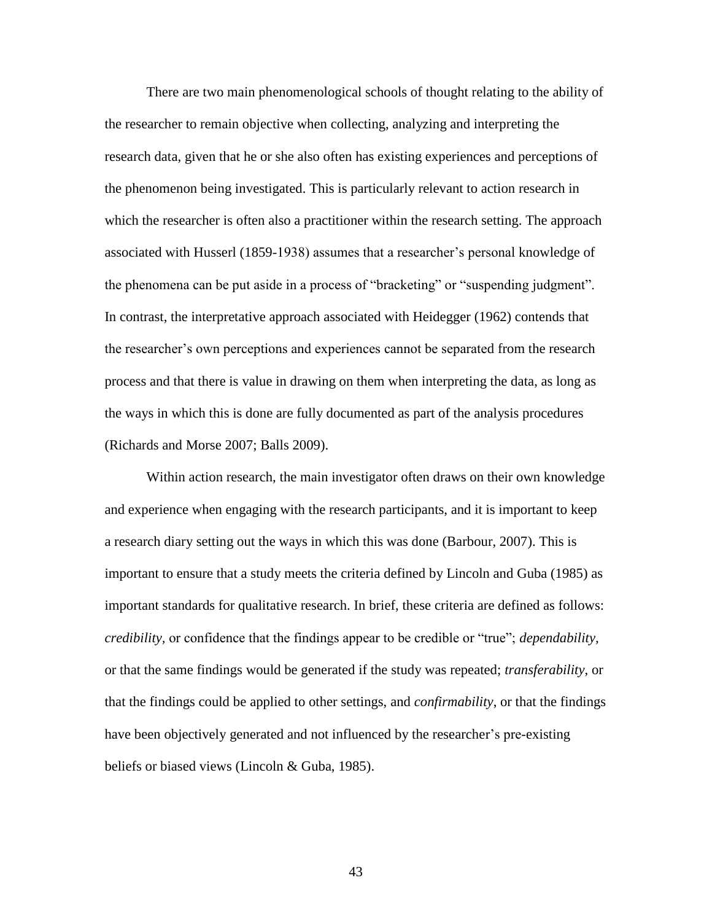There are two main phenomenological schools of thought relating to the ability of the researcher to remain objective when collecting, analyzing and interpreting the research data, given that he or she also often has existing experiences and perceptions of the phenomenon being investigated. This is particularly relevant to action research in which the researcher is often also a practitioner within the research setting. The approach associated with Husserl (1859-1938) assumes that a researcher's personal knowledge of the phenomena can be put aside in a process of "bracketing" or "suspending judgment". In contrast, the interpretative approach associated with Heidegger (1962) contends that the researcher's own perceptions and experiences cannot be separated from the research process and that there is value in drawing on them when interpreting the data, as long as the ways in which this is done are fully documented as part of the analysis procedures (Richards and Morse 2007; Balls 2009).

Within action research, the main investigator often draws on their own knowledge and experience when engaging with the research participants, and it is important to keep a research diary setting out the ways in which this was done (Barbour, 2007). This is important to ensure that a study meets the criteria defined by Lincoln and Guba (1985) as important standards for qualitative research. In brief, these criteria are defined as follows: *credibility*, or confidence that the findings appear to be credible or "true"; *dependability*, or that the same findings would be generated if the study was repeated; *transferability*, or that the findings could be applied to other settings, and *confirmability*, or that the findings have been objectively generated and not influenced by the researcher's pre-existing beliefs or biased views (Lincoln & Guba, 1985).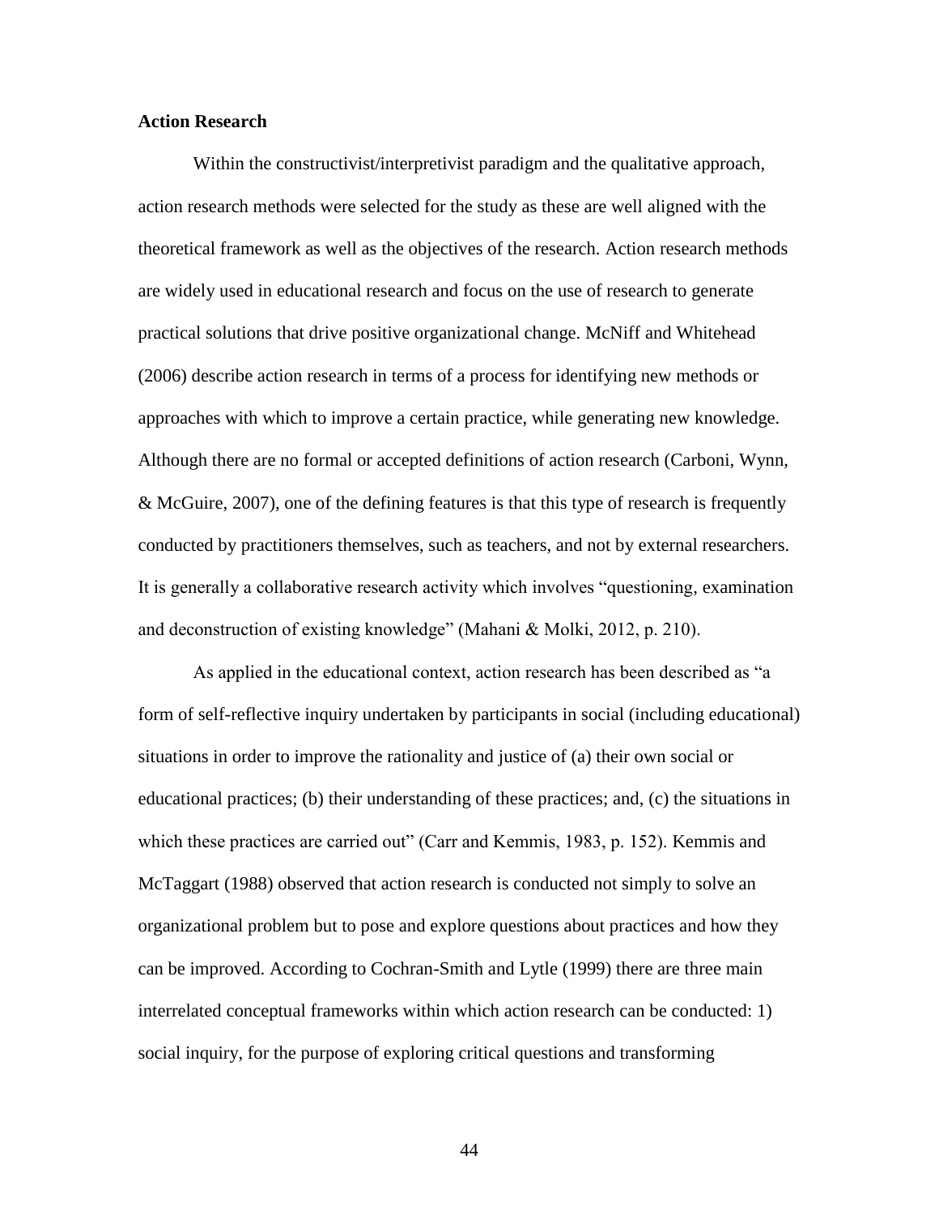### Action Research

Within the constructivist/interpretivist paradigm and the qualitative approach, action research methods were selected for the study as these are well aligned with the theoretical framework as well as the objectives of the research. Action research methods are widely used in educational research and focus on the use of research to generate practical solutions that drive positive organizational change. McNiff and Whitehead (2006) describe action research in terms of a process for identifying new methods or approaches with which to improve a certain practice, while generating new knowledge. Although there are no formal or accepted definitions of action research (Carboni, Wynn, & McGuire, 2007), one of the defining features is that this type of research is frequently conducted by practitioners themselves, such as teachers, and not by external researchers. It is generally a collaborative research activity which involves "questioning, examination and deconstruction of existing knowledge" (Mahani & Molki, 2012, p. 210).

As applied in the educational context, action research has been described as "a form of self-reflective inquiry undertaken by participants in social (including educational) situations in order to improve the rationality and justice of (a) their own social or educational practices; (b) their understanding of these practices; and, (c) the situations in which these practices are carried out" (Carr and Kemmis, 1983, p. 152). Kemmis and McTaggart (1988) observed that action research is conducted not simply to solve an organizational problem but to pose and explore questions about practices and how they can be improved. According to Cochran-Smith and Lytle (1999) there are three main interrelated conceptual frameworks within which action research can be conducted: 1) social inquiry, for the purpose of exploring critical questions and transforming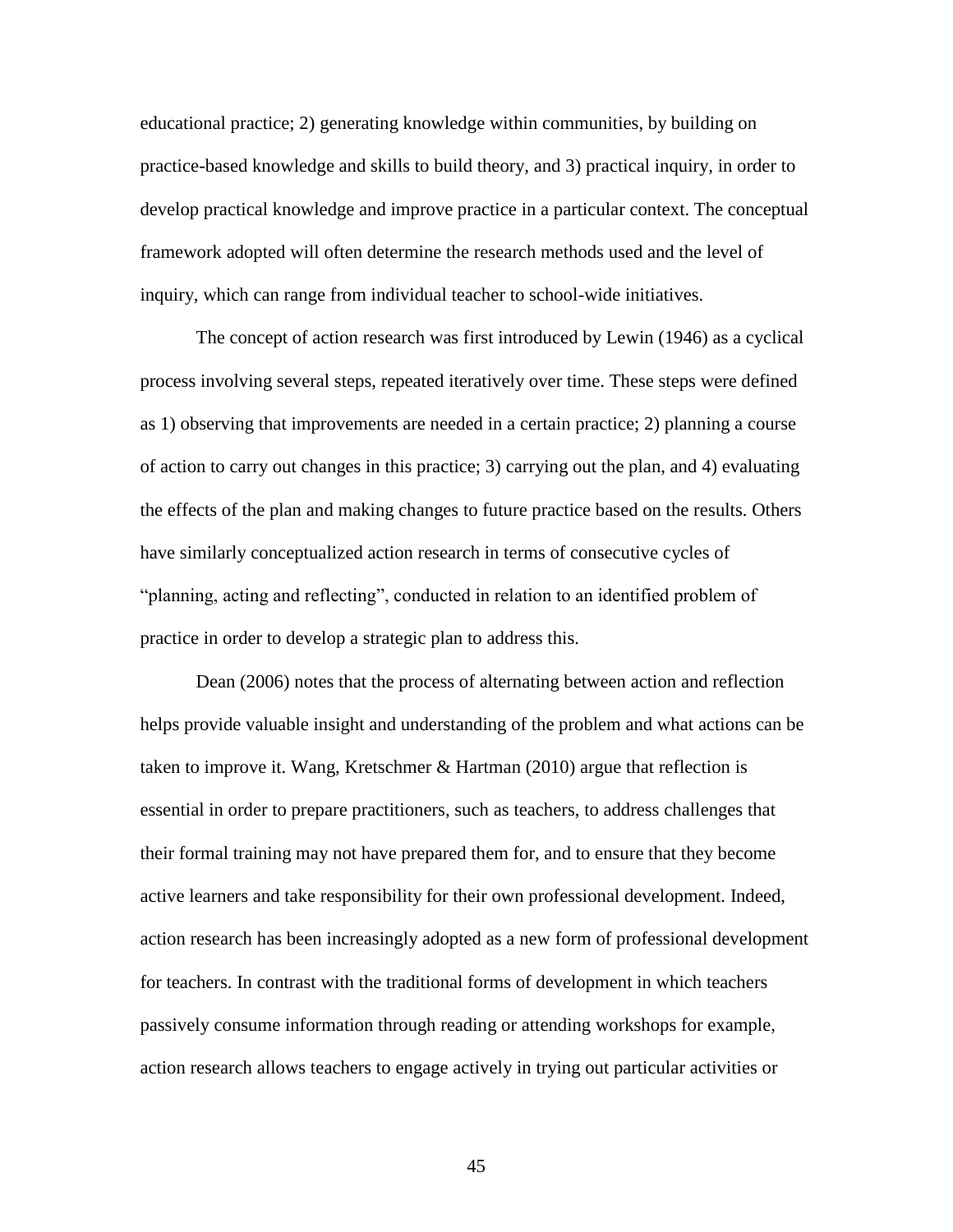educational practice; 2) generating knowledge within communities, by building on practice-based knowledge and skills to build theory, and 3) practical inquiry, in order to develop practical knowledge and improve practice in a particular context. The conceptual framework adopted will often determine the research methods used and the level of inquiry, which can range from individual teacher to school-wide initiatives.

The concept of action research was first introduced by Lewin (1946) as a cyclical process involving several steps, repeated iteratively over time. These steps were defined as 1) observing that improvements are needed in a certain practice; 2) planning a course of action to carry out changes in this practice; 3) carrying out the plan, and 4) evaluating the effects of the plan and making changes to future practice based on the results. Others have similarly conceptualized action research in terms of consecutive cycles of "planning, acting and reflecting", conducted in relation to an identified problem of practice in order to develop a strategic plan to address this.

Dean (2006) notes that the process of alternating between action and reflection helps provide valuable insight and understanding of the problem and what actions can be taken to improve it. Wang, Kretschmer & Hartman (2010) argue that reflection is essential in order to prepare practitioners, such as teachers, to address challenges that their formal training may not have prepared them for, and to ensure that they become active learners and take responsibility for their own professional development. Indeed, action research has been increasingly adopted as a new form of professional development for teachers. In contrast with the traditional forms of development in which teachers passively consume information through reading or attending workshops for example, action research allows teachers to engage actively in trying out particular activities or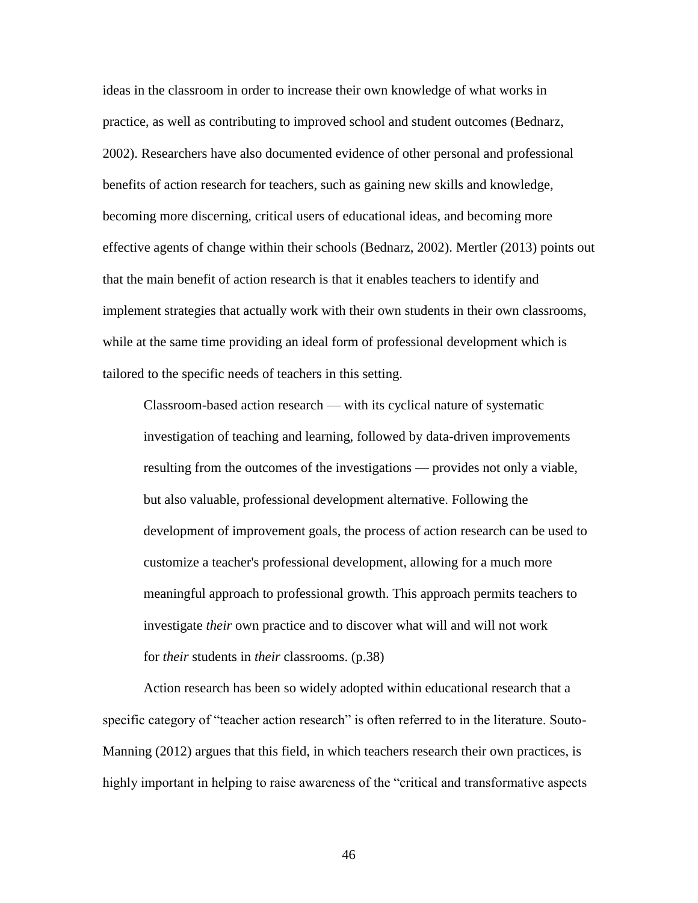ideas in the classroom in order to increase their own knowledge of what works in practice, as well as contributing to improved school and student outcomes (Bednarz, 2002). Researchers have also documented evidence of other personal and professional benefits of action research for teachers, such as gaining new skills and knowledge, becoming more discerning, critical users of educational ideas, and becoming more effective agents of change within their schools (Bednarz, 2002). Mertler (2013) points out that the main benefit of action research is that it enables teachers to identify and implement strategies that actually work with their own students in their own classrooms, while at the same time providing an ideal form of professional development which is tailored to the specific needs of teachers in this setting.

> Classroom-based action research — with its cyclical nature of systematic investigation of teaching and learning, followed by data-driven improvements resulting from the outcomes of the investigations — provides not only a viable, but also valuable, professional development alternative. Following the development of improvement goals, the process of action research can be used to customize a teacher's professional development, allowing for a much more meaningful approach to professional growth. This approach permits teachers to investigate *their* own practice and to discover what will and will not work for *their* students in *their* classrooms. (p.38)

Action research has been so widely adopted within educational research that a specific category of "teacher action research" is often referred to in the literature. Souto-Manning (2012) argues that this field, in which teachers research their own practices, is highly important in helping to raise awareness of the "critical and transformative aspects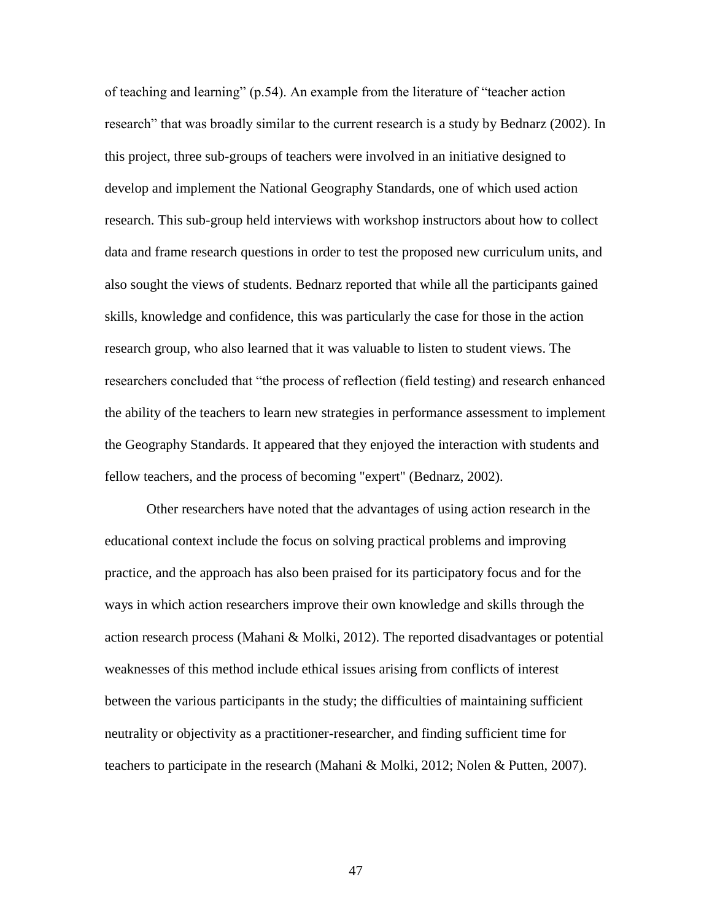of teaching and learning" (p.54). An example from the literature of "teacher action research" that was broadly similar to the current research is a study by Bednarz (2002). In this project, three sub-groups of teachers were involved in an initiative designed to develop and implement the National Geography Standards, one of which used action research. This sub-group held interviews with workshop instructors about how to collect data and frame research questions in order to test the proposed new curriculum units, and also sought the views of students. Bednarz reported that while all the participants gained skills, knowledge and confidence, this was particularly the case for those in the action research group, who also learned that it was valuable to listen to student views. The researchers concluded that "the process of reflection (field testing) and research enhanced the ability of the teachers to learn new strategies in performance assessment to implement the Geography Standards. It appeared that they enjoyed the interaction with students and fellow teachers, and the process of becoming "expert" (Bednarz, 2002).

Other researchers have noted that the advantages of using action research in the educational context include the focus on solving practical problems and improving practice, and the approach has also been praised for its participatory focus and for the ways in which action researchers improve their own knowledge and skills through the action research process (Mahani & Molki, 2012). The reported disadvantages or potential weaknesses of this method include ethical issues arising from conflicts of interest between the various participants in the study; the difficulties of maintaining sufficient neutrality or objectivity as a practitioner-researcher, and finding sufficient time for teachers to participate in the research (Mahani & Molki, 2012; Nolen & Putten, 2007).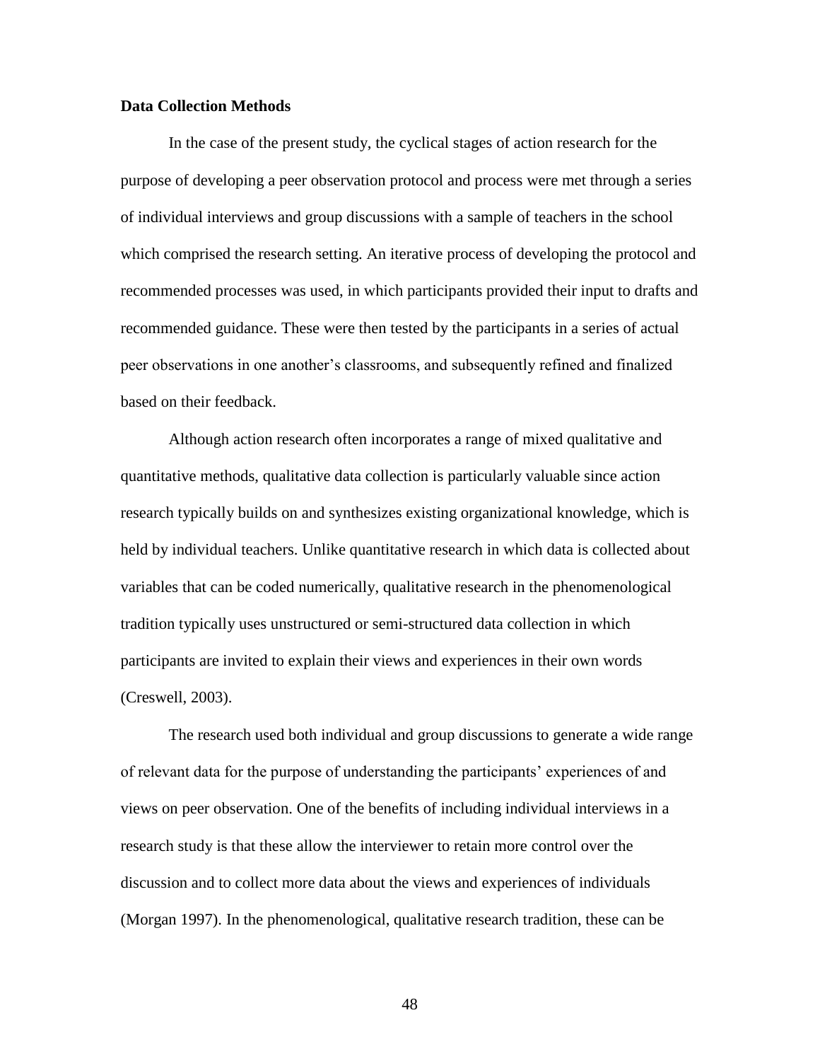**Data Collection Methods**

In the case of the present study, the cyclical stages of action research for the purpose of developing a peer observation protocol and process were met through a series of individual interviews and group discussions with a sample of teachers in the school which comprised the research setting. An iterative process of developing the protocol and recommended processes was used, in which participants provided their input to drafts and recommended guidance. These were then tested by the participants in a series of actual peer observations in one another's classrooms, and subsequently refined and finalized based on their feedback.

Although action research often incorporates a range of mixed qualitative and quantitative methods, qualitative data collection is particularly valuable since action research typically builds on and synthesizes existing organizational knowledge, which is held by individual teachers. Unlike quantitative research in which data is collected about variables that can be coded numerically, qualitative research in the phenomenological tradition typically uses unstructured or semi-structured data collection in which participants are invited to explain their views and experiences in their own words (Creswell, 2003).

The research used both individual and group discussions to generate a wide range of relevant data for the purpose of understanding the participants' experiences of and views on peer observation. One of the benefits of including individual interviews in a research study is that these allow the interviewer to retain more control over the discussion and to collect more data about the views and experiences of individuals (Morgan 1997). In the phenomenological, qualitative research tradition, these can be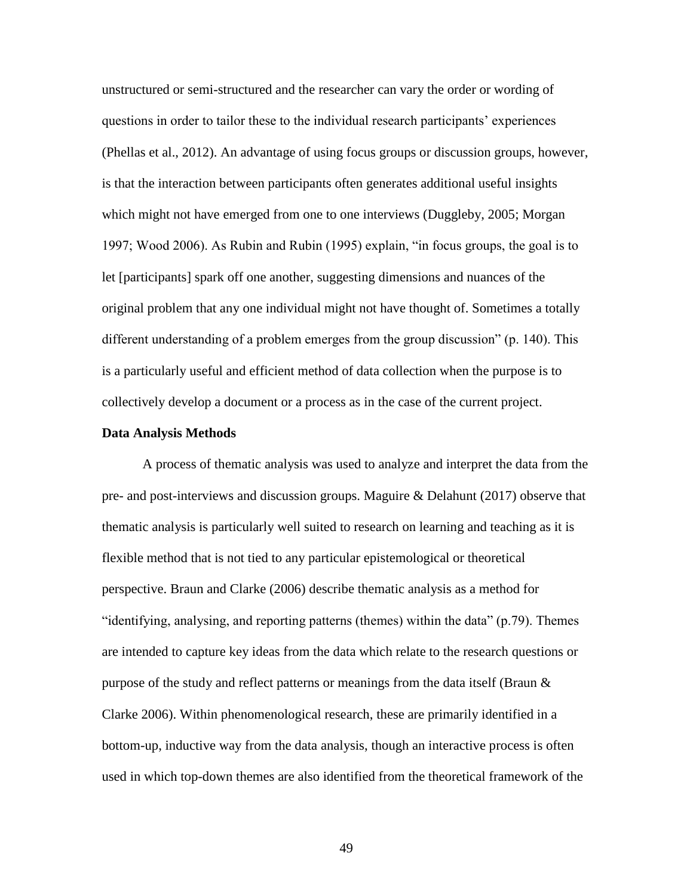unstructured or semi-structured and the researcher can vary the order or wording of questions in order to tailor these to the individual research participants' experiences (Phellas et al., 2012). An advantage of using focus groups or discussion groups, however, is that the interaction between participants often generates additional useful insights which might not have emerged from one to one interviews (Duggleby, 2005; Morgan 1997; Wood 2006). As Rubin and Rubin (1995) explain, "in focus groups, the goal is to let [participants] spark off one another, suggesting dimensions and nuances of the original problem that any one individual might not have thought of. Sometimes a totally different understanding of a problem emerges from the group discussion" (p. 140). This is a particularly useful and efficient method of data collection when the purpose is to collectively develop a document or a process as in the case of the current project.

**Data Analysis Methods**

A process of thematic analysis was used to analyze and interpret the data from the pre- and post-interviews and discussion groups. Maguire & Delahunt (2017) observe that thematic analysis is particularly well suited to research on learning and teaching as it is flexible method that is not tied to any particular epistemological or theoretical perspective. Braun and Clarke (2006) describe thematic analysis as a method for "identifying, analysing, and reporting patterns (themes) within the data" (p.79). Themes are intended to capture key ideas from the data which relate to the research questions or purpose of the study and reflect patterns or meanings from the data itself (Braun & Clarke 2006). Within phenomenological research, these are primarily identified in a bottom-up, inductive way from the data analysis, though an interactive process is often used in which top-down themes are also identified from the theoretical framework of the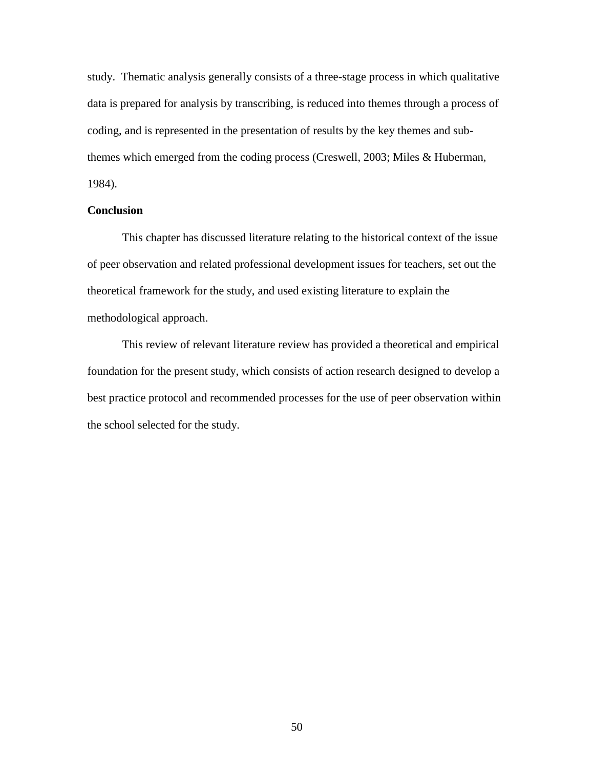study. Thematic analysis generally consists of a three-stage process in which qualitative data is prepared for analysis by transcribing, is reduced into themes through a process of coding, and is represented in the presentation of results by the key themes and sub-themes which emerged from the coding process (Creswell, 2003; Miles & Huberman, 1984).

**Conclusion**

This chapter has discussed literature relating to the historical context of the issue of peer observation and related professional development issues for teachers, set out the theoretical framework for the study, and used existing literature to explain the methodological approach.

This review of relevant literature review has provided a theoretical and empirical foundation for the present study, which consists of action research designed to develop a best practice protocol and recommended processes for the use of peer observation within the school selected for the study.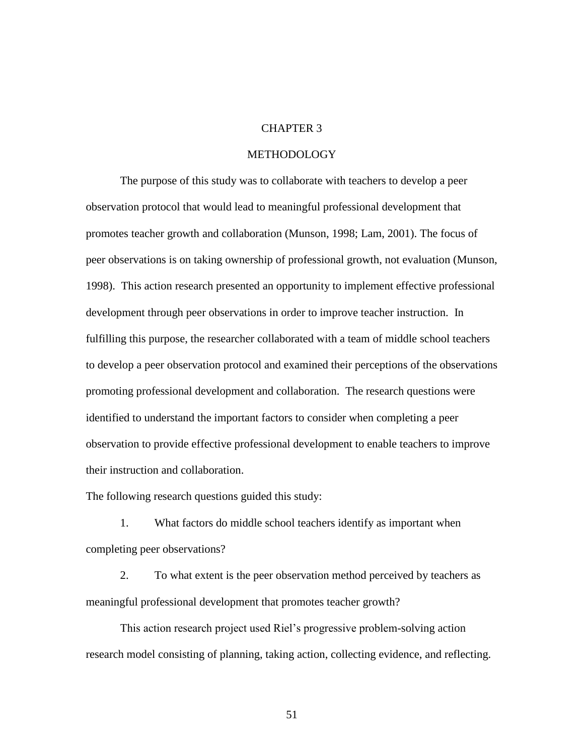# CHAPTER 3

# METHODOLOGY

The purpose of this study was to collaborate with teachers to develop a peer observation protocol that would lead to meaningful professional development that promotes teacher growth and collaboration (Munson, 1998; Lam, 2001). The focus of peer observations is on taking ownership of professional growth, not evaluation (Munson, 1998). This action research presented an opportunity to implement effective professional development through peer observations in order to improve teacher instruction. In fulfilling this purpose, the researcher collaborated with a team of middle school teachers to develop a peer observation protocol and examined their perceptions of the observations promoting professional development and collaboration. The research questions were identified to understand the important factors to consider when completing a peer observation to provide effective professional development to enable teachers to improve their instruction and collaboration.

The following research questions guided this study:

1. What factors do middle school teachers identify as important when completing peer observations?

2. To what extent is the peer observation method perceived by teachers as meaningful professional development that promotes teacher growth?

This action research project used Riel's progressive problem-solving action research model consisting of planning, taking action, collecting evidence, and reflecting.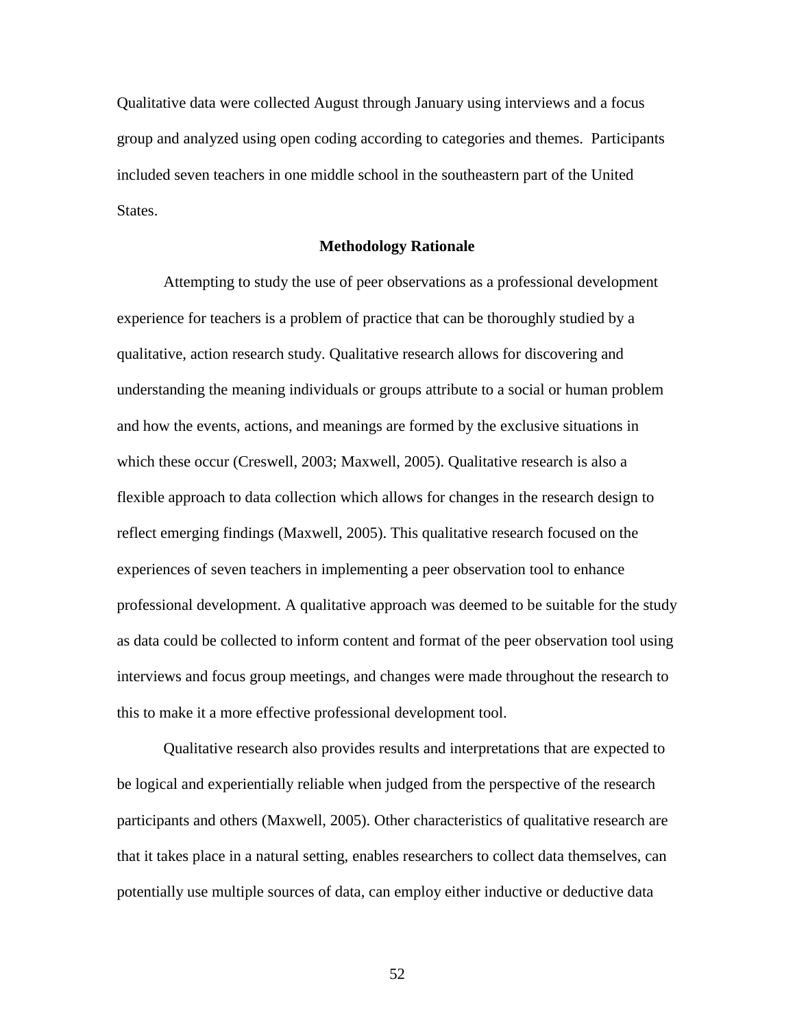Qualitative data were collected August through January using interviews and a focus group and analyzed using open coding according to categories and themes. Participants included seven teachers in one middle school in the southeastern part of the United States.

## Methodology Rationale

Attempting to study the use of peer observations as a professional development experience for teachers is a problem of practice that can be thoroughly studied by a qualitative, action research study. Qualitative research allows for discovering and understanding the meaning individuals or groups attribute to a social or human problem and how the events, actions, and meanings are formed by the exclusive situations in which these occur (Creswell, 2003; Maxwell, 2005). Qualitative research is also a flexible approach to data collection which allows for changes in the research design to reflect emerging findings (Maxwell, 2005). This qualitative research focused on the experiences of seven teachers in implementing a peer observation tool to enhance professional development. A qualitative approach was deemed to be suitable for the study as data could be collected to inform content and format of the peer observation tool using interviews and focus group meetings, and changes were made throughout the research to this to make it a more effective professional development tool.

Qualitative research also provides results and interpretations that are expected to be logical and experientially reliable when judged from the perspective of the research participants and others (Maxwell, 2005). Other characteristics of qualitative research are that it takes place in a natural setting, enables researchers to collect data themselves, can potentially use multiple sources of data, can employ either inductive or deductive data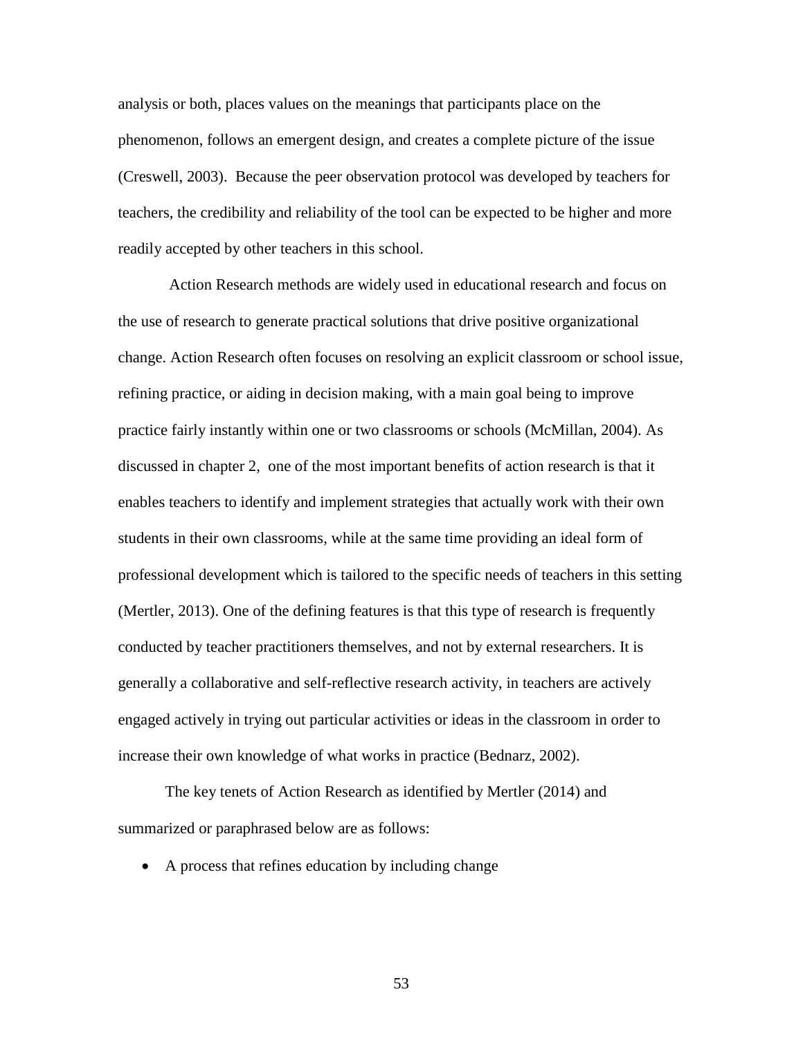analysis or both, places values on the meanings that participants place on the phenomenon, follows an emergent design, and creates a complete picture of the issue (Creswell, 2003). Because the peer observation protocol was developed by teachers for teachers, the credibility and reliability of the tool can be expected to be higher and more readily accepted by other teachers in this school.

Action Research methods are widely used in educational research and focus on the use of research to generate practical solutions that drive positive organizational change. Action Research often focuses on resolving an explicit classroom or school issue, refining practice, or aiding in decision making, with a main goal being to improve practice fairly instantly within one or two classrooms or schools (McMillan, 2004). As discussed in chapter 2, one of the most important benefits of action research is that it enables teachers to identify and implement strategies that actually work with their own students in their own classrooms, while at the same time providing an ideal form of professional development which is tailored to the specific needs of teachers in this setting (Mertler, 2013). One of the defining features is that this type of research is frequently conducted by teacher practitioners themselves, and not by external researchers. It is generally a collaborative and self-reflective research activity, in teachers are actively engaged actively in trying out particular activities or ideas in the classroom in order to increase their own knowledge of what works in practice (Bednarz, 2002).

The key tenets of Action Research as identified by Mertler (2014) and summarized or paraphrased below are as follows:

- A process that refines education by including change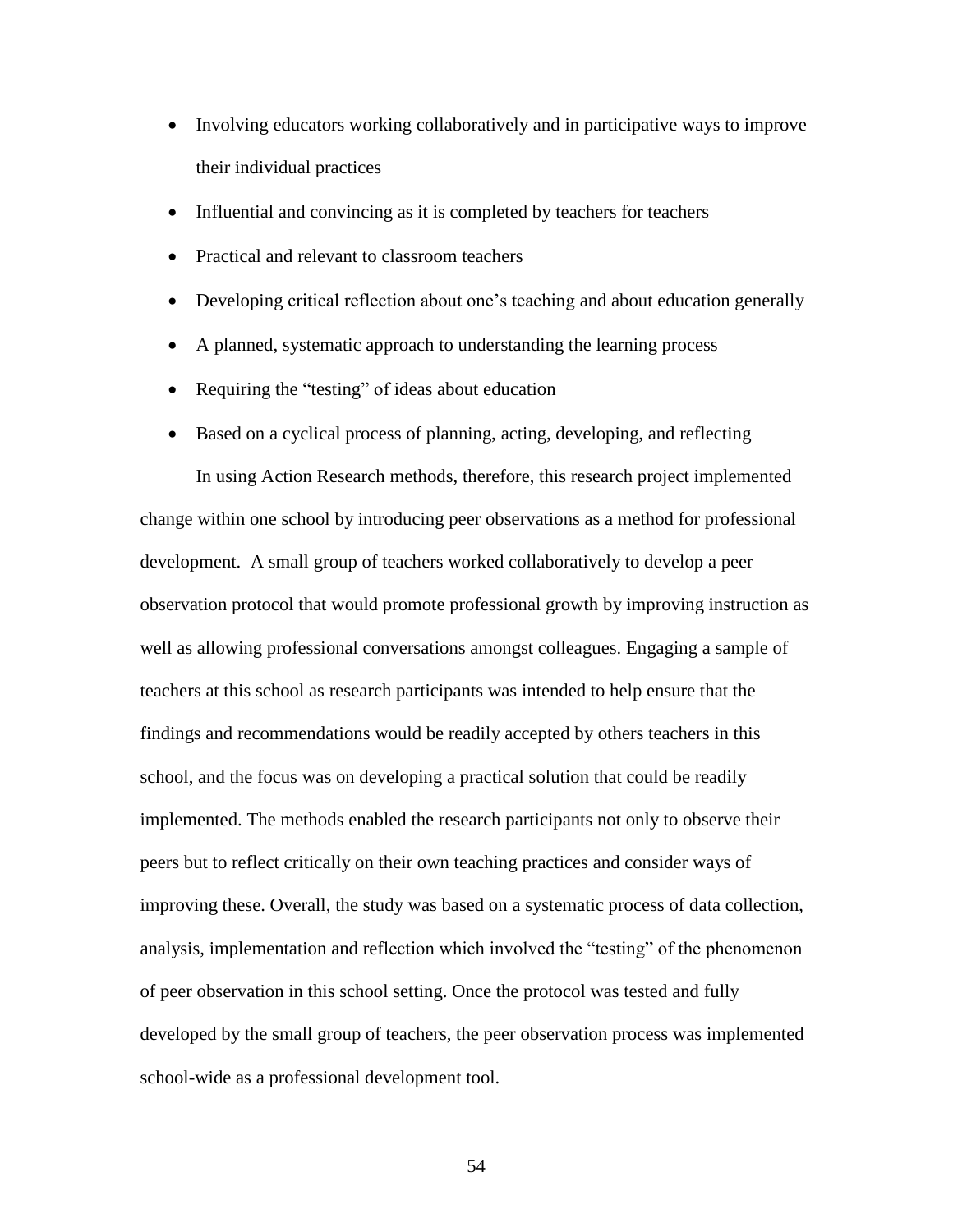- Involving educators working collaboratively and in participative ways to improve their individual practices
- Influential and convincing as it is completed by teachers for teachers
- Practical and relevant to classroom teachers
- Developing critical reflection about one's teaching and about education generally
- A planned, systematic approach to understanding the learning process
- Requiring the "testing" of ideas about education
- Based on a cyclical process of planning, acting, developing, and reflecting

In using Action Research methods, therefore, this research project implemented change within one school by introducing peer observations as a method for professional development. A small group of teachers worked collaboratively to develop a peer observation protocol that would promote professional growth by improving instruction as well as allowing professional conversations amongst colleagues. Engaging a sample of teachers at this school as research participants was intended to help ensure that the findings and recommendations would be readily accepted by others teachers in this school, and the focus was on developing a practical solution that could be readily implemented. The methods enabled the research participants not only to observe their peers but to reflect critically on their own teaching practices and consider ways of improving these. Overall, the study was based on a systematic process of data collection, analysis, implementation and reflection which involved the "testing" of the phenomenon of peer observation in this school setting. Once the protocol was tested and fully developed by the small group of teachers, the peer observation process was implemented school-wide as a professional development tool.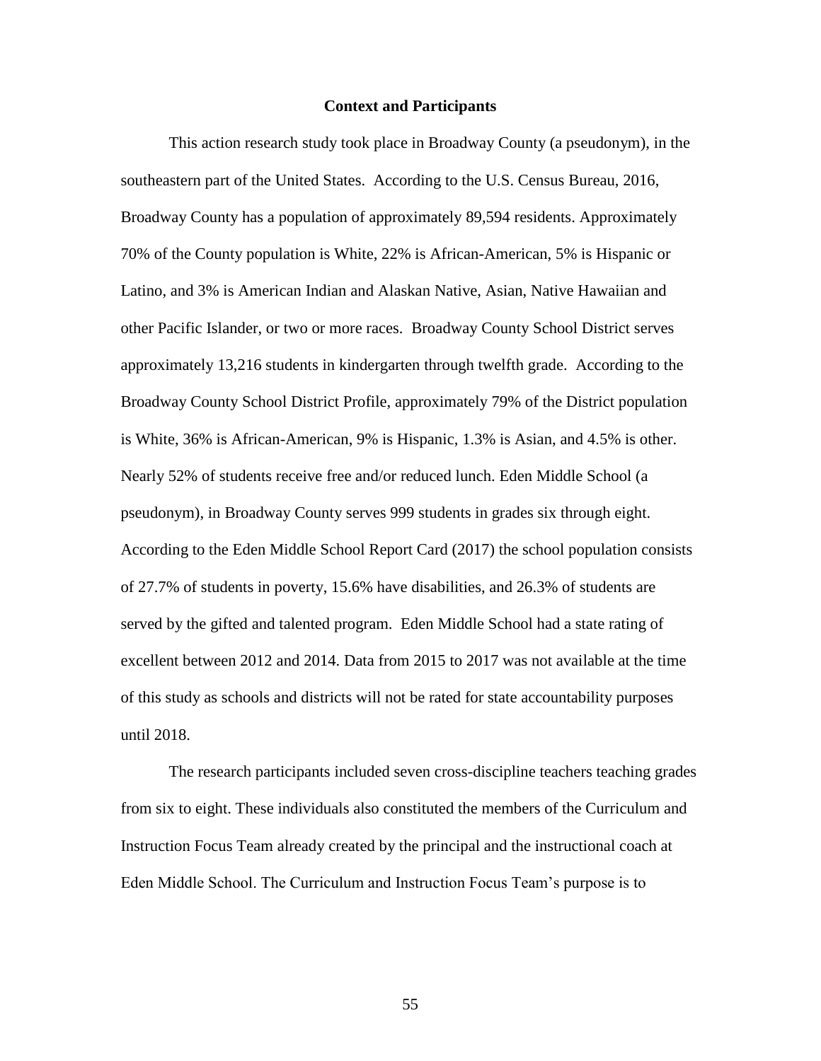## Context and Participants

This action research study took place in Broadway County (a pseudonym), in the southeastern part of the United States. According to the U.S. Census Bureau, 2016, Broadway County has a population of approximately 89,594 residents. Approximately 70% of the County population is White, 22% is African-American, 5% is Hispanic or Latino, and 3% is American Indian and Alaskan Native, Asian, Native Hawaiian and other Pacific Islander, or two or more races. Broadway County School District serves approximately 13,216 students in kindergarten through twelfth grade. According to the Broadway County School District Profile, approximately 79% of the District population is White, 36% is African-American, 9% is Hispanic, 1.3% is Asian, and 4.5% is other. Nearly 52% of students receive free and/or reduced lunch. Eden Middle School (a pseudonym), in Broadway County serves 999 students in grades six through eight. According to the Eden Middle School Report Card (2017) the school population consists of 27.7% of students in poverty, 15.6% have disabilities, and 26.3% of students are served by the gifted and talented program. Eden Middle School had a state rating of excellent between 2012 and 2014. Data from 2015 to 2017 was not available at the time of this study as schools and districts will not be rated for state accountability purposes until 2018.

The research participants included seven cross-discipline teachers teaching grades from six to eight. These individuals also constituted the members of the Curriculum and Instruction Focus Team already created by the principal and the instructional coach at Eden Middle School. The Curriculum and Instruction Focus Team's purpose is to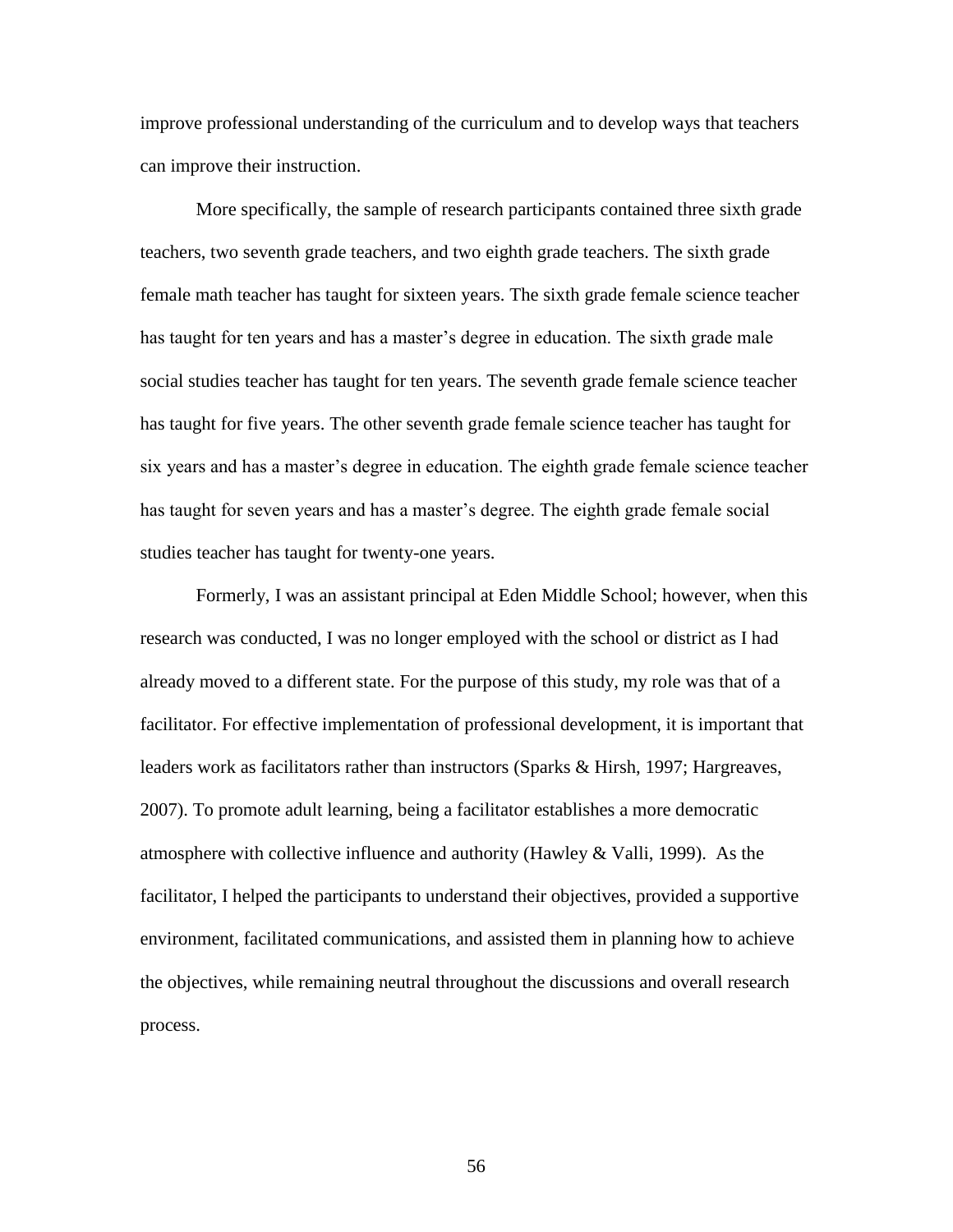improve professional understanding of the curriculum and to develop ways that teachers can improve their instruction.

More specifically, the sample of research participants contained three sixth grade teachers, two seventh grade teachers, and two eighth grade teachers. The sixth grade female math teacher has taught for sixteen years. The sixth grade female science teacher has taught for ten years and has a master's degree in education. The sixth grade male social studies teacher has taught for ten years. The seventh grade female science teacher has taught for five years. The other seventh grade female science teacher has taught for six years and has a master's degree in education. The eighth grade female science teacher has taught for seven years and has a master's degree. The eighth grade female social studies teacher has taught for twenty-one years.

Formerly, I was an assistant principal at Eden Middle School; however, when this research was conducted, I was no longer employed with the school or district as I had already moved to a different state. For the purpose of this study, my role was that of a facilitator. For effective implementation of professional development, it is important that leaders work as facilitators rather than instructors (Sparks & Hirsh, 1997; Hargreaves, 2007). To promote adult learning, being a facilitator establishes a more democratic atmosphere with collective influence and authority (Hawley & Valli, 1999). As the facilitator, I helped the participants to understand their objectives, provided a supportive environment, facilitated communications, and assisted them in planning how to achieve the objectives, while remaining neutral throughout the discussions and overall research process.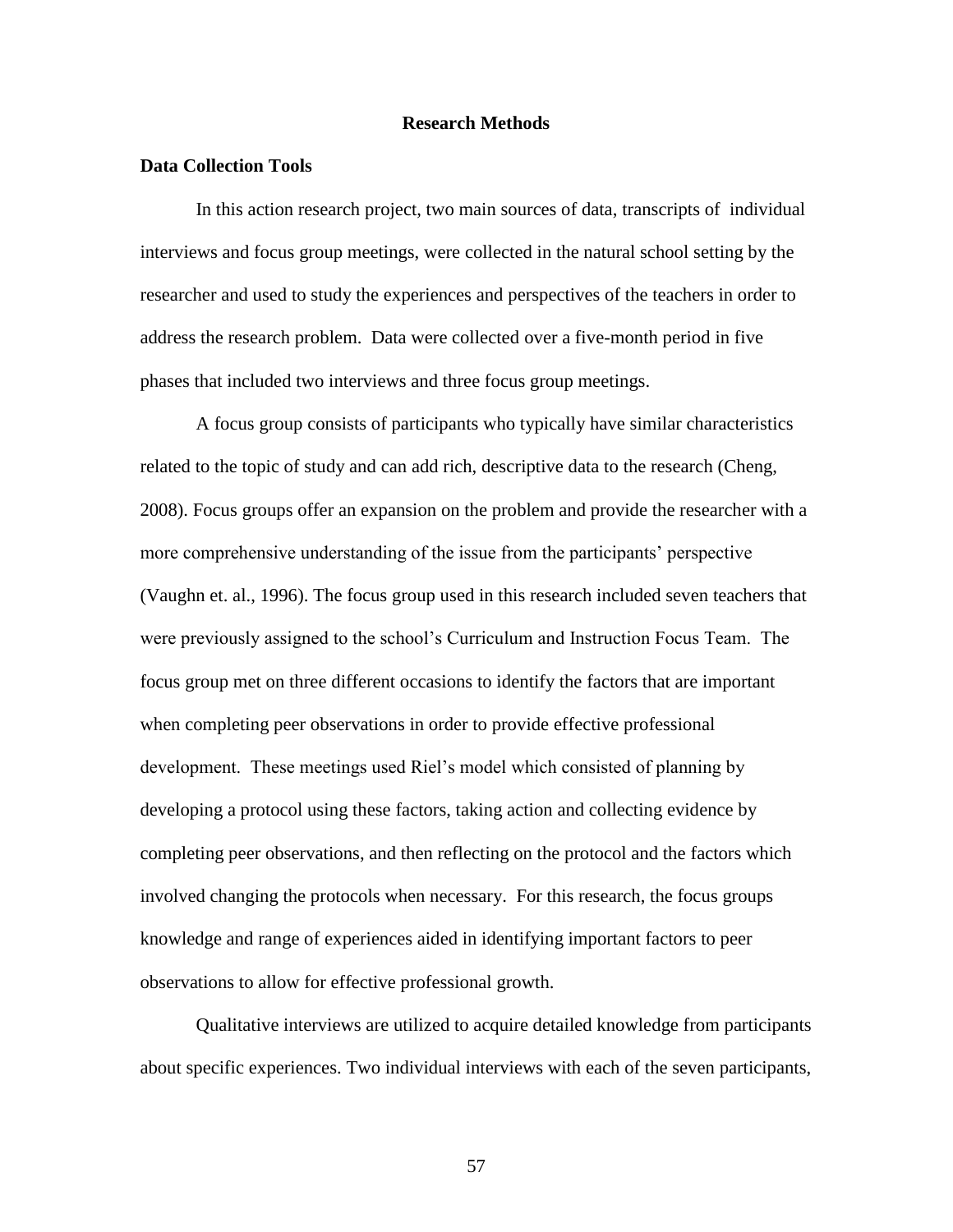## Research Methods

### Data Collection Tools

In this action research project, two main sources of data, transcripts of individual interviews and focus group meetings, were collected in the natural school setting by the researcher and used to study the experiences and perspectives of the teachers in order to address the research problem. Data were collected over a five-month period in five phases that included two interviews and three focus group meetings.

A focus group consists of participants who typically have similar characteristics related to the topic of study and can add rich, descriptive data to the research (Cheng, 2008). Focus groups offer an expansion on the problem and provide the researcher with a more comprehensive understanding of the issue from the participants' perspective (Vaughn et. al., 1996). The focus group used in this research included seven teachers that were previously assigned to the school's Curriculum and Instruction Focus Team. The focus group met on three different occasions to identify the factors that are important when completing peer observations in order to provide effective professional development. These meetings used Riel's model which consisted of planning by developing a protocol using these factors, taking action and collecting evidence by completing peer observations, and then reflecting on the protocol and the factors which involved changing the protocols when necessary. For this research, the focus groups knowledge and range of experiences aided in identifying important factors to peer observations to allow for effective professional growth.

Qualitative interviews are utilized to acquire detailed knowledge from participants about specific experiences. Two individual interviews with each of the seven participants,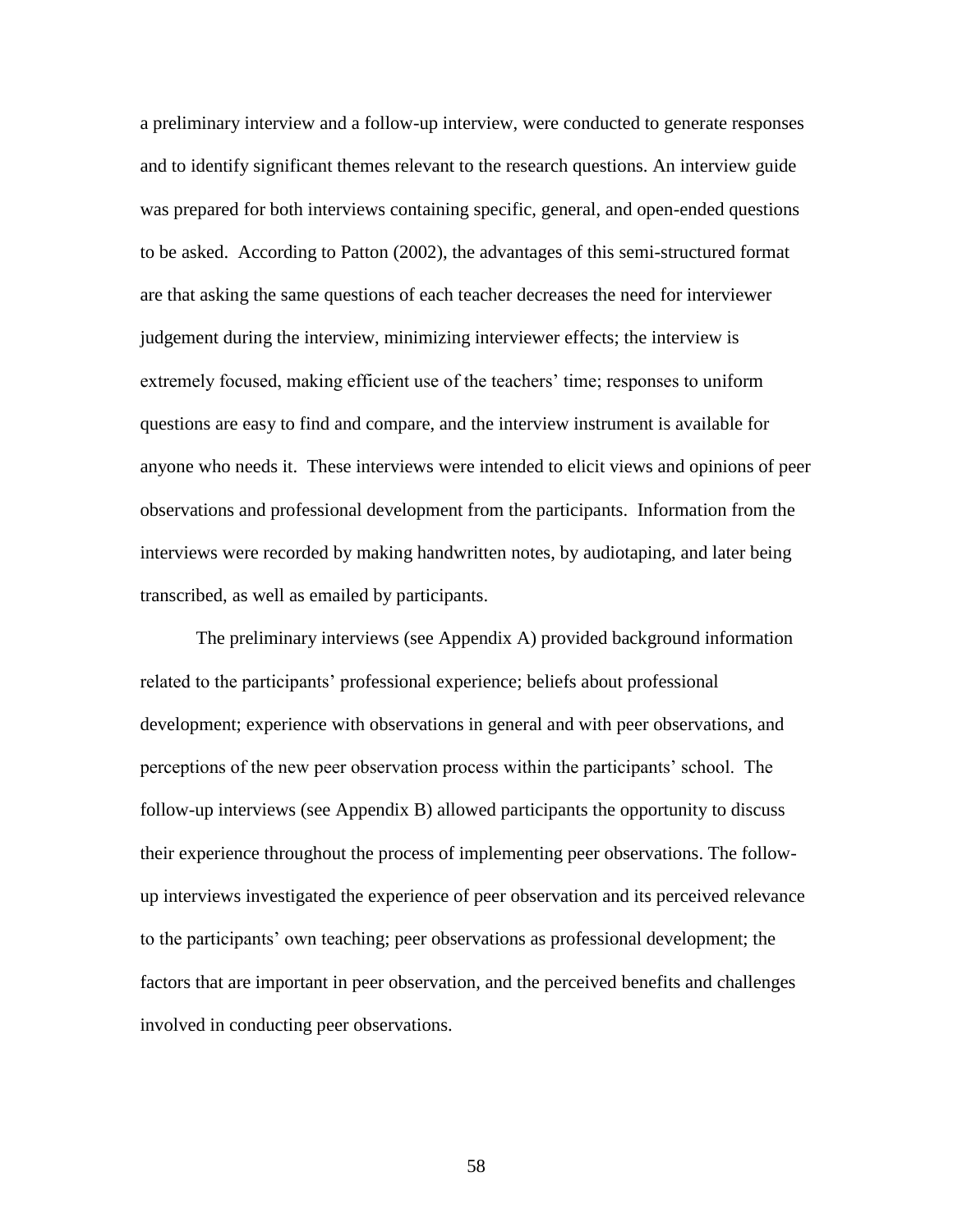a preliminary interview and a follow-up interview, were conducted to generate responses and to identify significant themes relevant to the research questions. An interview guide was prepared for both interviews containing specific, general, and open-ended questions to be asked. According to Patton (2002), the advantages of this semi-structured format are that asking the same questions of each teacher decreases the need for interviewer judgement during the interview, minimizing interviewer effects; the interview is extremely focused, making efficient use of the teachers' time; responses to uniform questions are easy to find and compare, and the interview instrument is available for anyone who needs it. These interviews were intended to elicit views and opinions of peer observations and professional development from the participants. Information from the interviews were recorded by making handwritten notes, by audiotaping, and later being transcribed, as well as emailed by participants.

The preliminary interviews (see Appendix A) provided background information related to the participants' professional experience; beliefs about professional development; experience with observations in general and with peer observations, and perceptions of the new peer observation process within the participants' school. The follow-up interviews (see Appendix B) allowed participants the opportunity to discuss their experience throughout the process of implementing peer observations. The follow-up interviews investigated the experience of peer observation and its perceived relevance to the participants' own teaching; peer observations as professional development; the factors that are important in peer observation, and the perceived benefits and challenges involved in conducting peer observations.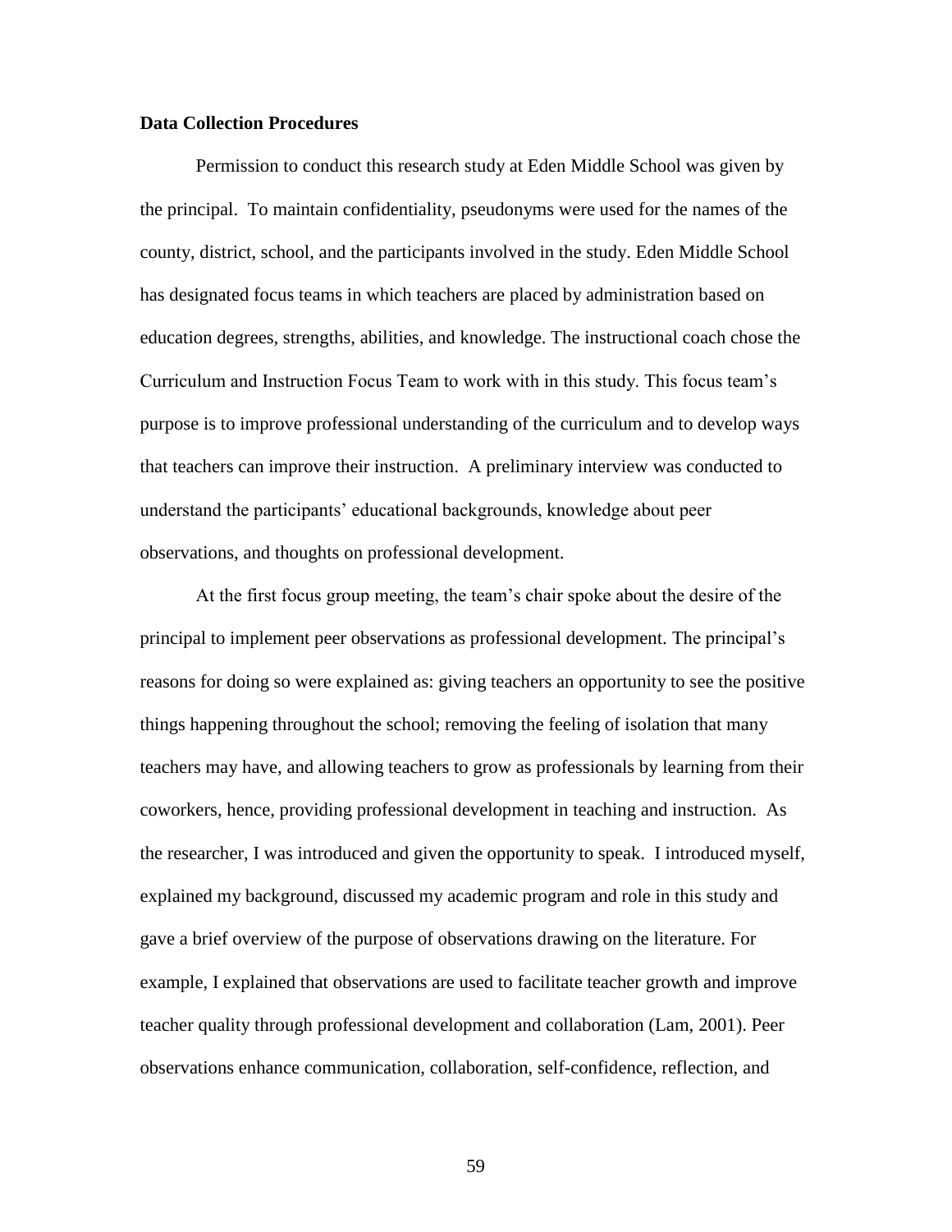**Data Collection Procedures**

Permission to conduct this research study at Eden Middle School was given by the principal. To maintain confidentiality, pseudonyms were used for the names of the county, district, school, and the participants involved in the study. Eden Middle School has designated focus teams in which teachers are placed by administration based on education degrees, strengths, abilities, and knowledge. The instructional coach chose the Curriculum and Instruction Focus Team to work with in this study. This focus team's purpose is to improve professional understanding of the curriculum and to develop ways that teachers can improve their instruction. A preliminary interview was conducted to understand the participants' educational backgrounds, knowledge about peer observations, and thoughts on professional development.

At the first focus group meeting, the team's chair spoke about the desire of the principal to implement peer observations as professional development. The principal's reasons for doing so were explained as: giving teachers an opportunity to see the positive things happening throughout the school; removing the feeling of isolation that many teachers may have, and allowing teachers to grow as professionals by learning from their coworkers, hence, providing professional development in teaching and instruction. As the researcher, I was introduced and given the opportunity to speak. I introduced myself, explained my background, discussed my academic program and role in this study and gave a brief overview of the purpose of observations drawing on the literature. For example, I explained that observations are used to facilitate teacher growth and improve teacher quality through professional development and collaboration (Lam, 2001). Peer observations enhance communication, collaboration, self-confidence, reflection, and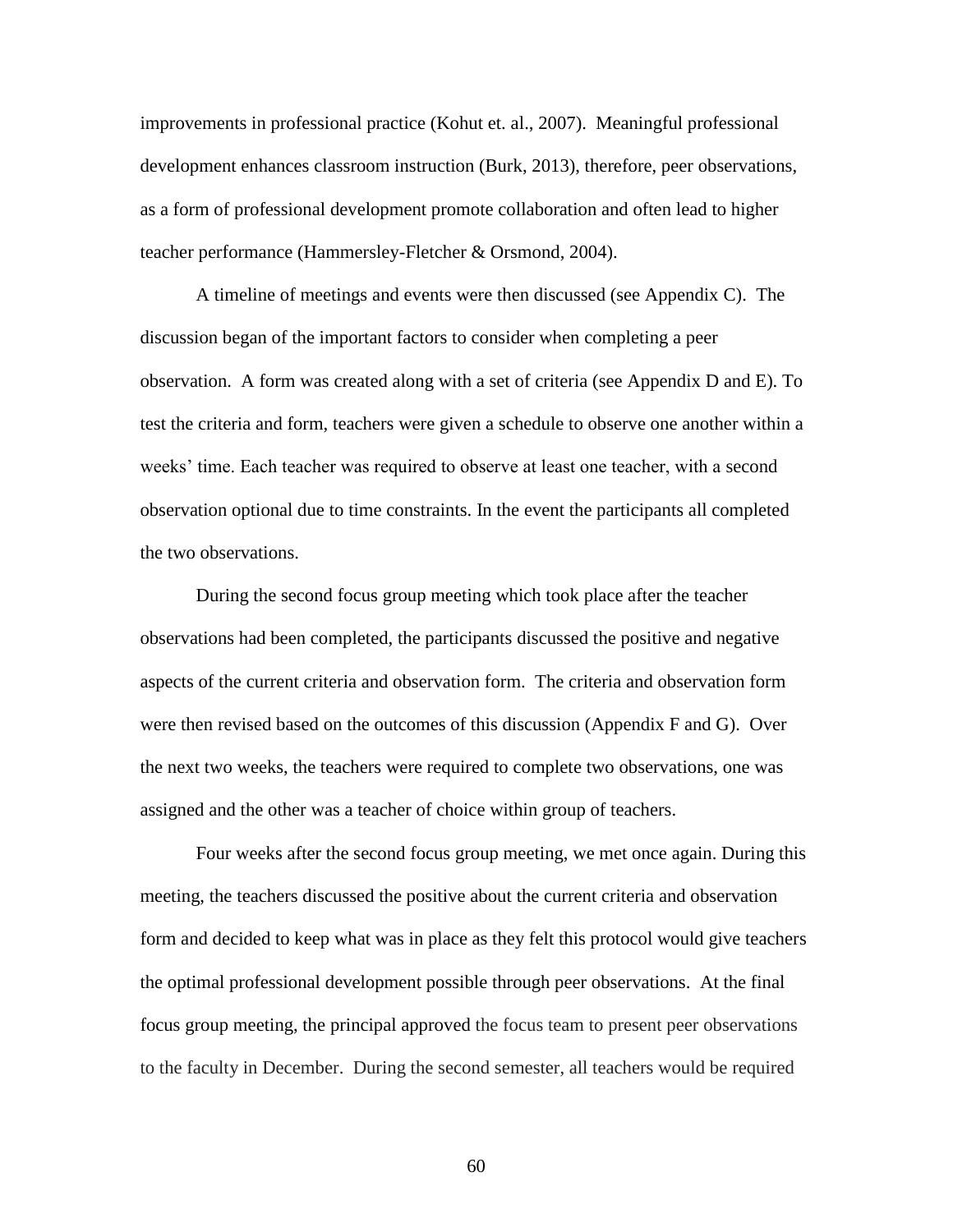improvements in professional practice (Kohut et. al., 2007). Meaningful professional development enhances classroom instruction (Burk, 2013), therefore, peer observations, as a form of professional development promote collaboration and often lead to higher teacher performance (Hammersley-Fletcher & Orsmond, 2004).

A timeline of meetings and events were then discussed (see Appendix C). The discussion began of the important factors to consider when completing a peer observation. A form was created along with a set of criteria (see Appendix D and E). To test the criteria and form, teachers were given a schedule to observe one another within a weeks' time. Each teacher was required to observe at least one teacher, with a second observation optional due to time constraints. In the event the participants all completed the two observations.

During the second focus group meeting which took place after the teacher observations had been completed, the participants discussed the positive and negative aspects of the current criteria and observation form. The criteria and observation form were then revised based on the outcomes of this discussion (Appendix F and G). Over the next two weeks, the teachers were required to complete two observations, one was assigned and the other was a teacher of choice within group of teachers.

Four weeks after the second focus group meeting, we met once again. During this meeting, the teachers discussed the positive about the current criteria and observation form and decided to keep what was in place as they felt this protocol would give teachers the optimal professional development possible through peer observations. At the final focus group meeting, the principal approved the focus team to present peer observations to the faculty in December. During the second semester, all teachers would be required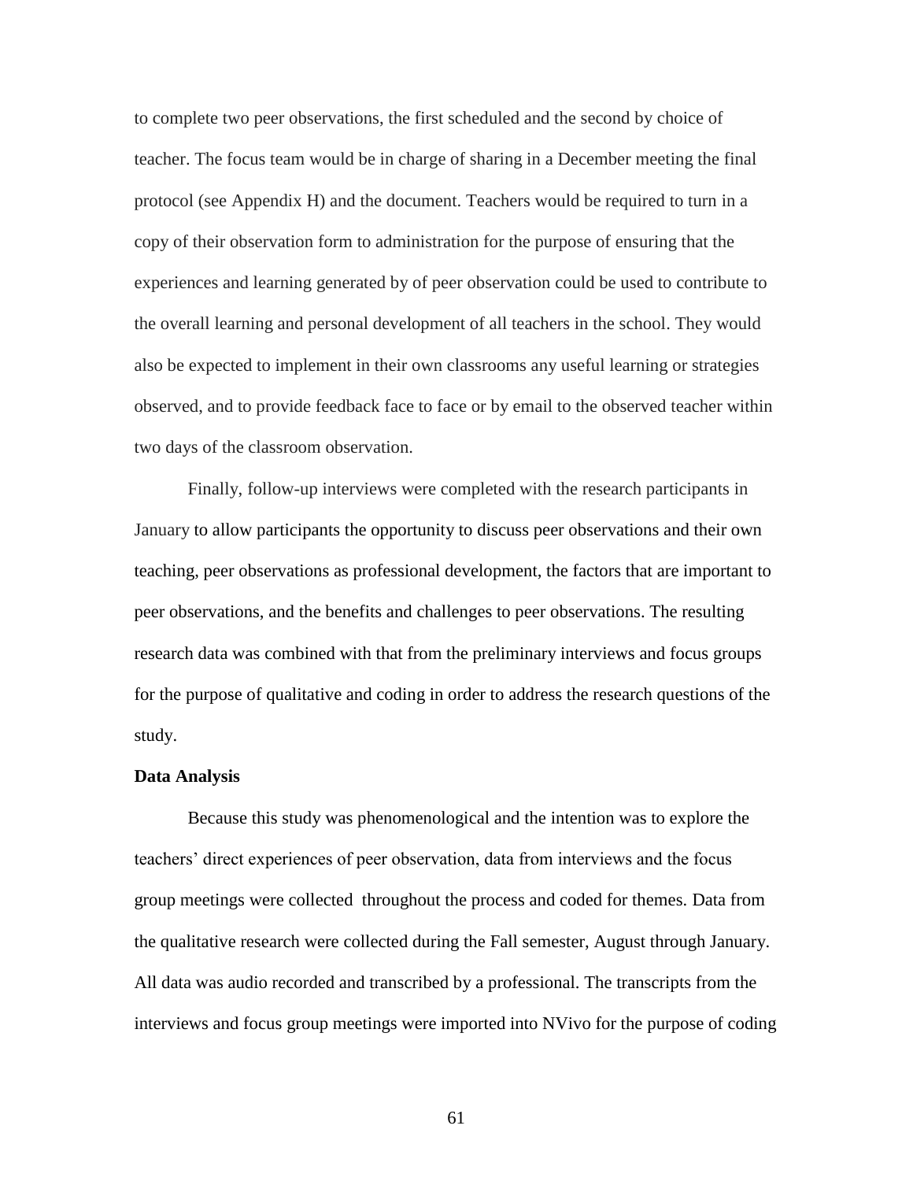to complete two peer observations, the first scheduled and the second by choice of teacher. The focus team would be in charge of sharing in a December meeting the final protocol (see Appendix H) and the document. Teachers would be required to turn in a copy of their observation form to administration for the purpose of ensuring that the experiences and learning generated by of peer observation could be used to contribute to the overall learning and personal development of all teachers in the school. They would also be expected to implement in their own classrooms any useful learning or strategies observed, and to provide feedback face to face or by email to the observed teacher within two days of the classroom observation.

Finally, follow-up interviews were completed with the research participants in January to allow participants the opportunity to discuss peer observations and their own teaching, peer observations as professional development, the factors that are important to peer observations, and the benefits and challenges to peer observations. The resulting research data was combined with that from the preliminary interviews and focus groups for the purpose of qualitative and coding in order to address the research questions of the study.

**Data Analysis**

Because this study was phenomenological and the intention was to explore the teachers' direct experiences of peer observation, data from interviews and the focus group meetings were collected throughout the process and coded for themes. Data from the qualitative research were collected during the Fall semester, August through January. All data was audio recorded and transcribed by a professional. The transcripts from the interviews and focus group meetings were imported into NVivo for the purpose of coding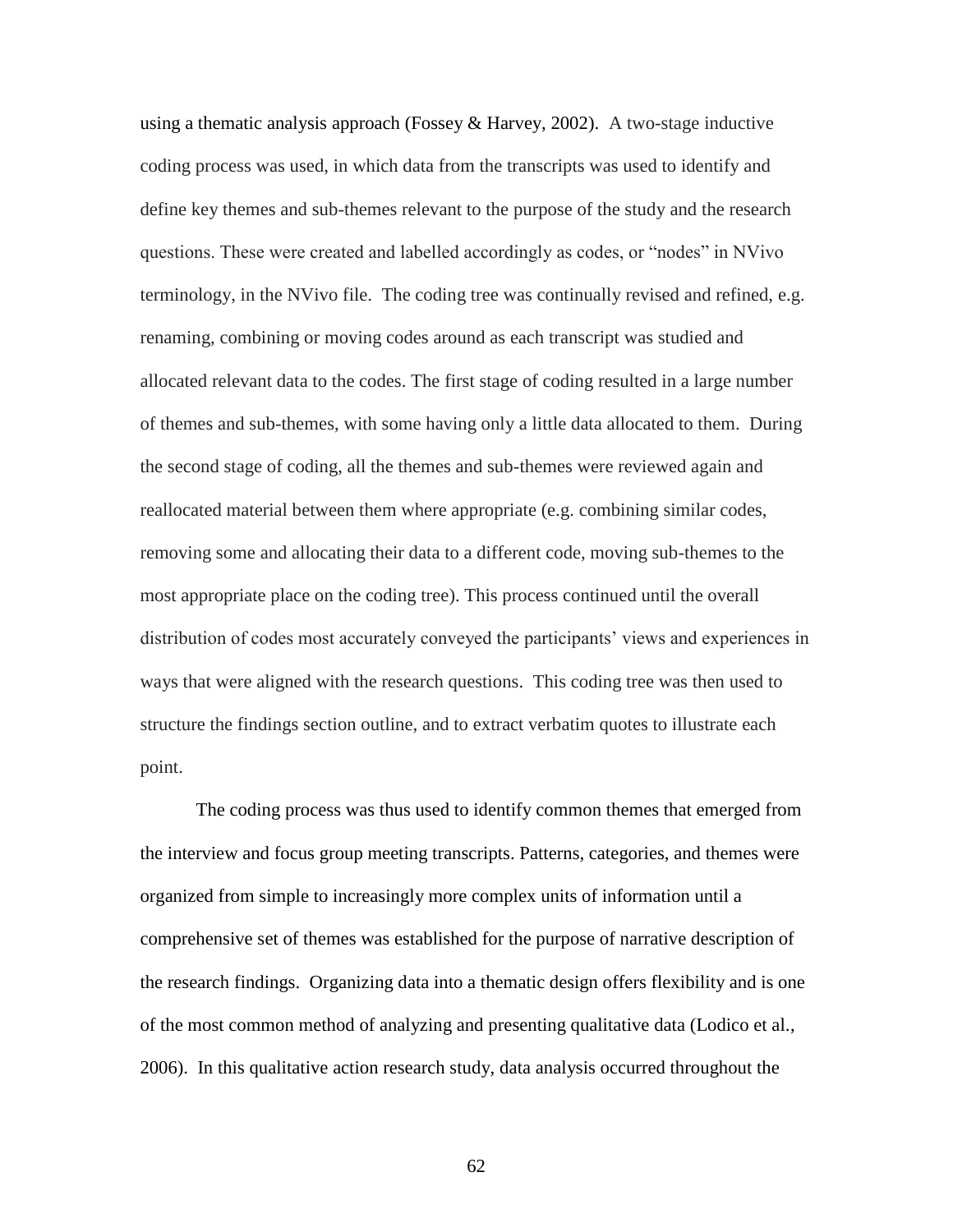using a thematic analysis approach (Fossey & Harvey, 2002). A two-stage inductive coding process was used, in which data from the transcripts was used to identify and define key themes and sub-themes relevant to the purpose of the study and the research questions. These were created and labelled accordingly as codes, or "nodes" in NVivo terminology, in the NVivo file. The coding tree was continually revised and refined, e.g. renaming, combining or moving codes around as each transcript was studied and allocated relevant data to the codes. The first stage of coding resulted in a large number of themes and sub-themes, with some having only a little data allocated to them. During the second stage of coding, all the themes and sub-themes were reviewed again and reallocated material between them where appropriate (e.g. combining similar codes, removing some and allocating their data to a different code, moving sub-themes to the most appropriate place on the coding tree). This process continued until the overall distribution of codes most accurately conveyed the participants' views and experiences in ways that were aligned with the research questions. This coding tree was then used to structure the findings section outline, and to extract verbatim quotes to illustrate each point.

The coding process was thus used to identify common themes that emerged from the interview and focus group meeting transcripts. Patterns, categories, and themes were organized from simple to increasingly more complex units of information until a comprehensive set of themes was established for the purpose of narrative description of the research findings. Organizing data into a thematic design offers flexibility and is one of the most common method of analyzing and presenting qualitative data (Lodico et al., 2006). In this qualitative action research study, data analysis occurred throughout the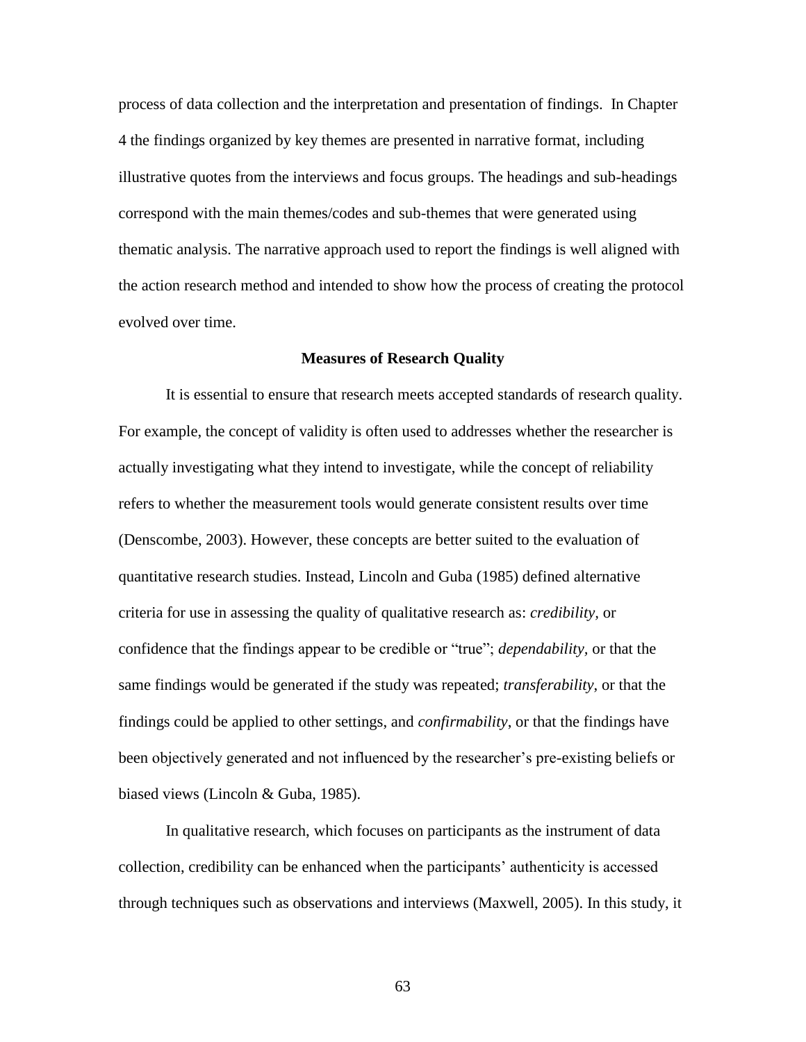process of data collection and the interpretation and presentation of findings. In Chapter 4 the findings organized by key themes are presented in narrative format, including illustrative quotes from the interviews and focus groups. The headings and sub-headings correspond with the main themes/codes and sub-themes that were generated using thematic analysis. The narrative approach used to report the findings is well aligned with the action research method and intended to show how the process of creating the protocol evolved over time.

## Measures of Research Quality

It is essential to ensure that research meets accepted standards of research quality. For example, the concept of validity is often used to addresses whether the researcher is actually investigating what they intend to investigate, while the concept of reliability refers to whether the measurement tools would generate consistent results over time (Denscombe, 2003). However, these concepts are better suited to the evaluation of quantitative research studies. Instead, Lincoln and Guba (1985) defined alternative criteria for use in assessing the quality of qualitative research as: *credibility*, or confidence that the findings appear to be credible or "true"; *dependability*, or that the same findings would be generated if the study was repeated; *transferability*, or that the findings could be applied to other settings, and *confirmability*, or that the findings have been objectively generated and not influenced by the researcher's pre-existing beliefs or biased views (Lincoln & Guba, 1985).

In qualitative research, which focuses on participants as the instrument of data collection, credibility can be enhanced when the participants' authenticity is accessed through techniques such as observations and interviews (Maxwell, 2005). In this study, it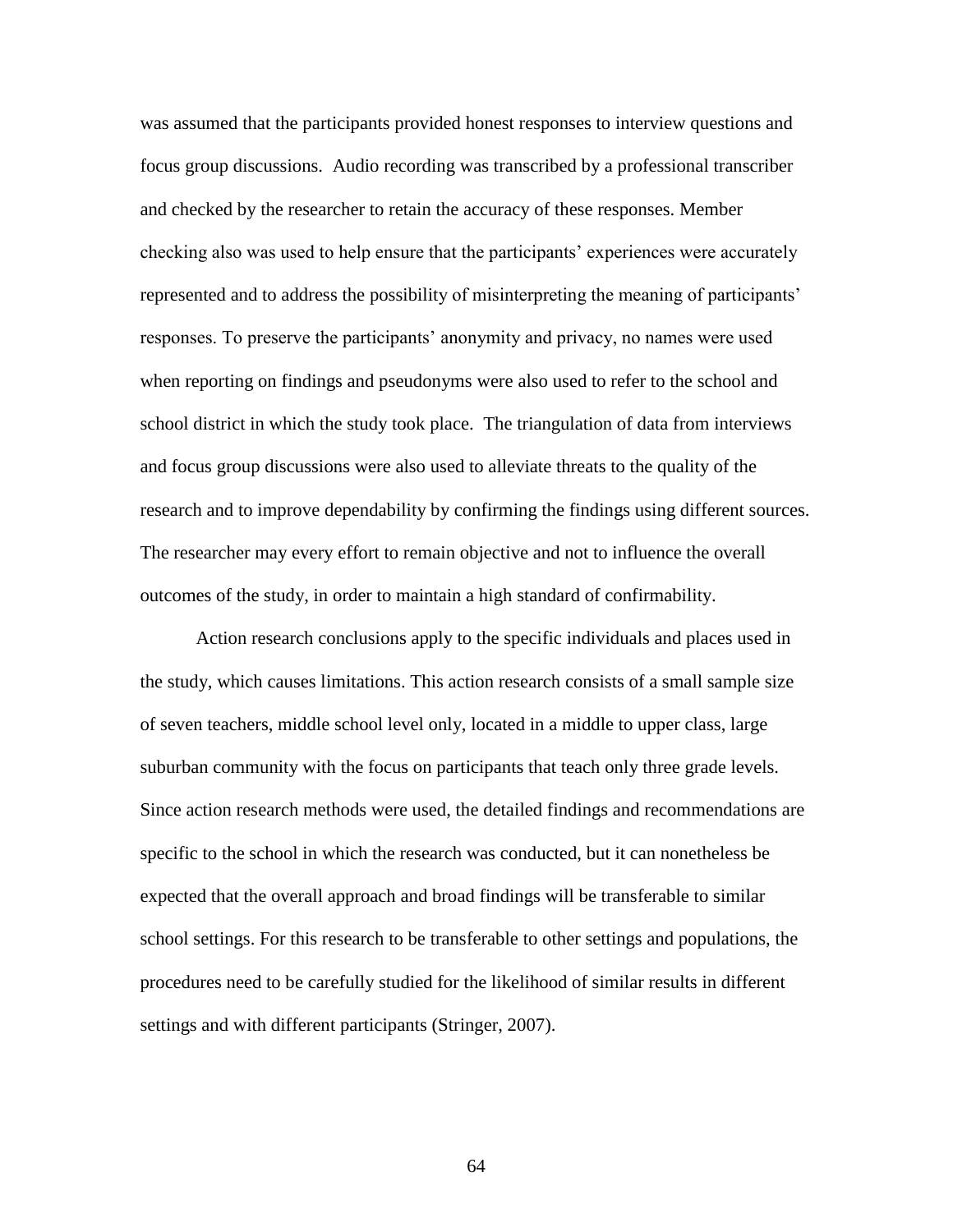was assumed that the participants provided honest responses to interview questions and focus group discussions. Audio recording was transcribed by a professional transcriber and checked by the researcher to retain the accuracy of these responses. Member checking also was used to help ensure that the participants' experiences were accurately represented and to address the possibility of misinterpreting the meaning of participants' responses. To preserve the participants' anonymity and privacy, no names were used when reporting on findings and pseudonyms were also used to refer to the school and school district in which the study took place. The triangulation of data from interviews and focus group discussions were also used to alleviate threats to the quality of the research and to improve dependability by confirming the findings using different sources. The researcher may every effort to remain objective and not to influence the overall outcomes of the study, in order to maintain a high standard of confirmability.

Action research conclusions apply to the specific individuals and places used in the study, which causes limitations. This action research consists of a small sample size of seven teachers, middle school level only, located in a middle to upper class, large suburban community with the focus on participants that teach only three grade levels. Since action research methods were used, the detailed findings and recommendations are specific to the school in which the research was conducted, but it can nonetheless be expected that the overall approach and broad findings will be transferable to similar school settings. For this research to be transferable to other settings and populations, the procedures need to be carefully studied for the likelihood of similar results in different settings and with different participants (Stringer, 2007).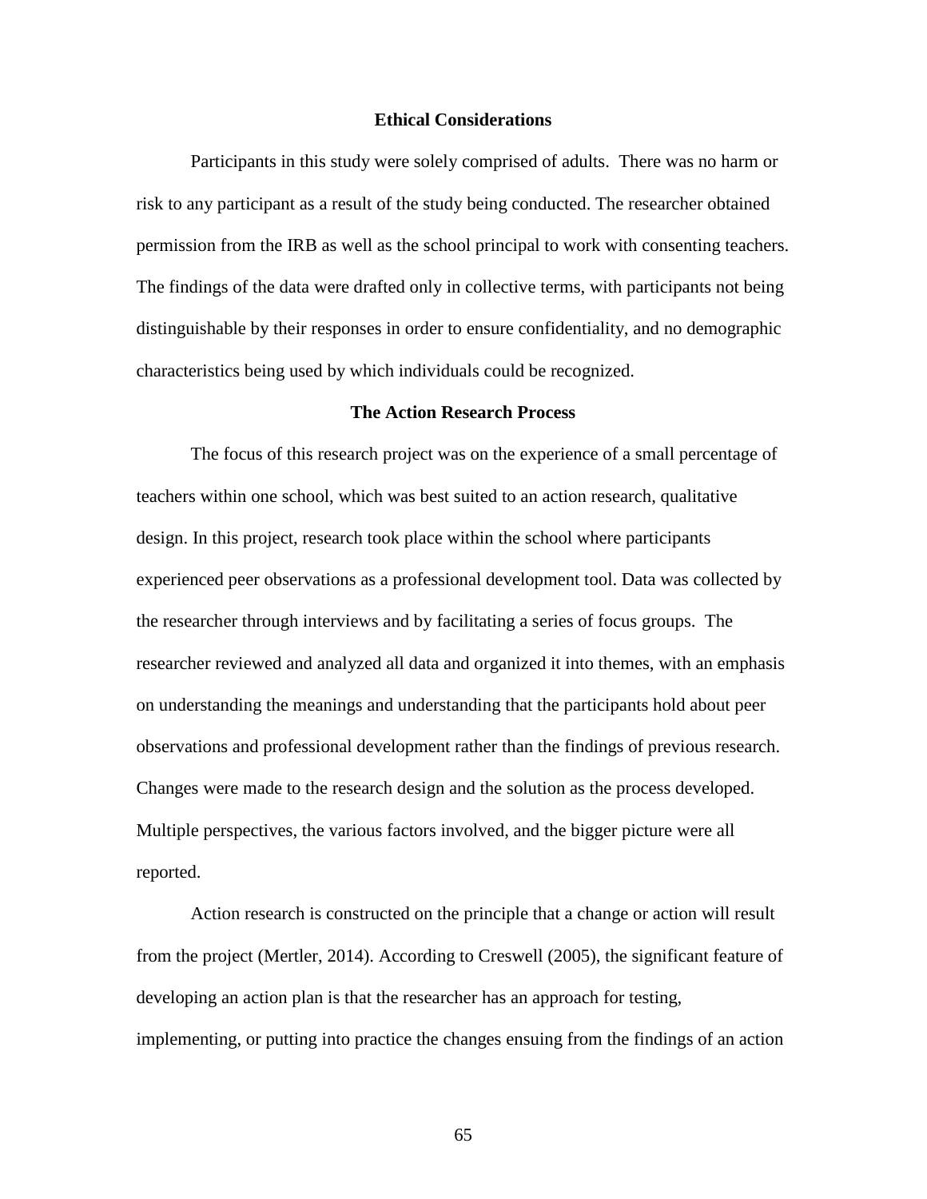## Ethical Considerations

Participants in this study were solely comprised of adults. There was no harm or risk to any participant as a result of the study being conducted. The researcher obtained permission from the IRB as well as the school principal to work with consenting teachers. The findings of the data were drafted only in collective terms, with participants not being distinguishable by their responses in order to ensure confidentiality, and no demographic characteristics being used by which individuals could be recognized.

## The Action Research Process

The focus of this research project was on the experience of a small percentage of teachers within one school, which was best suited to an action research, qualitative design. In this project, research took place within the school where participants experienced peer observations as a professional development tool. Data was collected by the researcher through interviews and by facilitating a series of focus groups. The researcher reviewed and analyzed all data and organized it into themes, with an emphasis on understanding the meanings and understanding that the participants hold about peer observations and professional development rather than the findings of previous research. Changes were made to the research design and the solution as the process developed. Multiple perspectives, the various factors involved, and the bigger picture were all reported.

Action research is constructed on the principle that a change or action will result from the project (Mertler, 2014). According to Creswell (2005), the significant feature of developing an action plan is that the researcher has an approach for testing, implementing, or putting into practice the changes ensuing from the findings of an action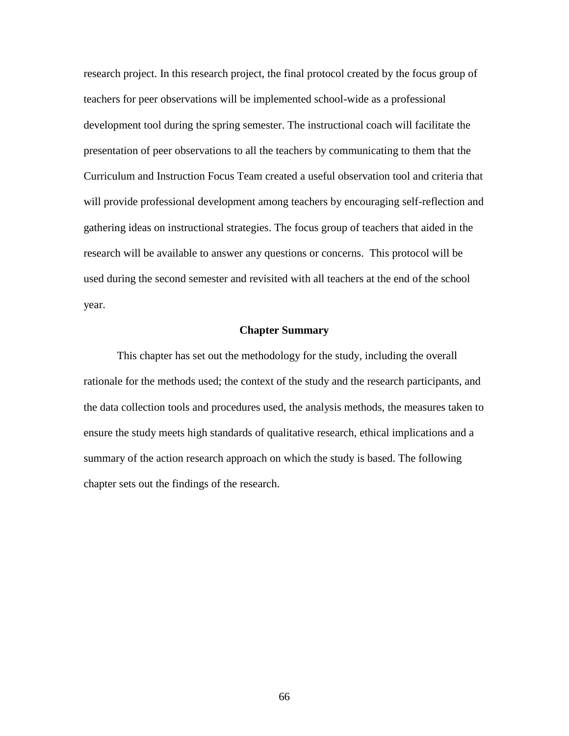research project. In this research project, the final protocol created by the focus group of teachers for peer observations will be implemented school-wide as a professional development tool during the spring semester. The instructional coach will facilitate the presentation of peer observations to all the teachers by communicating to them that the Curriculum and Instruction Focus Team created a useful observation tool and criteria that will provide professional development among teachers by encouraging self-reflection and gathering ideas on instructional strategies. The focus group of teachers that aided in the research will be available to answer any questions or concerns. This protocol will be used during the second semester and revisited with all teachers at the end of the school year.

## Chapter Summary

This chapter has set out the methodology for the study, including the overall rationale for the methods used; the context of the study and the research participants, and the data collection tools and procedures used, the analysis methods, the measures taken to ensure the study meets high standards of qualitative research, ethical implications and a summary of the action research approach on which the study is based. The following chapter sets out the findings of the research.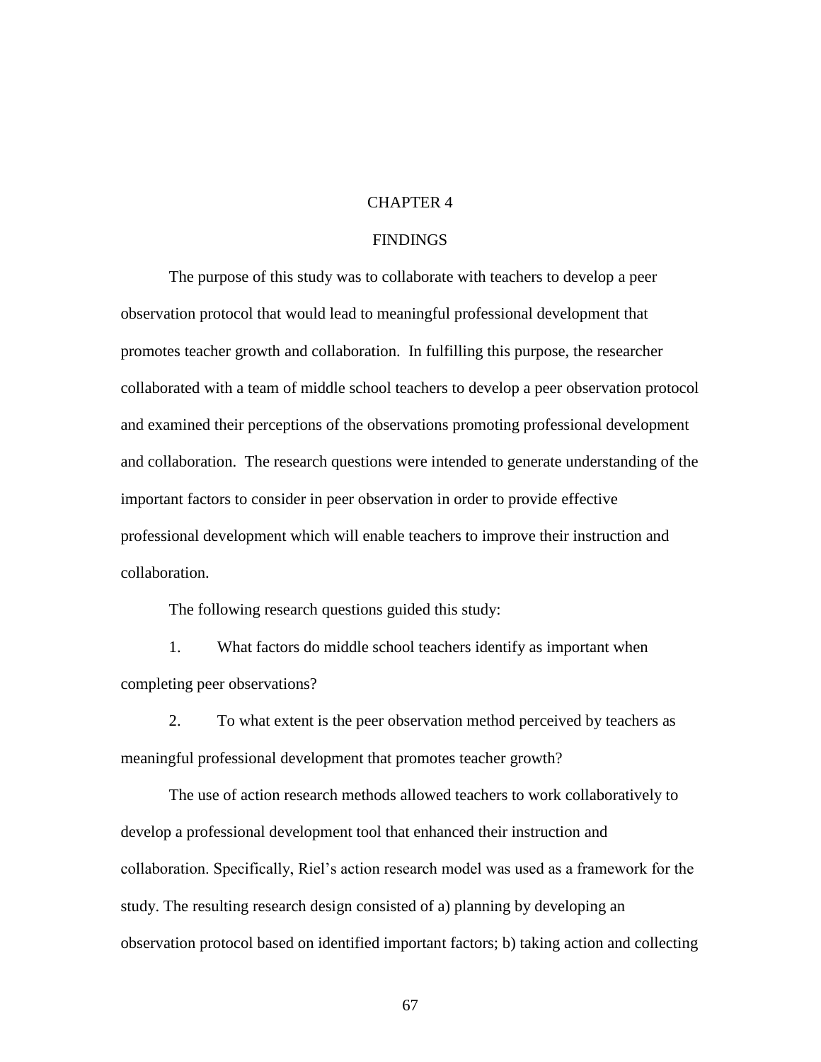# CHAPTER 4

## FINDINGS

The purpose of this study was to collaborate with teachers to develop a peer observation protocol that would lead to meaningful professional development that promotes teacher growth and collaboration. In fulfilling this purpose, the researcher collaborated with a team of middle school teachers to develop a peer observation protocol and examined their perceptions of the observations promoting professional development and collaboration. The research questions were intended to generate understanding of the important factors to consider in peer observation in order to provide effective professional development which will enable teachers to improve their instruction and collaboration.

The following research questions guided this study:

1. What factors do middle school teachers identify as important when completing peer observations?

2. To what extent is the peer observation method perceived by teachers as meaningful professional development that promotes teacher growth?

The use of action research methods allowed teachers to work collaboratively to develop a professional development tool that enhanced their instruction and collaboration. Specifically, Riel's action research model was used as a framework for the study. The resulting research design consisted of a) planning by developing an observation protocol based on identified important factors; b) taking action and collecting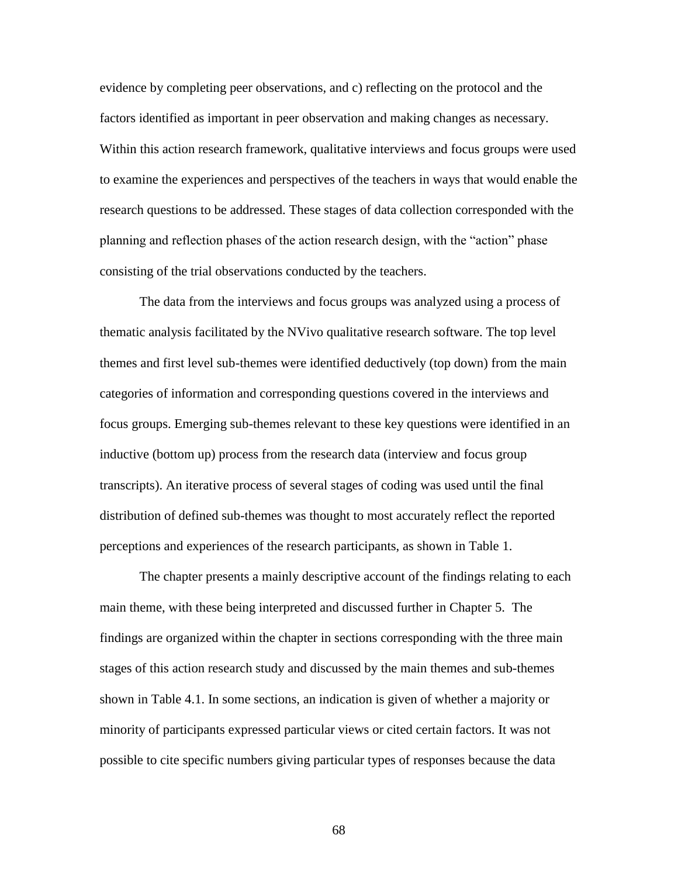evidence by completing peer observations, and c) reflecting on the protocol and the factors identified as important in peer observation and making changes as necessary. Within this action research framework, qualitative interviews and focus groups were used to examine the experiences and perspectives of the teachers in ways that would enable the research questions to be addressed. These stages of data collection corresponded with the planning and reflection phases of the action research design, with the "action" phase consisting of the trial observations conducted by the teachers.

The data from the interviews and focus groups was analyzed using a process of thematic analysis facilitated by the NVivo qualitative research software. The top level themes and first level sub-themes were identified deductively (top down) from the main categories of information and corresponding questions covered in the interviews and focus groups. Emerging sub-themes relevant to these key questions were identified in an inductive (bottom up) process from the research data (interview and focus group transcripts). An iterative process of several stages of coding was used until the final distribution of defined sub-themes was thought to most accurately reflect the reported perceptions and experiences of the research participants, as shown in Table 1.

The chapter presents a mainly descriptive account of the findings relating to each main theme, with these being interpreted and discussed further in Chapter 5. The findings are organized within the chapter in sections corresponding with the three main stages of this action research study and discussed by the main themes and sub-themes shown in Table 4.1. In some sections, an indication is given of whether a majority or minority of participants expressed particular views or cited certain factors. It was not possible to cite specific numbers giving particular types of responses because the data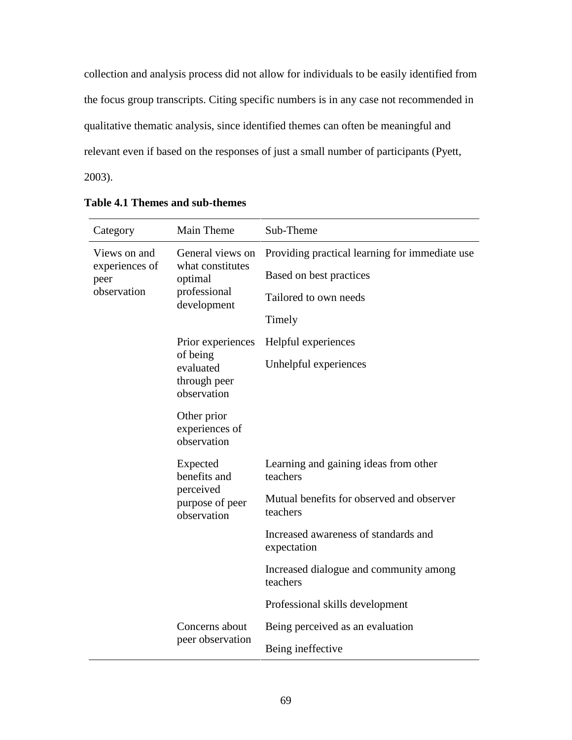collection and analysis process did not allow for individuals to be easily identified from the focus group transcripts. Citing specific numbers is in any case not recommended in qualitative thematic analysis, since identified themes can often be meaningful and relevant even if based on the responses of just a small number of participants (Pyett, 2003).

**Table 4.1 Themes and sub-themes**

| Category | Main Theme | Sub-Theme |
|---|---|---|
| Views on and experiences of peer observation | General views on what constitutes optimal professional development | Providing practical learning for immediate use |
| | | Based on best practices |
| | | Tailored to own needs |
| | | Timely |
| | Prior experiences of being evaluated through peer observation | Helpful experiences |
| | | Unhelpful experiences |
| | Other prior experiences of observation | |
| | Expected benefits and perceived purpose of peer observation | Learning and gaining ideas from other teachers |
| | | Mutual benefits for observed and observer teachers |
| | | Increased awareness of standards and expectation |
| | | Increased dialogue and community among teachers |
| | | Professional skills development |
| | Concerns about peer observation | Being perceived as an evaluation |
| | | Being ineffective |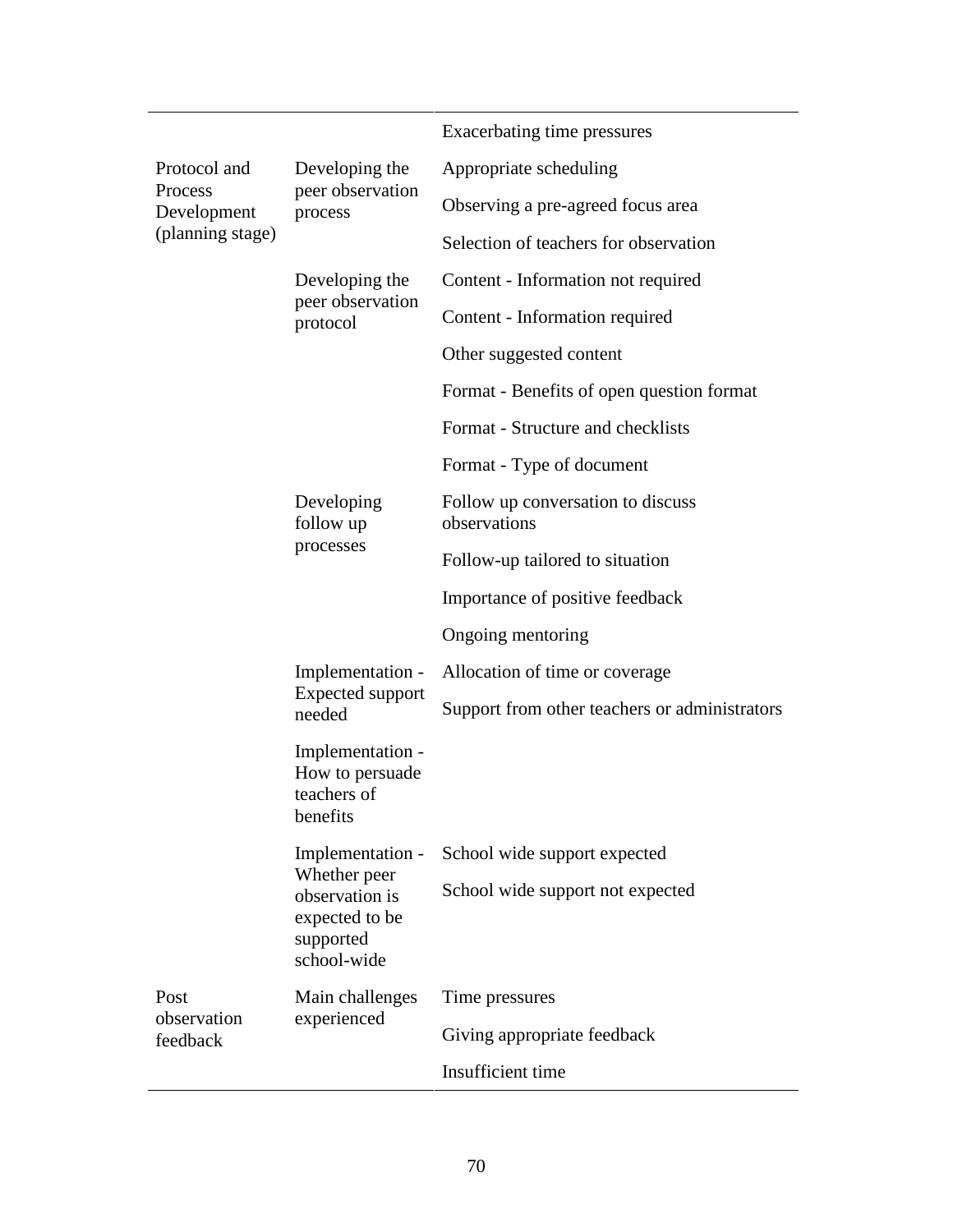| | | |
|---|---|---|
| | | Exacerbating time pressures |
| Protocol and Process Development (planning stage) | Developing the peer observation process | Appropriate scheduling |
| | | Observing a pre-agreed focus area |
| | | Selection of teachers for observation |
| | Developing the peer observation protocol | Content - Information not required |
| | | Content - Information required |
| | | Other suggested content |
| | | Format - Benefits of open question format |
| | | Format - Structure and checklists |
| | | Format - Type of document |
| | Developing follow up processes | Follow up conversation to discuss observations |
| | | Follow-up tailored to situation |
| | | Importance of positive feedback |
| | | Ongoing mentoring |
| | Implementation - Expected support needed | Allocation of time or coverage |
| | | Support from other teachers or administrators |
| | Implementation - How to persuade teachers of benefits | |
| | Implementation - Whether peer observation is expected to be supported school-wide | School wide support expected |
| | | School wide support not expected |
| Post observation feedback | Main challenges experienced | Time pressures |
| | | Giving appropriate feedback |
| | | Insufficient time |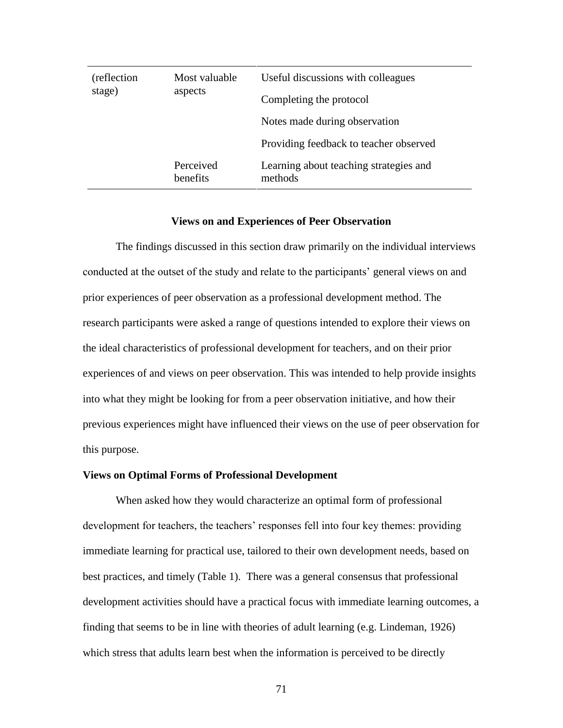| | | |
|---|---|---|
| (reflection stage) | Most valuable aspects | Useful discussions with colleagues |
| | | Completing the protocol |
| | | Notes made during observation |
| | | Providing feedback to teacher observed |
| | Perceived benefits | Learning about teaching strategies and methods |

## Views on and Experiences of Peer Observation

The findings discussed in this section draw primarily on the individual interviews conducted at the outset of the study and relate to the participants' general views on and prior experiences of peer observation as a professional development method. The research participants were asked a range of questions intended to explore their views on the ideal characteristics of professional development for teachers, and on their prior experiences of and views on peer observation. This was intended to help provide insights into what they might be looking for from a peer observation initiative, and how their previous experiences might have influenced their views on the use of peer observation for this purpose.

### Views on Optimal Forms of Professional Development

When asked how they would characterize an optimal form of professional development for teachers, the teachers' responses fell into four key themes: providing immediate learning for practical use, tailored to their own development needs, based on best practices, and timely (Table 1). There was a general consensus that professional development activities should have a practical focus with immediate learning outcomes, a finding that seems to be in line with theories of adult learning (e.g. Lindeman, 1926) which stress that adults learn best when the information is perceived to be directly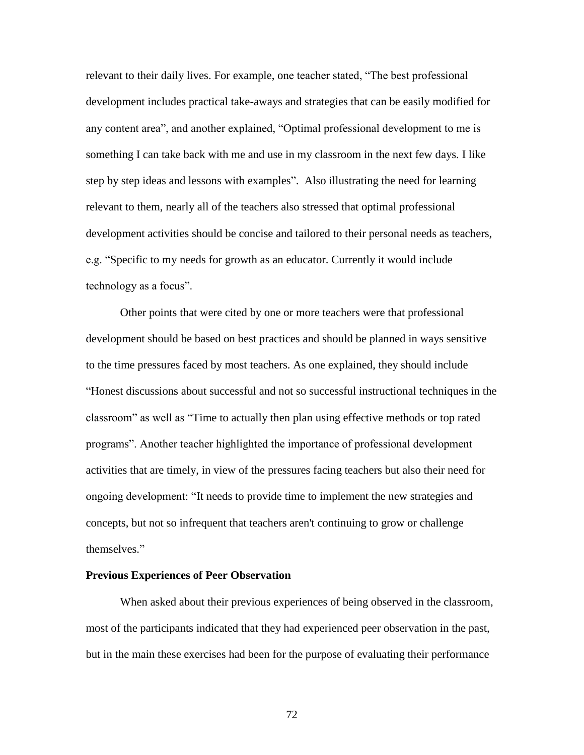relevant to their daily lives. For example, one teacher stated, "The best professional development includes practical take-aways and strategies that can be easily modified for any content area", and another explained, "Optimal professional development to me is something I can take back with me and use in my classroom in the next few days. I like step by step ideas and lessons with examples". Also illustrating the need for learning relevant to them, nearly all of the teachers also stressed that optimal professional development activities should be concise and tailored to their personal needs as teachers, e.g. "Specific to my needs for growth as an educator. Currently it would include technology as a focus".

Other points that were cited by one or more teachers were that professional development should be based on best practices and should be planned in ways sensitive to the time pressures faced by most teachers. As one explained, they should include "Honest discussions about successful and not so successful instructional techniques in the classroom" as well as "Time to actually then plan using effective methods or top rated programs". Another teacher highlighted the importance of professional development activities that are timely, in view of the pressures facing teachers but also their need for ongoing development: "It needs to provide time to implement the new strategies and concepts, but not so infrequent that teachers aren't continuing to grow or challenge themselves."

**Previous Experiences of Peer Observation**

When asked about their previous experiences of being observed in the classroom, most of the participants indicated that they had experienced peer observation in the past, but in the main these exercises had been for the purpose of evaluating their performance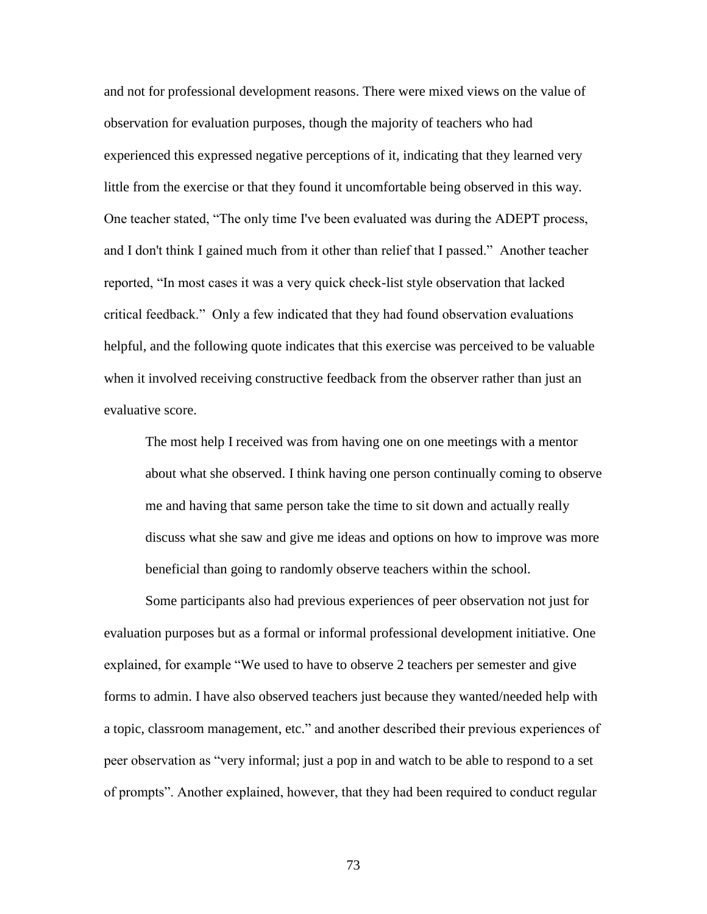and not for professional development reasons. There were mixed views on the value of observation for evaluation purposes, though the majority of teachers who had experienced this expressed negative perceptions of it, indicating that they learned very little from the exercise or that they found it uncomfortable being observed in this way. One teacher stated, "The only time I've been evaluated was during the ADEPT process, and I don't think I gained much from it other than relief that I passed." Another teacher reported, "In most cases it was a very quick check-list style observation that lacked critical feedback." Only a few indicated that they had found observation evaluations helpful, and the following quote indicates that this exercise was perceived to be valuable when it involved receiving constructive feedback from the observer rather than just an evaluative score.

> The most help I received was from having one on one meetings with a mentor about what she observed. I think having one person continually coming to observe me and having that same person take the time to sit down and actually really discuss what she saw and give me ideas and options on how to improve was more beneficial than going to randomly observe teachers within the school.

Some participants also had previous experiences of peer observation not just for evaluation purposes but as a formal or informal professional development initiative. One explained, for example "We used to have to observe 2 teachers per semester and give forms to admin. I have also observed teachers just because they wanted/needed help with a topic, classroom management, etc." and another described their previous experiences of peer observation as "very informal; just a pop in and watch to be able to respond to a set of prompts". Another explained, however, that they had been required to conduct regular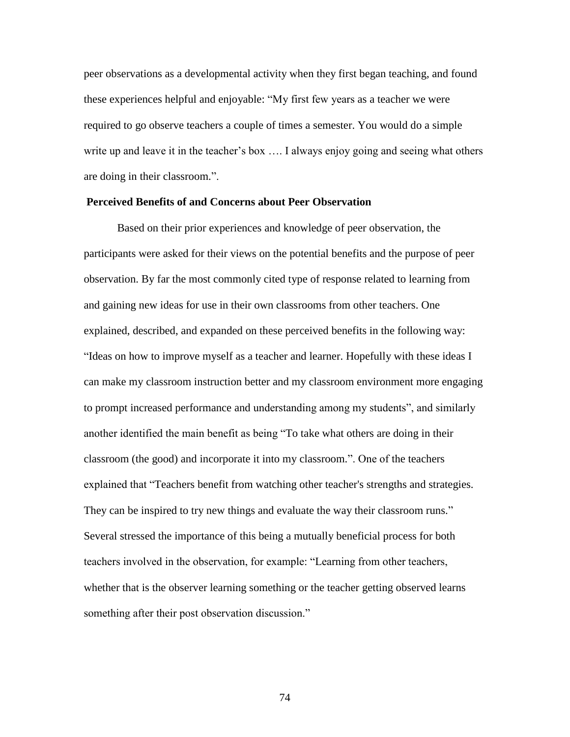peer observations as a developmental activity when they first began teaching, and found these experiences helpful and enjoyable: "My first few years as a teacher we were required to go observe teachers a couple of times a semester. You would do a simple write up and leave it in the teacher's box …. I always enjoy going and seeing what others are doing in their classroom.".

### Perceived Benefits of and Concerns about Peer Observation

Based on their prior experiences and knowledge of peer observation, the participants were asked for their views on the potential benefits and the purpose of peer observation. By far the most commonly cited type of response related to learning from and gaining new ideas for use in their own classrooms from other teachers. One explained, described, and expanded on these perceived benefits in the following way: "Ideas on how to improve myself as a teacher and learner. Hopefully with these ideas I can make my classroom instruction better and my classroom environment more engaging to prompt increased performance and understanding among my students", and similarly another identified the main benefit as being "To take what others are doing in their classroom (the good) and incorporate it into my classroom.". One of the teachers explained that "Teachers benefit from watching other teacher's strengths and strategies. They can be inspired to try new things and evaluate the way their classroom runs." Several stressed the importance of this being a mutually beneficial process for both teachers involved in the observation, for example: "Learning from other teachers, whether that is the observer learning something or the teacher getting observed learns something after their post observation discussion."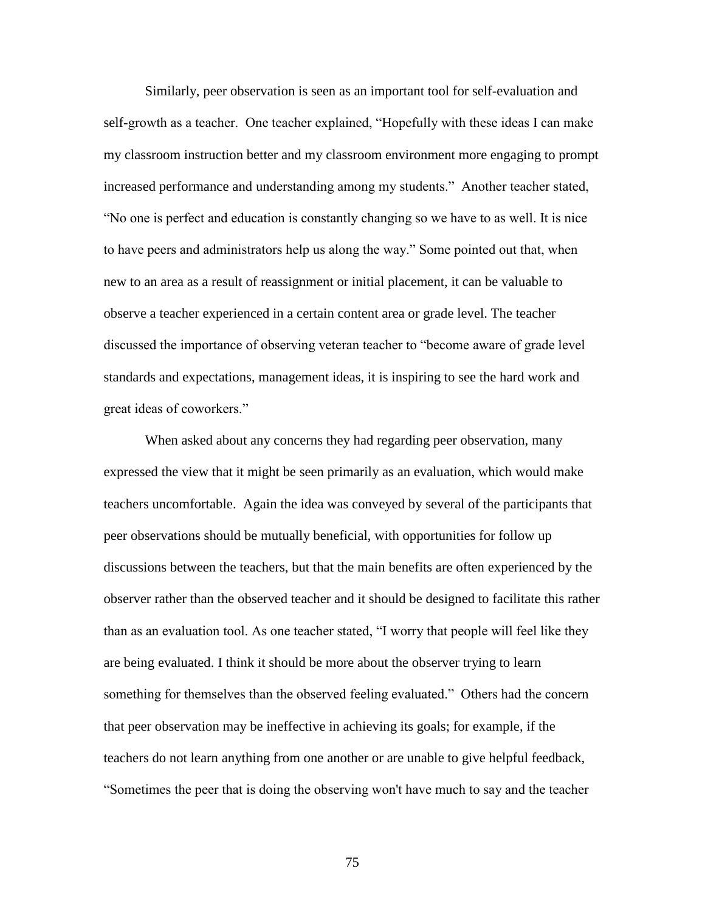Similarly, peer observation is seen as an important tool for self-evaluation and self-growth as a teacher. One teacher explained, "Hopefully with these ideas I can make my classroom instruction better and my classroom environment more engaging to prompt increased performance and understanding among my students." Another teacher stated, "No one is perfect and education is constantly changing so we have to as well. It is nice to have peers and administrators help us along the way." Some pointed out that, when new to an area as a result of reassignment or initial placement, it can be valuable to observe a teacher experienced in a certain content area or grade level. The teacher discussed the importance of observing veteran teacher to "become aware of grade level standards and expectations, management ideas, it is inspiring to see the hard work and great ideas of coworkers."

When asked about any concerns they had regarding peer observation, many expressed the view that it might be seen primarily as an evaluation, which would make teachers uncomfortable. Again the idea was conveyed by several of the participants that peer observations should be mutually beneficial, with opportunities for follow up discussions between the teachers, but that the main benefits are often experienced by the observer rather than the observed teacher and it should be designed to facilitate this rather than as an evaluation tool. As one teacher stated, "I worry that people will feel like they are being evaluated. I think it should be more about the observer trying to learn something for themselves than the observed feeling evaluated." Others had the concern that peer observation may be ineffective in achieving its goals; for example, if the teachers do not learn anything from one another or are unable to give helpful feedback, "Sometimes the peer that is doing the observing won't have much to say and the teacher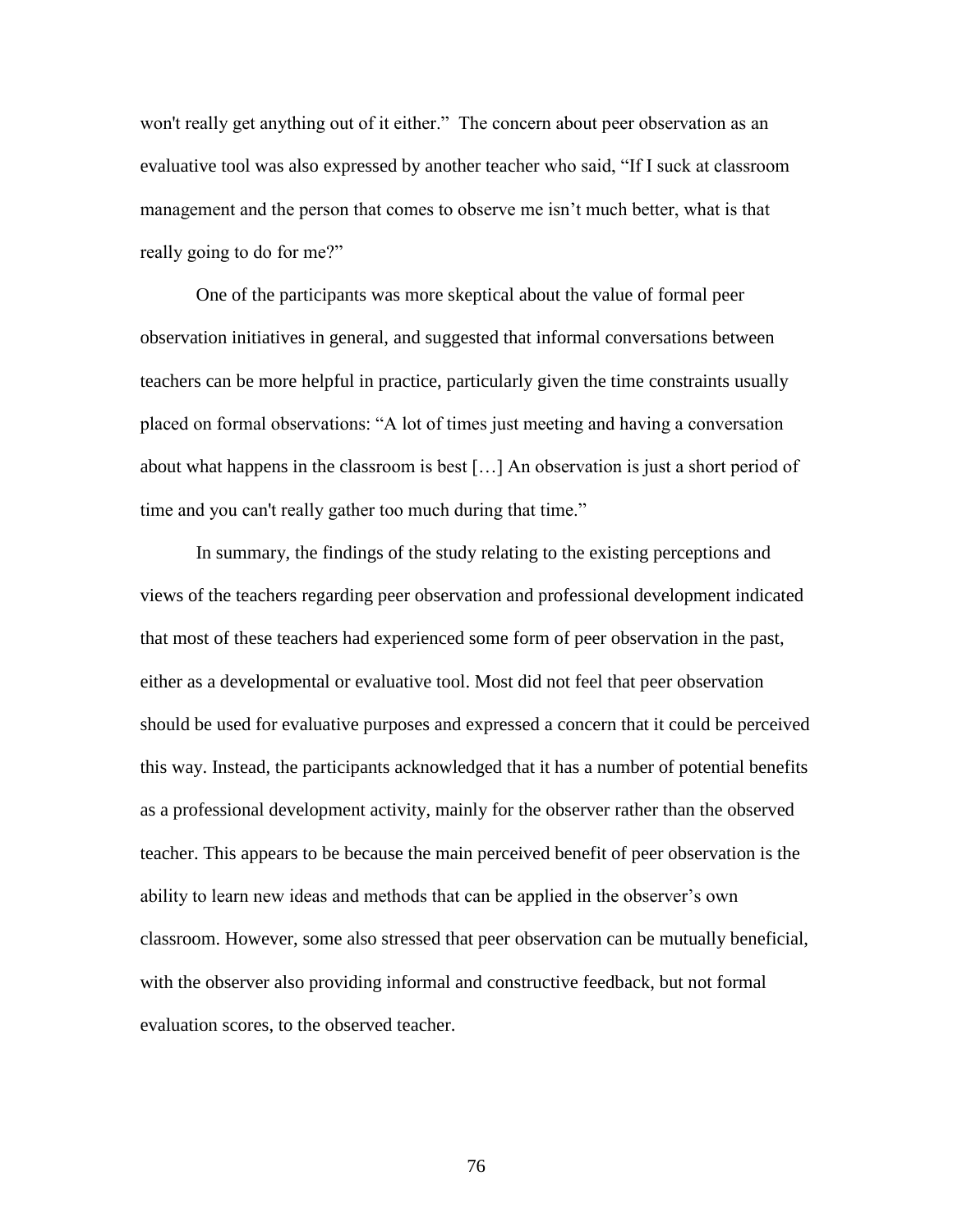won't really get anything out of it either." The concern about peer observation as an evaluative tool was also expressed by another teacher who said, "If I suck at classroom management and the person that comes to observe me isn't much better, what is that really going to do for me?"

One of the participants was more skeptical about the value of formal peer observation initiatives in general, and suggested that informal conversations between teachers can be more helpful in practice, particularly given the time constraints usually placed on formal observations: "A lot of times just meeting and having a conversation about what happens in the classroom is best […] An observation is just a short period of time and you can't really gather too much during that time."

In summary, the findings of the study relating to the existing perceptions and views of the teachers regarding peer observation and professional development indicated that most of these teachers had experienced some form of peer observation in the past, either as a developmental or evaluative tool. Most did not feel that peer observation should be used for evaluative purposes and expressed a concern that it could be perceived this way. Instead, the participants acknowledged that it has a number of potential benefits as a professional development activity, mainly for the observer rather than the observed teacher. This appears to be because the main perceived benefit of peer observation is the ability to learn new ideas and methods that can be applied in the observer's own classroom. However, some also stressed that peer observation can be mutually beneficial, with the observer also providing informal and constructive feedback, but not formal evaluation scores, to the observed teacher.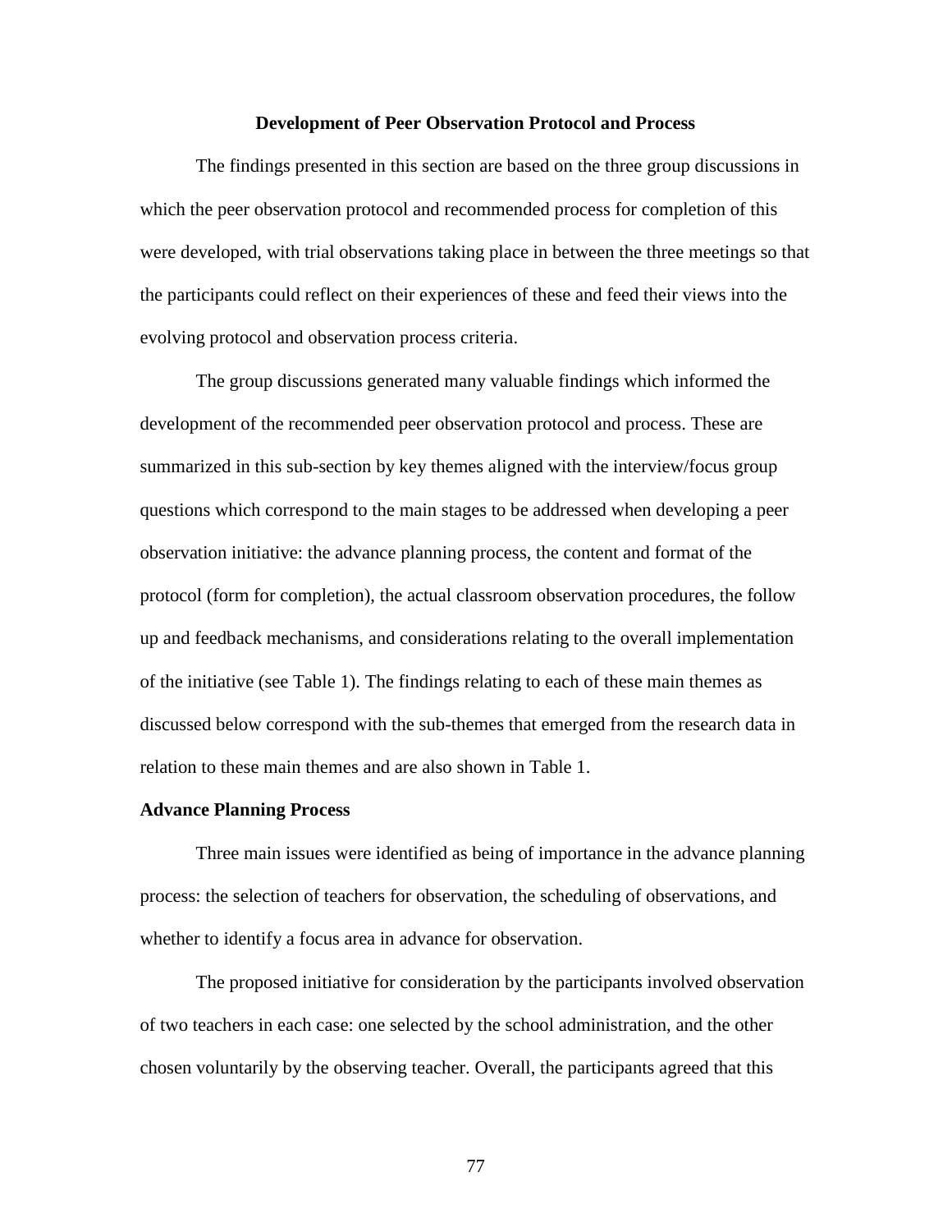## Development of Peer Observation Protocol and Process

The findings presented in this section are based on the three group discussions in which the peer observation protocol and recommended process for completion of this were developed, with trial observations taking place in between the three meetings so that the participants could reflect on their experiences of these and feed their views into the evolving protocol and observation process criteria.

The group discussions generated many valuable findings which informed the development of the recommended peer observation protocol and process. These are summarized in this sub-section by key themes aligned with the interview/focus group questions which correspond to the main stages to be addressed when developing a peer observation initiative: the advance planning process, the content and format of the protocol (form for completion), the actual classroom observation procedures, the follow up and feedback mechanisms, and considerations relating to the overall implementation of the initiative (see Table 1). The findings relating to each of these main themes as discussed below correspond with the sub-themes that emerged from the research data in relation to these main themes and are also shown in Table 1.

### Advance Planning Process

Three main issues were identified as being of importance in the advance planning process: the selection of teachers for observation, the scheduling of observations, and whether to identify a focus area in advance for observation.

The proposed initiative for consideration by the participants involved observation of two teachers in each case: one selected by the school administration, and the other chosen voluntarily by the observing teacher. Overall, the participants agreed that this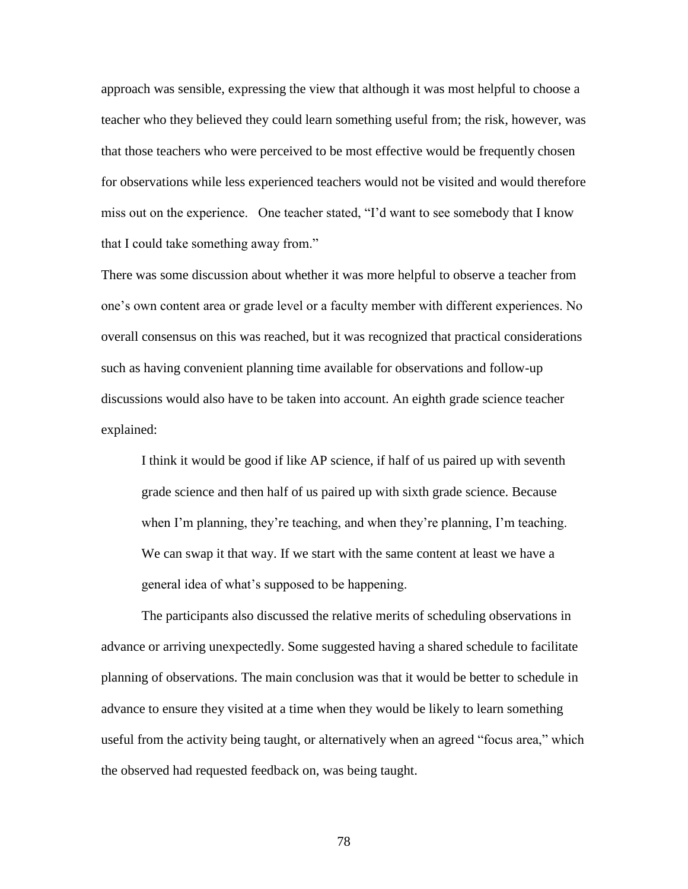approach was sensible, expressing the view that although it was most helpful to choose a teacher who they believed they could learn something useful from; the risk, however, was that those teachers who were perceived to be most effective would be frequently chosen for observations while less experienced teachers would not be visited and would therefore miss out on the experience. One teacher stated, "I'd want to see somebody that I know that I could take something away from."

There was some discussion about whether it was more helpful to observe a teacher from one's own content area or grade level or a faculty member with different experiences. No overall consensus on this was reached, but it was recognized that practical considerations such as having convenient planning time available for observations and follow-up discussions would also have to be taken into account. An eighth grade science teacher explained:

> I think it would be good if like AP science, if half of us paired up with seventh grade science and then half of us paired up with sixth grade science. Because when I'm planning, they're teaching, and when they're planning, I'm teaching. We can swap it that way. If we start with the same content at least we have a general idea of what's supposed to be happening.

The participants also discussed the relative merits of scheduling observations in advance or arriving unexpectedly. Some suggested having a shared schedule to facilitate planning of observations. The main conclusion was that it would be better to schedule in advance to ensure they visited at a time when they would be likely to learn something useful from the activity being taught, or alternatively when an agreed "focus area," which the observed had requested feedback on, was being taught.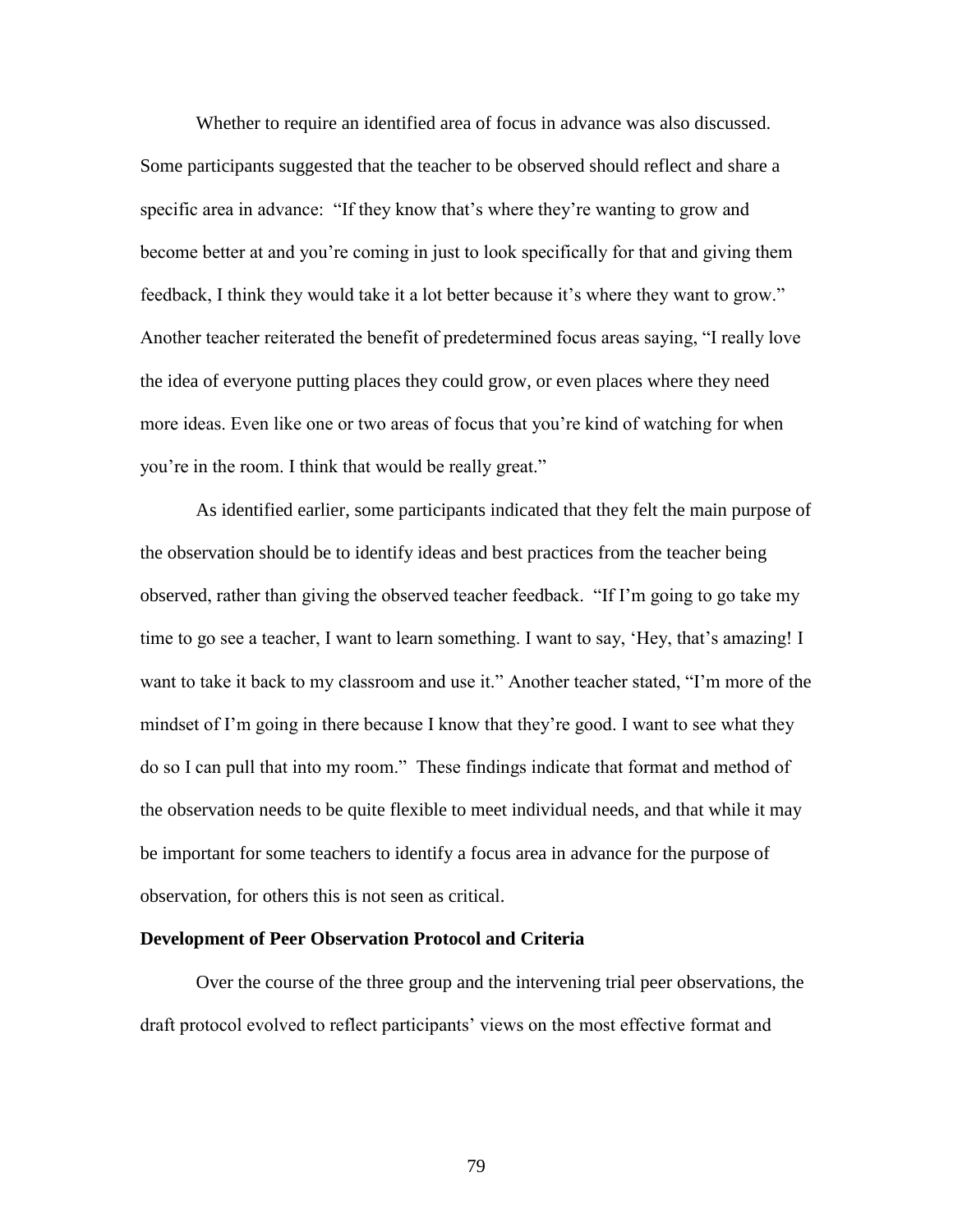Whether to require an identified area of focus in advance was also discussed. Some participants suggested that the teacher to be observed should reflect and share a specific area in advance: "If they know that's where they're wanting to grow and become better at and you're coming in just to look specifically for that and giving them feedback, I think they would take it a lot better because it's where they want to grow." Another teacher reiterated the benefit of predetermined focus areas saying, "I really love the idea of everyone putting places they could grow, or even places where they need more ideas. Even like one or two areas of focus that you're kind of watching for when you're in the room. I think that would be really great."

As identified earlier, some participants indicated that they felt the main purpose of the observation should be to identify ideas and best practices from the teacher being observed, rather than giving the observed teacher feedback. "If I'm going to go take my time to go see a teacher, I want to learn something. I want to say, 'Hey, that's amazing! I want to take it back to my classroom and use it." Another teacher stated, "I'm more of the mindset of I'm going in there because I know that they're good. I want to see what they do so I can pull that into my room." These findings indicate that format and method of the observation needs to be quite flexible to meet individual needs, and that while it may be important for some teachers to identify a focus area in advance for the purpose of observation, for others this is not seen as critical.

**Development of Peer Observation Protocol and Criteria**

Over the course of the three group and the intervening trial peer observations, the draft protocol evolved to reflect participants' views on the most effective format and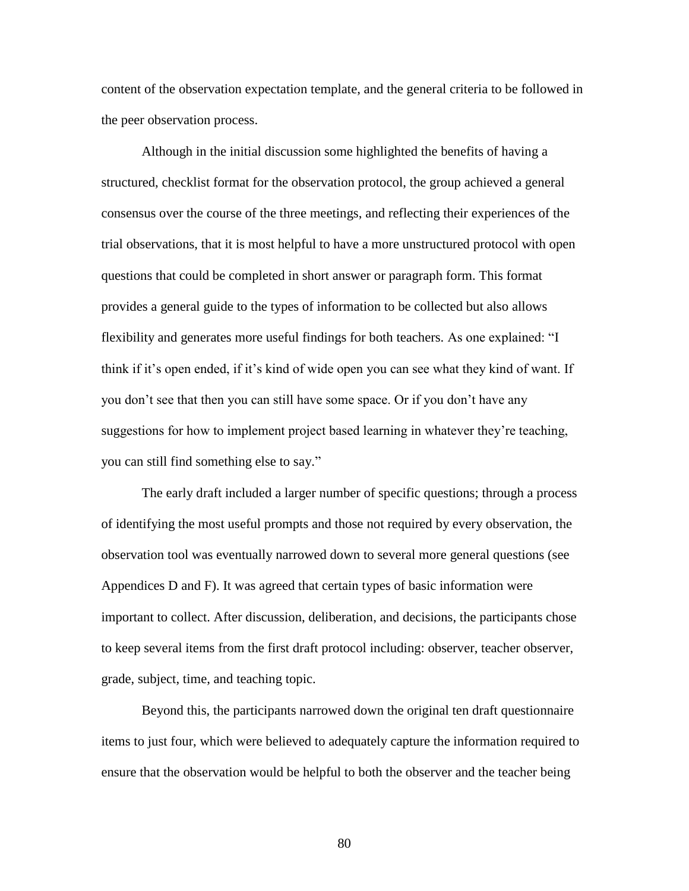content of the observation expectation template, and the general criteria to be followed in the peer observation process.

Although in the initial discussion some highlighted the benefits of having a structured, checklist format for the observation protocol, the group achieved a general consensus over the course of the three meetings, and reflecting their experiences of the trial observations, that it is most helpful to have a more unstructured protocol with open questions that could be completed in short answer or paragraph form. This format provides a general guide to the types of information to be collected but also allows flexibility and generates more useful findings for both teachers. As one explained: "I think if it's open ended, if it's kind of wide open you can see what they kind of want. If you don't see that then you can still have some space. Or if you don't have any suggestions for how to implement project based learning in whatever they're teaching, you can still find something else to say."

The early draft included a larger number of specific questions; through a process of identifying the most useful prompts and those not required by every observation, the observation tool was eventually narrowed down to several more general questions (see Appendices D and F). It was agreed that certain types of basic information were important to collect. After discussion, deliberation, and decisions, the participants chose to keep several items from the first draft protocol including: observer, teacher observer, grade, subject, time, and teaching topic.

Beyond this, the participants narrowed down the original ten draft questionnaire items to just four, which were believed to adequately capture the information required to ensure that the observation would be helpful to both the observer and the teacher being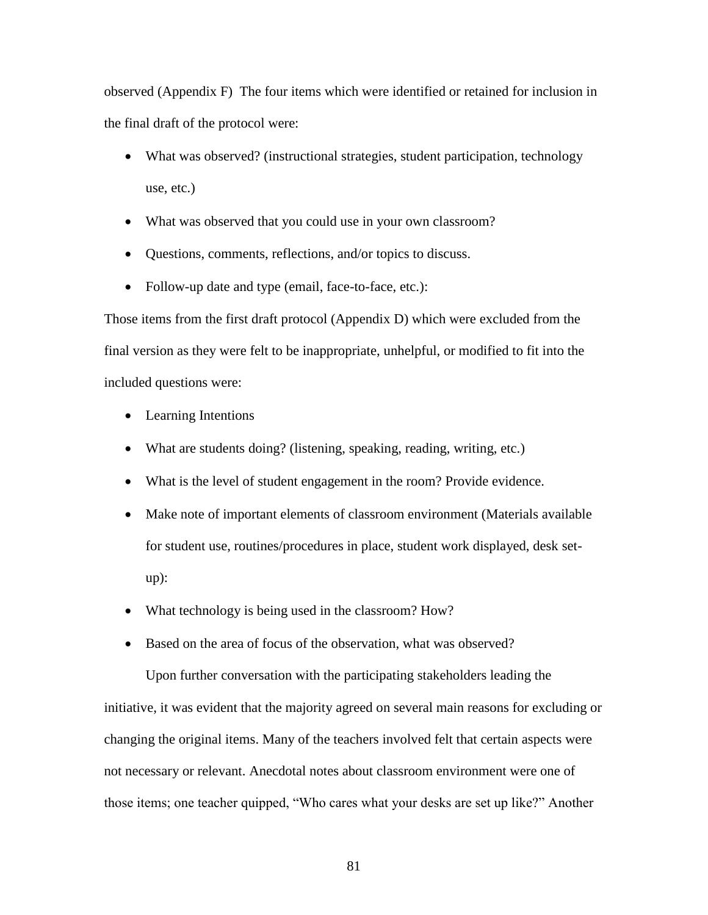observed (Appendix F) The four items which were identified or retained for inclusion in the final draft of the protocol were:

- What was observed? (instructional strategies, student participation, technology use, etc.)
- What was observed that you could use in your own classroom?
- Questions, comments, reflections, and/or topics to discuss.
- Follow-up date and type (email, face-to-face, etc.):

Those items from the first draft protocol (Appendix D) which were excluded from the final version as they were felt to be inappropriate, unhelpful, or modified to fit into the included questions were:

- Learning Intentions
- What are students doing? (listening, speaking, reading, writing, etc.)
- What is the level of student engagement in the room? Provide evidence.
- Make note of important elements of classroom environment (Materials available for student use, routines/procedures in place, student work displayed, desk set-up):
- What technology is being used in the classroom? How?
- Based on the area of focus of the observation, what was observed?

Upon further conversation with the participating stakeholders leading the initiative, it was evident that the majority agreed on several main reasons for excluding or changing the original items. Many of the teachers involved felt that certain aspects were not necessary or relevant. Anecdotal notes about classroom environment were one of those items; one teacher quipped, “Who cares what your desks are set up like?” Another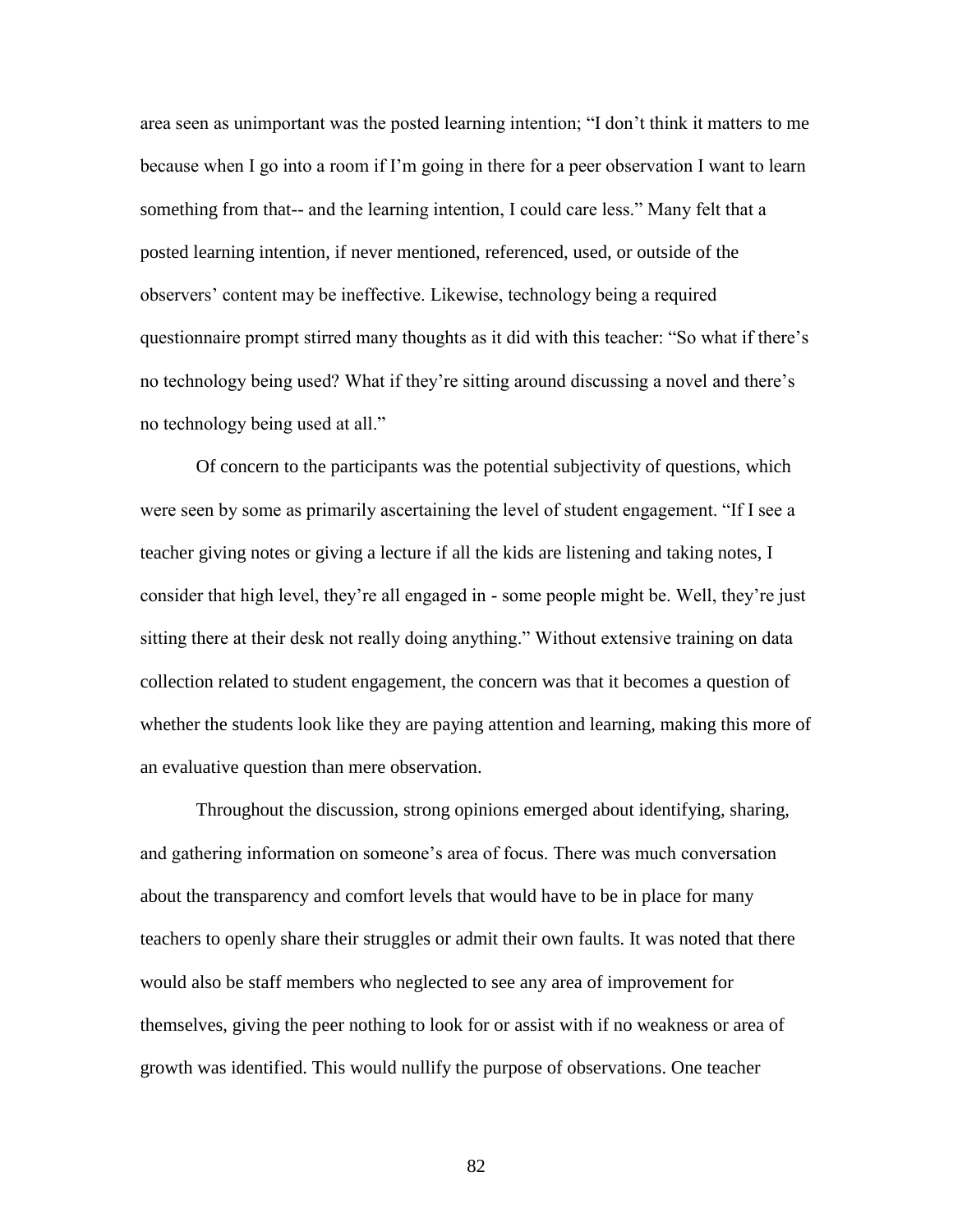area seen as unimportant was the posted learning intention; "I don't think it matters to me because when I go into a room if I'm going in there for a peer observation I want to learn something from that-- and the learning intention, I could care less." Many felt that a posted learning intention, if never mentioned, referenced, used, or outside of the observers' content may be ineffective. Likewise, technology being a required questionnaire prompt stirred many thoughts as it did with this teacher: "So what if there's no technology being used? What if they're sitting around discussing a novel and there's no technology being used at all."

Of concern to the participants was the potential subjectivity of questions, which were seen by some as primarily ascertaining the level of student engagement. "If I see a teacher giving notes or giving a lecture if all the kids are listening and taking notes, I consider that high level, they're all engaged in - some people might be. Well, they're just sitting there at their desk not really doing anything." Without extensive training on data collection related to student engagement, the concern was that it becomes a question of whether the students look like they are paying attention and learning, making this more of an evaluative question than mere observation.

Throughout the discussion, strong opinions emerged about identifying, sharing, and gathering information on someone's area of focus. There was much conversation about the transparency and comfort levels that would have to be in place for many teachers to openly share their struggles or admit their own faults. It was noted that there would also be staff members who neglected to see any area of improvement for themselves, giving the peer nothing to look for or assist with if no weakness or area of growth was identified. This would nullify the purpose of observations. One teacher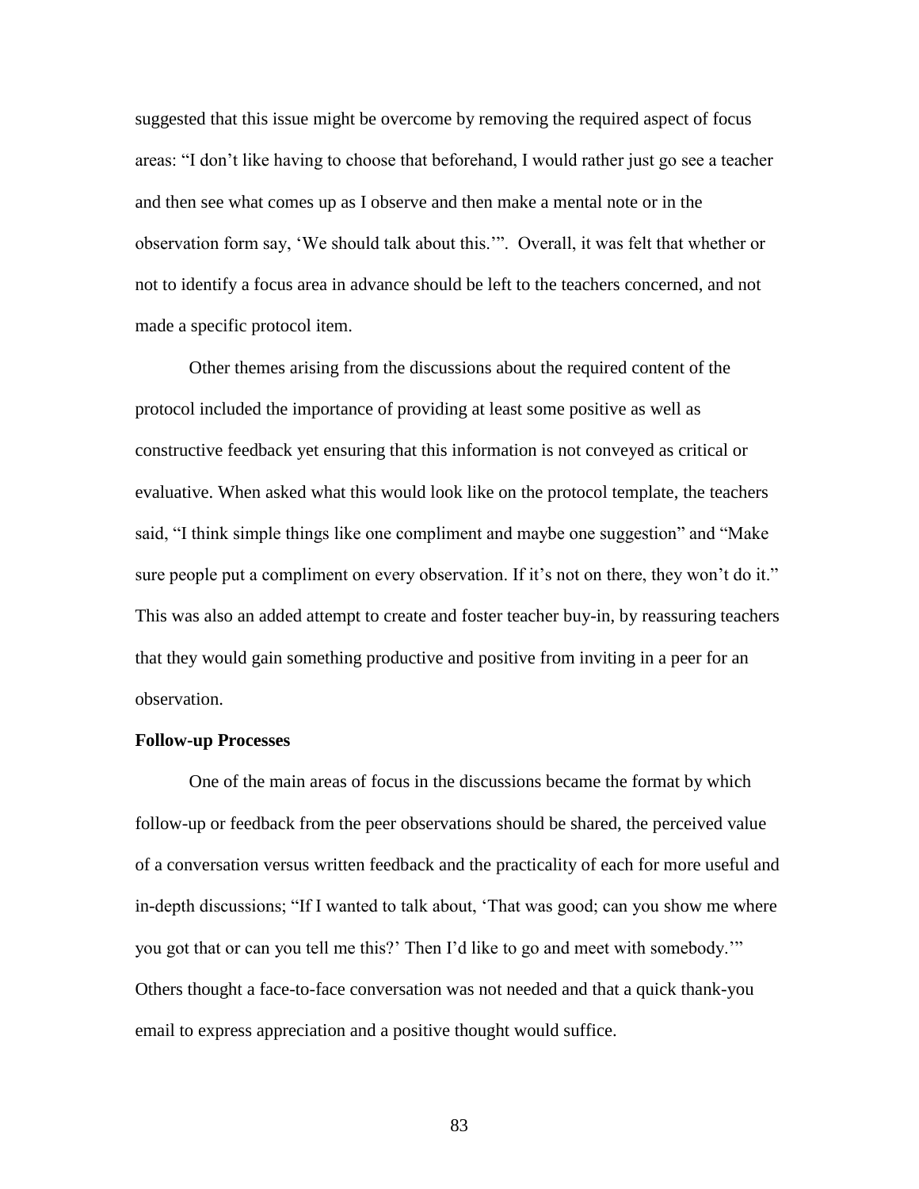suggested that this issue might be overcome by removing the required aspect of focus areas: "I don't like having to choose that beforehand, I would rather just go see a teacher and then see what comes up as I observe and then make a mental note or in the observation form say, 'We should talk about this.'". Overall, it was felt that whether or not to identify a focus area in advance should be left to the teachers concerned, and not made a specific protocol item.

Other themes arising from the discussions about the required content of the protocol included the importance of providing at least some positive as well as constructive feedback yet ensuring that this information is not conveyed as critical or evaluative. When asked what this would look like on the protocol template, the teachers said, "I think simple things like one compliment and maybe one suggestion" and "Make sure people put a compliment on every observation. If it's not on there, they won't do it." This was also an added attempt to create and foster teacher buy-in, by reassuring teachers that they would gain something productive and positive from inviting in a peer for an observation.

**Follow-up Processes**

One of the main areas of focus in the discussions became the format by which follow-up or feedback from the peer observations should be shared, the perceived value of a conversation versus written feedback and the practicality of each for more useful and in-depth discussions; "If I wanted to talk about, 'That was good; can you show me where you got that or can you tell me this?' Then I'd like to go and meet with somebody.'" Others thought a face-to-face conversation was not needed and that a quick thank-you email to express appreciation and a positive thought would suffice.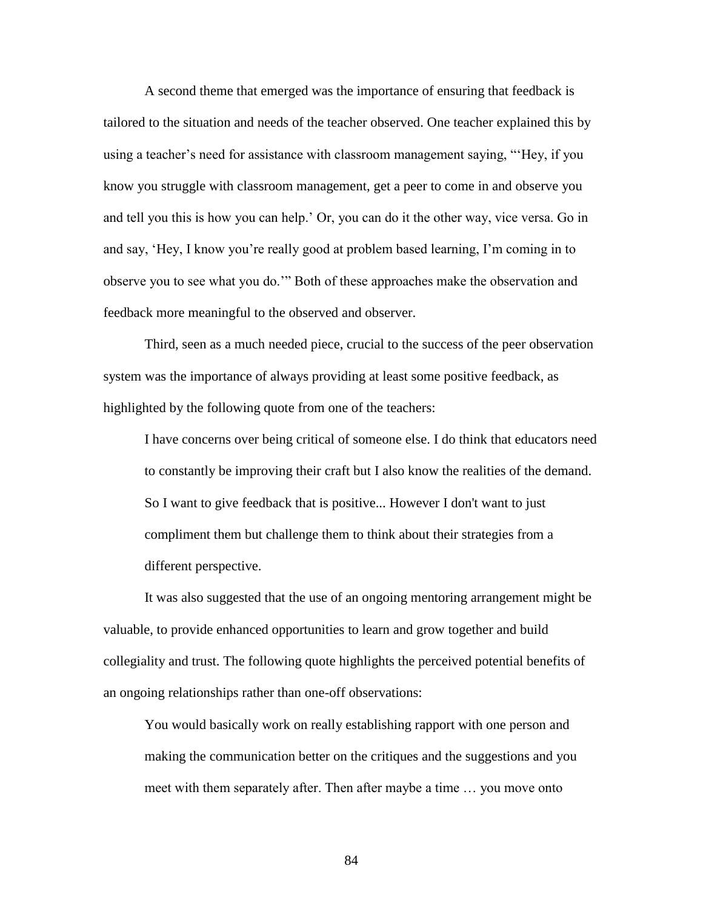A second theme that emerged was the importance of ensuring that feedback is tailored to the situation and needs of the teacher observed. One teacher explained this by using a teacher's need for assistance with classroom management saying, "'Hey, if you know you struggle with classroom management, get a peer to come in and observe you and tell you this is how you can help.' Or, you can do it the other way, vice versa. Go in and say, 'Hey, I know you're really good at problem based learning, I'm coming in to observe you to see what you do.'" Both of these approaches make the observation and feedback more meaningful to the observed and observer.

Third, seen as a much needed piece, crucial to the success of the peer observation system was the importance of always providing at least some positive feedback, as highlighted by the following quote from one of the teachers:

> I have concerns over being critical of someone else. I do think that educators need to constantly be improving their craft but I also know the realities of the demand. So I want to give feedback that is positive... However I don't want to just compliment them but challenge them to think about their strategies from a different perspective.

It was also suggested that the use of an ongoing mentoring arrangement might be valuable, to provide enhanced opportunities to learn and grow together and build collegiality and trust. The following quote highlights the perceived potential benefits of an ongoing relationships rather than one-off observations:

> You would basically work on really establishing rapport with one person and making the communication better on the critiques and the suggestions and you meet with them separately after. Then after maybe a time … you move onto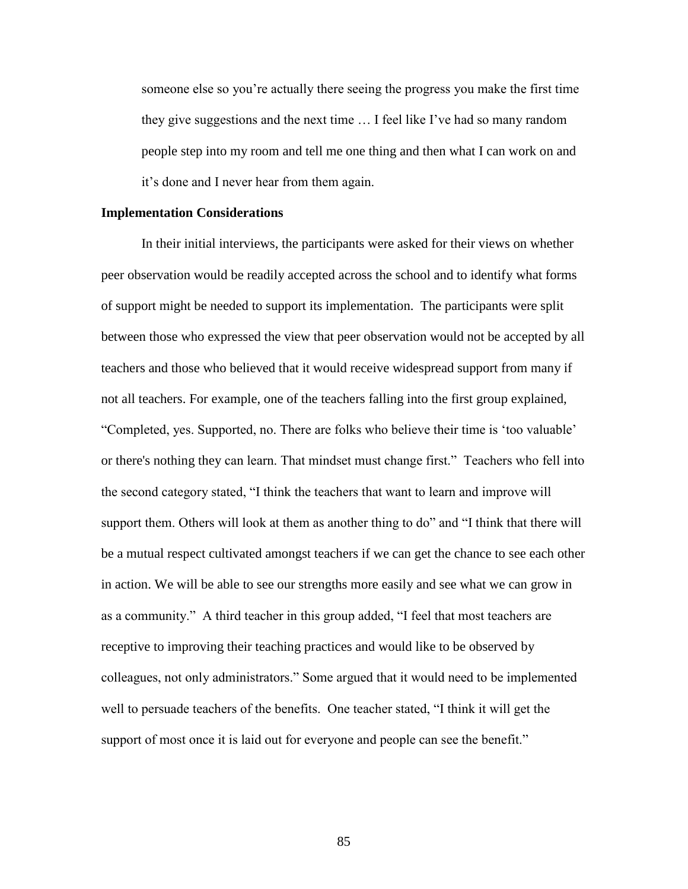someone else so you're actually there seeing the progress you make the first time they give suggestions and the next time … I feel like I've had so many random people step into my room and tell me one thing and then what I can work on and it's done and I never hear from them again.

**Implementation Considerations**

In their initial interviews, the participants were asked for their views on whether peer observation would be readily accepted across the school and to identify what forms of support might be needed to support its implementation. The participants were split between those who expressed the view that peer observation would not be accepted by all teachers and those who believed that it would receive widespread support from many if not all teachers. For example, one of the teachers falling into the first group explained, "Completed, yes. Supported, no. There are folks who believe their time is 'too valuable' or there's nothing they can learn. That mindset must change first." Teachers who fell into the second category stated, "I think the teachers that want to learn and improve will support them. Others will look at them as another thing to do" and "I think that there will be a mutual respect cultivated amongst teachers if we can get the chance to see each other in action. We will be able to see our strengths more easily and see what we can grow in as a community." A third teacher in this group added, "I feel that most teachers are receptive to improving their teaching practices and would like to be observed by colleagues, not only administrators." Some argued that it would need to be implemented well to persuade teachers of the benefits. One teacher stated, "I think it will get the support of most once it is laid out for everyone and people can see the benefit."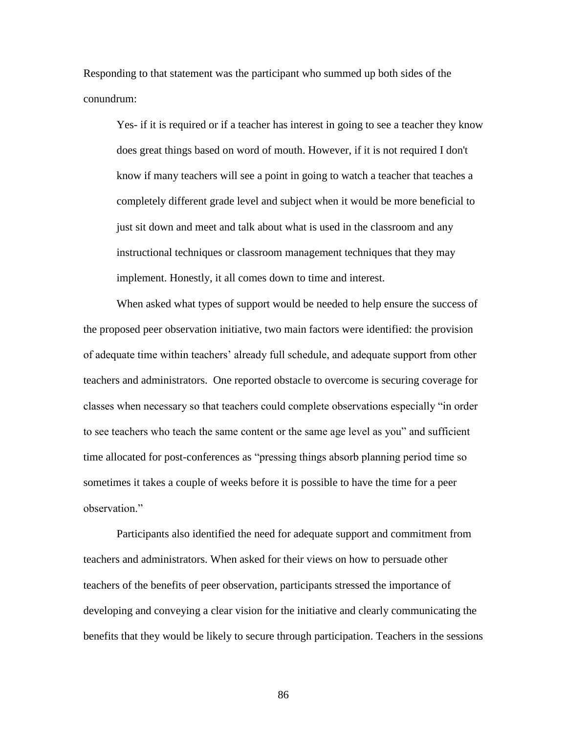Responding to that statement was the participant who summed up both sides of the conundrum:

> Yes- if it is required or if a teacher has interest in going to see a teacher they know does great things based on word of mouth. However, if it is not required I don't know if many teachers will see a point in going to watch a teacher that teaches a completely different grade level and subject when it would be more beneficial to just sit down and meet and talk about what is used in the classroom and any instructional techniques or classroom management techniques that they may implement. Honestly, it all comes down to time and interest.

When asked what types of support would be needed to help ensure the success of the proposed peer observation initiative, two main factors were identified: the provision of adequate time within teachers' already full schedule, and adequate support from other teachers and administrators. One reported obstacle to overcome is securing coverage for classes when necessary so that teachers could complete observations especially "in order to see teachers who teach the same content or the same age level as you" and sufficient time allocated for post-conferences as "pressing things absorb planning period time so sometimes it takes a couple of weeks before it is possible to have the time for a peer observation."

Participants also identified the need for adequate support and commitment from teachers and administrators. When asked for their views on how to persuade other teachers of the benefits of peer observation, participants stressed the importance of developing and conveying a clear vision for the initiative and clearly communicating the benefits that they would be likely to secure through participation. Teachers in the sessions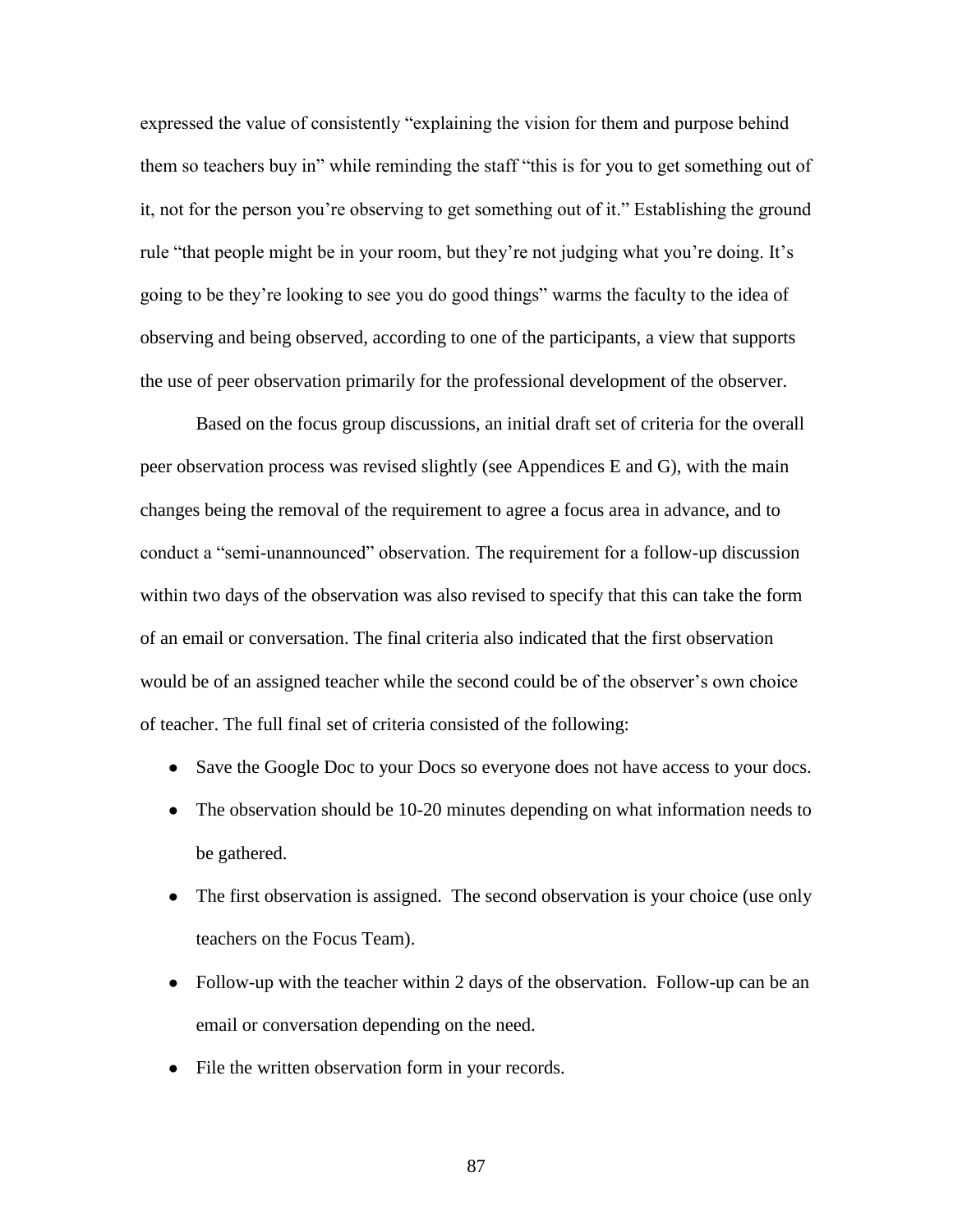expressed the value of consistently "explaining the vision for them and purpose behind them so teachers buy in" while reminding the staff "this is for you to get something out of it, not for the person you're observing to get something out of it." Establishing the ground rule "that people might be in your room, but they're not judging what you're doing. It's going to be they're looking to see you do good things" warms the faculty to the idea of observing and being observed, according to one of the participants, a view that supports the use of peer observation primarily for the professional development of the observer.

Based on the focus group discussions, an initial draft set of criteria for the overall peer observation process was revised slightly (see Appendices E and G), with the main changes being the removal of the requirement to agree a focus area in advance, and to conduct a "semi-unannounced" observation. The requirement for a follow-up discussion within two days of the observation was also revised to specify that this can take the form of an email or conversation. The final criteria also indicated that the first observation would be of an assigned teacher while the second could be of the observer's own choice of teacher. The full final set of criteria consisted of the following:

- Save the Google Doc to your Docs so everyone does not have access to your docs.
- The observation should be 10-20 minutes depending on what information needs to be gathered.
- The first observation is assigned. The second observation is your choice (use only teachers on the Focus Team).
- Follow-up with the teacher within 2 days of the observation. Follow-up can be an email or conversation depending on the need.
- File the written observation form in your records.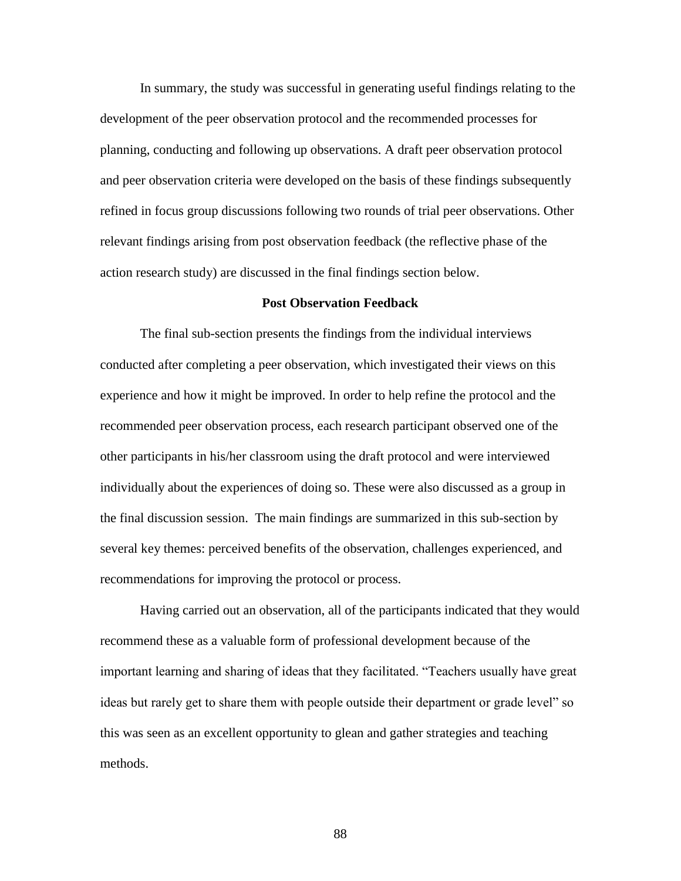In summary, the study was successful in generating useful findings relating to the development of the peer observation protocol and the recommended processes for planning, conducting and following up observations. A draft peer observation protocol and peer observation criteria were developed on the basis of these findings subsequently refined in focus group discussions following two rounds of trial peer observations. Other relevant findings arising from post observation feedback (the reflective phase of the action research study) are discussed in the final findings section below.

## Post Observation Feedback

The final sub-section presents the findings from the individual interviews conducted after completing a peer observation, which investigated their views on this experience and how it might be improved. In order to help refine the protocol and the recommended peer observation process, each research participant observed one of the other participants in his/her classroom using the draft protocol and were interviewed individually about the experiences of doing so. These were also discussed as a group in the final discussion session. The main findings are summarized in this sub-section by several key themes: perceived benefits of the observation, challenges experienced, and recommendations for improving the protocol or process.

Having carried out an observation, all of the participants indicated that they would recommend these as a valuable form of professional development because of the important learning and sharing of ideas that they facilitated. "Teachers usually have great ideas but rarely get to share them with people outside their department or grade level" so this was seen as an excellent opportunity to glean and gather strategies and teaching methods.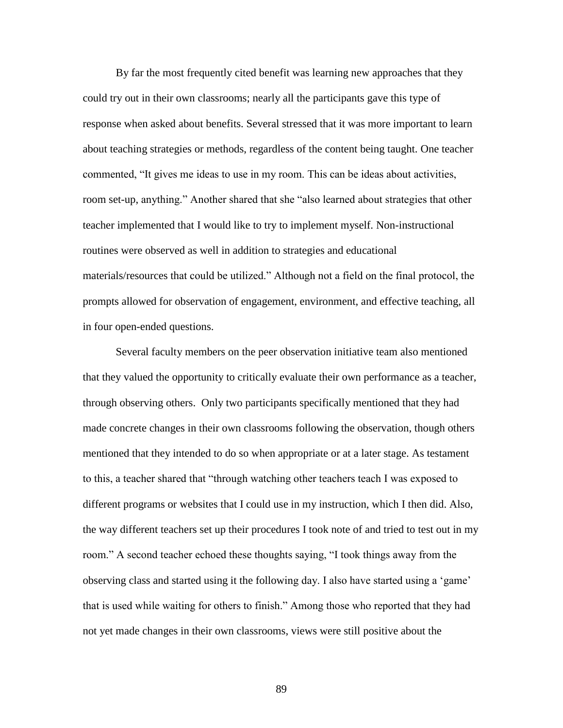By far the most frequently cited benefit was learning new approaches that they could try out in their own classrooms; nearly all the participants gave this type of response when asked about benefits. Several stressed that it was more important to learn about teaching strategies or methods, regardless of the content being taught. One teacher commented, "It gives me ideas to use in my room. This can be ideas about activities, room set-up, anything." Another shared that she "also learned about strategies that other teacher implemented that I would like to try to implement myself. Non-instructional routines were observed as well in addition to strategies and educational materials/resources that could be utilized." Although not a field on the final protocol, the prompts allowed for observation of engagement, environment, and effective teaching, all in four open-ended questions.

Several faculty members on the peer observation initiative team also mentioned that they valued the opportunity to critically evaluate their own performance as a teacher, through observing others.  Only two participants specifically mentioned that they had made concrete changes in their own classrooms following the observation, though others mentioned that they intended to do so when appropriate or at a later stage. As testament to this, a teacher shared that "through watching other teachers teach I was exposed to different programs or websites that I could use in my instruction, which I then did. Also, the way different teachers set up their procedures I took note of and tried to test out in my room." A second teacher echoed these thoughts saying, "I took things away from the observing class and started using it the following day. I also have started using a 'game' that is used while waiting for others to finish." Among those who reported that they had not yet made changes in their own classrooms, views were still positive about the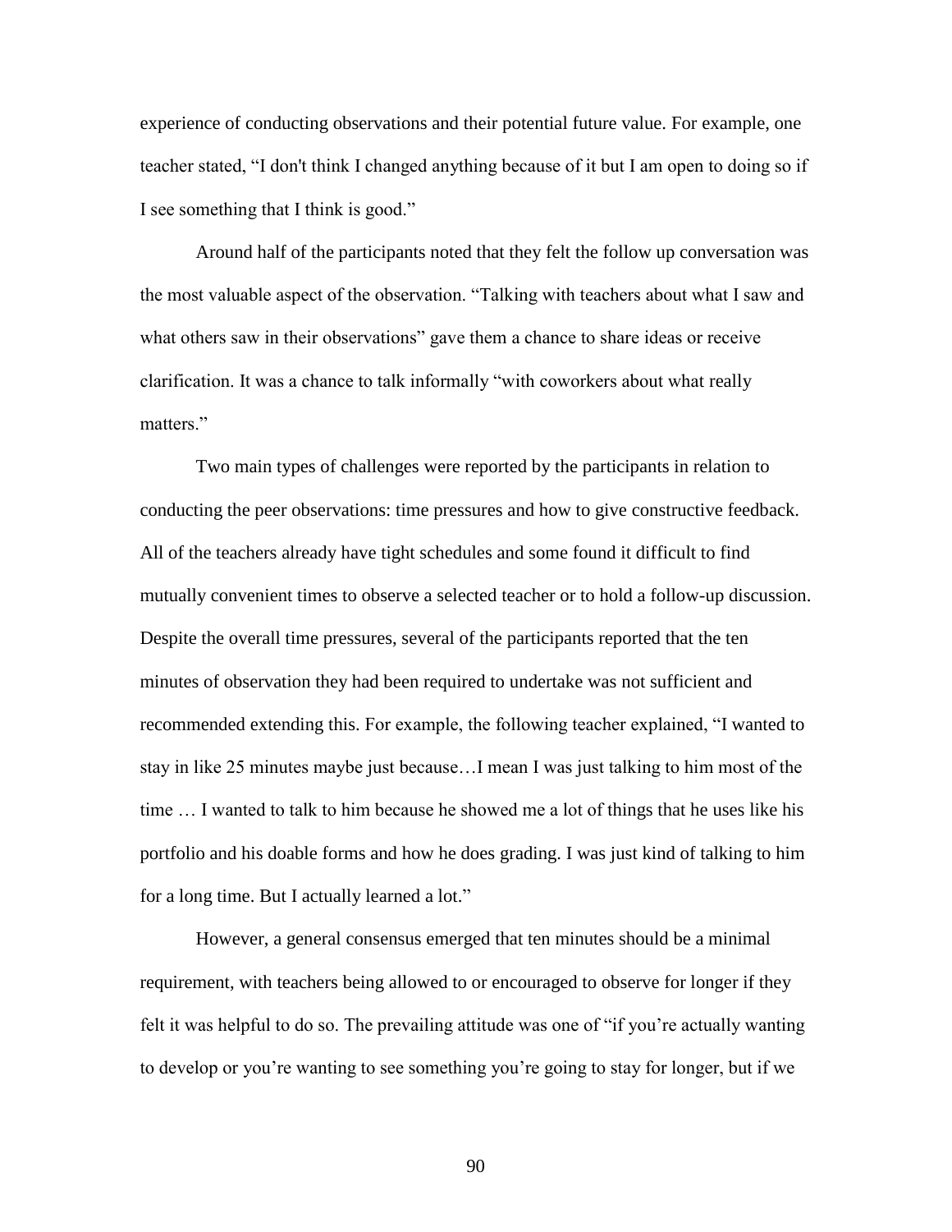experience of conducting observations and their potential future value. For example, one teacher stated, "I don't think I changed anything because of it but I am open to doing so if I see something that I think is good."

Around half of the participants noted that they felt the follow up conversation was the most valuable aspect of the observation. "Talking with teachers about what I saw and what others saw in their observations" gave them a chance to share ideas or receive clarification. It was a chance to talk informally "with coworkers about what really matters."

Two main types of challenges were reported by the participants in relation to conducting the peer observations: time pressures and how to give constructive feedback. All of the teachers already have tight schedules and some found it difficult to find mutually convenient times to observe a selected teacher or to hold a follow-up discussion. Despite the overall time pressures, several of the participants reported that the ten minutes of observation they had been required to undertake was not sufficient and recommended extending this. For example, the following teacher explained, "I wanted to stay in like 25 minutes maybe just because…I mean I was just talking to him most of the time … I wanted to talk to him because he showed me a lot of things that he uses like his portfolio and his doable forms and how he does grading. I was just kind of talking to him for a long time. But I actually learned a lot."

However, a general consensus emerged that ten minutes should be a minimal requirement, with teachers being allowed to or encouraged to observe for longer if they felt it was helpful to do so. The prevailing attitude was one of "if you're actually wanting to develop or you're wanting to see something you're going to stay for longer, but if we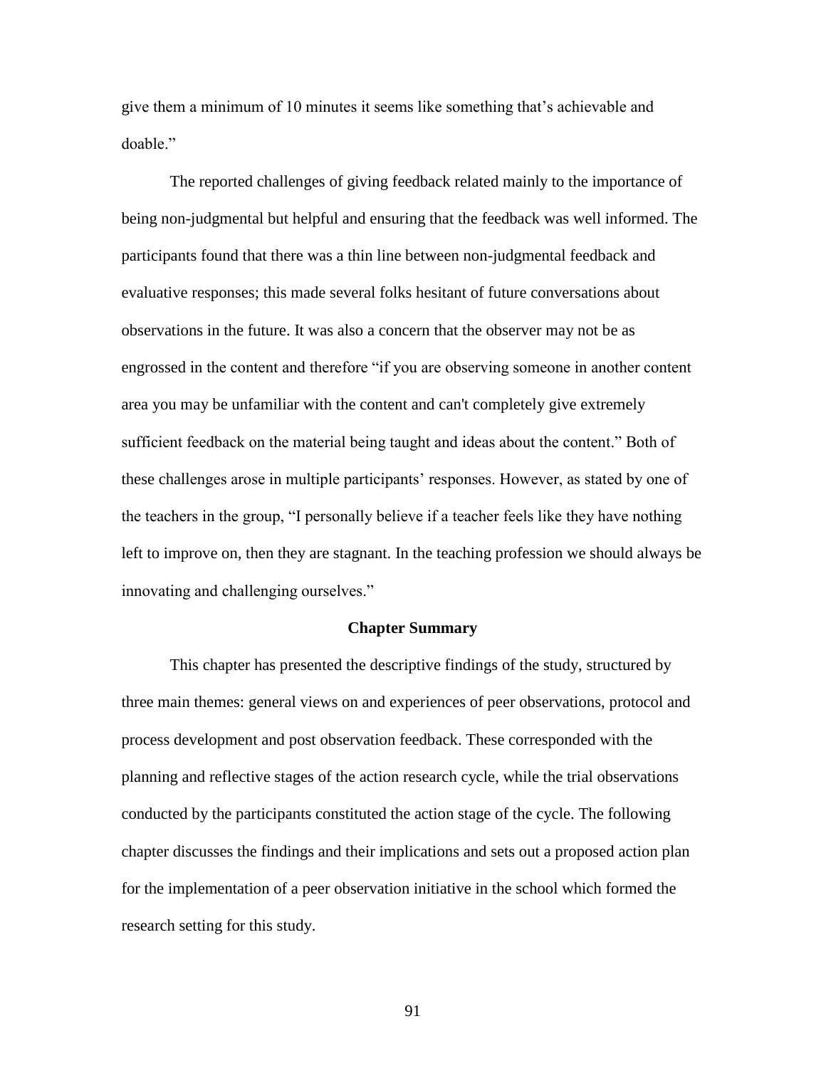give them a minimum of 10 minutes it seems like something that's achievable and doable."

The reported challenges of giving feedback related mainly to the importance of being non-judgmental but helpful and ensuring that the feedback was well informed. The participants found that there was a thin line between non-judgmental feedback and evaluative responses; this made several folks hesitant of future conversations about observations in the future. It was also a concern that the observer may not be as engrossed in the content and therefore "if you are observing someone in another content area you may be unfamiliar with the content and can't completely give extremely sufficient feedback on the material being taught and ideas about the content." Both of these challenges arose in multiple participants' responses. However, as stated by one of the teachers in the group, "I personally believe if a teacher feels like they have nothing left to improve on, then they are stagnant. In the teaching profession we should always be innovating and challenging ourselves."

## Chapter Summary

This chapter has presented the descriptive findings of the study, structured by three main themes: general views on and experiences of peer observations, protocol and process development and post observation feedback. These corresponded with the planning and reflective stages of the action research cycle, while the trial observations conducted by the participants constituted the action stage of the cycle. The following chapter discusses the findings and their implications and sets out a proposed action plan for the implementation of a peer observation initiative in the school which formed the research setting for this study.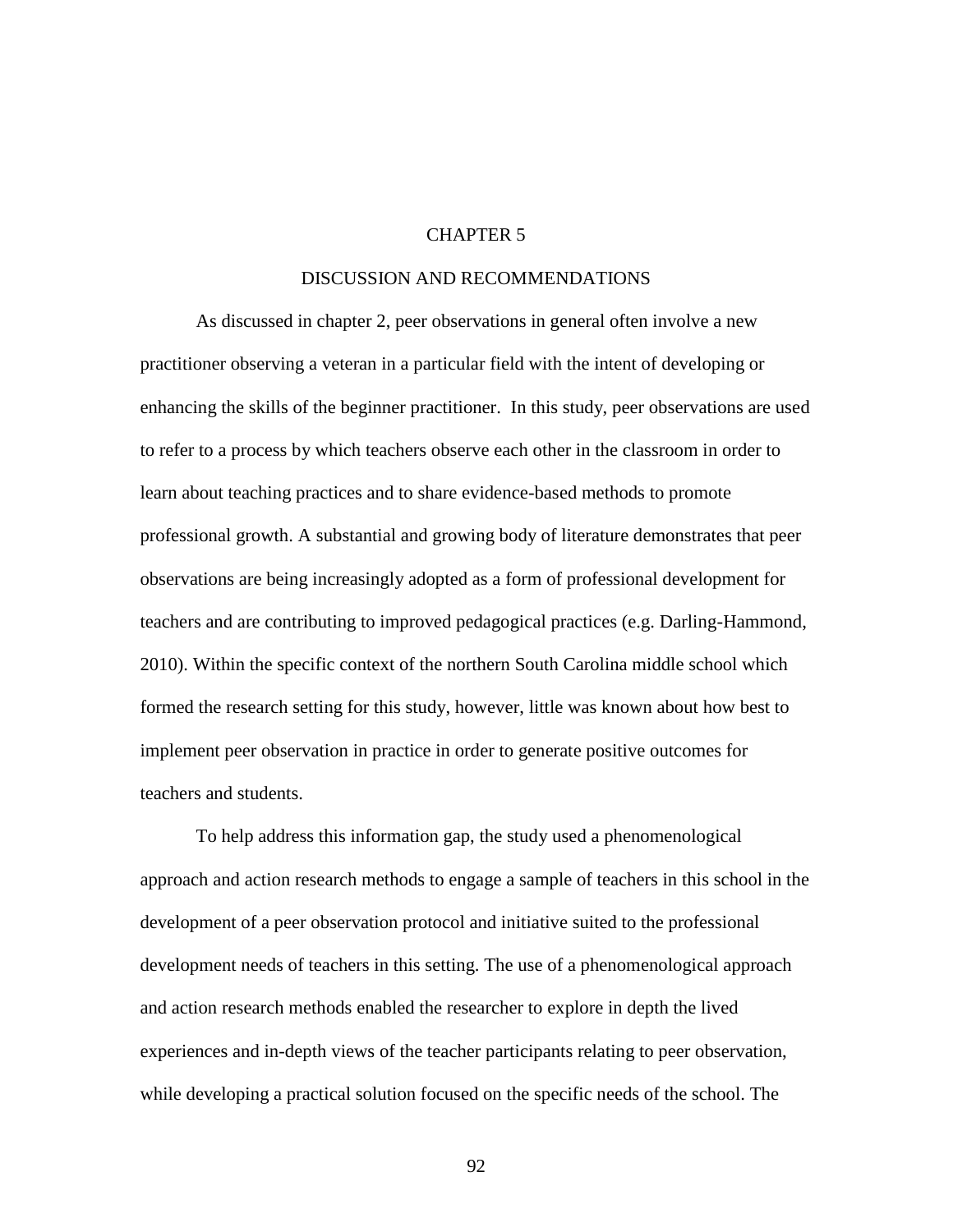# CHAPTER 5

## DISCUSSION AND RECOMMENDATIONS

As discussed in chapter 2, peer observations in general often involve a new practitioner observing a veteran in a particular field with the intent of developing or enhancing the skills of the beginner practitioner. In this study, peer observations are used to refer to a process by which teachers observe each other in the classroom in order to learn about teaching practices and to share evidence-based methods to promote professional growth. A substantial and growing body of literature demonstrates that peer observations are being increasingly adopted as a form of professional development for teachers and are contributing to improved pedagogical practices (e.g. Darling-Hammond, 2010). Within the specific context of the northern South Carolina middle school which formed the research setting for this study, however, little was known about how best to implement peer observation in practice in order to generate positive outcomes for teachers and students.

To help address this information gap, the study used a phenomenological approach and action research methods to engage a sample of teachers in this school in the development of a peer observation protocol and initiative suited to the professional development needs of teachers in this setting. The use of a phenomenological approach and action research methods enabled the researcher to explore in depth the lived experiences and in-depth views of the teacher participants relating to peer observation, while developing a practical solution focused on the specific needs of the school. The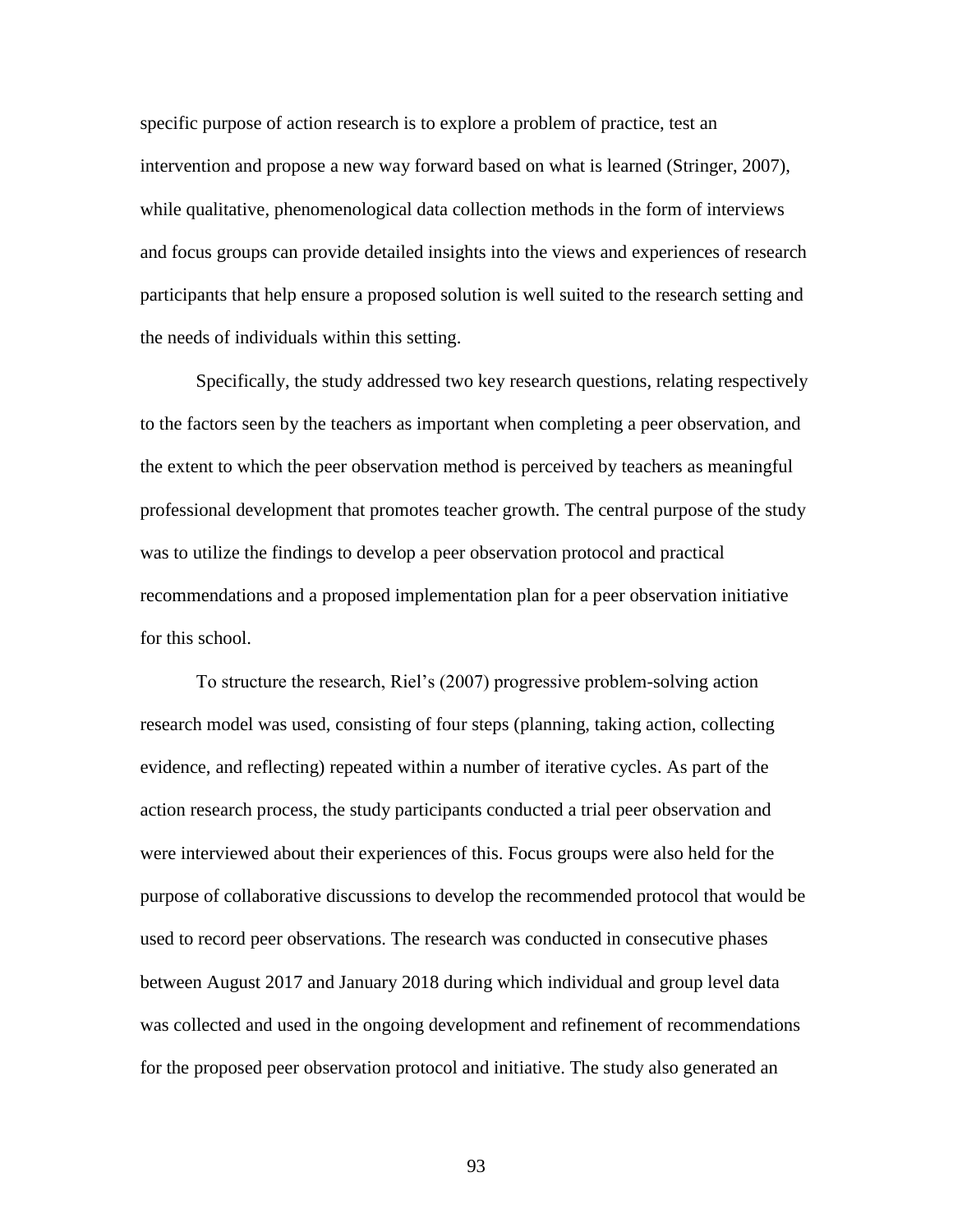specific purpose of action research is to explore a problem of practice, test an intervention and propose a new way forward based on what is learned (Stringer, 2007), while qualitative, phenomenological data collection methods in the form of interviews and focus groups can provide detailed insights into the views and experiences of research participants that help ensure a proposed solution is well suited to the research setting and the needs of individuals within this setting.

Specifically, the study addressed two key research questions, relating respectively to the factors seen by the teachers as important when completing a peer observation, and the extent to which the peer observation method is perceived by teachers as meaningful professional development that promotes teacher growth. The central purpose of the study was to utilize the findings to develop a peer observation protocol and practical recommendations and a proposed implementation plan for a peer observation initiative for this school.

To structure the research, Riel's (2007) progressive problem-solving action research model was used, consisting of four steps (planning, taking action, collecting evidence, and reflecting) repeated within a number of iterative cycles. As part of the action research process, the study participants conducted a trial peer observation and were interviewed about their experiences of this. Focus groups were also held for the purpose of collaborative discussions to develop the recommended protocol that would be used to record peer observations. The research was conducted in consecutive phases between August 2017 and January 2018 during which individual and group level data was collected and used in the ongoing development and refinement of recommendations for the proposed peer observation protocol and initiative. The study also generated an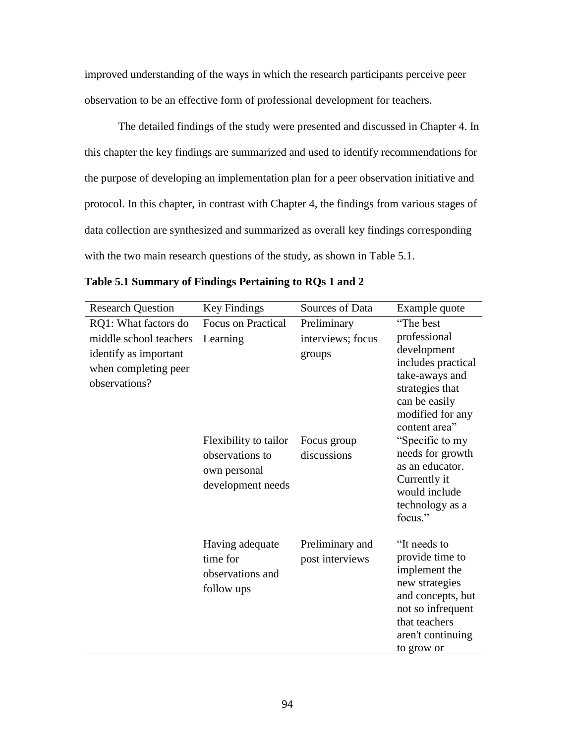improved understanding of the ways in which the research participants perceive peer observation to be an effective form of professional development for teachers.

The detailed findings of the study were presented and discussed in Chapter 4. In this chapter the key findings are summarized and used to identify recommendations for the purpose of developing an implementation plan for a peer observation initiative and protocol. In this chapter, in contrast with Chapter 4, the findings from various stages of data collection are synthesized and summarized as overall key findings corresponding with the two main research questions of the study, as shown in Table 5.1.

**Table 5.1 Summary of Findings Pertaining to RQs 1 and 2**

| Research Question | Key Findings | Sources of Data | Example quote |
|---|---|---|---|
| RQ1: What factors do middle school teachers identify as important when completing peer observations? | Focus on Practical Learning | Preliminary interviews; focus groups | "The best professional development includes practical take-aways and strategies that can be easily modified for any content area" |
| | Flexibility to tailor observations to own personal development needs | Focus group discussions | "Specific to my needs for growth as an educator. Currently it would include technology as a focus." |
| | Having adequate time for observations and follow ups | Preliminary and post interviews | "It needs to provide time to implement the new strategies and concepts, but not so infrequent that teachers aren't continuing to grow or |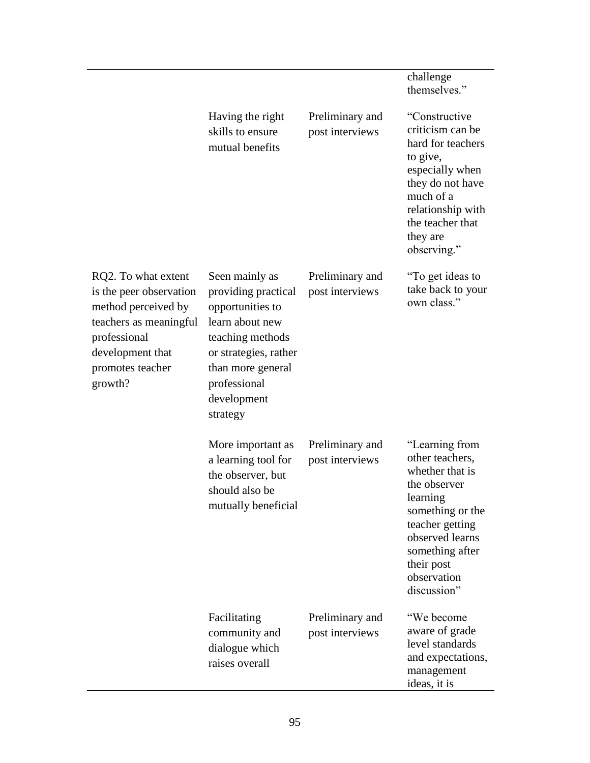| | | | |
|---|---|---|---|
| | | | challenge themselves.” |
| | Having the right skills to ensure mutual benefits | Preliminary and post interviews | “Constructive criticism can be hard for teachers to give, especially when they do not have much of a relationship with the teacher that they are observing.” |
| RQ2. To what extent is the peer observation method perceived by teachers as meaningful professional development that promotes teacher growth? | Seen mainly as providing practical opportunities to learn about new teaching methods or strategies, rather than more general professional development strategy | Preliminary and post interviews | “To get ideas to take back to your own class.” |
| | More important as a learning tool for the observer, but should also be mutually beneficial | Preliminary and post interviews | “Learning from other teachers, whether that is the observer learning something or the teacher getting observed learns something after their post observation discussion” |
| | Facilitating community and dialogue which raises overall | Preliminary and post interviews | “We become aware of grade level standards and expectations, management ideas, it is |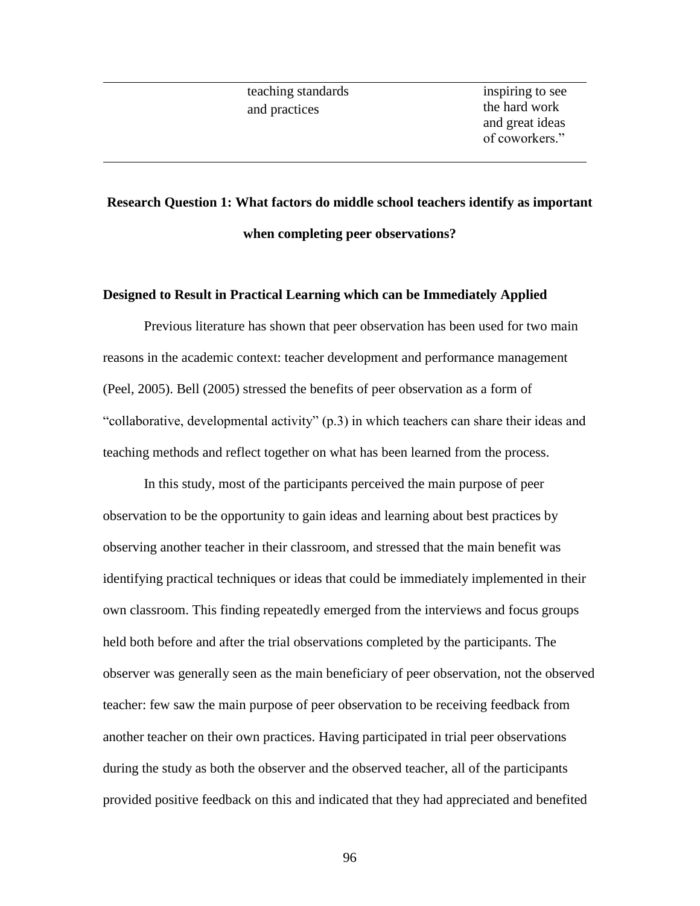| | | |
|---|---|---|
| | teaching standards and practices | inspiring to see the hard work and great ideas of coworkers." |

**Research Question 1: What factors do middle school teachers identify as important when completing peer observations?**

### Designed to Result in Practical Learning which can be Immediately Applied

Previous literature has shown that peer observation has been used for two main reasons in the academic context: teacher development and performance management (Peel, 2005). Bell (2005) stressed the benefits of peer observation as a form of "collaborative, developmental activity" (p.3) in which teachers can share their ideas and teaching methods and reflect together on what has been learned from the process.

In this study, most of the participants perceived the main purpose of peer observation to be the opportunity to gain ideas and learning about best practices by observing another teacher in their classroom, and stressed that the main benefit was identifying practical techniques or ideas that could be immediately implemented in their own classroom. This finding repeatedly emerged from the interviews and focus groups held both before and after the trial observations completed by the participants. The observer was generally seen as the main beneficiary of peer observation, not the observed teacher: few saw the main purpose of peer observation to be receiving feedback from another teacher on their own practices. Having participated in trial peer observations during the study as both the observer and the observed teacher, all of the participants provided positive feedback on this and indicated that they had appreciated and benefited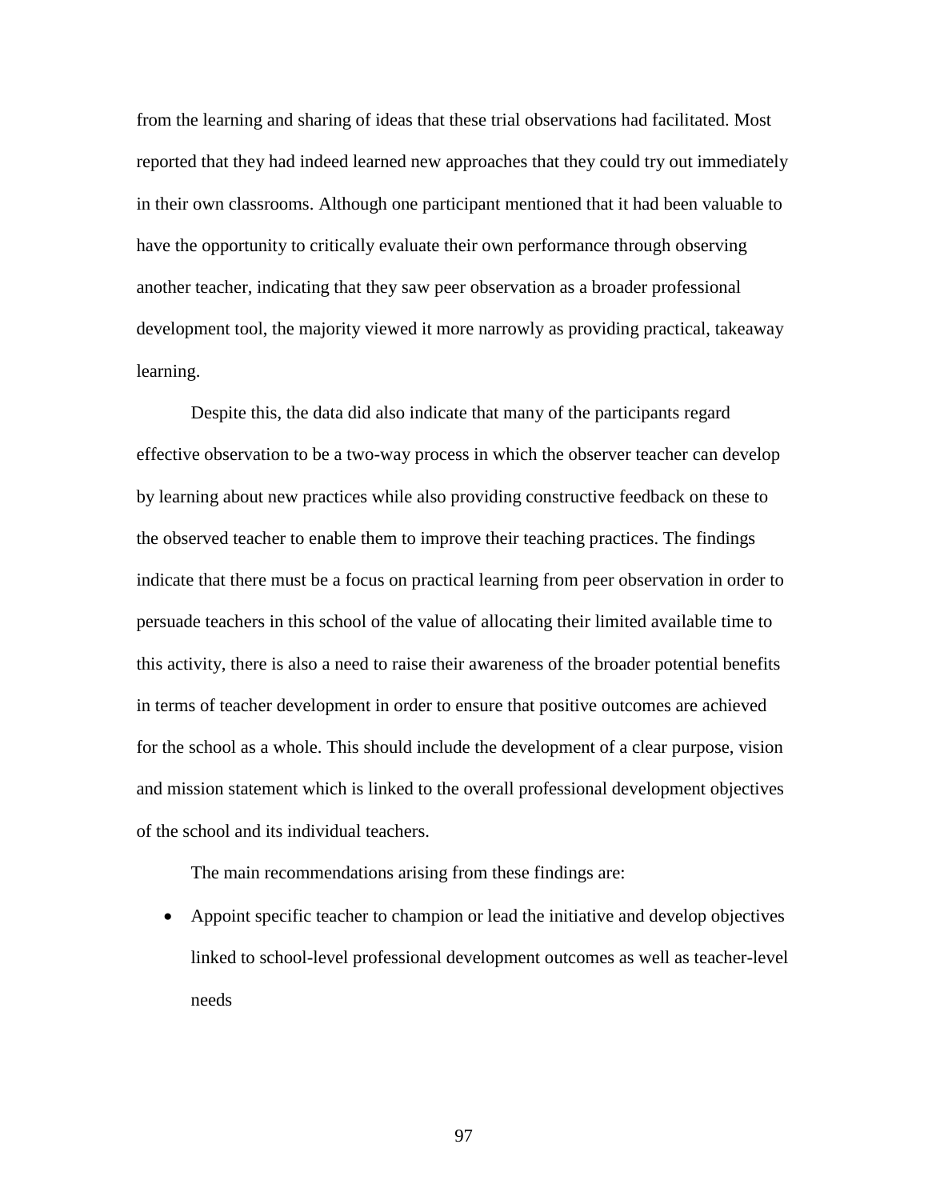from the learning and sharing of ideas that these trial observations had facilitated. Most reported that they had indeed learned new approaches that they could try out immediately in their own classrooms. Although one participant mentioned that it had been valuable to have the opportunity to critically evaluate their own performance through observing another teacher, indicating that they saw peer observation as a broader professional development tool, the majority viewed it more narrowly as providing practical, takeaway learning.

Despite this, the data did also indicate that many of the participants regard effective observation to be a two-way process in which the observer teacher can develop by learning about new practices while also providing constructive feedback on these to the observed teacher to enable them to improve their teaching practices. The findings indicate that there must be a focus on practical learning from peer observation in order to persuade teachers in this school of the value of allocating their limited available time to this activity, there is also a need to raise their awareness of the broader potential benefits in terms of teacher development in order to ensure that positive outcomes are achieved for the school as a whole. This should include the development of a clear purpose, vision and mission statement which is linked to the overall professional development objectives of the school and its individual teachers.

The main recommendations arising from these findings are:

- Appoint specific teacher to champion or lead the initiative and develop objectives linked to school-level professional development outcomes as well as teacher-level needs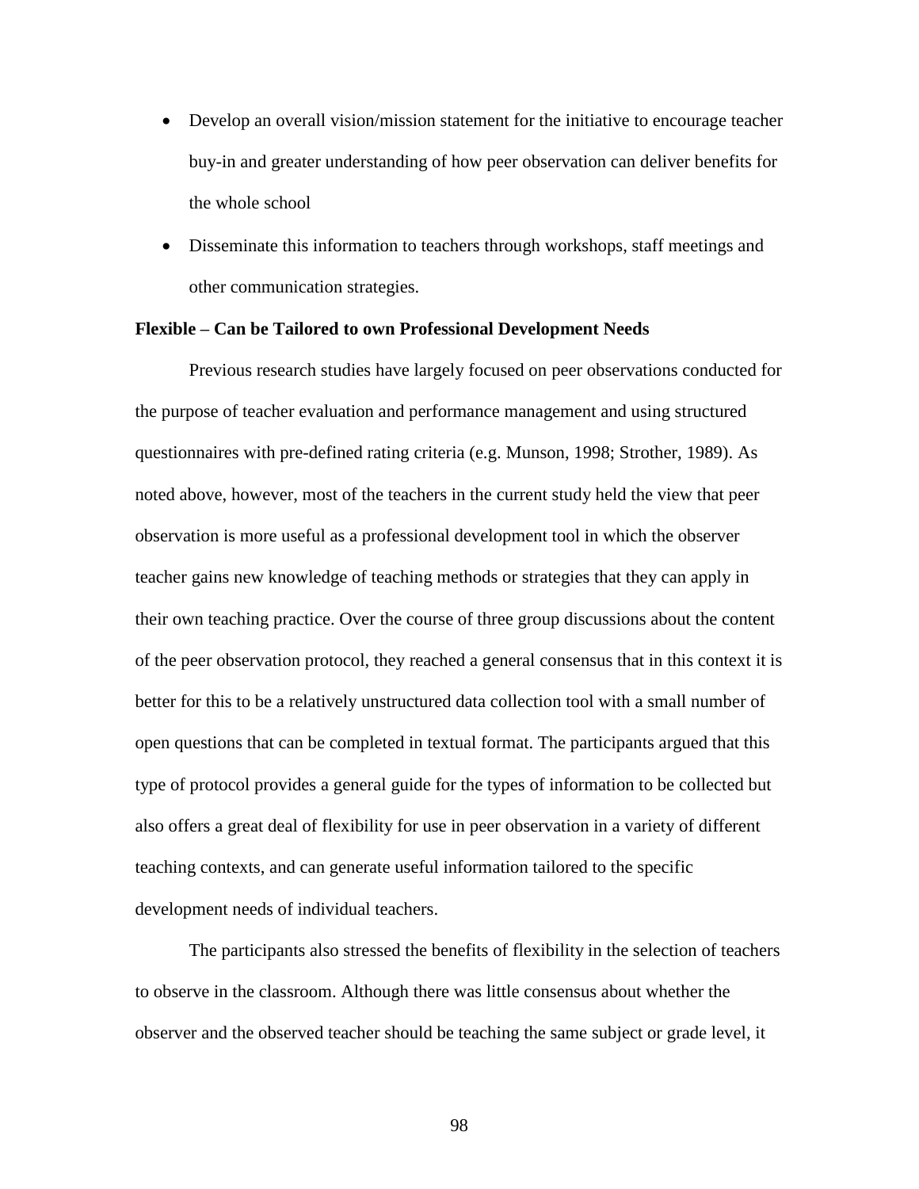- Develop an overall vision/mission statement for the initiative to encourage teacher buy-in and greater understanding of how peer observation can deliver benefits for the whole school
- Disseminate this information to teachers through workshops, staff meetings and other communication strategies.

**Flexible – Can be Tailored to own Professional Development Needs**

Previous research studies have largely focused on peer observations conducted for the purpose of teacher evaluation and performance management and using structured questionnaires with pre-defined rating criteria (e.g. Munson, 1998; Strother, 1989). As noted above, however, most of the teachers in the current study held the view that peer observation is more useful as a professional development tool in which the observer teacher gains new knowledge of teaching methods or strategies that they can apply in their own teaching practice. Over the course of three group discussions about the content of the peer observation protocol, they reached a general consensus that in this context it is better for this to be a relatively unstructured data collection tool with a small number of open questions that can be completed in textual format. The participants argued that this type of protocol provides a general guide for the types of information to be collected but also offers a great deal of flexibility for use in peer observation in a variety of different teaching contexts, and can generate useful information tailored to the specific development needs of individual teachers.

The participants also stressed the benefits of flexibility in the selection of teachers to observe in the classroom. Although there was little consensus about whether the observer and the observed teacher should be teaching the same subject or grade level, it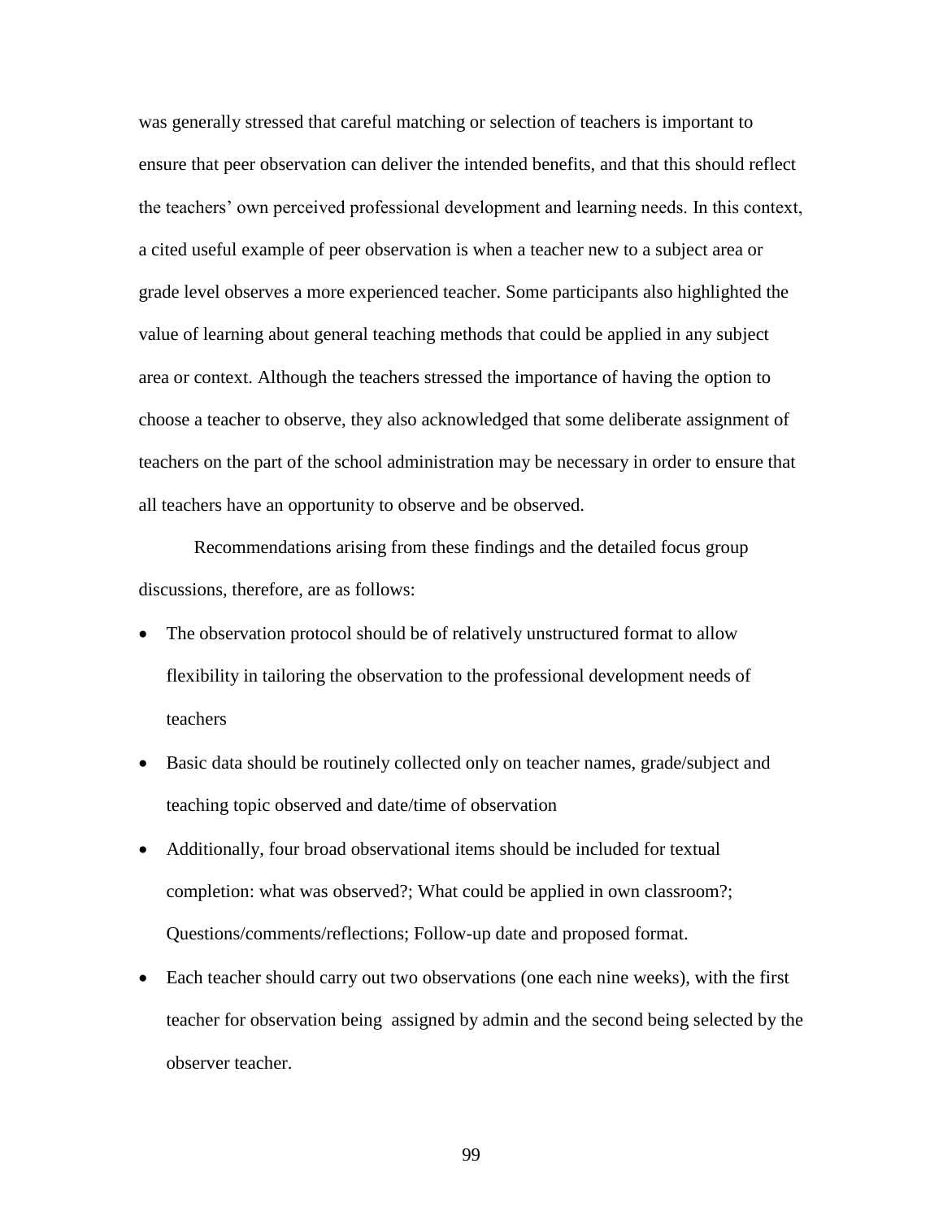was generally stressed that careful matching or selection of teachers is important to ensure that peer observation can deliver the intended benefits, and that this should reflect the teachers' own perceived professional development and learning needs. In this context, a cited useful example of peer observation is when a teacher new to a subject area or grade level observes a more experienced teacher. Some participants also highlighted the value of learning about general teaching methods that could be applied in any subject area or context. Although the teachers stressed the importance of having the option to choose a teacher to observe, they also acknowledged that some deliberate assignment of teachers on the part of the school administration may be necessary in order to ensure that all teachers have an opportunity to observe and be observed.

Recommendations arising from these findings and the detailed focus group discussions, therefore, are as follows:

- The observation protocol should be of relatively unstructured format to allow flexibility in tailoring the observation to the professional development needs of teachers
- Basic data should be routinely collected only on teacher names, grade/subject and teaching topic observed and date/time of observation
- Additionally, four broad observational items should be included for textual completion: what was observed?; What could be applied in own classroom?; Questions/comments/reflections; Follow-up date and proposed format.
- Each teacher should carry out two observations (one each nine weeks), with the first teacher for observation being assigned by admin and the second being selected by the observer teacher.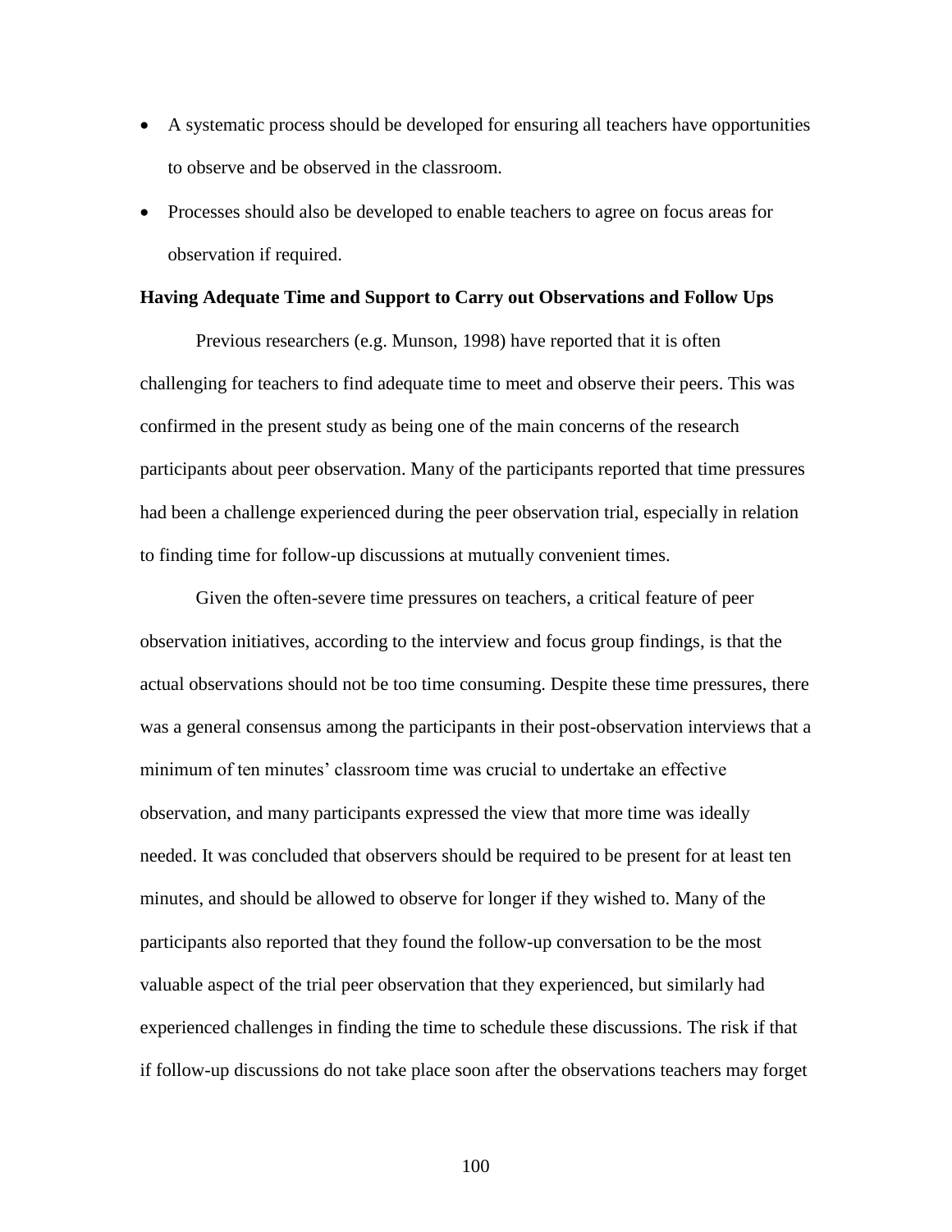- A systematic process should be developed for ensuring all teachers have opportunities to observe and be observed in the classroom.
- Processes should also be developed to enable teachers to agree on focus areas for observation if required.

**Having Adequate Time and Support to Carry out Observations and Follow Ups**

Previous researchers (e.g. Munson, 1998) have reported that it is often challenging for teachers to find adequate time to meet and observe their peers. This was confirmed in the present study as being one of the main concerns of the research participants about peer observation. Many of the participants reported that time pressures had been a challenge experienced during the peer observation trial, especially in relation to finding time for follow-up discussions at mutually convenient times.

Given the often-severe time pressures on teachers, a critical feature of peer observation initiatives, according to the interview and focus group findings, is that the actual observations should not be too time consuming. Despite these time pressures, there was a general consensus among the participants in their post-observation interviews that a minimum of ten minutes' classroom time was crucial to undertake an effective observation, and many participants expressed the view that more time was ideally needed. It was concluded that observers should be required to be present for at least ten minutes, and should be allowed to observe for longer if they wished to. Many of the participants also reported that they found the follow-up conversation to be the most valuable aspect of the trial peer observation that they experienced, but similarly had experienced challenges in finding the time to schedule these discussions. The risk if that if follow-up discussions do not take place soon after the observations teachers may forget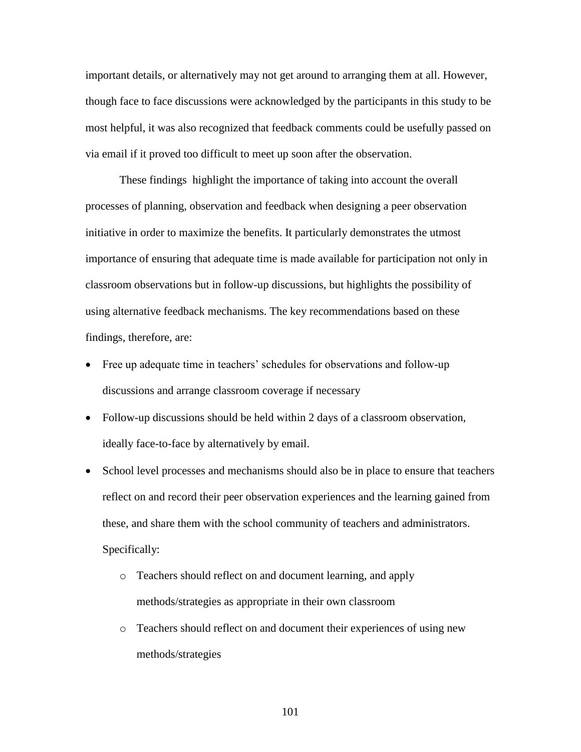important details, or alternatively may not get around to arranging them at all. However, though face to face discussions were acknowledged by the participants in this study to be most helpful, it was also recognized that feedback comments could be usefully passed on via email if it proved too difficult to meet up soon after the observation.

These findings highlight the importance of taking into account the overall processes of planning, observation and feedback when designing a peer observation initiative in order to maximize the benefits. It particularly demonstrates the utmost importance of ensuring that adequate time is made available for participation not only in classroom observations but in follow-up discussions, but highlights the possibility of using alternative feedback mechanisms. The key recommendations based on these findings, therefore, are:

- Free up adequate time in teachers' schedules for observations and follow-up discussions and arrange classroom coverage if necessary
- Follow-up discussions should be held within 2 days of a classroom observation, ideally face-to-face by alternatively by email.
- School level processes and mechanisms should also be in place to ensure that teachers reflect on and record their peer observation experiences and the learning gained from these, and share them with the school community of teachers and administrators. Specifically:
    - Teachers should reflect on and document learning, and apply methods/strategies as appropriate in their own classroom
    - Teachers should reflect on and document their experiences of using new methods/strategies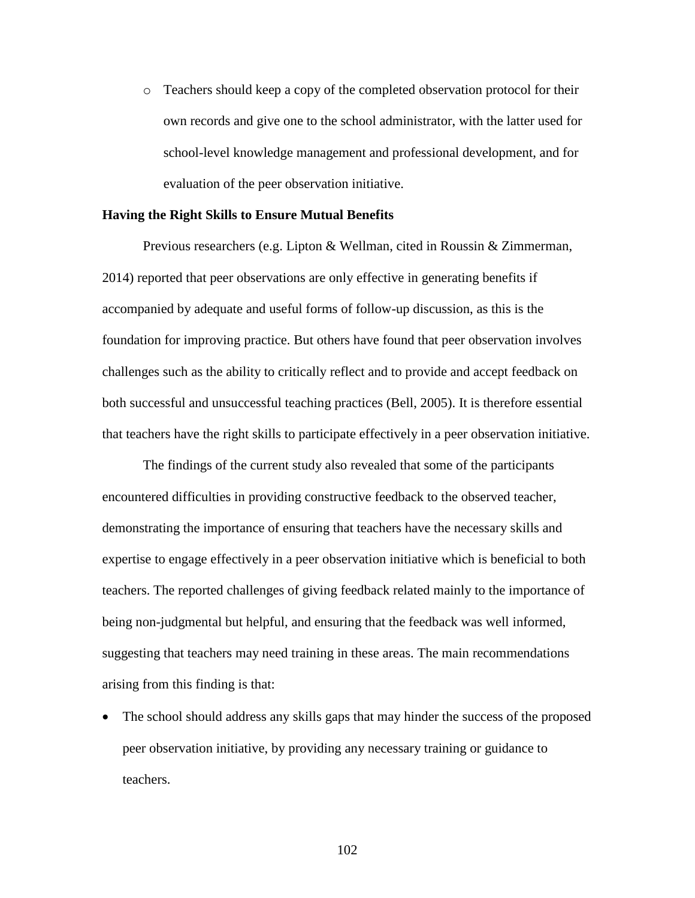- Teachers should keep a copy of the completed observation protocol for their own records and give one to the school administrator, with the latter used for school-level knowledge management and professional development, and for evaluation of the peer observation initiative.

**Having the Right Skills to Ensure Mutual Benefits**

Previous researchers (e.g. Lipton & Wellman, cited in Roussin & Zimmerman, 2014) reported that peer observations are only effective in generating benefits if accompanied by adequate and useful forms of follow-up discussion, as this is the foundation for improving practice. But others have found that peer observation involves challenges such as the ability to critically reflect and to provide and accept feedback on both successful and unsuccessful teaching practices (Bell, 2005). It is therefore essential that teachers have the right skills to participate effectively in a peer observation initiative.

The findings of the current study also revealed that some of the participants encountered difficulties in providing constructive feedback to the observed teacher, demonstrating the importance of ensuring that teachers have the necessary skills and expertise to engage effectively in a peer observation initiative which is beneficial to both teachers. The reported challenges of giving feedback related mainly to the importance of being non-judgmental but helpful, and ensuring that the feedback was well informed, suggesting that teachers may need training in these areas. The main recommendations arising from this finding is that:

- The school should address any skills gaps that may hinder the success of the proposed peer observation initiative, by providing any necessary training or guidance to teachers.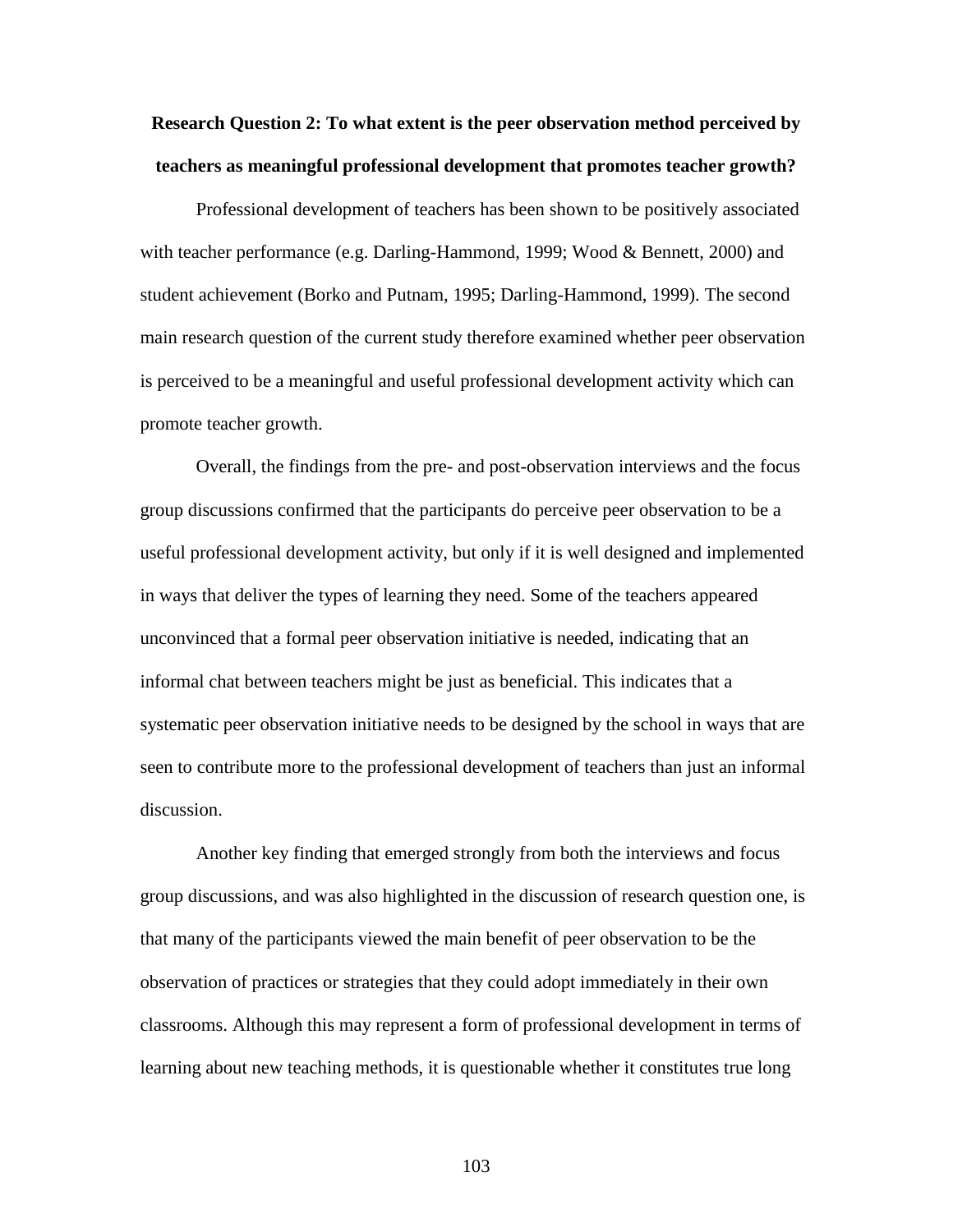**Research Question 2: To what extent is the peer observation method perceived by teachers as meaningful professional development that promotes teacher growth?**

Professional development of teachers has been shown to be positively associated with teacher performance (e.g. Darling-Hammond, 1999; Wood & Bennett, 2000) and student achievement (Borko and Putnam, 1995; Darling-Hammond, 1999). The second main research question of the current study therefore examined whether peer observation is perceived to be a meaningful and useful professional development activity which can promote teacher growth.

Overall, the findings from the pre- and post-observation interviews and the focus group discussions confirmed that the participants do perceive peer observation to be a useful professional development activity, but only if it is well designed and implemented in ways that deliver the types of learning they need. Some of the teachers appeared unconvinced that a formal peer observation initiative is needed, indicating that an informal chat between teachers might be just as beneficial. This indicates that a systematic peer observation initiative needs to be designed by the school in ways that are seen to contribute more to the professional development of teachers than just an informal discussion.

Another key finding that emerged strongly from both the interviews and focus group discussions, and was also highlighted in the discussion of research question one, is that many of the participants viewed the main benefit of peer observation to be the observation of practices or strategies that they could adopt immediately in their own classrooms. Although this may represent a form of professional development in terms of learning about new teaching methods, it is questionable whether it constitutes true long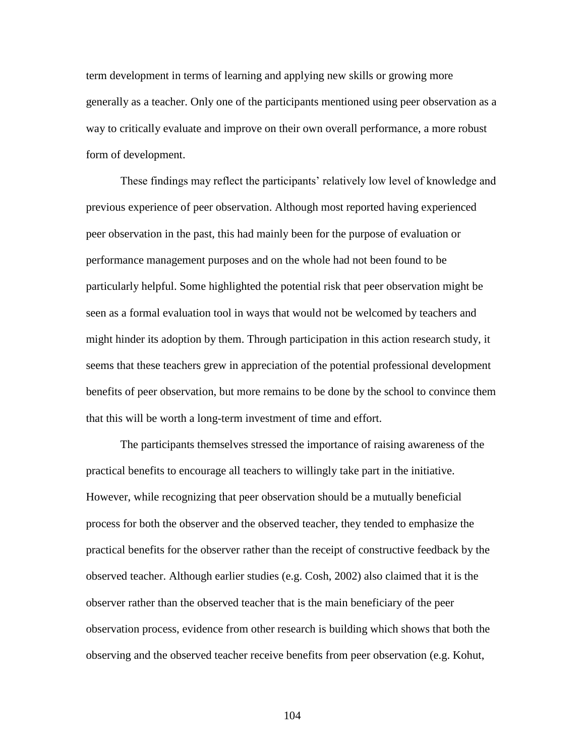term development in terms of learning and applying new skills or growing more generally as a teacher. Only one of the participants mentioned using peer observation as a way to critically evaluate and improve on their own overall performance, a more robust form of development.

These findings may reflect the participants' relatively low level of knowledge and previous experience of peer observation. Although most reported having experienced peer observation in the past, this had mainly been for the purpose of evaluation or performance management purposes and on the whole had not been found to be particularly helpful. Some highlighted the potential risk that peer observation might be seen as a formal evaluation tool in ways that would not be welcomed by teachers and might hinder its adoption by them. Through participation in this action research study, it seems that these teachers grew in appreciation of the potential professional development benefits of peer observation, but more remains to be done by the school to convince them that this will be worth a long-term investment of time and effort.

The participants themselves stressed the importance of raising awareness of the practical benefits to encourage all teachers to willingly take part in the initiative. However, while recognizing that peer observation should be a mutually beneficial process for both the observer and the observed teacher, they tended to emphasize the practical benefits for the observer rather than the receipt of constructive feedback by the observed teacher. Although earlier studies (e.g. Cosh, 2002) also claimed that it is the observer rather than the observed teacher that is the main beneficiary of the peer observation process, evidence from other research is building which shows that both the observing and the observed teacher receive benefits from peer observation (e.g. Kohut,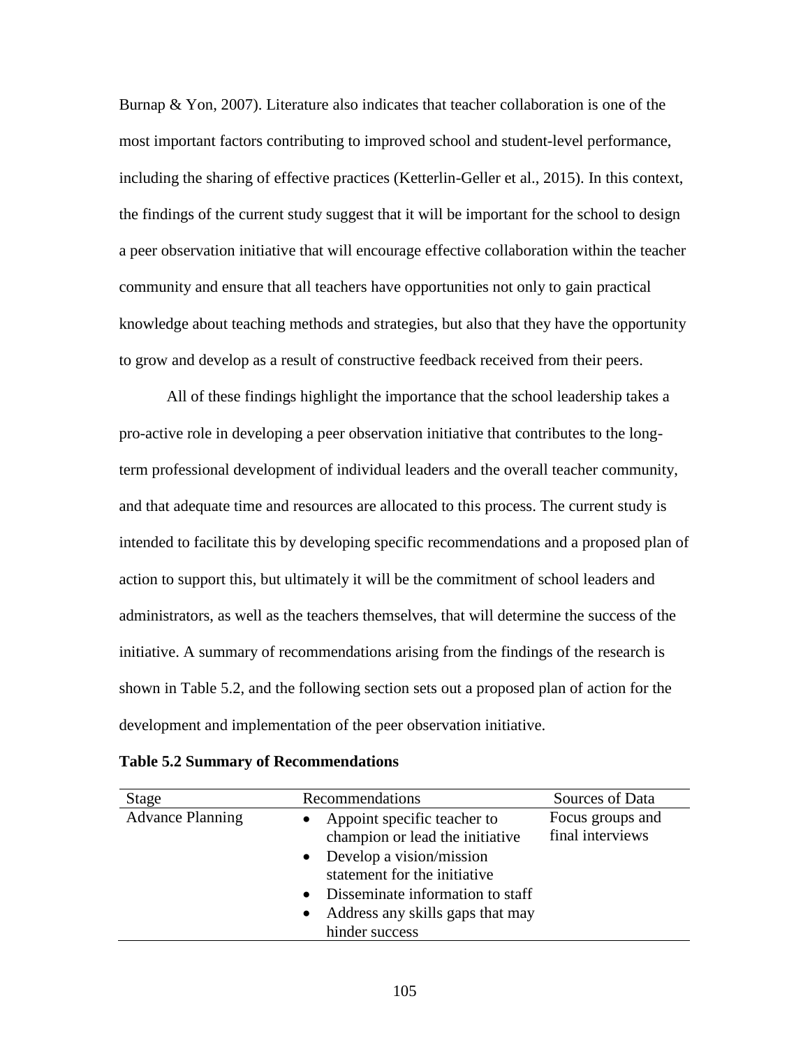Burnap & Yon, 2007). Literature also indicates that teacher collaboration is one of the most important factors contributing to improved school and student-level performance, including the sharing of effective practices (Ketterlin-Geller et al., 2015). In this context, the findings of the current study suggest that it will be important for the school to design a peer observation initiative that will encourage effective collaboration within the teacher community and ensure that all teachers have opportunities not only to gain practical knowledge about teaching methods and strategies, but also that they have the opportunity to grow and develop as a result of constructive feedback received from their peers.

All of these findings highlight the importance that the school leadership takes a pro-active role in developing a peer observation initiative that contributes to the long-term professional development of individual leaders and the overall teacher community, and that adequate time and resources are allocated to this process. The current study is intended to facilitate this by developing specific recommendations and a proposed plan of action to support this, but ultimately it will be the commitment of school leaders and administrators, as well as the teachers themselves, that will determine the success of the initiative. A summary of recommendations arising from the findings of the research is shown in Table 5.2, and the following section sets out a proposed plan of action for the development and implementation of the peer observation initiative.

**Table 5.2 Summary of Recommendations**

| Stage | Recommendations | Sources of Data |
|---|---|---|
| Advance Planning | • Appoint specific teacher to champion or lead the initiative<br>• Develop a vision/mission statement for the initiative<br>• Disseminate information to staff<br>• Address any skills gaps that may hinder success | Focus groups and final interviews |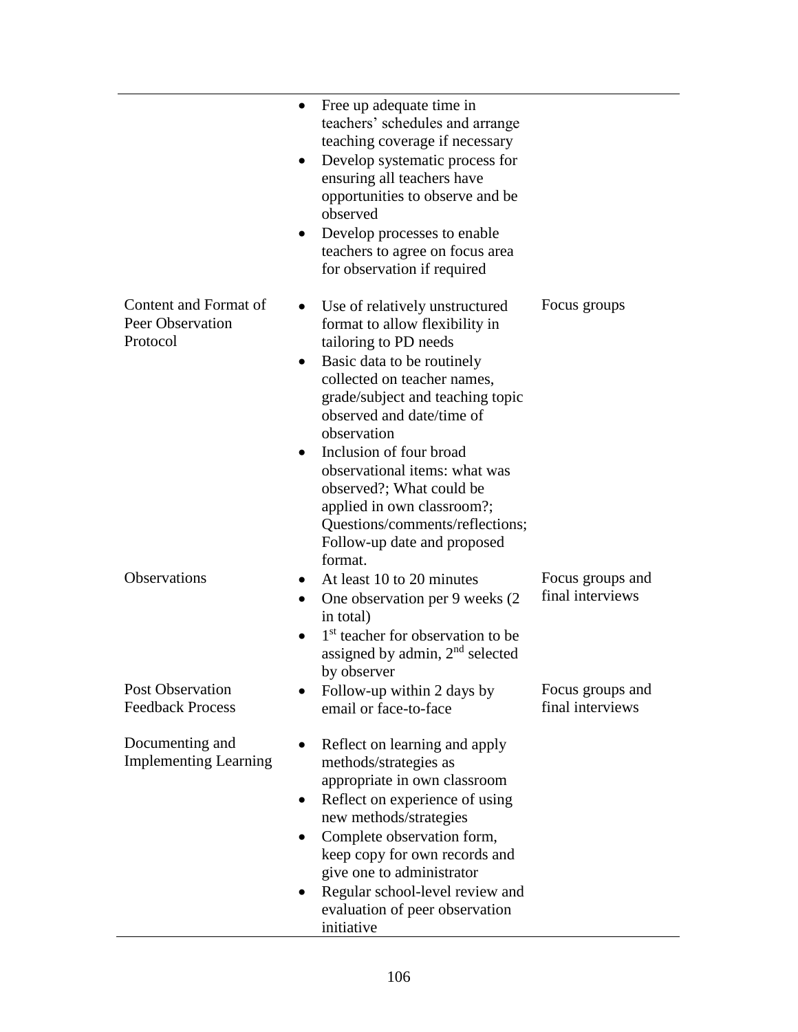| | | |
|---|---|---|
| | • Free up adequate time in teachers' schedules and arrange teaching coverage if necessary<br>• Develop systematic process for ensuring all teachers have opportunities to observe and be observed<br>• Develop processes to enable teachers to agree on focus area for observation if required | |
| Content and Format of Peer Observation Protocol | • Use of relatively unstructured format to allow flexibility in tailoring to PD needs<br>• Basic data to be routinely collected on teacher names, grade/subject and teaching topic observed and date/time of observation<br>• Inclusion of four broad observational items: what was observed?; What could be applied in own classroom?; Questions/comments/reflections; Follow-up date and proposed format. | Focus groups |
| Observations | • At least 10 to 20 minutes<br>• One observation per 9 weeks (2 in total)<br>• 1st teacher for observation to be assigned by admin, 2nd selected by observer | Focus groups and final interviews |
| Post Observation Feedback Process | • Follow-up within 2 days by email or face-to-face | Focus groups and final interviews |
| Documenting and Implementing Learning | • Reflect on learning and apply methods/strategies as appropriate in own classroom<br>• Reflect on experience of using new methods/strategies<br>• Complete observation form, keep copy for own records and give one to administrator<br>• Regular school-level review and evaluation of peer observation initiative | |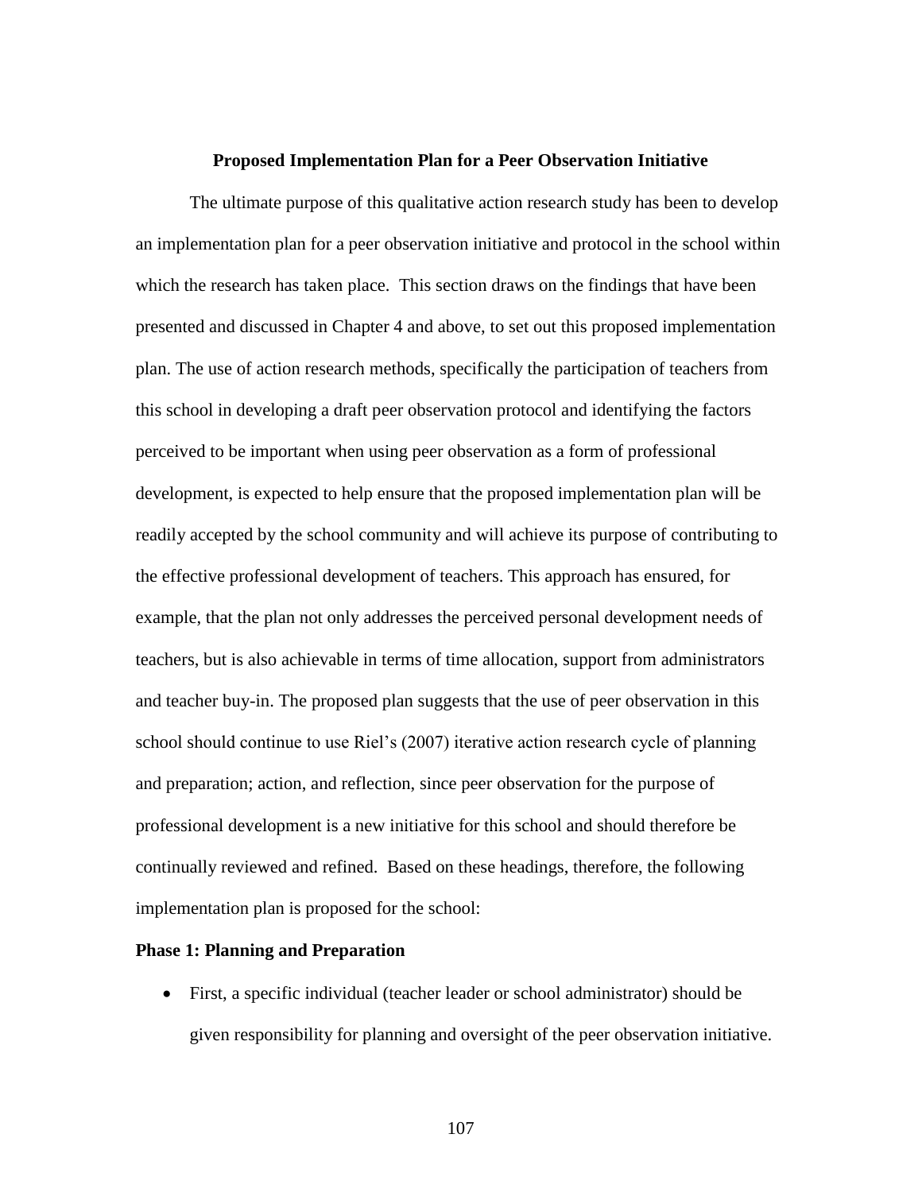## Proposed Implementation Plan for a Peer Observation Initiative

The ultimate purpose of this qualitative action research study has been to develop an implementation plan for a peer observation initiative and protocol in the school within which the research has taken place. This section draws on the findings that have been presented and discussed in Chapter 4 and above, to set out this proposed implementation plan. The use of action research methods, specifically the participation of teachers from this school in developing a draft peer observation protocol and identifying the factors perceived to be important when using peer observation as a form of professional development, is expected to help ensure that the proposed implementation plan will be readily accepted by the school community and will achieve its purpose of contributing to the effective professional development of teachers. This approach has ensured, for example, that the plan not only addresses the perceived personal development needs of teachers, but is also achievable in terms of time allocation, support from administrators and teacher buy-in. The proposed plan suggests that the use of peer observation in this school should continue to use Riel's (2007) iterative action research cycle of planning and preparation; action, and reflection, since peer observation for the purpose of professional development is a new initiative for this school and should therefore be continually reviewed and refined. Based on these headings, therefore, the following implementation plan is proposed for the school:

### Phase 1: Planning and Preparation

- First, a specific individual (teacher leader or school administrator) should be given responsibility for planning and oversight of the peer observation initiative.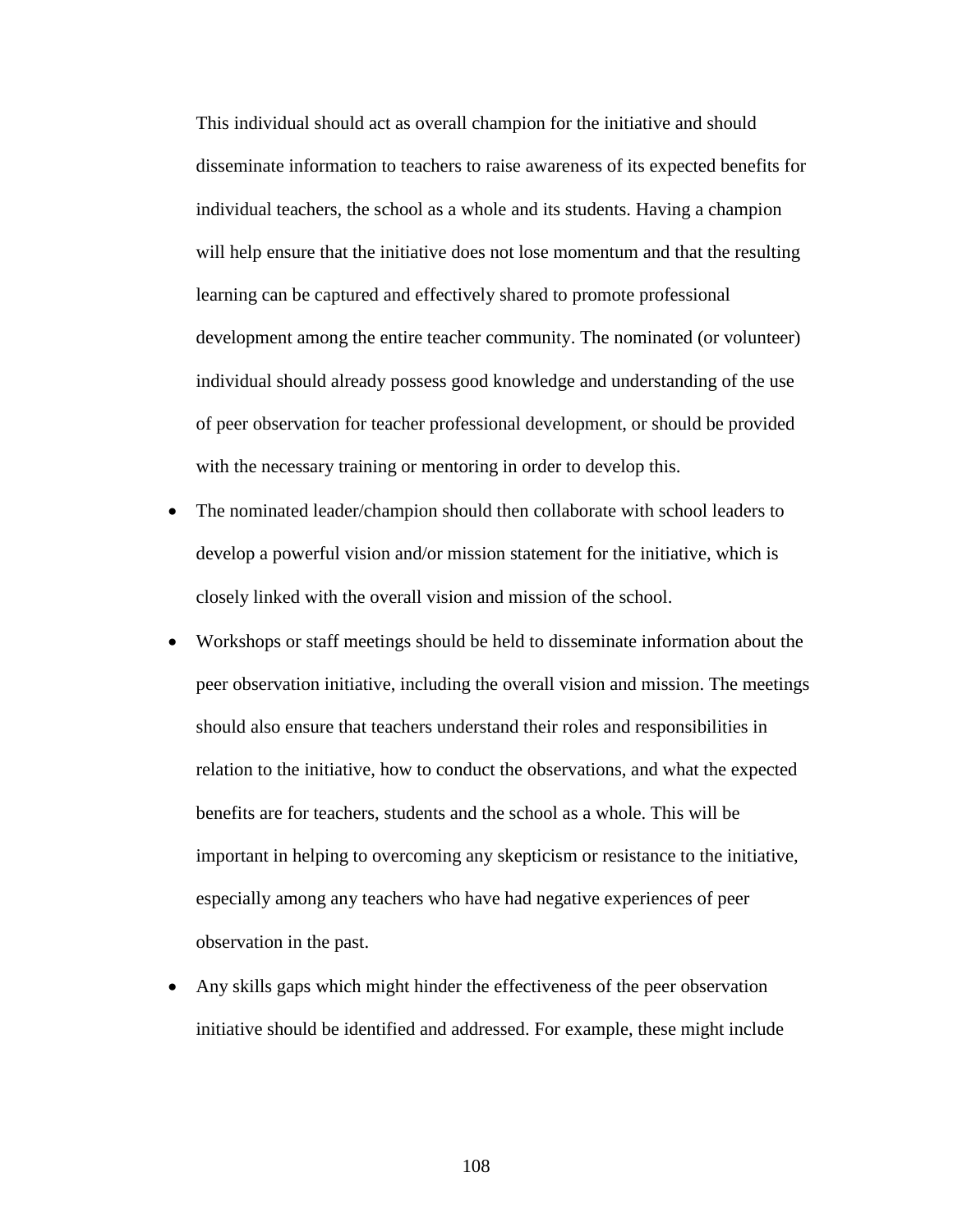This individual should act as overall champion for the initiative and should disseminate information to teachers to raise awareness of its expected benefits for individual teachers, the school as a whole and its students. Having a champion will help ensure that the initiative does not lose momentum and that the resulting learning can be captured and effectively shared to promote professional development among the entire teacher community. The nominated (or volunteer) individual should already possess good knowledge and understanding of the use of peer observation for teacher professional development, or should be provided with the necessary training or mentoring in order to develop this.

- The nominated leader/champion should then collaborate with school leaders to develop a powerful vision and/or mission statement for the initiative, which is closely linked with the overall vision and mission of the school.
- Workshops or staff meetings should be held to disseminate information about the peer observation initiative, including the overall vision and mission. The meetings should also ensure that teachers understand their roles and responsibilities in relation to the initiative, how to conduct the observations, and what the expected benefits are for teachers, students and the school as a whole. This will be important in helping to overcoming any skepticism or resistance to the initiative, especially among any teachers who have had negative experiences of peer observation in the past.
- Any skills gaps which might hinder the effectiveness of the peer observation initiative should be identified and addressed. For example, these might include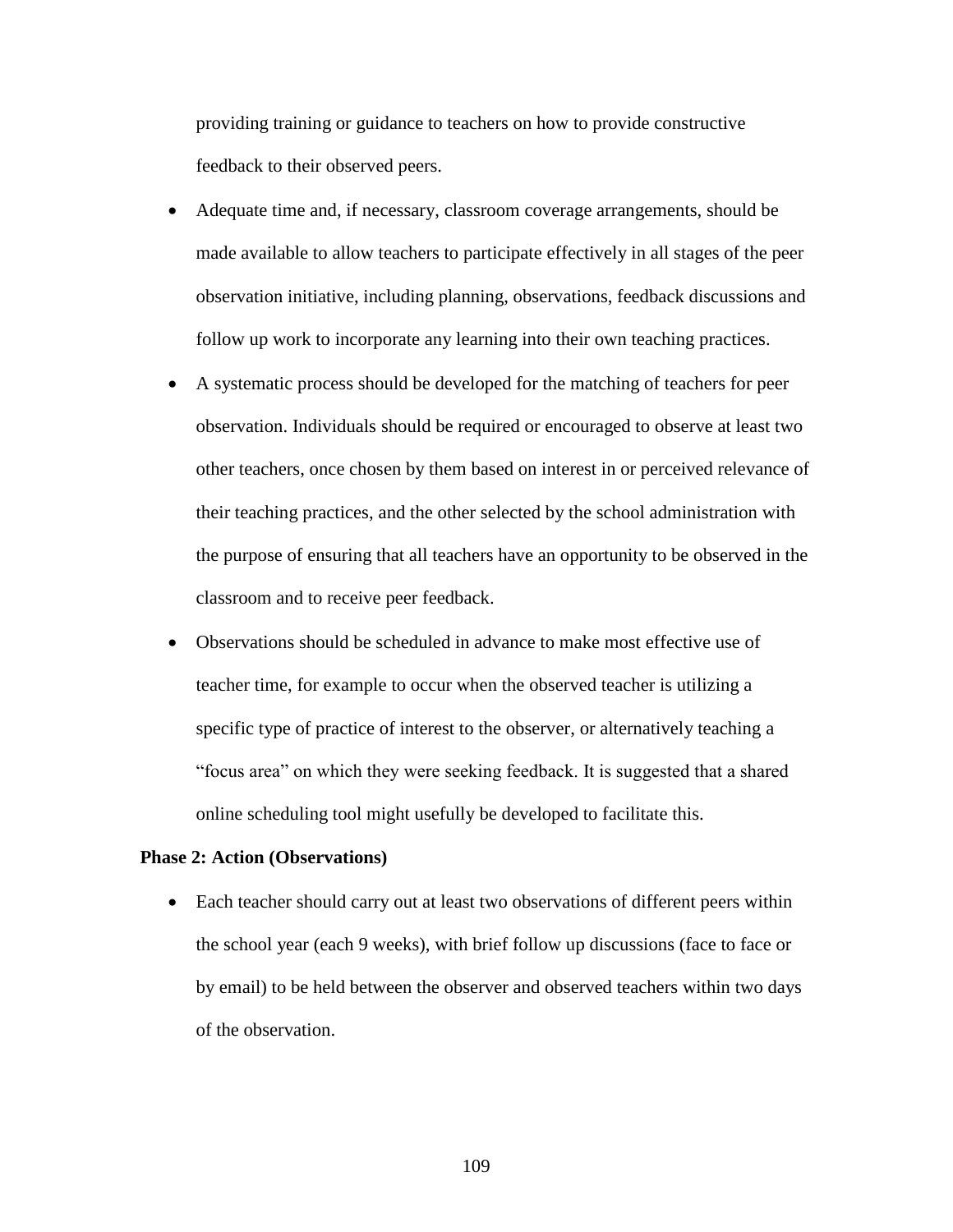providing training or guidance to teachers on how to provide constructive feedback to their observed peers.

- Adequate time and, if necessary, classroom coverage arrangements, should be made available to allow teachers to participate effectively in all stages of the peer observation initiative, including planning, observations, feedback discussions and follow up work to incorporate any learning into their own teaching practices.
- A systematic process should be developed for the matching of teachers for peer observation. Individuals should be required or encouraged to observe at least two other teachers, once chosen by them based on interest in or perceived relevance of their teaching practices, and the other selected by the school administration with the purpose of ensuring that all teachers have an opportunity to be observed in the classroom and to receive peer feedback.
- Observations should be scheduled in advance to make most effective use of teacher time, for example to occur when the observed teacher is utilizing a specific type of practice of interest to the observer, or alternatively teaching a "focus area" on which they were seeking feedback. It is suggested that a shared online scheduling tool might usefully be developed to facilitate this.

**Phase 2: Action (Observations)**

- Each teacher should carry out at least two observations of different peers within the school year (each 9 weeks), with brief follow up discussions (face to face or by email) to be held between the observer and observed teachers within two days of the observation.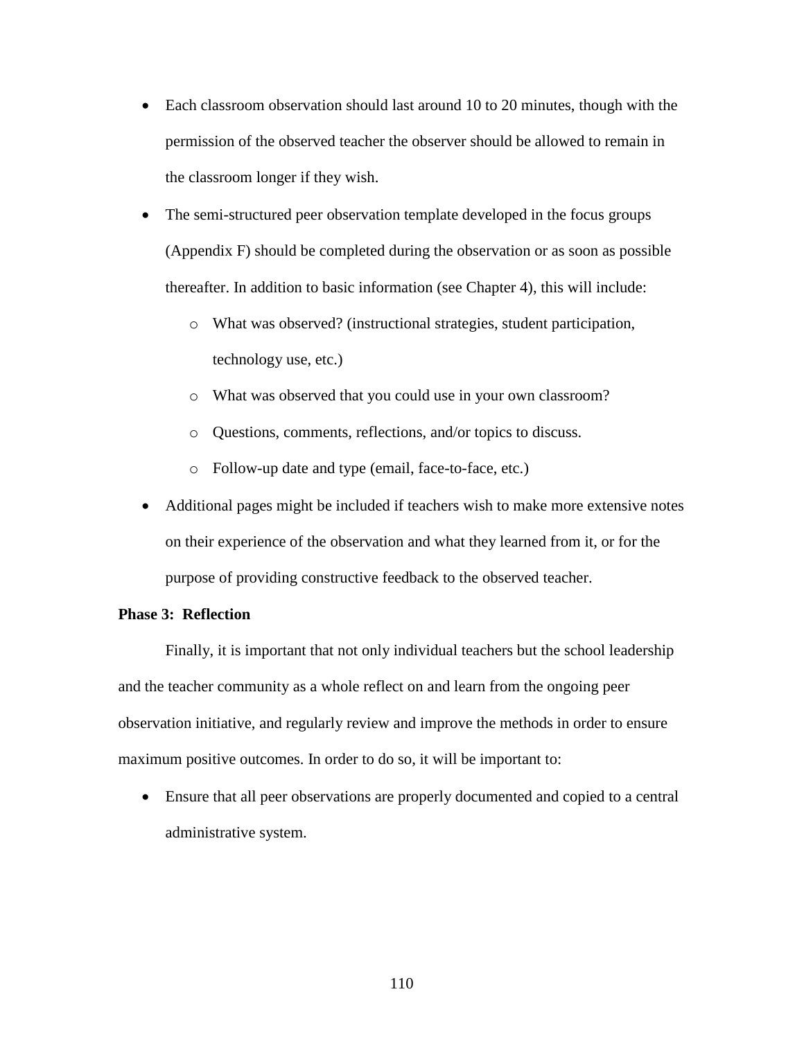- Each classroom observation should last around 10 to 20 minutes, though with the permission of the observed teacher the observer should be allowed to remain in the classroom longer if they wish.
- The semi-structured peer observation template developed in the focus groups (Appendix F) should be completed during the observation or as soon as possible thereafter. In addition to basic information (see Chapter 4), this will include:
  - What was observed? (instructional strategies, student participation, technology use, etc.)
  - What was observed that you could use in your own classroom?
  - Questions, comments, reflections, and/or topics to discuss.
  - Follow-up date and type (email, face-to-face, etc.)
- Additional pages might be included if teachers wish to make more extensive notes on their experience of the observation and what they learned from it, or for the purpose of providing constructive feedback to the observed teacher.

**Phase 3: Reflection**

Finally, it is important that not only individual teachers but the school leadership and the teacher community as a whole reflect on and learn from the ongoing peer observation initiative, and regularly review and improve the methods in order to ensure maximum positive outcomes. In order to do so, it will be important to:

- Ensure that all peer observations are properly documented and copied to a central administrative system.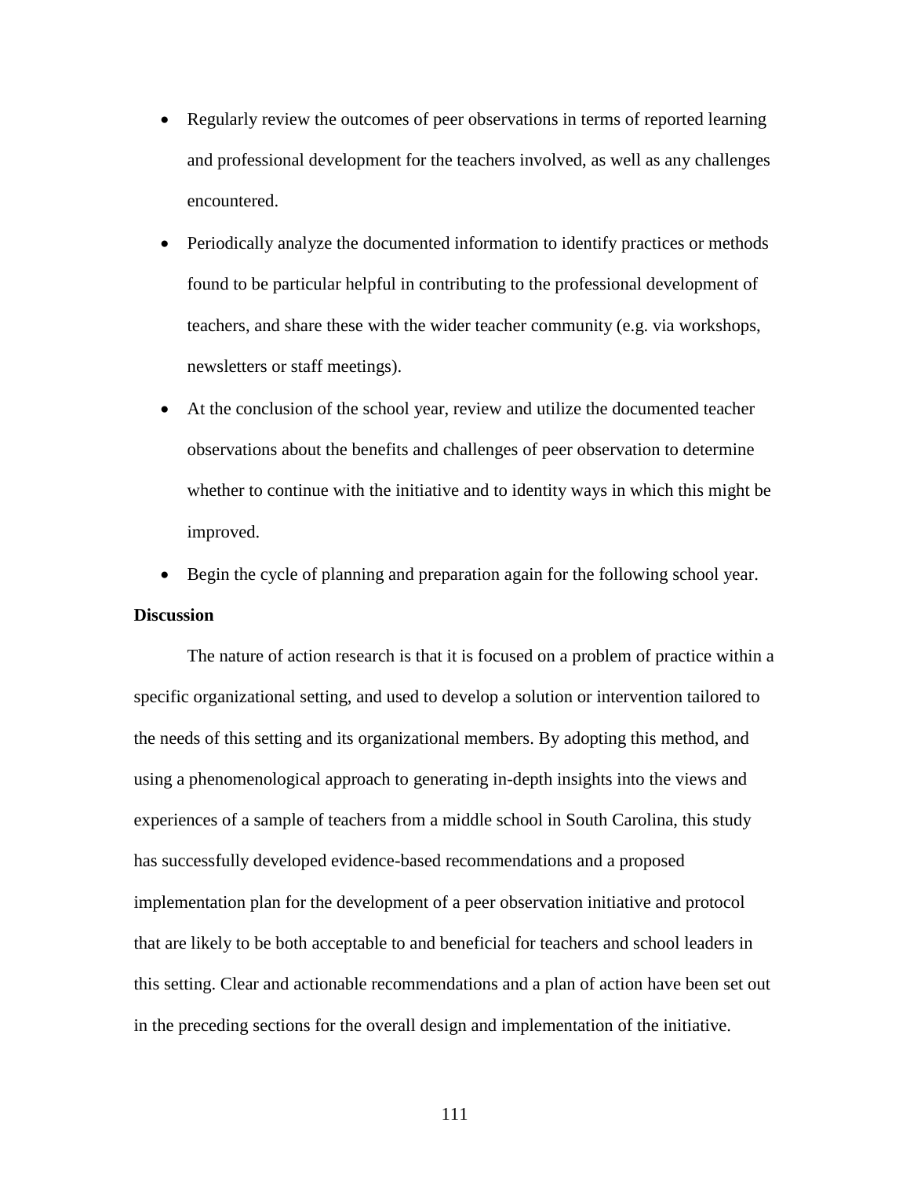- Regularly review the outcomes of peer observations in terms of reported learning and professional development for the teachers involved, as well as any challenges encountered.
- Periodically analyze the documented information to identify practices or methods found to be particular helpful in contributing to the professional development of teachers, and share these with the wider teacher community (e.g. via workshops, newsletters or staff meetings).
- At the conclusion of the school year, review and utilize the documented teacher observations about the benefits and challenges of peer observation to determine whether to continue with the initiative and to identity ways in which this might be improved.
- Begin the cycle of planning and preparation again for the following school year.

**Discussion**

The nature of action research is that it is focused on a problem of practice within a specific organizational setting, and used to develop a solution or intervention tailored to the needs of this setting and its organizational members. By adopting this method, and using a phenomenological approach to generating in-depth insights into the views and experiences of a sample of teachers from a middle school in South Carolina, this study has successfully developed evidence-based recommendations and a proposed implementation plan for the development of a peer observation initiative and protocol that are likely to be both acceptable to and beneficial for teachers and school leaders in this setting. Clear and actionable recommendations and a plan of action have been set out in the preceding sections for the overall design and implementation of the initiative.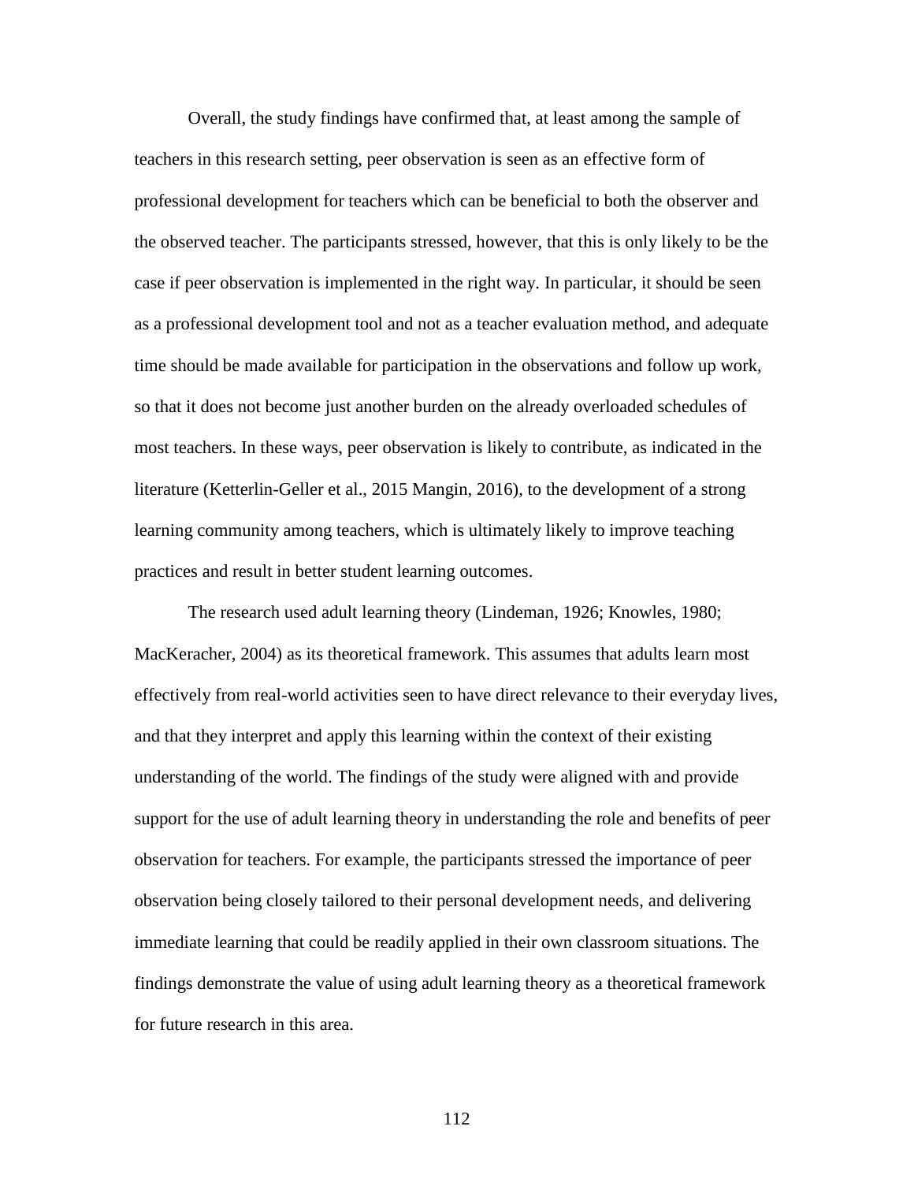Overall, the study findings have confirmed that, at least among the sample of teachers in this research setting, peer observation is seen as an effective form of professional development for teachers which can be beneficial to both the observer and the observed teacher. The participants stressed, however, that this is only likely to be the case if peer observation is implemented in the right way. In particular, it should be seen as a professional development tool and not as a teacher evaluation method, and adequate time should be made available for participation in the observations and follow up work, so that it does not become just another burden on the already overloaded schedules of most teachers. In these ways, peer observation is likely to contribute, as indicated in the literature (Ketterlin-Geller et al., 2015 Mangin, 2016), to the development of a strong learning community among teachers, which is ultimately likely to improve teaching practices and result in better student learning outcomes.

The research used adult learning theory (Lindeman, 1926; Knowles, 1980; MacKeracher, 2004) as its theoretical framework. This assumes that adults learn most effectively from real-world activities seen to have direct relevance to their everyday lives, and that they interpret and apply this learning within the context of their existing understanding of the world. The findings of the study were aligned with and provide support for the use of adult learning theory in understanding the role and benefits of peer observation for teachers. For example, the participants stressed the importance of peer observation being closely tailored to their personal development needs, and delivering immediate learning that could be readily applied in their own classroom situations. The findings demonstrate the value of using adult learning theory as a theoretical framework for future research in this area.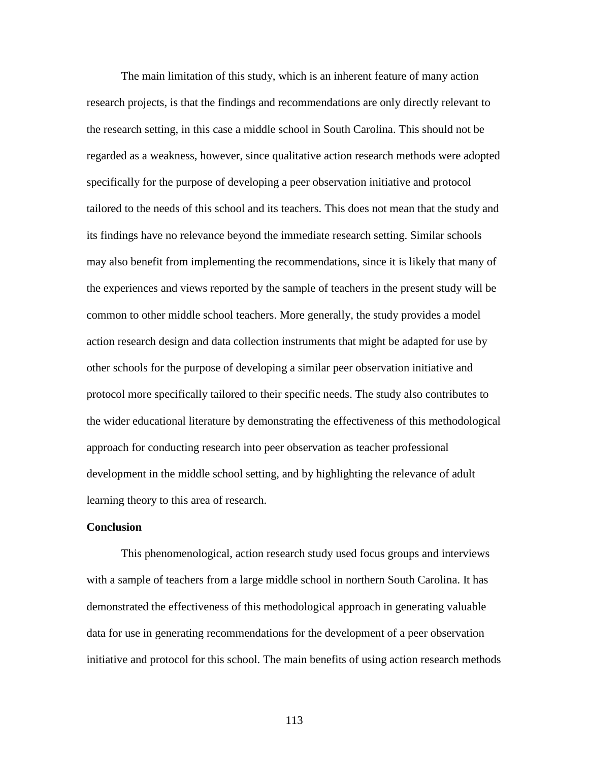The main limitation of this study, which is an inherent feature of many action research projects, is that the findings and recommendations are only directly relevant to the research setting, in this case a middle school in South Carolina. This should not be regarded as a weakness, however, since qualitative action research methods were adopted specifically for the purpose of developing a peer observation initiative and protocol tailored to the needs of this school and its teachers. This does not mean that the study and its findings have no relevance beyond the immediate research setting. Similar schools may also benefit from implementing the recommendations, since it is likely that many of the experiences and views reported by the sample of teachers in the present study will be common to other middle school teachers. More generally, the study provides a model action research design and data collection instruments that might be adapted for use by other schools for the purpose of developing a similar peer observation initiative and protocol more specifically tailored to their specific needs. The study also contributes to the wider educational literature by demonstrating the effectiveness of this methodological approach for conducting research into peer observation as teacher professional development in the middle school setting, and by highlighting the relevance of adult learning theory to this area of research.

**Conclusion**

This phenomenological, action research study used focus groups and interviews with a sample of teachers from a large middle school in northern South Carolina. It has demonstrated the effectiveness of this methodological approach in generating valuable data for use in generating recommendations for the development of a peer observation initiative and protocol for this school. The main benefits of using action research methods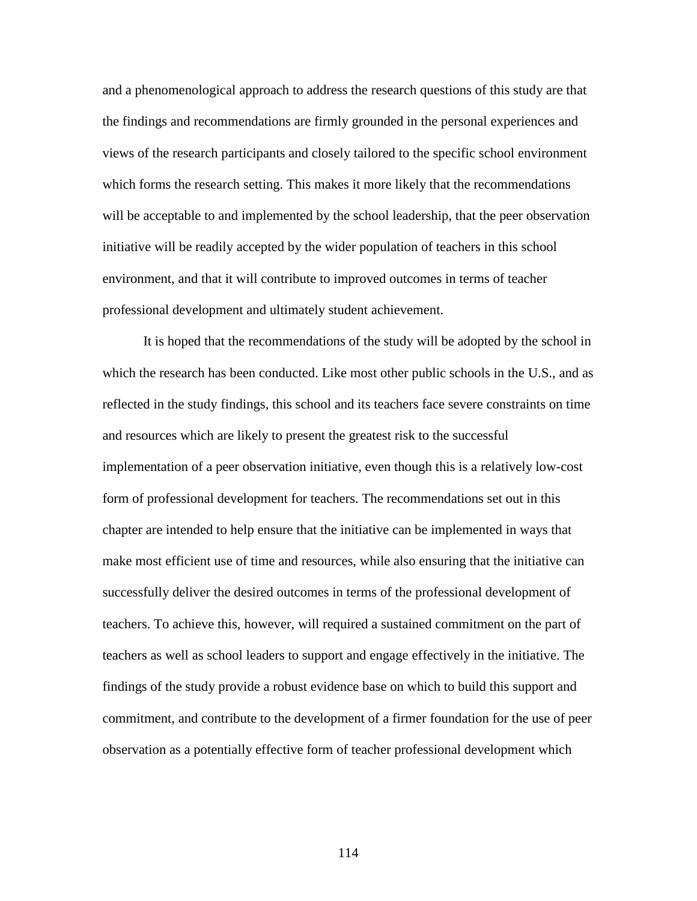and a phenomenological approach to address the research questions of this study are that the findings and recommendations are firmly grounded in the personal experiences and views of the research participants and closely tailored to the specific school environment which forms the research setting. This makes it more likely that the recommendations will be acceptable to and implemented by the school leadership, that the peer observation initiative will be readily accepted by the wider population of teachers in this school environment, and that it will contribute to improved outcomes in terms of teacher professional development and ultimately student achievement.

It is hoped that the recommendations of the study will be adopted by the school in which the research has been conducted. Like most other public schools in the U.S., and as reflected in the study findings, this school and its teachers face severe constraints on time and resources which are likely to present the greatest risk to the successful implementation of a peer observation initiative, even though this is a relatively low-cost form of professional development for teachers. The recommendations set out in this chapter are intended to help ensure that the initiative can be implemented in ways that make most efficient use of time and resources, while also ensuring that the initiative can successfully deliver the desired outcomes in terms of the professional development of teachers. To achieve this, however, will required a sustained commitment on the part of teachers as well as school leaders to support and engage effectively in the initiative. The findings of the study provide a robust evidence base on which to build this support and commitment, and contribute to the development of a firmer foundation for the use of peer observation as a potentially effective form of teacher professional development which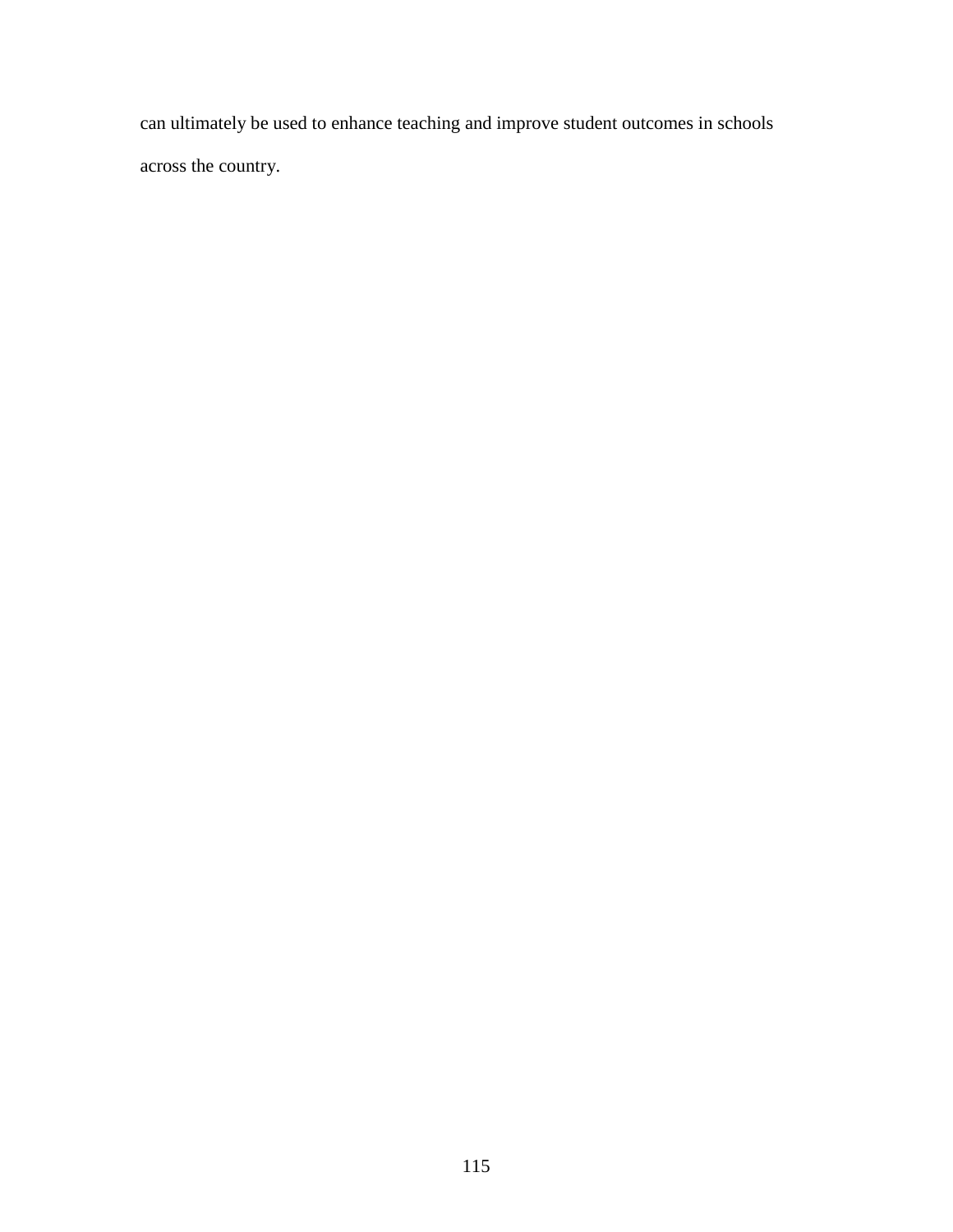can ultimately be used to enhance teaching and improve student outcomes in schools across the country.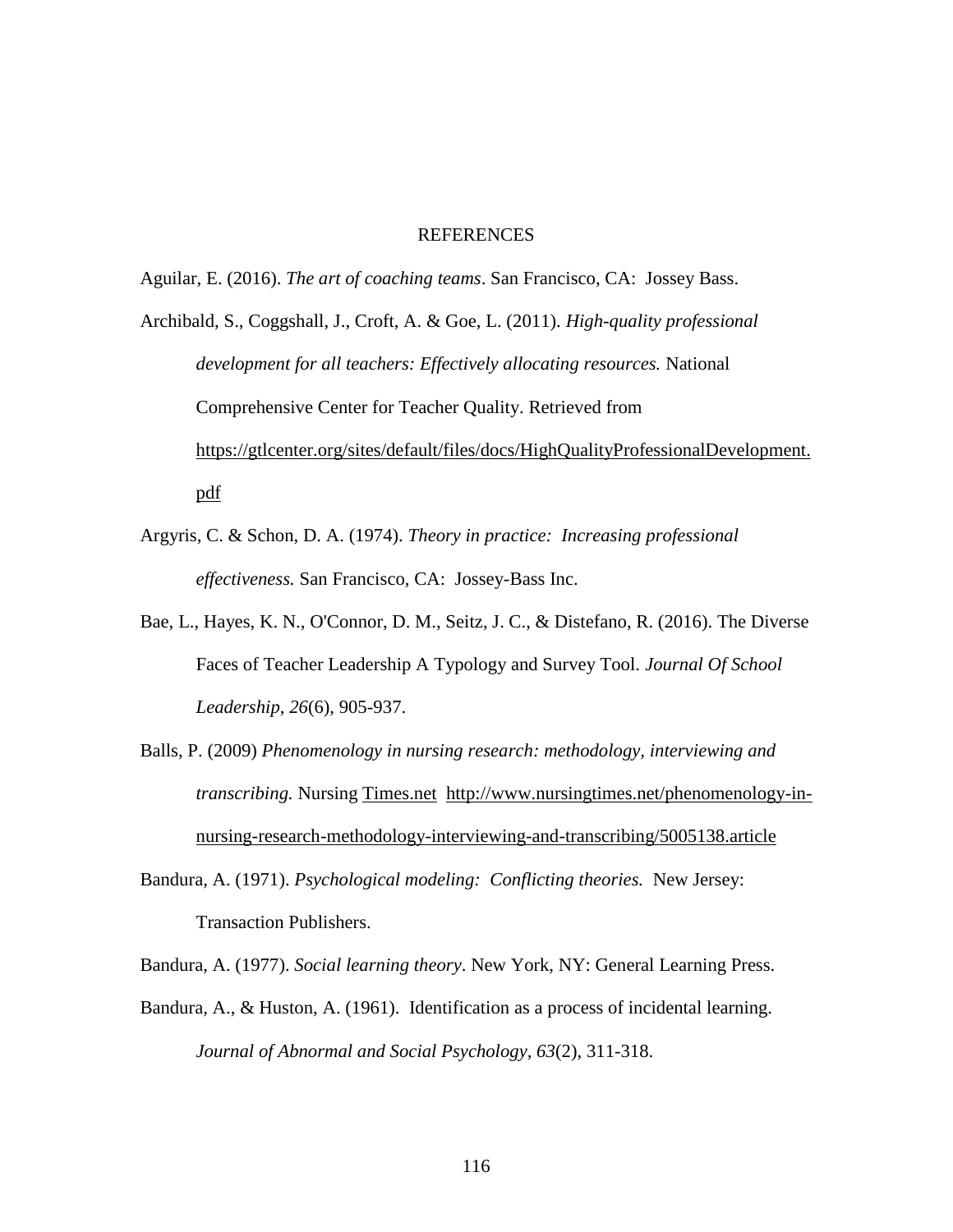# REFERENCES

Aguilar, E. (2016). *The art of coaching teams*. San Francisco, CA: Jossey Bass.

Archibald, S., Coggshall, J., Croft, A. & Goe, L. (2011). *High-quality professional development for all teachers: Effectively allocating resources.* National Comprehensive Center for Teacher Quality. Retrieved from https://gtlcenter.org/sites/default/files/docs/HighQualityProfessionalDevelopment.pdf

Argyris, C. & Schon, D. A. (1974). *Theory in practice: Increasing professional effectiveness.* San Francisco, CA: Jossey-Bass Inc.

Bae, L., Hayes, K. N., O'Connor, D. M., Seitz, J. C., & Distefano, R. (2016). The Diverse Faces of Teacher Leadership A Typology and Survey Tool. *Journal Of School Leadership*, *26*(6), 905-937.

Balls, P. (2009) *Phenomenology in nursing research: methodology, interviewing and transcribing.* Nursing Times.net http://www.nursingtimes.net/phenomenology-in-nursing-research-methodology-interviewing-and-transcribing/5005138.article

Bandura, A. (1971). *Psychological modeling: Conflicting theories.* New Jersey: Transaction Publishers.

Bandura, A. (1977). *Social learning theory*. New York, NY: General Learning Press.

Bandura, A., & Huston, A. (1961). Identification as a process of incidental learning. *Journal of Abnormal and Social Psychology, 63*(2), 311-318.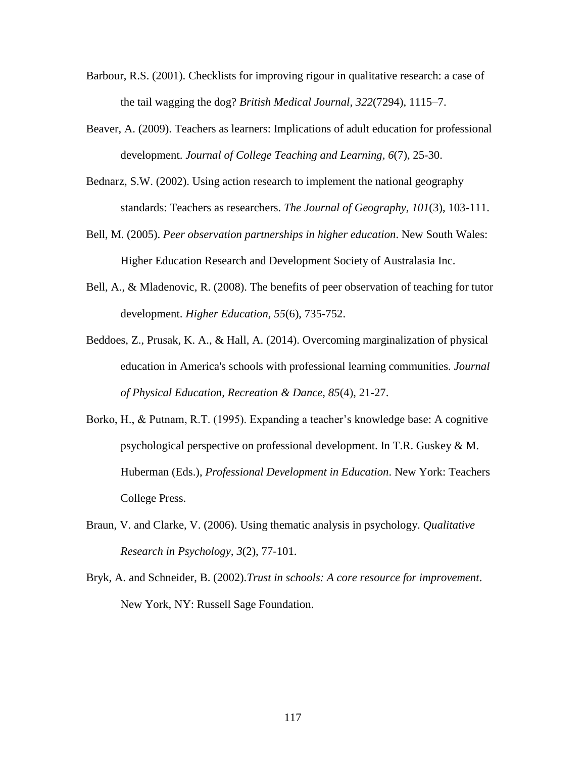Barbour, R.S. (2001). Checklists for improving rigour in qualitative research: a case of the tail wagging the dog? *British Medical Journal, 322*(7294), 1115–7.

Beaver, A. (2009). Teachers as learners: Implications of adult education for professional development. *Journal of College Teaching and Learning, 6*(7), 25-30.

Bednarz, S.W. (2002). Using action research to implement the national geography standards: Teachers as researchers. *The Journal of Geography, 101*(3), 103-111.

Bell, M. (2005). *Peer observation partnerships in higher education*. New South Wales: Higher Education Research and Development Society of Australasia Inc.

Bell, A., & Mladenovic, R. (2008). The benefits of peer observation of teaching for tutor development. *Higher Education, 55*(6), 735-752.

Beddoes, Z., Prusak, K. A., & Hall, A. (2014). Overcoming marginalization of physical education in America's schools with professional learning communities. *Journal of Physical Education, Recreation & Dance, 85*(4), 21-27.

Borko, H., & Putnam, R.T. (1995). Expanding a teacher's knowledge base: A cognitive psychological perspective on professional development. In T.R. Guskey & M. Huberman (Eds.), *Professional Development in Education*. New York: Teachers College Press.

Braun, V. and Clarke, V. (2006). Using thematic analysis in psychology. *Qualitative Research in Psychology, 3*(2), 77-101.

Bryk, A. and Schneider, B. (2002).*Trust in schools: A core resource for improvement*. New York, NY: Russell Sage Foundation.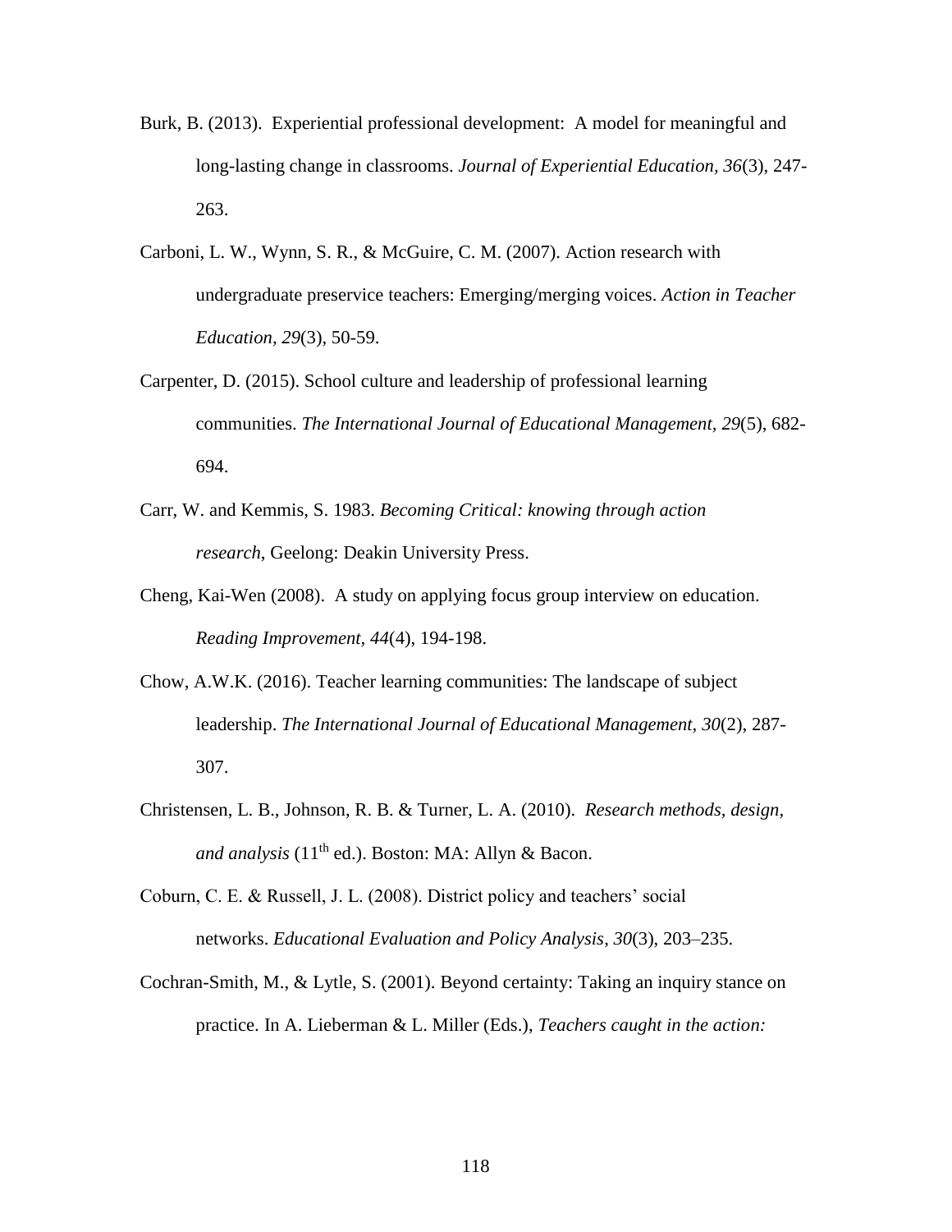Burk, B. (2013). Experiential professional development: A model for meaningful and long-lasting change in classrooms. *Journal of Experiential Education, 36*(3), 247-263.

Carboni, L. W., Wynn, S. R., & McGuire, C. M. (2007). Action research with undergraduate preservice teachers: Emerging/merging voices. *Action in Teacher Education, 29*(3), 50-59.

Carpenter, D. (2015). School culture and leadership of professional learning communities. *The International Journal of Educational Management, 29*(5), 682-694.

Carr, W. and Kemmis, S. 1983. *Becoming Critical: knowing through action research*, Geelong: Deakin University Press.

Cheng, Kai-Wen (2008). A study on applying focus group interview on education. *Reading Improvement, 44*(4), 194-198.

Chow, A.W.K. (2016). Teacher learning communities: The landscape of subject leadership. *The International Journal of Educational Management, 30*(2), 287-307.

Christensen, L. B., Johnson, R. B. & Turner, L. A. (2010). *Research methods, design, and analysis* (11th ed.). Boston: MA: Allyn & Bacon.

Coburn, C. E. & Russell, J. L. (2008). District policy and teachers' social networks. *Educational Evaluation and Policy Analysis*, *30*(3), 203–235.

Cochran-Smith, M., & Lytle, S. (2001). Beyond certainty: Taking an inquiry stance on practice. In A. Lieberman & L. Miller (Eds.), *Teachers caught in the action:*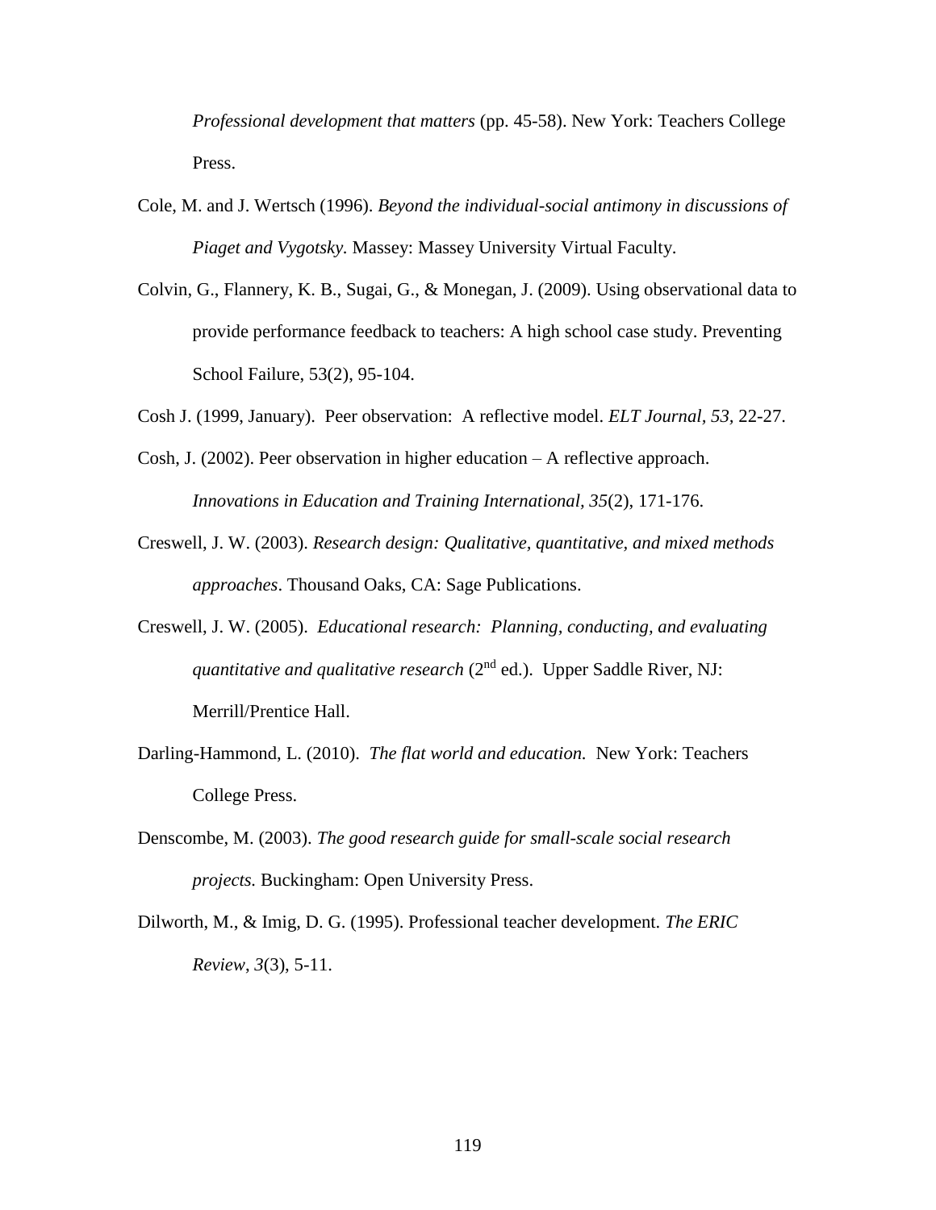*Professional development that matters* (pp. 45-58). New York: Teachers College Press.

Cole, M. and J. Wertsch (1996). *Beyond the individual-social antimony in discussions of Piaget and Vygotsky.* Massey: Massey University Virtual Faculty.

Colvin, G., Flannery, K. B., Sugai, G., & Monegan, J. (2009). Using observational data to provide performance feedback to teachers: A high school case study. Preventing School Failure, 53(2), 95-104.

Cosh J. (1999, January). Peer observation: A reflective model. *ELT Journal, 53,* 22-27.

Cosh, J. (2002). Peer observation in higher education – A reflective approach. *Innovations in Education and Training International, 35*(2), 171-176.

Creswell, J. W. (2003). *Research design: Qualitative, quantitative, and mixed methods approaches*. Thousand Oaks, CA: Sage Publications.

Creswell, J. W. (2005). *Educational research: Planning, conducting, and evaluating quantitative and qualitative research* (2nd ed.). Upper Saddle River, NJ: Merrill/Prentice Hall.

Darling-Hammond, L. (2010). *The flat world and education.* New York: Teachers College Press.

Denscombe, M. (2003). *The good research guide for small-scale social research projects.* Buckingham: Open University Press.

Dilworth, M., & Imig, D. G. (1995). Professional teacher development. *The ERIC Review*, *3*(3), 5-11.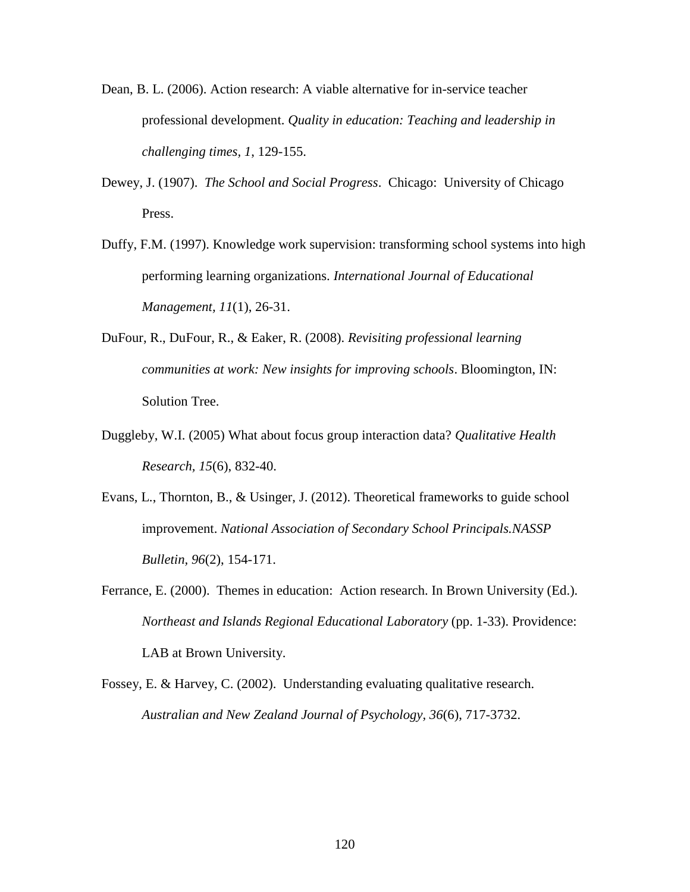Dean, B. L. (2006). Action research: A viable alternative for in-service teacher professional development. *Quality in education: Teaching and leadership in challenging times, 1*, 129-155.

Dewey, J. (1907). *The School and Social Progress*. Chicago: University of Chicago Press.

Duffy, F.M. (1997). Knowledge work supervision: transforming school systems into high performing learning organizations. *International Journal of Educational Management, 11*(1), 26-31.

DuFour, R., DuFour, R., & Eaker, R. (2008). *Revisiting professional learning communities at work: New insights for improving schools*. Bloomington, IN: Solution Tree.

Duggleby, W.I. (2005) What about focus group interaction data? *Qualitative Health Research, 15*(6), 832-40.

Evans, L., Thornton, B., & Usinger, J. (2012). Theoretical frameworks to guide school improvement. *National Association of Secondary School Principals.NASSP Bulletin, 96*(2), 154-171.

Ferrance, E. (2000). Themes in education: Action research. In Brown University (Ed.). *Northeast and Islands Regional Educational Laboratory* (pp. 1-33). Providence: LAB at Brown University.

Fossey, E. & Harvey, C. (2002). Understanding evaluating qualitative research. *Australian and New Zealand Journal of Psychology, 36*(6), 717-3732.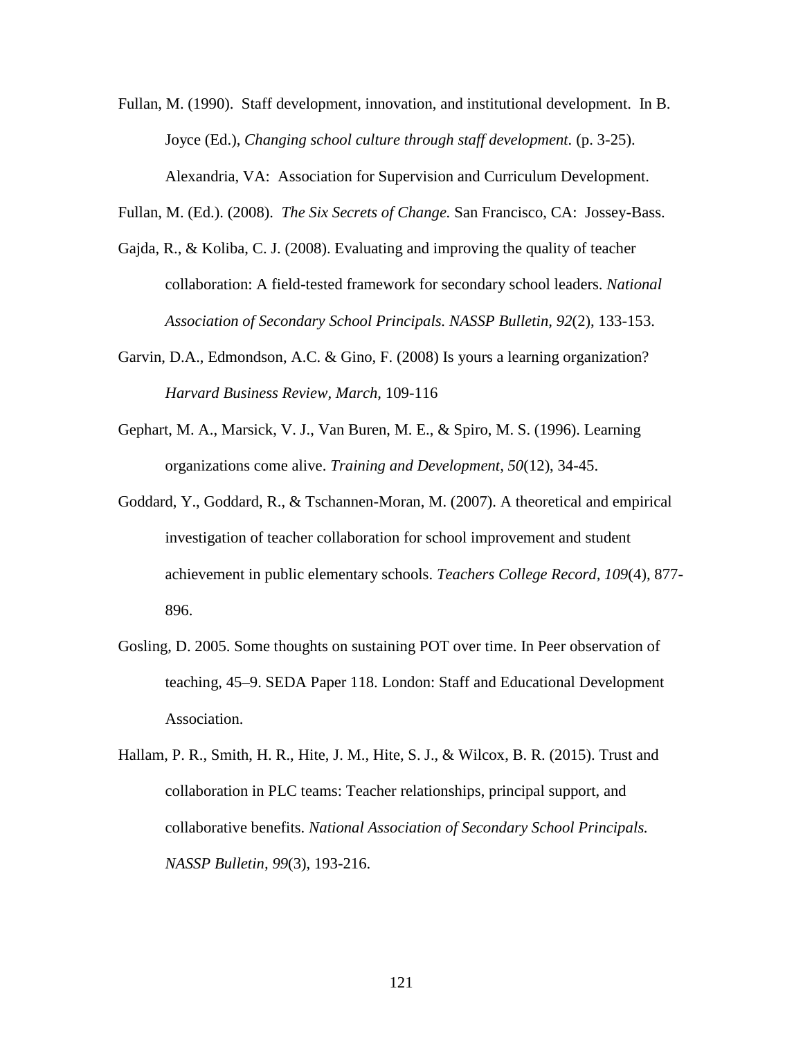Fullan, M. (1990). Staff development, innovation, and institutional development. In B. Joyce (Ed.), *Changing school culture through staff development.* (p. 3-25). Alexandria, VA: Association for Supervision and Curriculum Development.

Fullan, M. (Ed.). (2008). *The Six Secrets of Change.* San Francisco, CA: Jossey-Bass.

Gajda, R., & Koliba, C. J. (2008). Evaluating and improving the quality of teacher collaboration: A field-tested framework for secondary school leaders. *National Association of Secondary School Principals. NASSP Bulletin, 92*(2), 133-153.

Garvin, D.A., Edmondson, A.C. & Gino, F. (2008) Is yours a learning organization? *Harvard Business Review, March,* 109-116

Gephart, M. A., Marsick, V. J., Van Buren, M. E., & Spiro, M. S. (1996). Learning organizations come alive. *Training and Development, 50*(12), 34-45.

Goddard, Y., Goddard, R., & Tschannen-Moran, M. (2007). A theoretical and empirical investigation of teacher collaboration for school improvement and student achievement in public elementary schools. *Teachers College Record, 109*(4), 877-896.

Gosling, D. 2005. Some thoughts on sustaining POT over time. In Peer observation of teaching, 45–9. SEDA Paper 118. London: Staff and Educational Development Association.

Hallam, P. R., Smith, H. R., Hite, J. M., Hite, S. J., & Wilcox, B. R. (2015). Trust and collaboration in PLC teams: Teacher relationships, principal support, and collaborative benefits. *National Association of Secondary School Principals. NASSP Bulletin, 99*(3), 193-216.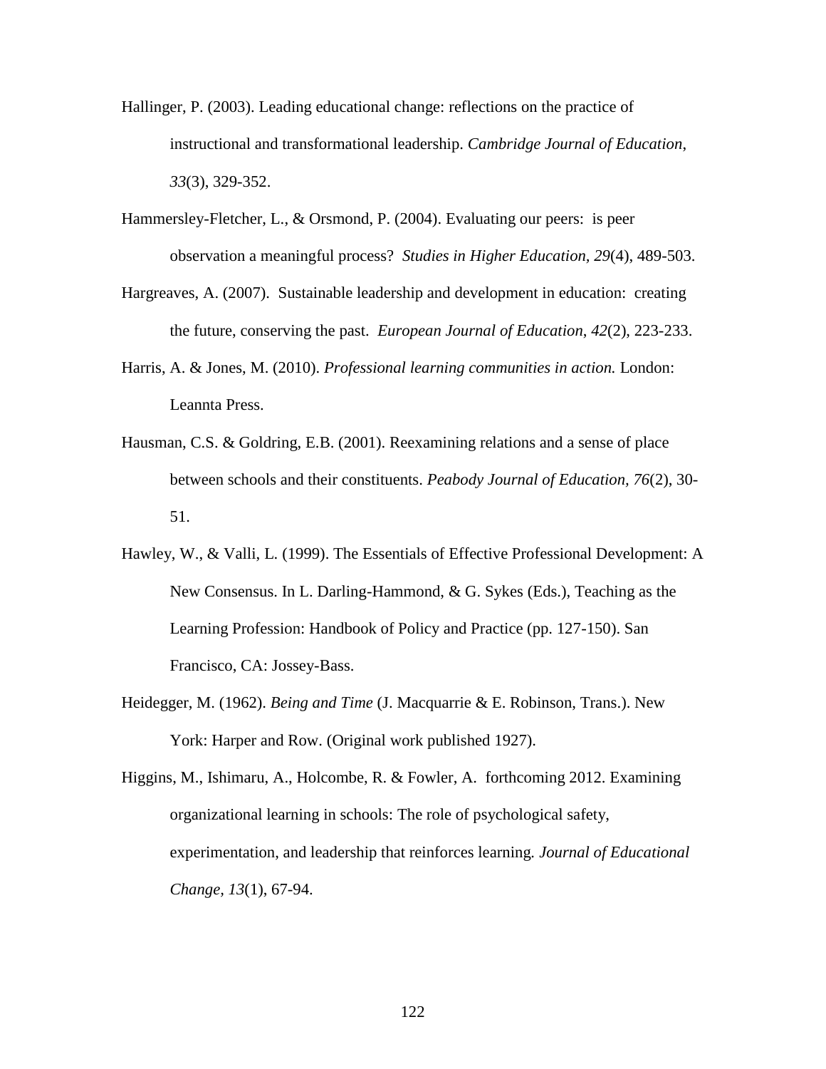Hallinger, P. (2003). Leading educational change: reflections on the practice of instructional and transformational leadership. *Cambridge Journal of Education*, *33*(3), 329-352.

Hammersley-Fletcher, L., & Orsmond, P. (2004). Evaluating our peers: is peer observation a meaningful process? *Studies in Higher Education*, *29*(4), 489-503.

Hargreaves, A. (2007). Sustainable leadership and development in education: creating the future, conserving the past. *European Journal of Education*, *42*(2), 223-233.

Harris, A. & Jones, M. (2010). *Professional learning communities in action.* London: Leannta Press.

Hausman, C.S. & Goldring, E.B. (2001). Reexamining relations and a sense of place between schools and their constituents. *Peabody Journal of Education, 76*(2), 30-51.

Hawley, W., & Valli, L. (1999). The Essentials of Effective Professional Development: A New Consensus. In L. Darling-Hammond, & G. Sykes (Eds.), Teaching as the Learning Profession: Handbook of Policy and Practice (pp. 127-150). San Francisco, CA: Jossey-Bass.

Heidegger, M. (1962). *Being and Time* (J. Macquarrie & E. Robinson, Trans.). New York: Harper and Row. (Original work published 1927).

Higgins, M., Ishimaru, A., Holcombe, R. & Fowler, A. forthcoming 2012. Examining organizational learning in schools: The role of psychological safety, experimentation, and leadership that reinforces learning*. Journal of Educational Change, 13*(1), 67-94.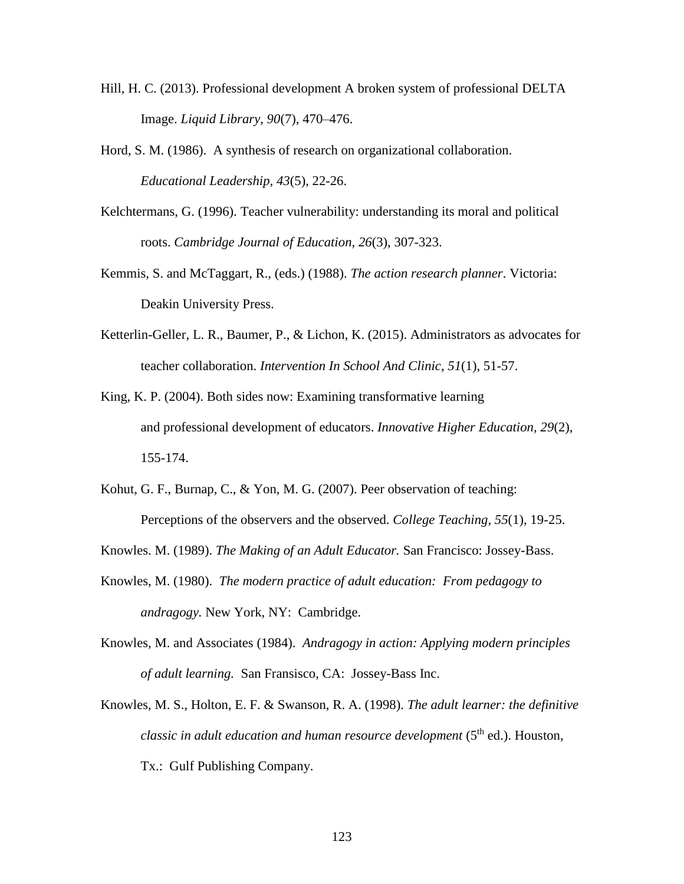Hill, H. C. (2013). Professional development A broken system of professional DELTA Image. *Liquid Library, 90*(7), 470–476.

Hord, S. M. (1986). A synthesis of research on organizational collaboration. *Educational Leadership, 43*(5), 22-26.

Kelchtermans, G. (1996). Teacher vulnerability: understanding its moral and political roots. *Cambridge Journal of Education*, *26*(3), 307-323.

Kemmis, S. and McTaggart, R., (eds.) (1988). *The action research planner*. Victoria: Deakin University Press.

Ketterlin-Geller, L. R., Baumer, P., & Lichon, K. (2015). Administrators as advocates for teacher collaboration. *Intervention In School And Clinic*, *51*(1), 51-57.

King, K. P. (2004). Both sides now: Examining transformative learning and professional development of educators. *Innovative Higher Education, 29*(2), 155-174.

Kohut, G. F., Burnap, C., & Yon, M. G. (2007). Peer observation of teaching: Perceptions of the observers and the observed. *College Teaching, 55*(1), 19-25.

Knowles. M. (1989). *The Making of an Adult Educator.* San Francisco: Jossey-Bass.

Knowles, M. (1980). *The modern practice of adult education: From pedagogy to andragogy.* New York, NY: Cambridge.

Knowles, M. and Associates (1984). *Andragogy in action: Applying modern principles of adult learning.* San Fransisco, CA: Jossey-Bass Inc.

Knowles, M. S., Holton, E. F. & Swanson, R. A. (1998). *The adult learner: the definitive classic in adult education and human resource development* (5th ed.). Houston, Tx.: Gulf Publishing Company.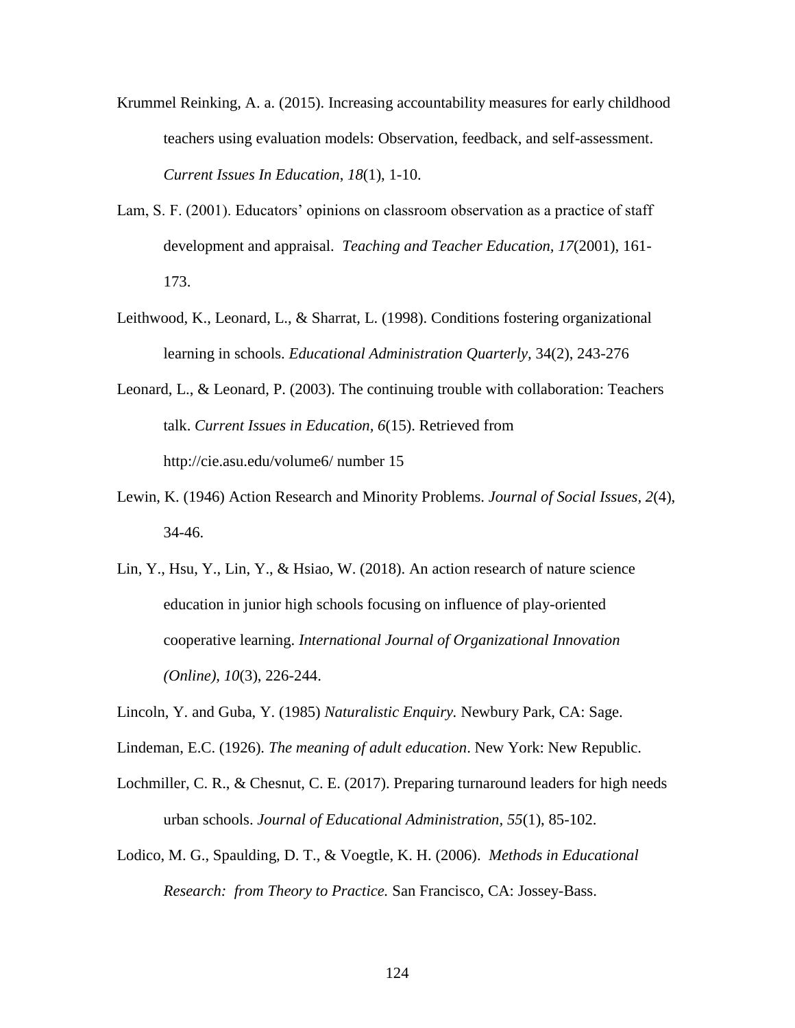Krummel Reinking, A. a. (2015). Increasing accountability measures for early childhood teachers using evaluation models: Observation, feedback, and self-assessment. *Current Issues In Education*, *18*(1), 1-10.

Lam, S. F. (2001). Educators' opinions on classroom observation as a practice of staff development and appraisal. *Teaching and Teacher Education, 17*(2001), 161-173.

Leithwood, K., Leonard, L., & Sharrat, L. (1998). Conditions fostering organizational learning in schools. *Educational Administration Quarterly*, 34(2), 243-276

Leonard, L., & Leonard, P. (2003). The continuing trouble with collaboration: Teachers talk. *Current Issues in Education, 6*(15). Retrieved from http://cie.asu.edu/volume6/ number 15

Lewin, K. (1946) Action Research and Minority Problems. *Journal of Social Issues, 2*(4), 34-46.

Lin, Y., Hsu, Y., Lin, Y., & Hsiao, W. (2018). An action research of nature science education in junior high schools focusing on influence of play-oriented cooperative learning. *International Journal of Organizational Innovation (Online)*, *10*(3), 226-244.

Lincoln, Y. and Guba, Y. (1985) *Naturalistic Enquiry.* Newbury Park, CA: Sage.

Lindeman, E.C. (1926). *The meaning of adult education*. New York: New Republic.

Lochmiller, C. R., & Chesnut, C. E. (2017). Preparing turnaround leaders for high needs urban schools. *Journal of Educational Administration*, *55*(1), 85-102.

Lodico, M. G., Spaulding, D. T., & Voegtle, K. H. (2006). *Methods in Educational Research: from Theory to Practice.* San Francisco, CA: Jossey-Bass.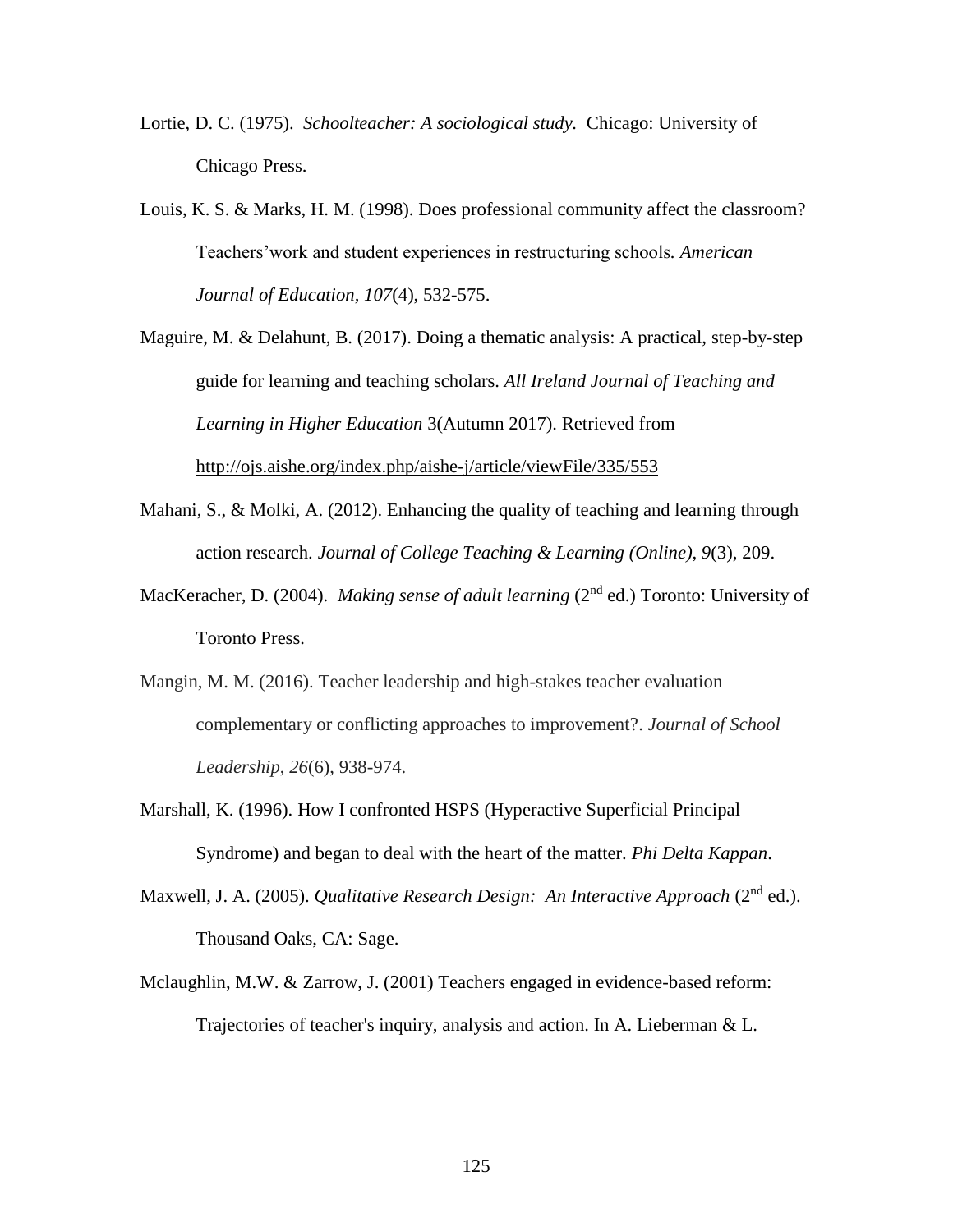Lortie, D. C. (1975). *Schoolteacher: A sociological study.* Chicago: University of Chicago Press.

Louis, K. S. & Marks, H. M. (1998). Does professional community affect the classroom? Teachers'work and student experiences in restructuring schools. *American Journal of Education, 107*(4), 532-575.

Maguire, M. & Delahunt, B. (2017). Doing a thematic analysis: A practical, step-by-step guide for learning and teaching scholars. *All Ireland Journal of Teaching and Learning in Higher Education* 3(Autumn 2017). Retrieved from http://ojs.aishe.org/index.php/aishe-j/article/viewFile/335/553

Mahani, S., & Molki, A. (2012). Enhancing the quality of teaching and learning through action research. *Journal of College Teaching & Learning (Online), 9*(3), 209.

MacKeracher, D. (2004). *Making sense of adult learning* (2nd ed.) Toronto: University of Toronto Press.

Mangin, M. M. (2016). Teacher leadership and high-stakes teacher evaluation complementary or conflicting approaches to improvement?. *Journal of School Leadership*, *26*(6), 938-974.

Marshall, K. (1996). How I confronted HSPS (Hyperactive Superficial Principal Syndrome) and began to deal with the heart of the matter. *Phi Delta Kappan*.

Maxwell, J. A. (2005). *Qualitative Research Design: An Interactive Approach* (2nd ed.). Thousand Oaks, CA: Sage.

Mclaughlin, M.W. & Zarrow, J. (2001) Teachers engaged in evidence-based reform: Trajectories of teacher's inquiry, analysis and action. In A. Lieberman & L.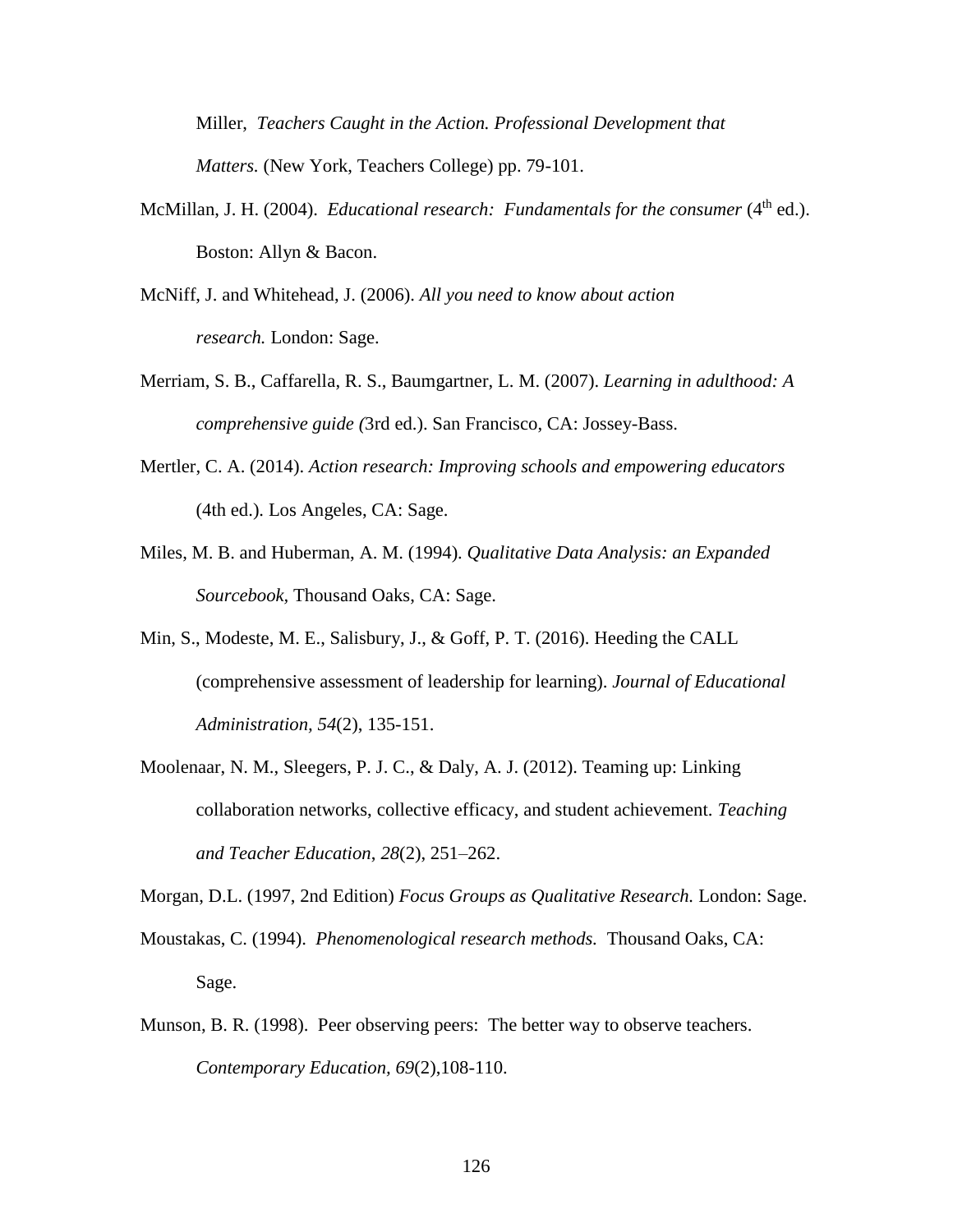Miller, *Teachers Caught in the Action. Professional Development that Matters.* (New York, Teachers College) pp. 79-101.

McMillan, J. H. (2004). *Educational research: Fundamentals for the consumer* (4th ed.). Boston: Allyn & Bacon.

McNiff, J. and Whitehead, J. (2006). *All you need to know about action research.* London: Sage.

Merriam, S. B., Caffarella, R. S., Baumgartner, L. M. (2007). *Learning in adulthood: A comprehensive guide (*3rd ed.). San Francisco, CA: Jossey-Bass.

Mertler, C. A. (2014). *Action research: Improving schools and empowering educators* (4th ed.). Los Angeles, CA: Sage.

Miles, M. B. and Huberman, A. M. (1994). *Qualitative Data Analysis: an Expanded Sourcebook*, Thousand Oaks, CA: Sage.

Min, S., Modeste, M. E., Salisbury, J., & Goff, P. T. (2016). Heeding the CALL (comprehensive assessment of leadership for learning). *Journal of Educational Administration, 54*(2), 135-151.

Moolenaar, N. M., Sleegers, P. J. C., & Daly, A. J. (2012). Teaming up: Linking collaboration networks, collective efficacy, and student achievement. *Teaching and Teacher Education*, *28*(2), 251–262.

Morgan, D.L. (1997, 2nd Edition) *Focus Groups as Qualitative Research.* London: Sage.

Moustakas, C. (1994). *Phenomenological research methods.* Thousand Oaks, CA: Sage.

Munson, B. R. (1998). Peer observing peers: The better way to observe teachers. *Contemporary Education, 69*(2),108-110.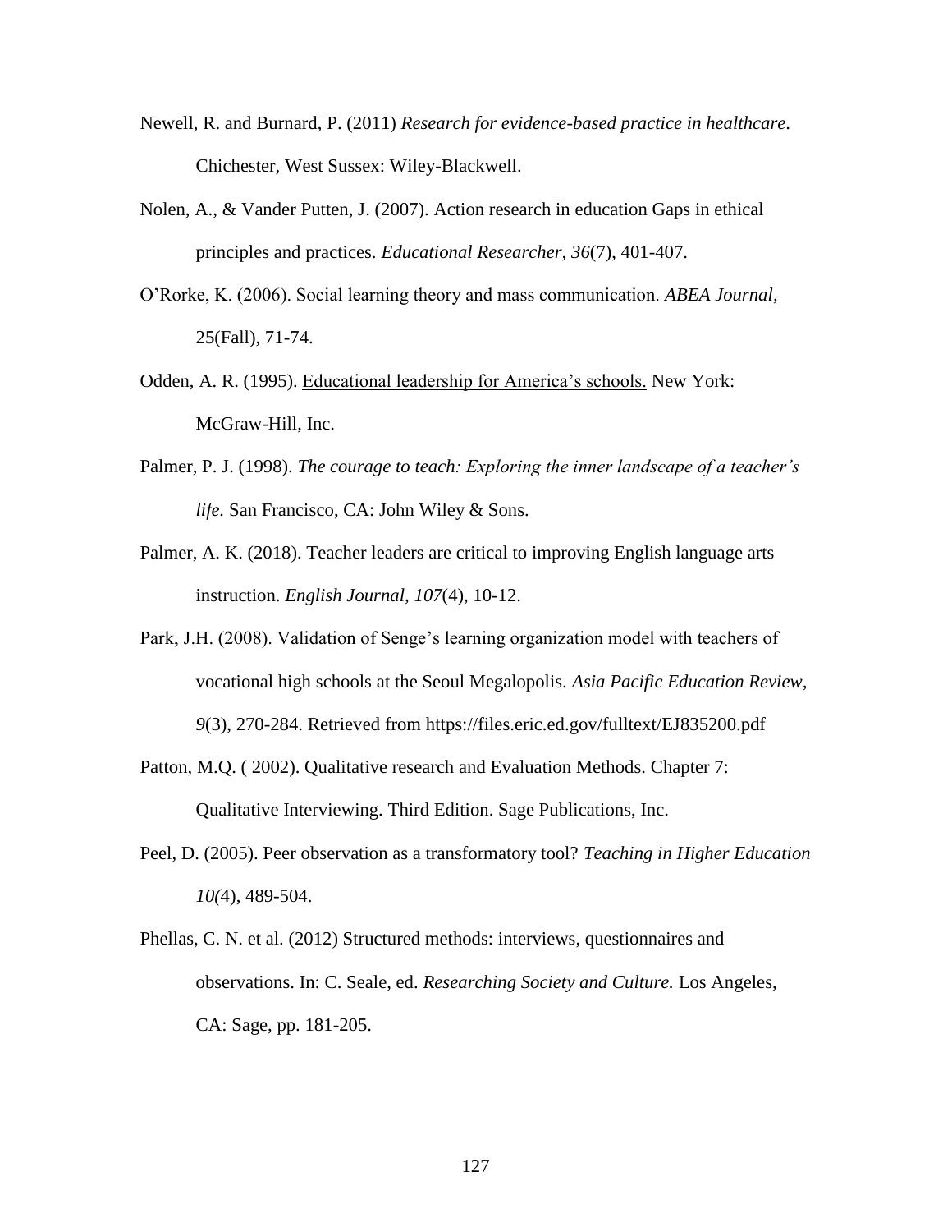Newell, R. and Burnard, P. (2011) *Research for evidence-based practice in healthcare*. Chichester, West Sussex: Wiley-Blackwell.

Nolen, A., & Vander Putten, J. (2007). Action research in education Gaps in ethical principles and practices. *Educational Researcher, 36*(7), 401-407.

O'Rorke, K. (2006). Social learning theory and mass communication. *ABEA Journal,* 25(Fall), 71-74.

Odden, A. R. (1995). <u>Educational leadership for America's schools.</u> New York: McGraw-Hill, Inc.

Palmer, P. J. (1998). *The courage to teach: Exploring the inner landscape of a teacher's life.* San Francisco, CA: John Wiley & Sons.

Palmer, A. K. (2018). Teacher leaders are critical to improving English language arts instruction. *English Journal, 107*(4), 10-12.

Park, J.H. (2008). Validation of Senge's learning organization model with teachers of vocational high schools at the Seoul Megalopolis. *Asia Pacific Education Review, 9*(3), 270-284. Retrieved from https://files.eric.ed.gov/fulltext/EJ835200.pdf

Patton, M.Q. ( 2002). Qualitative research and Evaluation Methods. Chapter 7: Qualitative Interviewing. Third Edition. Sage Publications, Inc.

Peel, D. (2005). Peer observation as a transformatory tool? *Teaching in Higher Education 10(*4), 489-504.

Phellas, C. N. et al. (2012) Structured methods: interviews, questionnaires and observations. In: C. Seale, ed. *Researching Society and Culture.* Los Angeles, CA: Sage, pp. 181-205.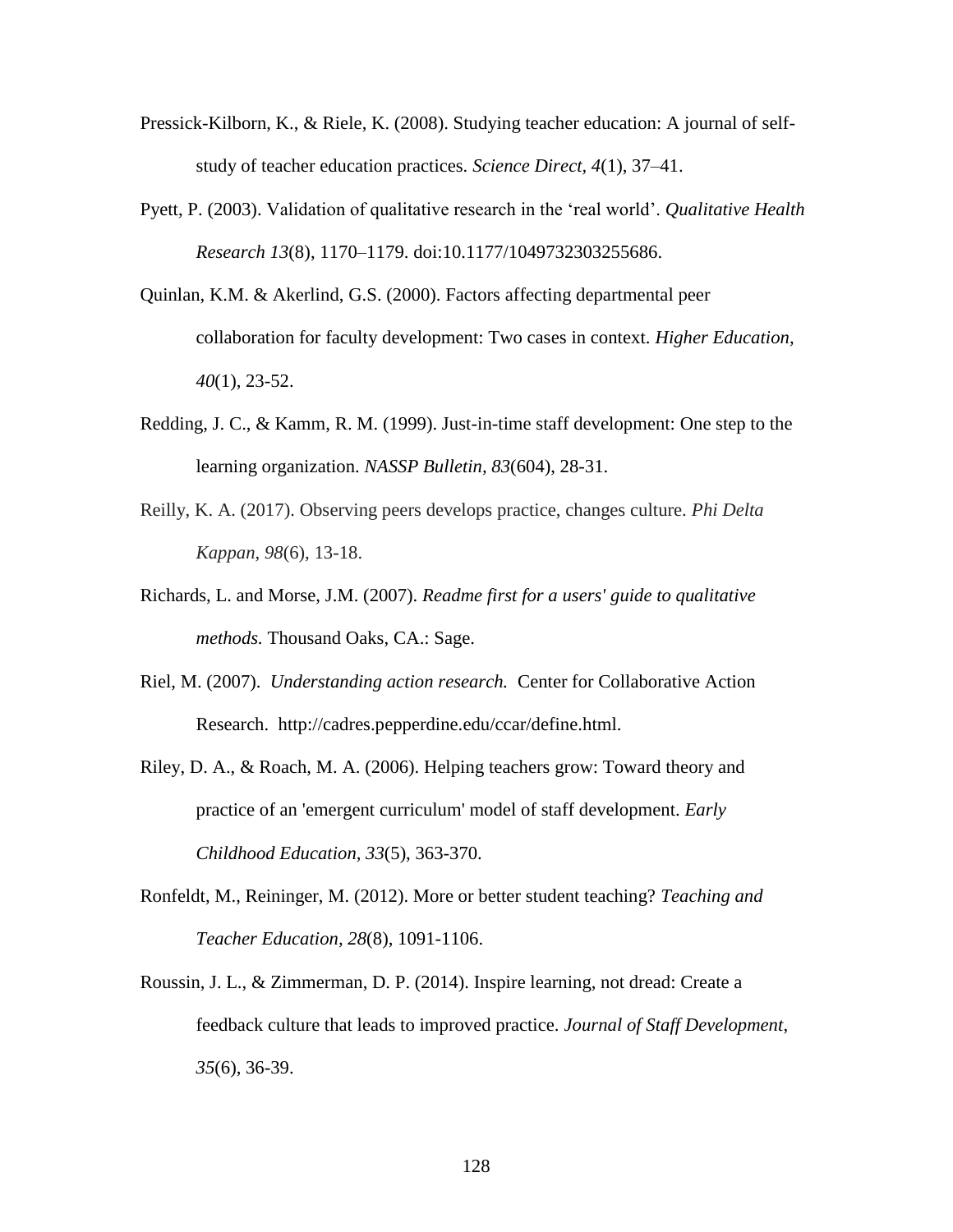Pressick-Kilborn, K., & Riele, K. (2008). Studying teacher education: A journal of self-study of teacher education practices. *Science Direct, 4*(1), 37–41.

Pyett, P. (2003). Validation of qualitative research in the 'real world'. *Qualitative Health Research 13*(8), 1170–1179. doi:10.1177/1049732303255686.

Quinlan, K.M. & Akerlind, G.S. (2000). Factors affecting departmental peer collaboration for faculty development: Two cases in context. *Higher Education, 40*(1), 23-52.

Redding, J. C., & Kamm, R. M. (1999). Just-in-time staff development: One step to the learning organization. *NASSP Bulletin, 83*(604), 28-31.

Reilly, K. A. (2017). Observing peers develops practice, changes culture. *Phi Delta Kappan*, *98*(6), 13-18.

Richards, L. and Morse, J.M. (2007). *Readme first for a users' guide to qualitative methods.* Thousand Oaks, CA.: Sage.

Riel, M. (2007). *Understanding action research.* Center for Collaborative Action Research. http://cadres.pepperdine.edu/ccar/define.html.

Riley, D. A., & Roach, M. A. (2006). Helping teachers grow: Toward theory and practice of an 'emergent curriculum' model of staff development. *Early Childhood Education, 33*(5), 363-370.

Ronfeldt, M., Reininger, M. (2012). More or better student teaching? *Teaching and Teacher Education, 28*(8), 1091-1106.

Roussin, J. L., & Zimmerman, D. P. (2014). Inspire learning, not dread: Create a feedback culture that leads to improved practice. *Journal of Staff Development*, *35*(6), 36-39.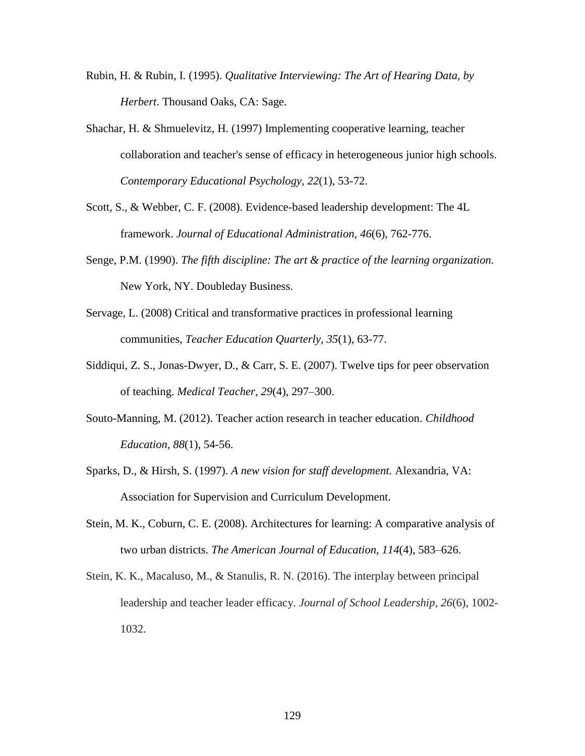Rubin, H. & Rubin, I. (1995). *Qualitative Interviewing: The Art of Hearing Data, by Herbert*. Thousand Oaks, CA: Sage.

Shachar, H. & Shmuelevitz, H. (1997) Implementing cooperative learning, teacher collaboration and teacher's sense of efficacy in heterogeneous junior high schools. *Contemporary Educational Psychology, 22*(1), 53-72.

Scott, S., & Webber, C. F. (2008). Evidence-based leadership development: The 4L framework. *Journal of Educational Administration, 46*(6), 762-776.

Senge, P.M. (1990). *The fifth discipline: The art & practice of the learning organization.* New York, NY. Doubleday Business.

Servage, L. (2008) Critical and transformative practices in professional learning communities, *Teacher Education Quarterly, 35*(1), 63-77.

Siddiqui, Z. S., Jonas-Dwyer, D., & Carr, S. E. (2007). Twelve tips for peer observation of teaching. *Medical Teacher, 29*(4), 297–300.

Souto-Manning, M. (2012). Teacher action research in teacher education. *Childhood Education, 88*(1), 54-56.

Sparks, D., & Hirsh, S. (1997). *A new vision for staff development.* Alexandria, VA: Association for Supervision and Curriculum Development.

Stein, M. K., Coburn, C. E. (2008). Architectures for learning: A comparative analysis of two urban districts. *The American Journal of Education, 114*(4), 583–626.

Stein, K. K., Macaluso, M., & Stanulis, R. N. (2016). The interplay between principal leadership and teacher leader efficacy. *Journal of School Leadership*, *26*(6), 1002-1032.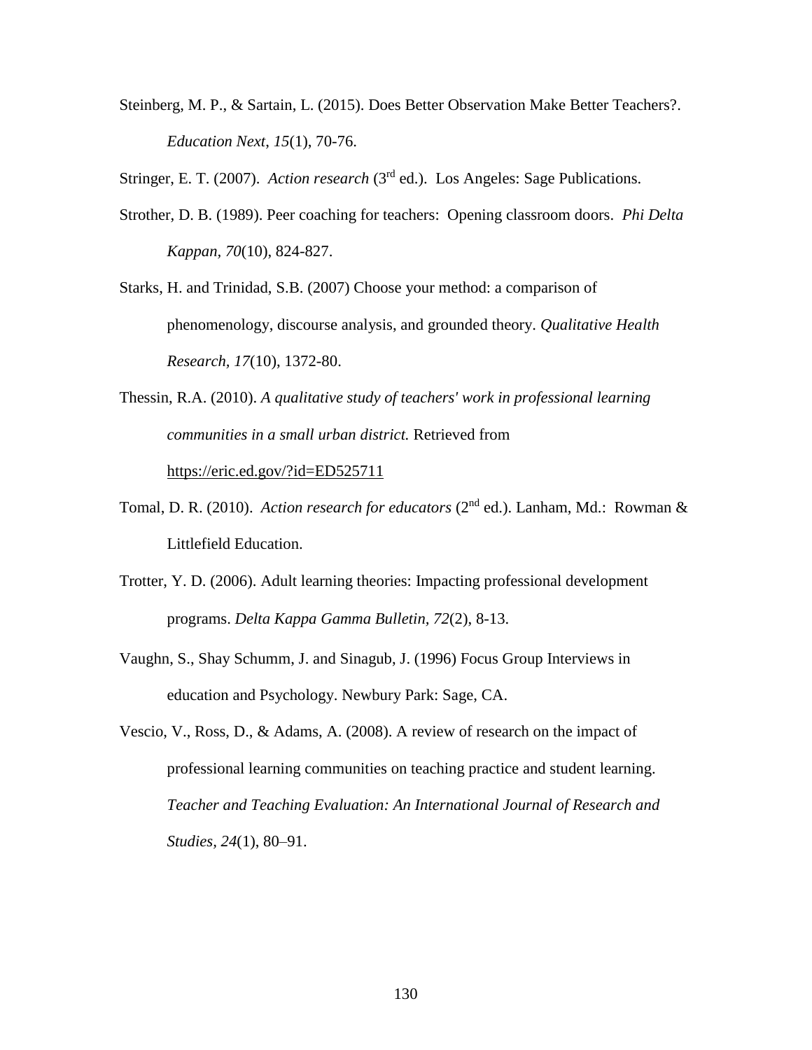Steinberg, M. P., & Sartain, L. (2015). Does Better Observation Make Better Teachers?. *Education Next*, *15*(1), 70-76.

Stringer, E. T. (2007). *Action research* (3rd ed.). Los Angeles: Sage Publications.

Strother, D. B. (1989). Peer coaching for teachers: Opening classroom doors. *Phi Delta Kappan*, *70*(10), 824-827.

Starks, H. and Trinidad, S.B. (2007) Choose your method: a comparison of phenomenology, discourse analysis, and grounded theory. *Qualitative Health Research*, *17*(10), 1372-80.

Thessin, R.A. (2010). *A qualitative study of teachers' work in professional learning communities in a small urban district.* Retrieved from https://eric.ed.gov/?id=ED525711

Tomal, D. R. (2010). *Action research for educators* (2nd ed.). Lanham, Md.: Rowman & Littlefield Education.

Trotter, Y. D. (2006). Adult learning theories: Impacting professional development programs. *Delta Kappa Gamma Bulletin*, *72*(2), 8-13.

Vaughn, S., Shay Schumm, J. and Sinagub, J. (1996) Focus Group Interviews in education and Psychology. Newbury Park: Sage, CA.

Vescio, V., Ross, D., & Adams, A. (2008). A review of research on the impact of professional learning communities on teaching practice and student learning. *Teacher and Teaching Evaluation: An International Journal of Research and Studies*, *24*(1), 80–91.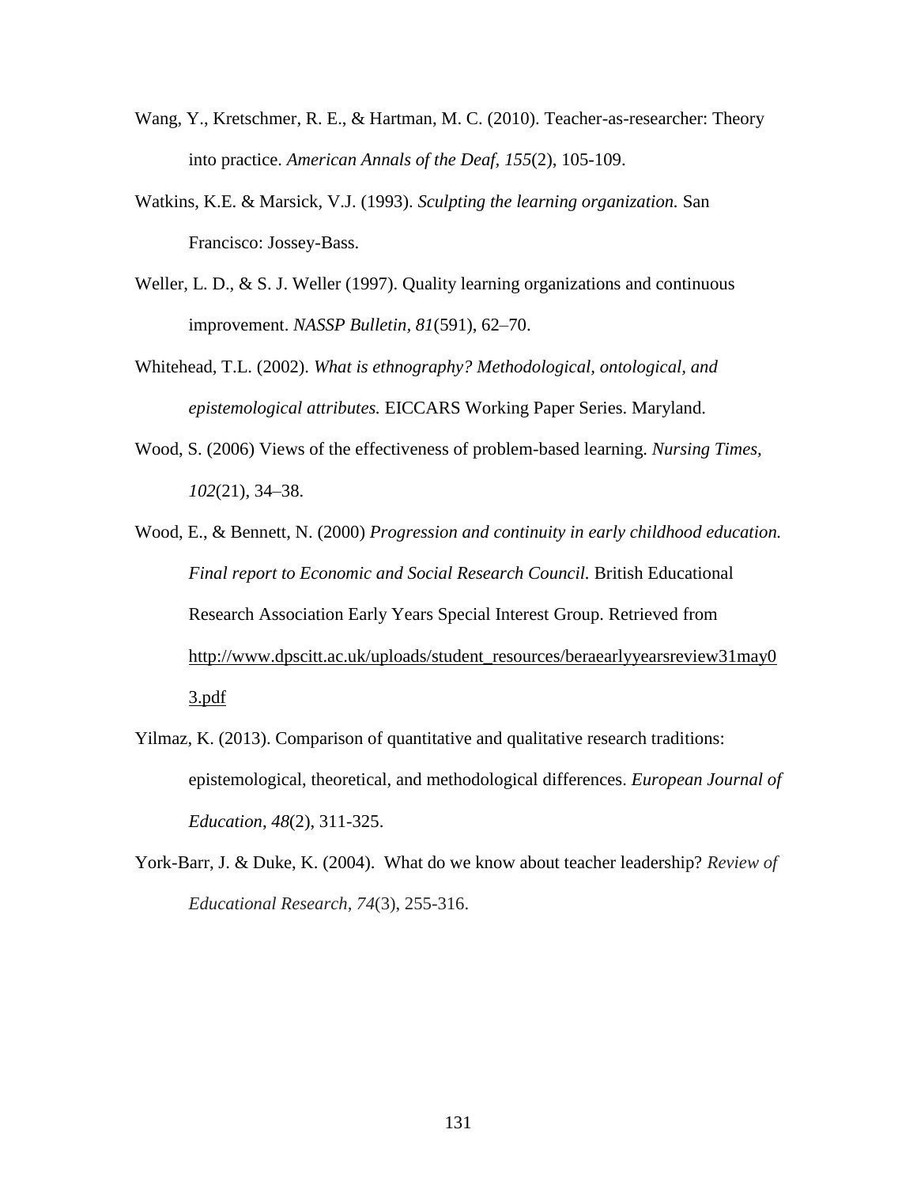Wang, Y., Kretschmer, R. E., & Hartman, M. C. (2010). Teacher-as-researcher: Theory into practice. *American Annals of the Deaf, 155*(2), 105-109.

Watkins, K.E. & Marsick, V.J. (1993). *Sculpting the learning organization.* San Francisco: Jossey-Bass.

Weller, L. D., & S. J. Weller (1997). Quality learning organizations and continuous improvement. *NASSP Bulletin, 81*(591), 62–70.

Whitehead, T.L. (2002). *What is ethnography? Methodological, ontological, and epistemological attributes.* EICCARS Working Paper Series. Maryland.

Wood, S. (2006) Views of the effectiveness of problem-based learning. *Nursing Times, 102*(21), 34–38.

Wood, E., & Bennett, N. (2000) *Progression and continuity in early childhood education. Final report to Economic and Social Research Council.* British Educational Research Association Early Years Special Interest Group. Retrieved from http://www.dpscitt.ac.uk/uploads/student_resources/beraearlyyearsreview31may03.pdf

Yilmaz, K. (2013). Comparison of quantitative and qualitative research traditions: epistemological, theoretical, and methodological differences. *European Journal of Education*, *48*(2), 311-325.

York-Barr, J. & Duke, K. (2004). What do we know about teacher leadership? *Review of Educational Research*, *74*(3), 255-316.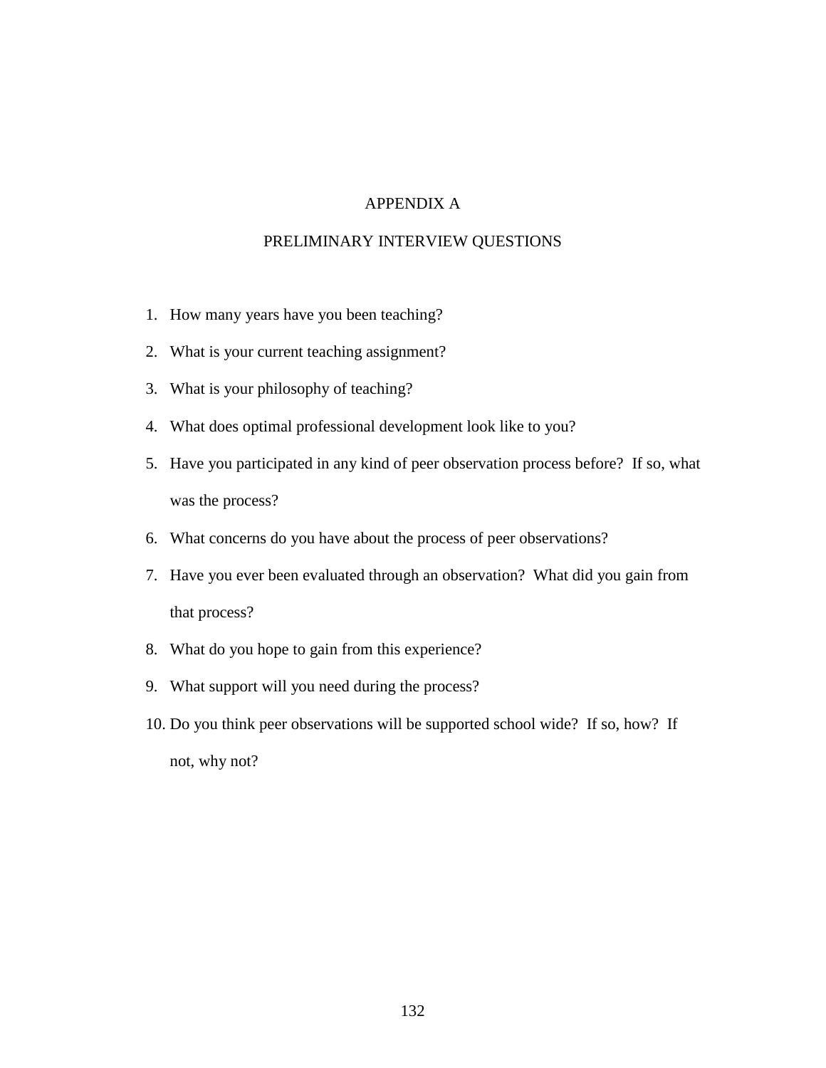# APPENDIX A

## PRELIMINARY INTERVIEW QUESTIONS

1. How many years have you been teaching?
2. What is your current teaching assignment?
3. What is your philosophy of teaching?
4. What does optimal professional development look like to you?
5. Have you participated in any kind of peer observation process before? If so, what was the process?
6. What concerns do you have about the process of peer observations?
7. Have you ever been evaluated through an observation? What did you gain from that process?
8. What do you hope to gain from this experience?
9. What support will you need during the process?
10. Do you think peer observations will be supported school wide? If so, how? If not, why not?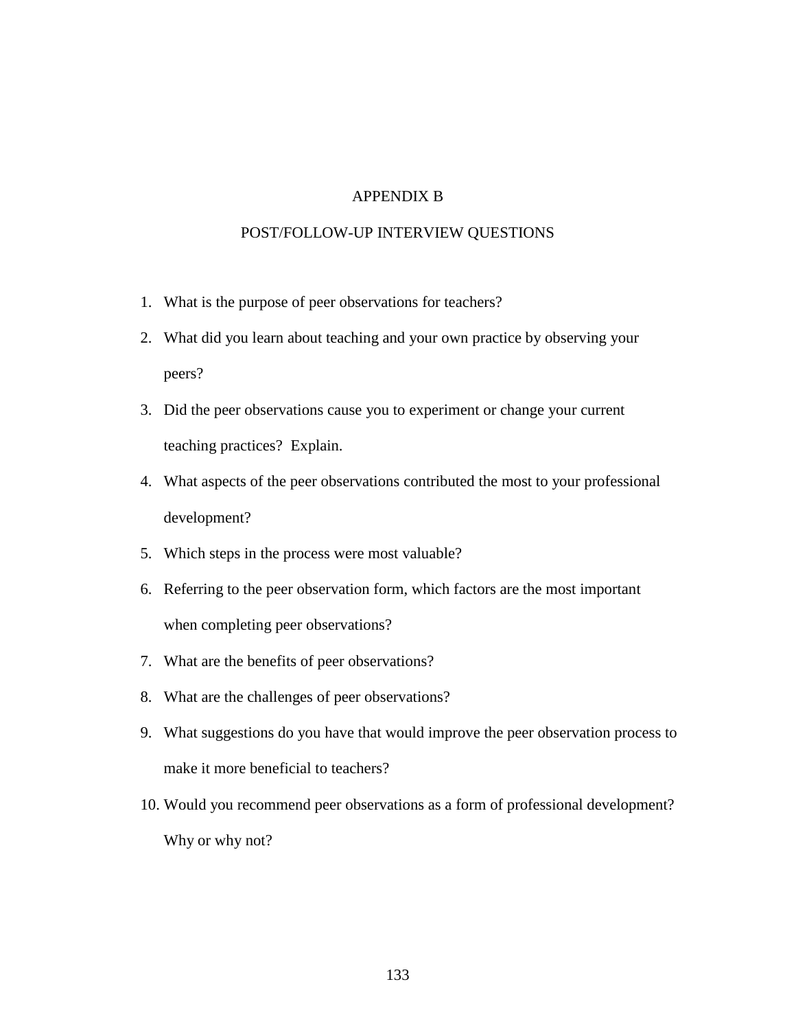# APPENDIX B

## POST/FOLLOW-UP INTERVIEW QUESTIONS

1. What is the purpose of peer observations for teachers?
2. What did you learn about teaching and your own practice by observing your peers?
3. Did the peer observations cause you to experiment or change your current teaching practices? Explain.
4. What aspects of the peer observations contributed the most to your professional development?
5. Which steps in the process were most valuable?
6. Referring to the peer observation form, which factors are the most important when completing peer observations?
7. What are the benefits of peer observations?
8. What are the challenges of peer observations?
9. What suggestions do you have that would improve the peer observation process to make it more beneficial to teachers?
10. Would you recommend peer observations as a form of professional development? Why or why not?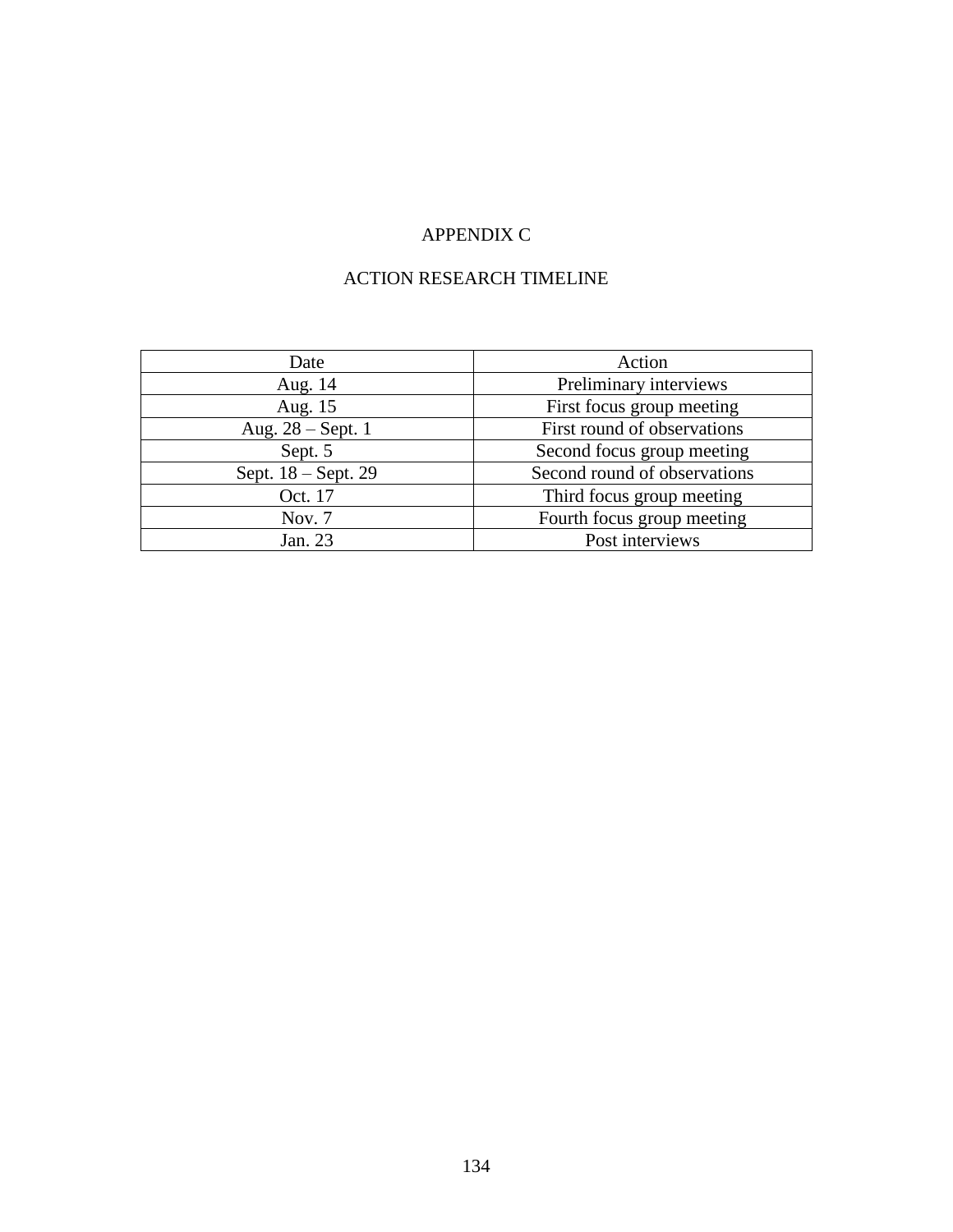# APPENDIX C

## ACTION RESEARCH TIMELINE

| Date | Action |
|---|---|
| Aug. 14 | Preliminary interviews |
| Aug. 15 | First focus group meeting |
| Aug. 28 – Sept. 1 | First round of observations |
| Sept. 5 | Second focus group meeting |
| Sept. 18 – Sept. 29 | Second round of observations |
| Oct. 17 | Third focus group meeting |
| Nov. 7 | Fourth focus group meeting |
| Jan. 23 | Post interviews |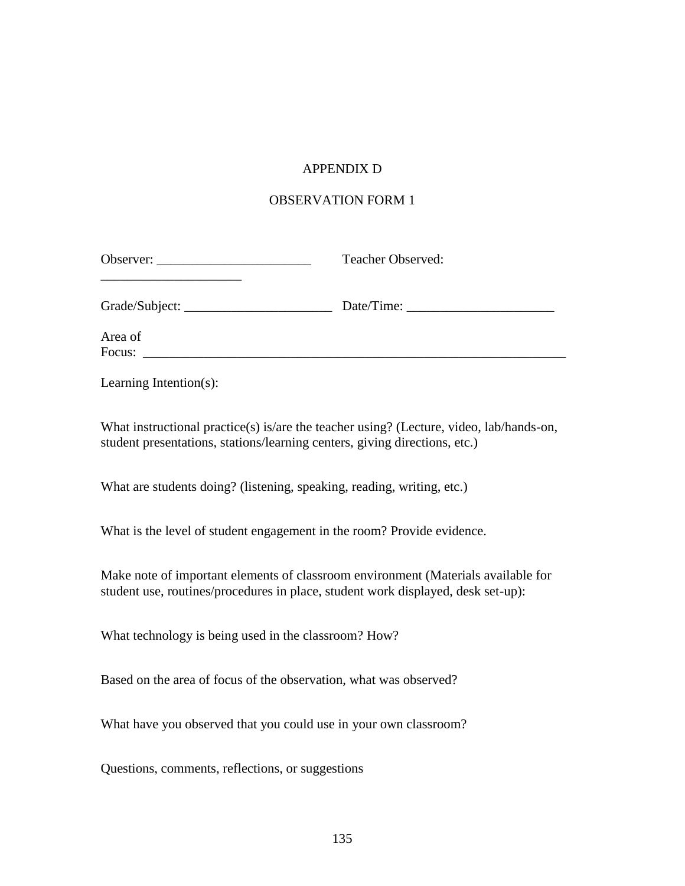# APPENDIX D

## OBSERVATION FORM 1

Observer: _______________________ Teacher Observed: _____________________

Grade/Subject: ______________________ Date/Time: ______________________

Area of Focus: _________________________________________________________________

Learning Intention(s):

What instructional practice(s) is/are the teacher using? (Lecture, video, lab/hands-on, student presentations, stations/learning centers, giving directions, etc.)

What are students doing? (listening, speaking, reading, writing, etc.)

What is the level of student engagement in the room? Provide evidence.

Make note of important elements of classroom environment (Materials available for student use, routines/procedures in place, student work displayed, desk set-up):

What technology is being used in the classroom? How?

Based on the area of focus of the observation, what was observed?

What have you observed that you could use in your own classroom?

Questions, comments, reflections, or suggestions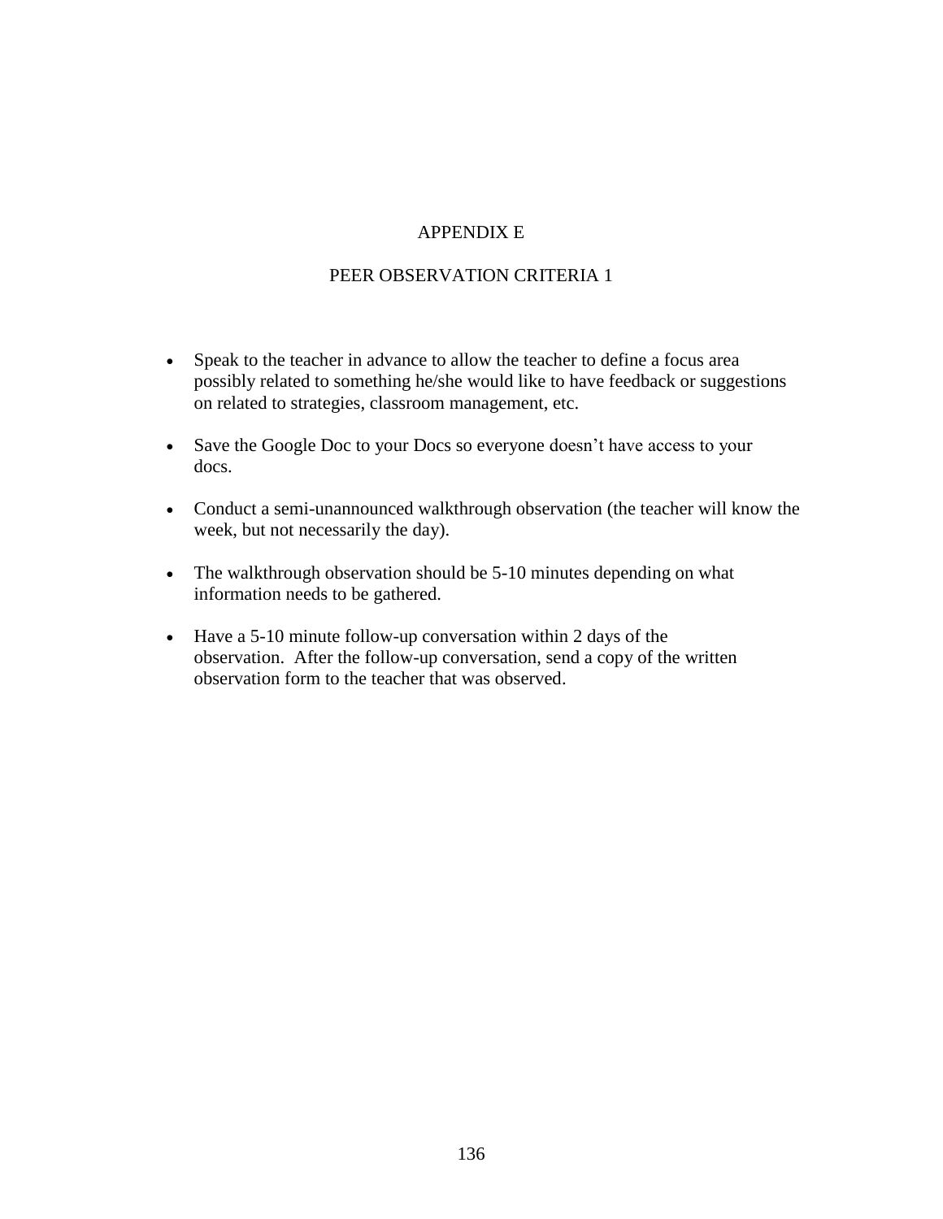# APPENDIX E

## PEER OBSERVATION CRITERIA 1

- Speak to the teacher in advance to allow the teacher to define a focus area possibly related to something he/she would like to have feedback or suggestions on related to strategies, classroom management, etc.

- Save the Google Doc to your Docs so everyone doesn't have access to your docs.

- Conduct a semi-unannounced walkthrough observation (the teacher will know the week, but not necessarily the day).

- The walkthrough observation should be 5-10 minutes depending on what information needs to be gathered.

- Have a 5-10 minute follow-up conversation within 2 days of the observation. After the follow-up conversation, send a copy of the written observation form to the teacher that was observed.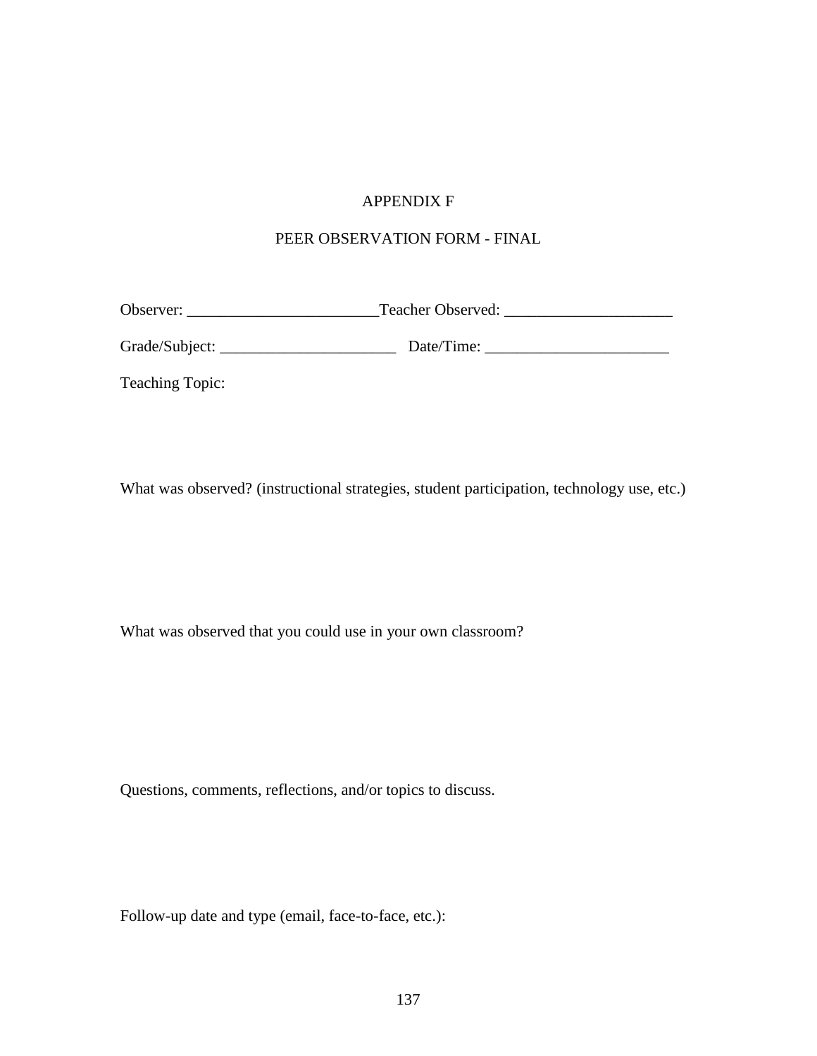# APPENDIX F

## PEER OBSERVATION FORM - FINAL

Observer: ________________________Teacher Observed: _____________________

Grade/Subject: ______________________ Date/Time: _______________________

Teaching Topic:

What was observed? (instructional strategies, student participation, technology use, etc.)

What was observed that you could use in your own classroom?

Questions, comments, reflections, and/or topics to discuss.

Follow-up date and type (email, face-to-face, etc.):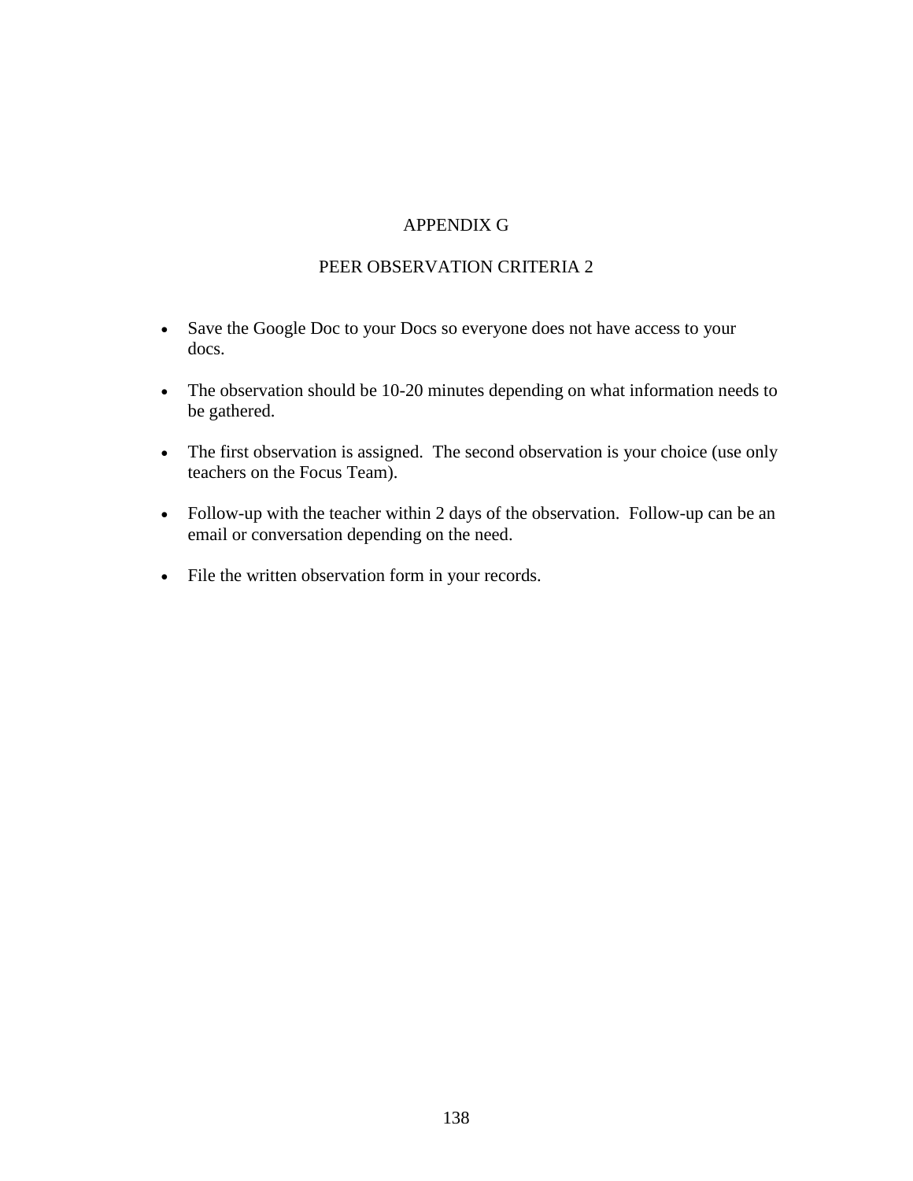# APPENDIX G

## PEER OBSERVATION CRITERIA 2

- Save the Google Doc to your Docs so everyone does not have access to your docs.
- The observation should be 10-20 minutes depending on what information needs to be gathered.
- The first observation is assigned. The second observation is your choice (use only teachers on the Focus Team).
- Follow-up with the teacher within 2 days of the observation. Follow-up can be an email or conversation depending on the need.
- File the written observation form in your records.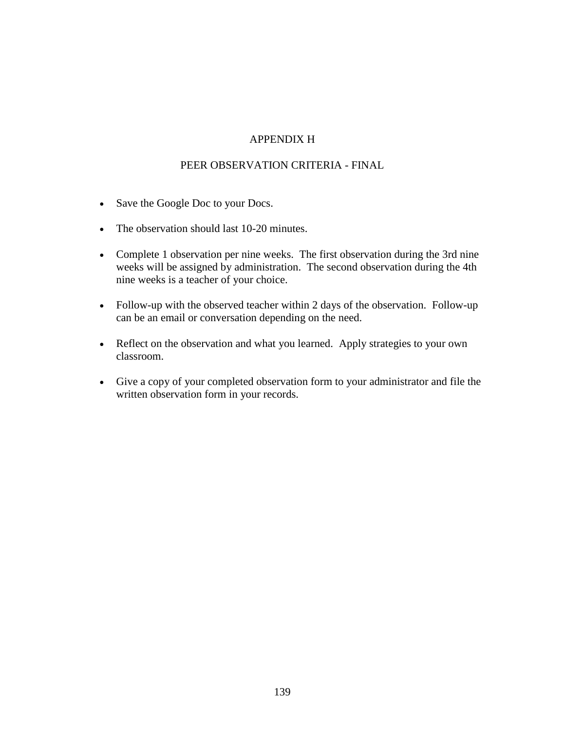# APPENDIX H

## PEER OBSERVATION CRITERIA - FINAL

- Save the Google Doc to your Docs.
- The observation should last 10-20 minutes.
- Complete 1 observation per nine weeks. The first observation during the 3rd nine weeks will be assigned by administration. The second observation during the 4th nine weeks is a teacher of your choice.
- Follow-up with the observed teacher within 2 days of the observation. Follow-up can be an email or conversation depending on the need.
- Reflect on the observation and what you learned. Apply strategies to your own classroom.
- Give a copy of your completed observation form to your administrator and file the written observation form in your records.